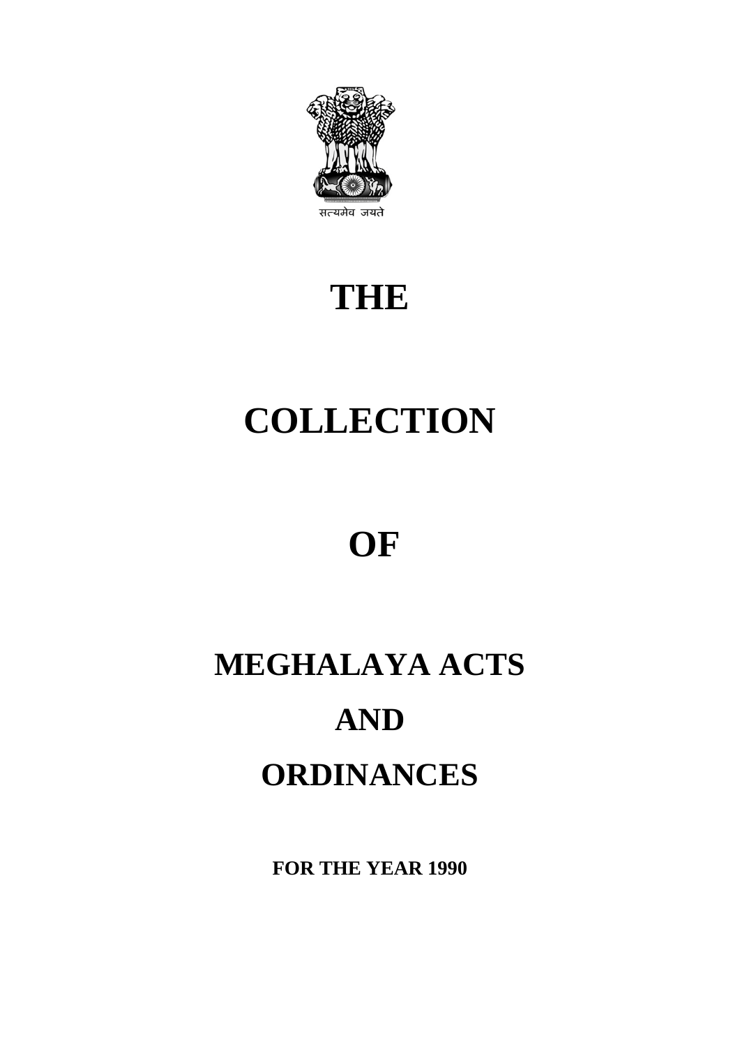सत्यमेव जयते

# THE

# COLLECTION

# OF

# MEGHALAYA ACTS

# AND

# ORDINANCES

**FOR THE YEAR 1990**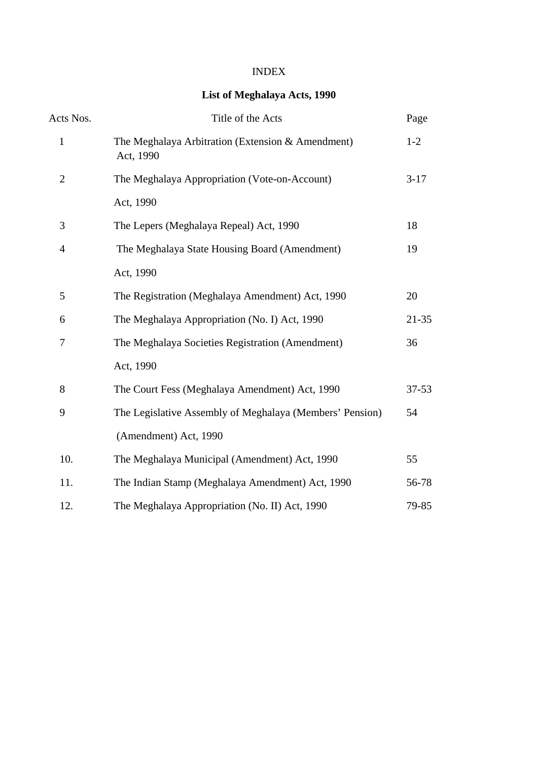INDEX

**List of Meghalaya Acts, 1990**

| Acts Nos. | Title of the Acts | Page |
|---|---|---|
| 1 | The Meghalaya Arbitration (Extension & Amendment) Act, 1990 | 1-2 |
| 2 | The Meghalaya Appropriation (Vote-on-Account) Act, 1990 | 3-17 |
| 3 | The Lepers (Meghalaya Repeal) Act, 1990 | 18 |
| 4 | The Meghalaya State Housing Board (Amendment) Act, 1990 | 19 |
| 5 | The Registration (Meghalaya Amendment) Act, 1990 | 20 |
| 6 | The Meghalaya Appropriation (No. I) Act, 1990 | 21-35 |
| 7 | The Meghalaya Societies Registration (Amendment) Act, 1990 | 36 |
| 8 | The Court Fess (Meghalaya Amendment) Act, 1990 | 37-53 |
| 9 | The Legislative Assembly of Meghalaya (Members' Pension) (Amendment) Act, 1990 | 54 |
| 10. | The Meghalaya Municipal (Amendment) Act, 1990 | 55 |
| 11. | The Indian Stamp (Meghalaya Amendment) Act, 1990 | 56-78 |
| 12. | The Meghalaya Appropriation (No. II) Act, 1990 | 79-85 |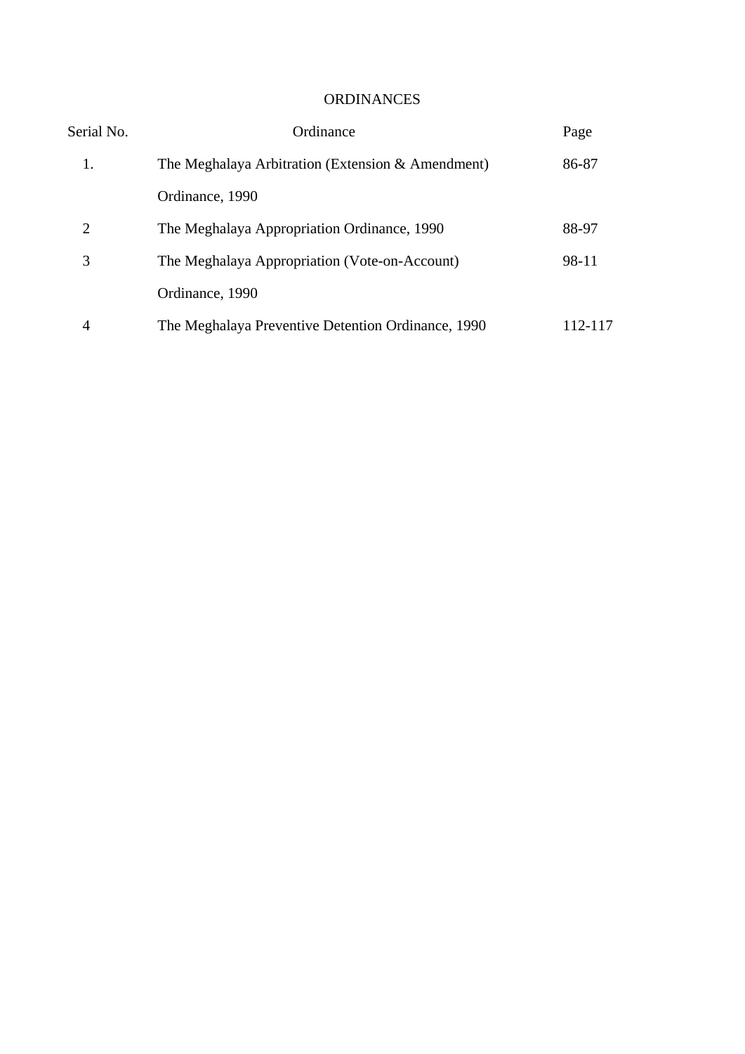# ORDINANCES

| Serial No. | Ordinance | Page |
|---|---|---|
| 1. | The Meghalaya Arbitration (Extension & Amendment) Ordinance, 1990 | 86-87 |
| 2 | The Meghalaya Appropriation Ordinance, 1990 | 88-97 |
| 3 | The Meghalaya Appropriation (Vote-on-Account) Ordinance, 1990 | 98-11 |
| 4 | The Meghalaya Preventive Detention Ordinance, 1990 | 112-117 |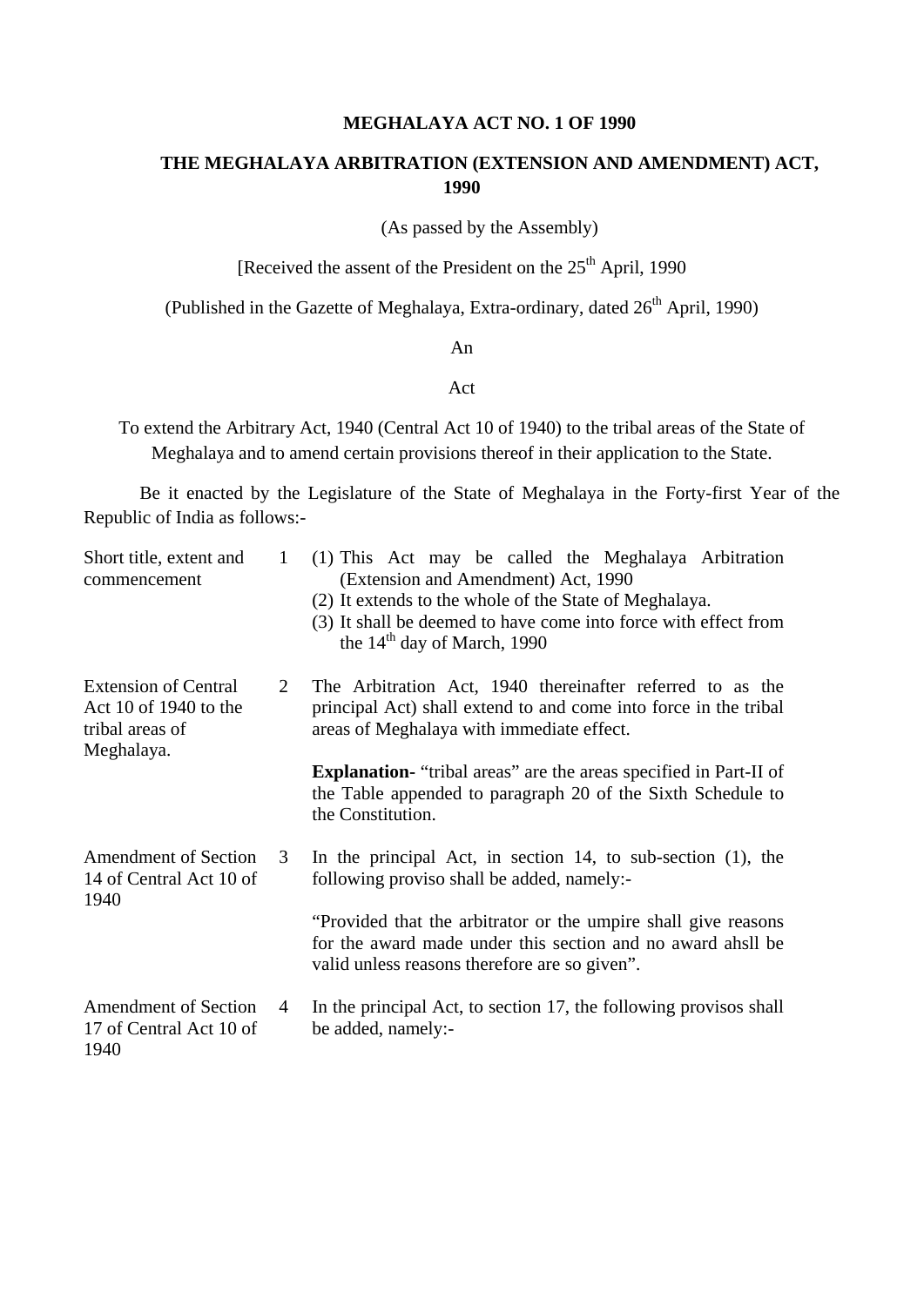# MEGHALAYA ACT NO. 1 OF 1990

## THE MEGHALAYA ARBITRATION (EXTENSION AND AMENDMENT) ACT, 1990

(As passed by the Assembly)

[Received the assent of the President on the 25th April, 1990

(Published in the Gazette of Meghalaya, Extra-ordinary, dated 26th April, 1990)

An

Act

To extend the Arbitrary Act, 1940 (Central Act 10 of 1940) to the tribal areas of the State of Meghalaya and to amend certain provisions thereof in their application to the State.

Be it enacted by the Legislature of the State of Meghalaya in the Forty-first Year of the Republic of India as follows:-

| | | |
|---|---|---|
| Short title, extent and commencement | 1 | (1) This Act may be called the Meghalaya Arbitration (Extension and Amendment) Act, 1990<br>(2) It extends to the whole of the State of Meghalaya.<br>(3) It shall be deemed to have come into force with effect from the 14th day of March, 1990 |
| Extension of Central Act 10 of 1940 to the tribal areas of Meghalaya. | 2 | The Arbitration Act, 1940 thereinafter referred to as the principal Act) shall extend to and come into force in the tribal areas of Meghalaya with immediate effect.<br><br>**Explanation-** "tribal areas" are the areas specified in Part-II of the Table appended to paragraph 20 of the Sixth Schedule to the Constitution. |
| Amendment of Section 14 of Central Act 10 of 1940 | 3 | In the principal Act, in section 14, to sub-section (1), the following proviso shall be added, namely:-<br><br>"Provided that the arbitrator or the umpire shall give reasons for the award made under this section and no award ahsll be valid unless reasons therefore are so given". |
| Amendment of Section 17 of Central Act 10 of 1940 | 4 | In the principal Act, to section 17, the following provisos shall be added, namely:- |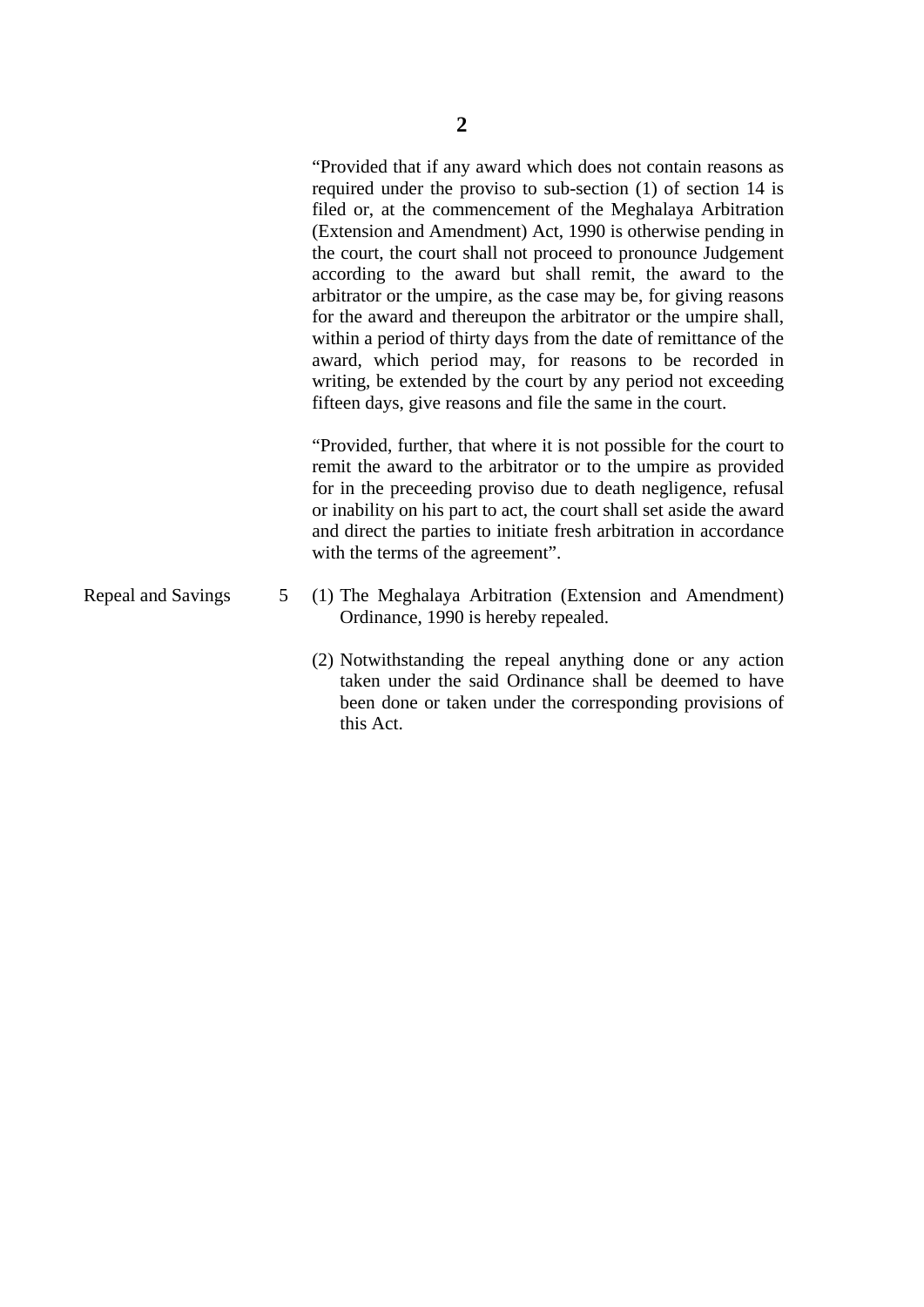"Provided that if any award which does not contain reasons as required under the proviso to sub-section (1) of section 14 is filed or, at the commencement of the Meghalaya Arbitration (Extension and Amendment) Act, 1990 is otherwise pending in the court, the court shall not proceed to pronounce Judgement according to the award but shall remit, the award to the arbitrator or the umpire, as the case may be, for giving reasons for the award and thereupon the arbitrator or the umpire shall, within a period of thirty days from the date of remittance of the award, which period may, for reasons to be recorded in writing, be extended by the court by any period not exceeding fifteen days, give reasons and file the same in the court.

"Provided, further, that where it is not possible for the court to remit the award to the arbitrator or to the umpire as provided for in the preceeding proviso due to death negligence, refusal or inability on his part to act, the court shall set aside the award and direct the parties to initiate fresh arbitration in accordance with the terms of the agreement".

Repeal and Savings — 5 (1) The Meghalaya Arbitration (Extension and Amendment) Ordinance, 1990 is hereby repealed.

(2) Notwithstanding the repeal anything done or any action taken under the said Ordinance shall be deemed to have been done or taken under the corresponding provisions of this Act.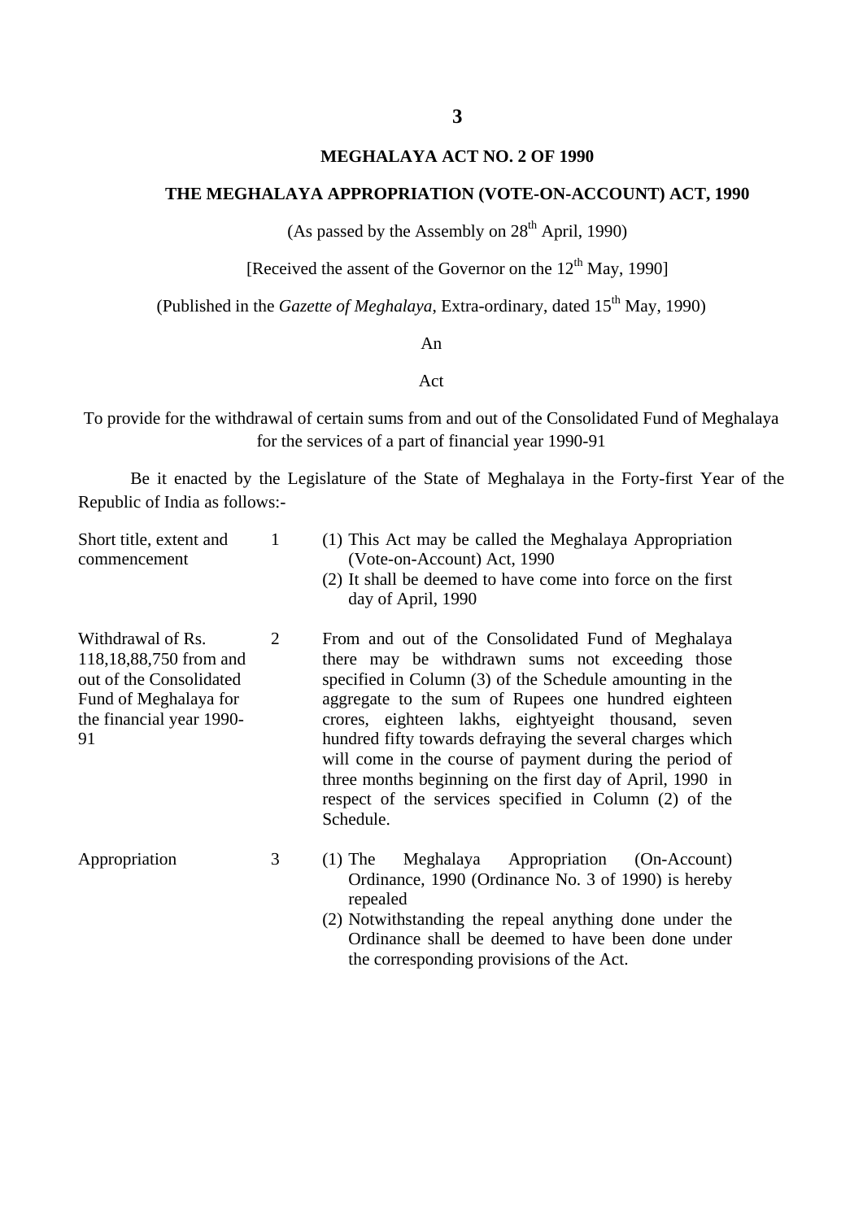# MEGHALAYA ACT NO. 2 OF 1990

## THE MEGHALAYA APPROPRIATION (VOTE-ON-ACCOUNT) ACT, 1990

(As passed by the Assembly on 28th April, 1990)

[Received the assent of the Governor on the 12th May, 1990]

(Published in the *Gazette of Meghalaya*, Extra-ordinary, dated 15th May, 1990)

An

Act

To provide for the withdrawal of certain sums from and out of the Consolidated Fund of Meghalaya for the services of a part of financial year 1990-91

Be it enacted by the Legislature of the State of Meghalaya in the Forty-first Year of the Republic of India as follows:-

| | | |
|---|---|---|
| Short title, extent and commencement | 1 | (1) This Act may be called the Meghalaya Appropriation (Vote-on-Account) Act, 1990<br>(2) It shall be deemed to have come into force on the first day of April, 1990 |
| Withdrawal of Rs. 118,18,88,750 from and out of the Consolidated Fund of Meghalaya for the financial year 1990-91 | 2 | From and out of the Consolidated Fund of Meghalaya there may be withdrawn sums not exceeding those specified in Column (3) of the Schedule amounting in the aggregate to the sum of Rupees one hundred eighteen crores, eighteen lakhs, eightyeight thousand, seven hundred fifty towards defraying the several charges which will come in the course of payment during the period of three months beginning on the first day of April, 1990 in respect of the services specified in Column (2) of the Schedule. |
| Appropriation | 3 | (1) The Meghalaya Appropriation (On-Account) Ordinance, 1990 (Ordinance No. 3 of 1990) is hereby repealed<br>(2) Notwithstanding the repeal anything done under the Ordinance shall be deemed to have been done under the corresponding provisions of the Act. |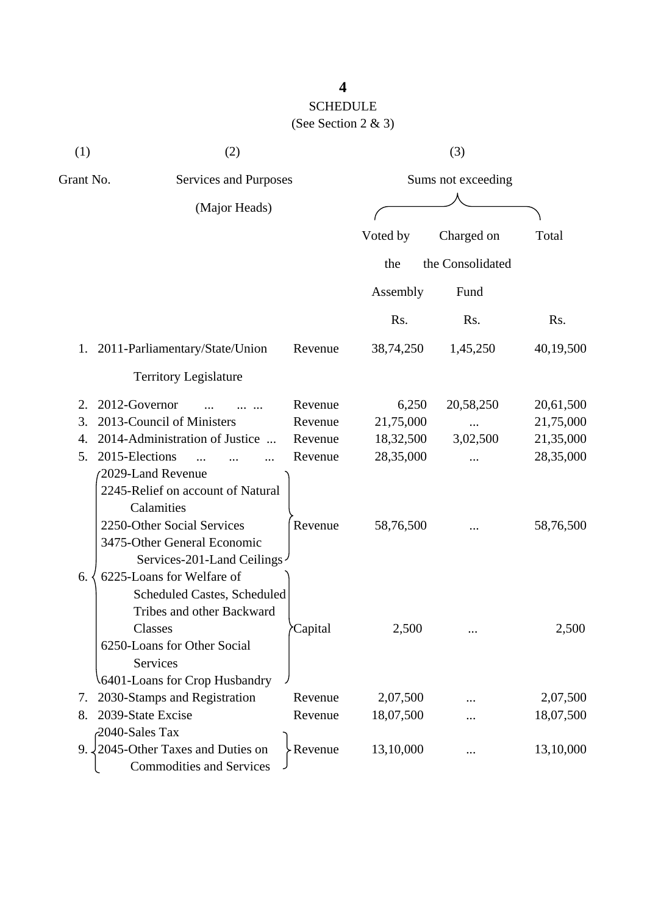## SCHEDULE

(See Section 2 & 3)

| (1) | (2) | | (3) | | |
|---|---|---|---|---|---|
| Grant No. | Services and Purposes (Major Heads) | | Sums not exceeding | | |
| | | | Voted by the Assembly | Charged on the Consolidated Fund | Total |
| | | | Rs. | Rs. | Rs. |
| 1. | 2011-Parliamentary/State/Union Territory Legislature | Revenue | 38,74,250 | 1,45,250 | 40,19,500 |
| 2. | 2012-Governor ... ... ... | Revenue | 6,250 | 20,58,250 | 20,61,500 |
| 3. | 2013-Council of Ministers | Revenue | 21,75,000 | ... | 21,75,000 |
| 4. | 2014-Administration of Justice ... | Revenue | 18,32,500 | 3,02,500 | 21,35,000 |
| 5. | 2015-Elections ... ... ... | Revenue | 28,35,000 | ... | 28,35,000 |
| 6. | 2029-Land Revenue<br>2245-Relief on account of Natural Calamities<br>2250-Other Social Services<br>3475-Other General Economic Services-201-Land Ceilings | Revenue | 58,76,500 | ... | 58,76,500 |
| | 6225-Loans for Welfare of Scheduled Castes, Scheduled Tribes and other Backward Classes<br>6250-Loans for Other Social Services<br>6401-Loans for Crop Husbandry | Capital | 2,500 | ... | 2,500 |
| 7. | 2030-Stamps and Registration | Revenue | 2,07,500 | ... | 2,07,500 |
| 8. | 2039-State Excise | Revenue | 18,07,500 | ... | 18,07,500 |
| 9. | 2040-Sales Tax<br>2045-Other Taxes and Duties on Commodities and Services | Revenue | 13,10,000 | ... | 13,10,000 |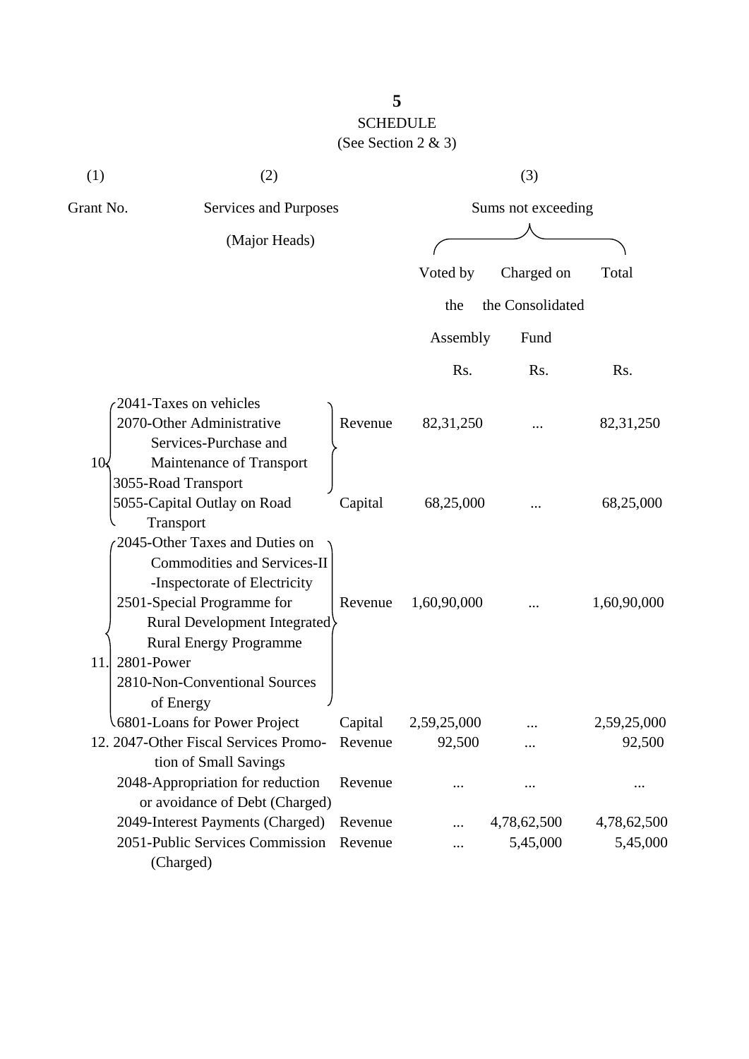# SCHEDULE

(See Section 2 & 3)

| (1) | (2) | | (3) | | |
|---|---|---|---|---|---|
| Grant No. | Services and Purposes (Major Heads) | | Sums not exceeding | | |
| | | | Voted by the Assembly | Charged on the Consolidated Fund | Total |
| | | | Rs. | Rs. | Rs. |
| 10. | 2041-Taxes on vehicles<br>2070-Other Administrative Services-Purchase and Maintenance of Transport<br>3055-Road Transport | Revenue | 82,31,250 | ... | 82,31,250 |
| | 5055-Capital Outlay on Road Transport | Capital | 68,25,000 | ... | 68,25,000 |
| 11. | 2045-Other Taxes and Duties on Commodities and Services-II -Inspectorate of Electricity<br>2501-Special Programme for Rural Development Integrated Rural Energy Programme<br>2801-Power<br>2810-Non-Conventional Sources of Energy | Revenue | 1,60,90,000 | ... | 1,60,90,000 |
| | 6801-Loans for Power Project | Capital | 2,59,25,000 | ... | 2,59,25,000 |
| 12. | 2047-Other Fiscal Services Promotion of Small Savings | Revenue | 92,500 | ... | 92,500 |
| | 2048-Appropriation for reduction or avoidance of Debt (Charged) | Revenue | ... | ... | ... |
| | 2049-Interest Payments (Charged) | Revenue | ... | 4,78,62,500 | 4,78,62,500 |
| | 2051-Public Services Commission (Charged) | Revenue | ... | 5,45,000 | 5,45,000 |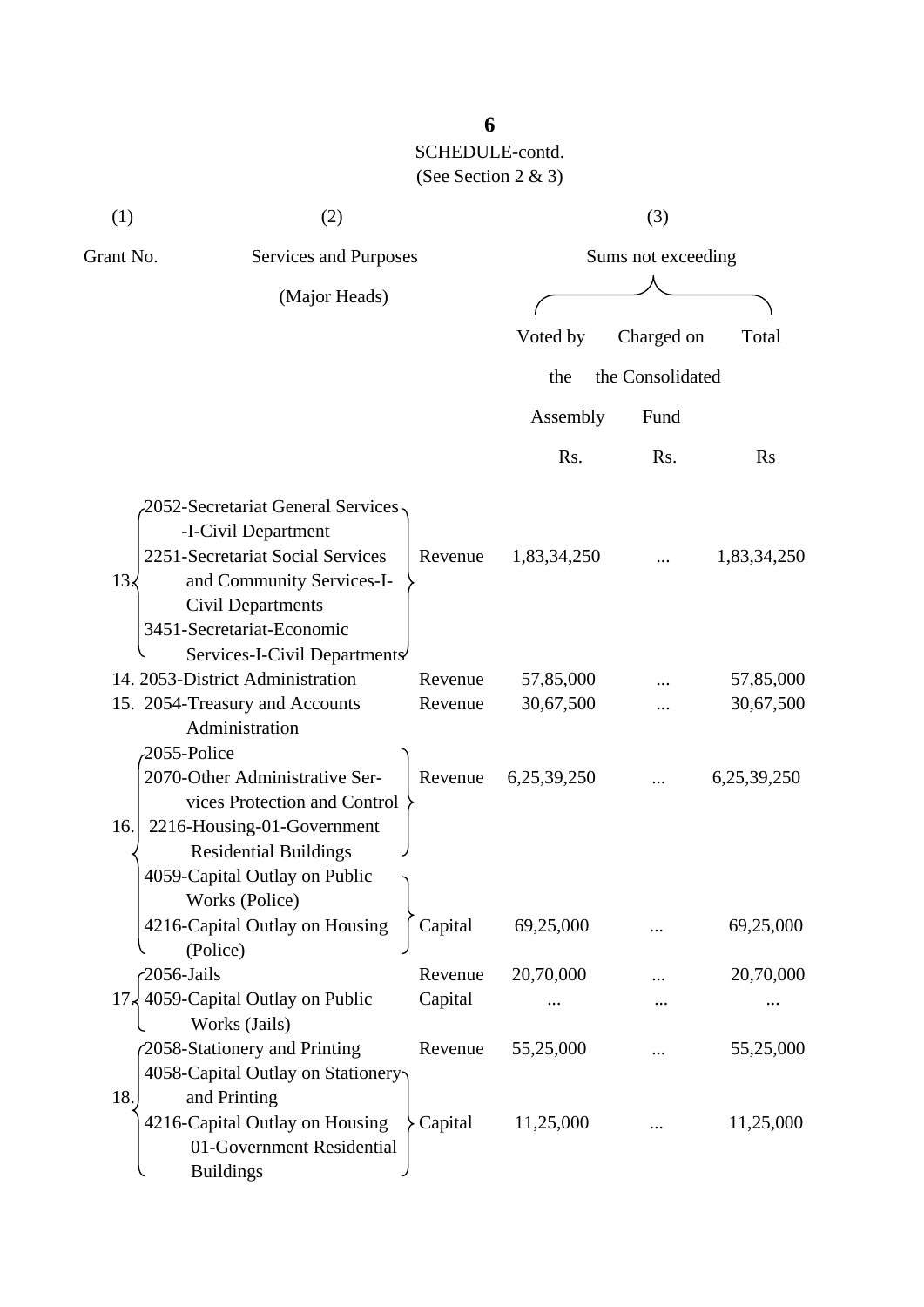SCHEDULE-contd.

(See Section 2 & 3)

| (1) | (2) | | (3) | | |
|---|---|---|---|---|---|
| Grant No. | Services and Purposes (Major Heads) | | Sums not exceeding | | |
| | | | Voted by the Assembly | Charged on the Consolidated Fund | Total |
| | | | Rs. | Rs. | Rs |
| 13. | 2052-Secretariat General Services -I-Civil Department<br>2251-Secretariat Social Services and Community Services-I-Civil Departments<br>3451-Secretariat-Economic Services-I-Civil Departments | Revenue | 1,83,34,250 | ... | 1,83,34,250 |
| 14. | 2053-District Administration | Revenue | 57,85,000 | ... | 57,85,000 |
| 15. | 2054-Treasury and Accounts Administration | Revenue | 30,67,500 | ... | 30,67,500 |
| 16. | 2055-Police<br>2070-Other Administrative Services Protection and Control<br>2216-Housing-01-Government Residential Buildings | Revenue | 6,25,39,250 | ... | 6,25,39,250 |
| | 4059-Capital Outlay on Public Works (Police)<br>4216-Capital Outlay on Housing (Police) | Capital | 69,25,000 | ... | 69,25,000 |
| 17. | 2056-Jails | Revenue | 20,70,000 | ... | 20,70,000 |
| | 4059-Capital Outlay on Public Works (Jails) | Capital | ... | ... | ... |
| 18. | 2058-Stationery and Printing | Revenue | 55,25,000 | ... | 55,25,000 |
| | 4058-Capital Outlay on Stationery and Printing<br>4216-Capital Outlay on Housing 01-Government Residential Buildings | Capital | 11,25,000 | ... | 11,25,000 |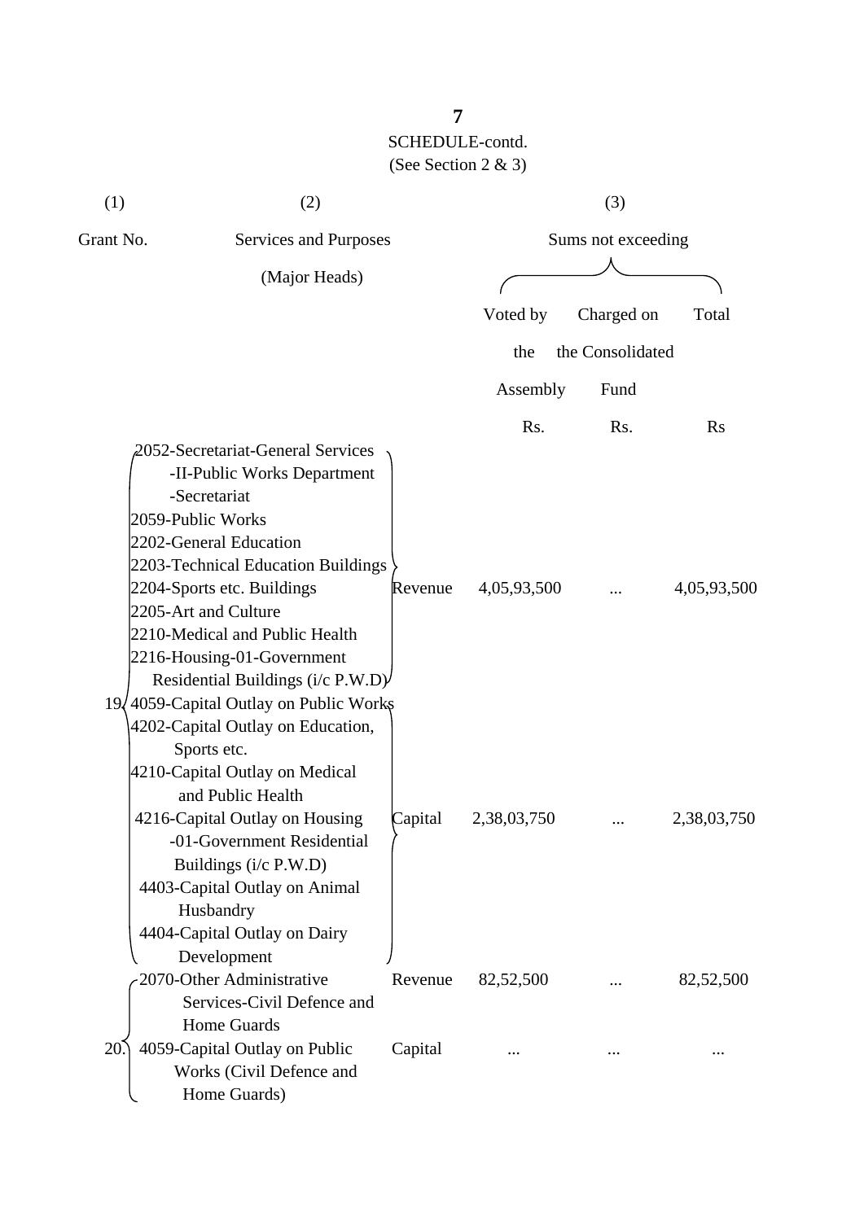SCHEDULE-contd.
(See Section 2 & 3)

| (1) | (2) | | (3) | | |
|---|---|---|---|---|---|
| Grant No. | Services and Purposes (Major Heads) | | Sums not exceeding | | |
| | | | Voted by the Assembly | Charged on the Consolidated Fund | Total |
| | | | Rs. | Rs. | Rs |
| 19. | 2052-Secretariat-General Services -II-Public Works Department -Secretariat<br>2059-Public Works<br>2202-General Education<br>2203-Technical Education Buildings<br>2204-Sports etc. Buildings<br>2205-Art and Culture<br>2210-Medical and Public Health<br>2216-Housing-01-Government Residential Buildings (i/c P.W.D) | Revenue | 4,05,93,500 | ... | 4,05,93,500 |
| | 4059-Capital Outlay on Public Works<br>4202-Capital Outlay on Education, Sports etc.<br>4210-Capital Outlay on Medical and Public Health<br>4216-Capital Outlay on Housing -01-Government Residential Buildings (i/c P.W.D)<br>4403-Capital Outlay on Animal Husbandry<br>4404-Capital Outlay on Dairy Development | Capital | 2,38,03,750 | ... | 2,38,03,750 |
| 20. | 2070-Other Administrative Services-Civil Defence and Home Guards | Revenue | 82,52,500 | ... | 82,52,500 |
| | 4059-Capital Outlay on Public Works (Civil Defence and Home Guards) | Capital | ... | ... | ... |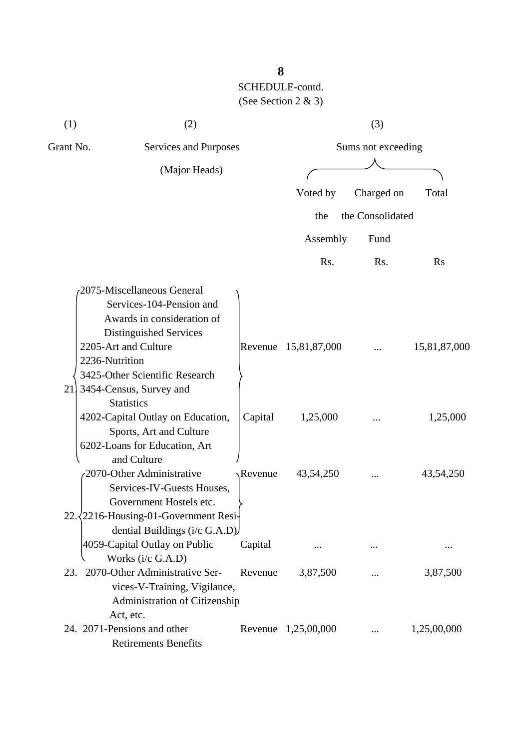SCHEDULE-contd.

(See Section 2 & 3)

| (1) | (2) | | (3) | | |
|---|---|---|---|---|---|
| Grant No. | Services and Purposes (Major Heads) | | Sums not exceeding | | |
| | | | Voted by the Assembly | Charged on the Consolidated Fund | Total |
| | | | Rs. | Rs. | Rs |
| 21. | 2075-Miscellaneous General Services-104-Pension and Awards in consideration of Distinguished Services<br>2205-Art and Culture<br>2236-Nutrition<br>3425-Other Scientific Research<br>3454-Census, Survey and Statistics | Revenue | 15,81,87,000 | ... | 15,81,87,000 |
| | 4202-Capital Outlay on Education, Sports, Art and Culture<br>6202-Loans for Education, Art and Culture | Capital | 1,25,000 | ... | 1,25,000 |
| 22. | 2070-Other Administrative Services-IV-Guests Houses, Government Hostels etc.<br>2216-Housing-01-Government Residential Buildings (i/c G.A.D) | Revenue | 43,54,250 | ... | 43,54,250 |
| | 4059-Capital Outlay on Public Works (i/c G.A.D) | Capital | ... | ... | ... |
| 23. | 2070-Other Administrative Services-V-Training, Vigilance, Administration of Citizenship Act, etc. | Revenue | 3,87,500 | ... | 3,87,500 |
| 24. | 2071-Pensions and other Retirements Benefits | Revenue | 1,25,00,000 | ... | 1,25,00,000 |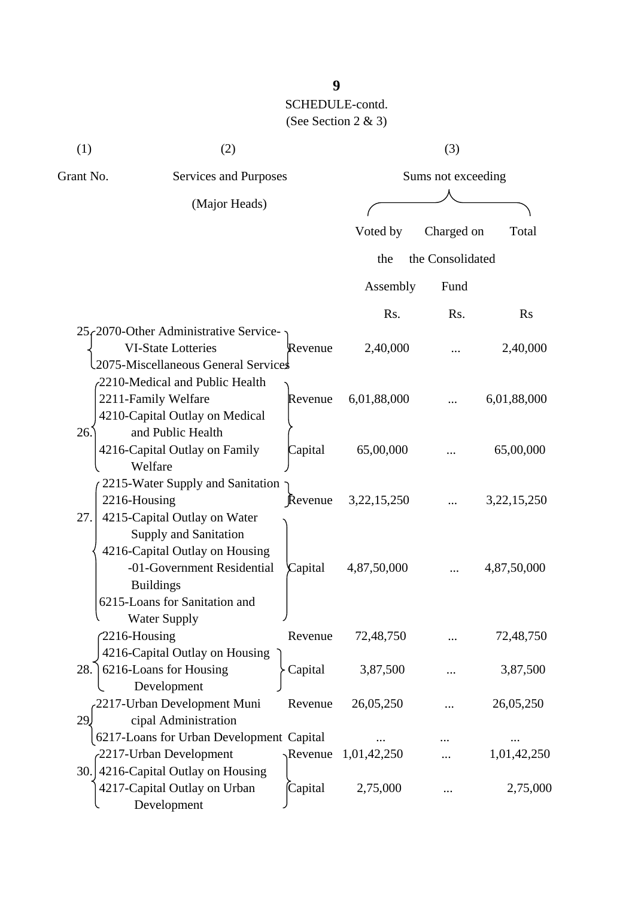SCHEDULE-contd.

(See Section 2 & 3)

| (1) | (2) | | (3) | | |
|---|---|---|---|---|---|
| Grant No. | Services and Purposes (Major Heads) | | Sums not exceeding | | |
| | | | Voted by the Assembly | Charged on the Consolidated Fund | Total |
| | | | Rs. | Rs. | Rs |
| 25. | 2070-Other Administrative Service-VI-State Lotteries<br>2075-Miscellaneous General Services | Revenue | 2,40,000 | ... | 2,40,000 |
| 26. | 2210-Medical and Public Health<br>2211-Family Welfare | Revenue | 6,01,88,000 | ... | 6,01,88,000 |
| | 4210-Capital Outlay on Medical and Public Health<br>4216-Capital Outlay on Family Welfare | Capital | 65,00,000 | ... | 65,00,000 |
| 27. | 2215-Water Supply and Sanitation<br>2216-Housing | Revenue | 3,22,15,250 | ... | 3,22,15,250 |
| | 4215-Capital Outlay on Water Supply and Sanitation<br>4216-Capital Outlay on Housing -01-Government Residential Buildings<br>6215-Loans for Sanitation and Water Supply | Capital | 4,87,50,000 | ... | 4,87,50,000 |
| 28. | 2216-Housing | Revenue | 72,48,750 | ... | 72,48,750 |
| | 4216-Capital Outlay on Housing<br>6216-Loans for Housing Development | Capital | 3,87,500 | ... | 3,87,500 |
| 29. | 2217-Urban Development Municipal Administration | Revenue | 26,05,250 | ... | 26,05,250 |
| | 6217-Loans for Urban Development | Capital | ... | ... | ... |
| 30. | 2217-Urban Development | Revenue | 1,01,42,250 | ... | 1,01,42,250 |
| | 4216-Capital Outlay on Housing<br>4217-Capital Outlay on Urban Development | Capital | 2,75,000 | ... | 2,75,000 |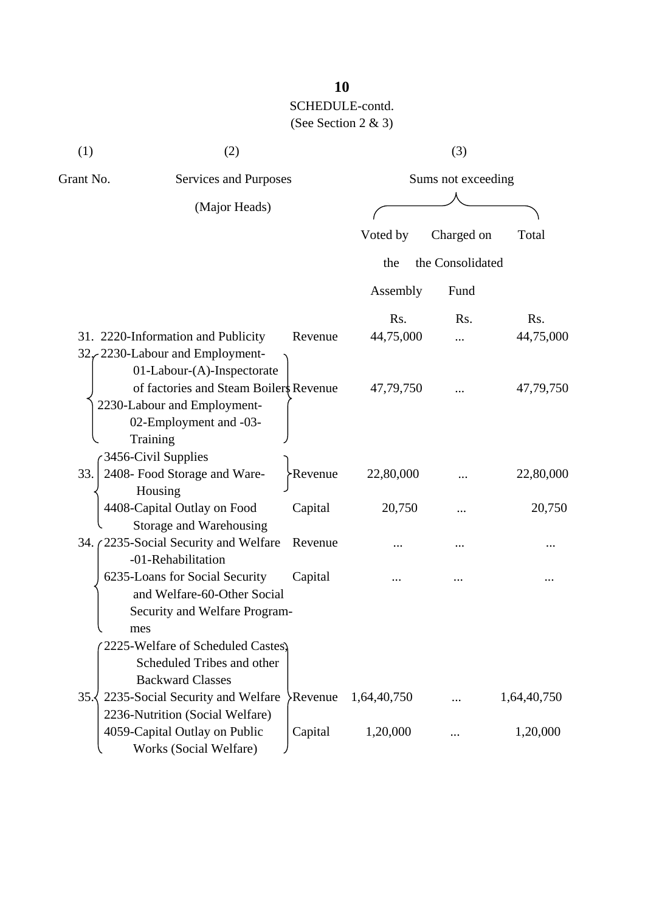SCHEDULE-contd.
(See Section 2 & 3)

| (1) | (2) | | (3) | | |
|---|---|---|---|---|---|
| Grant No. | Services and Purposes (Major Heads) | | Sums not exceeding | | |
| | | | Voted by the Assembly | Charged on the Consolidated Fund | Total |
| | | | Rs. | Rs. | Rs. |
| 31. | 2220-Information and Publicity | Revenue | 44,75,000 | ... | 44,75,000 |
| 32. | 2230-Labour and Employment-01-Labour-(A)-Inspectorate of factories and Steam Boilers 2230-Labour and Employment-02-Employment and -03-Training | Revenue | 47,79,750 | ... | 47,79,750 |
| 33. | 3456-Civil Supplies 2408- Food Storage and Ware-Housing | Revenue | 22,80,000 | ... | 22,80,000 |
| | 4408-Capital Outlay on Food Storage and Warehousing | Capital | 20,750 | ... | 20,750 |
| 34. | 2235-Social Security and Welfare -01-Rehabilitation | Revenue | ... | ... | ... |
| | 6235-Loans for Social Security and Welfare-60-Other Social Security and Welfare Programmes | Capital | ... | ... | ... |
| 35. | 2225-Welfare of Scheduled Castes, Scheduled Tribes and other Backward Classes 2235-Social Security and Welfare 2236-Nutrition (Social Welfare) | Revenue | 1,64,40,750 | ... | 1,64,40,750 |
| | 4059-Capital Outlay on Public Works (Social Welfare) | Capital | 1,20,000 | ... | 1,20,000 |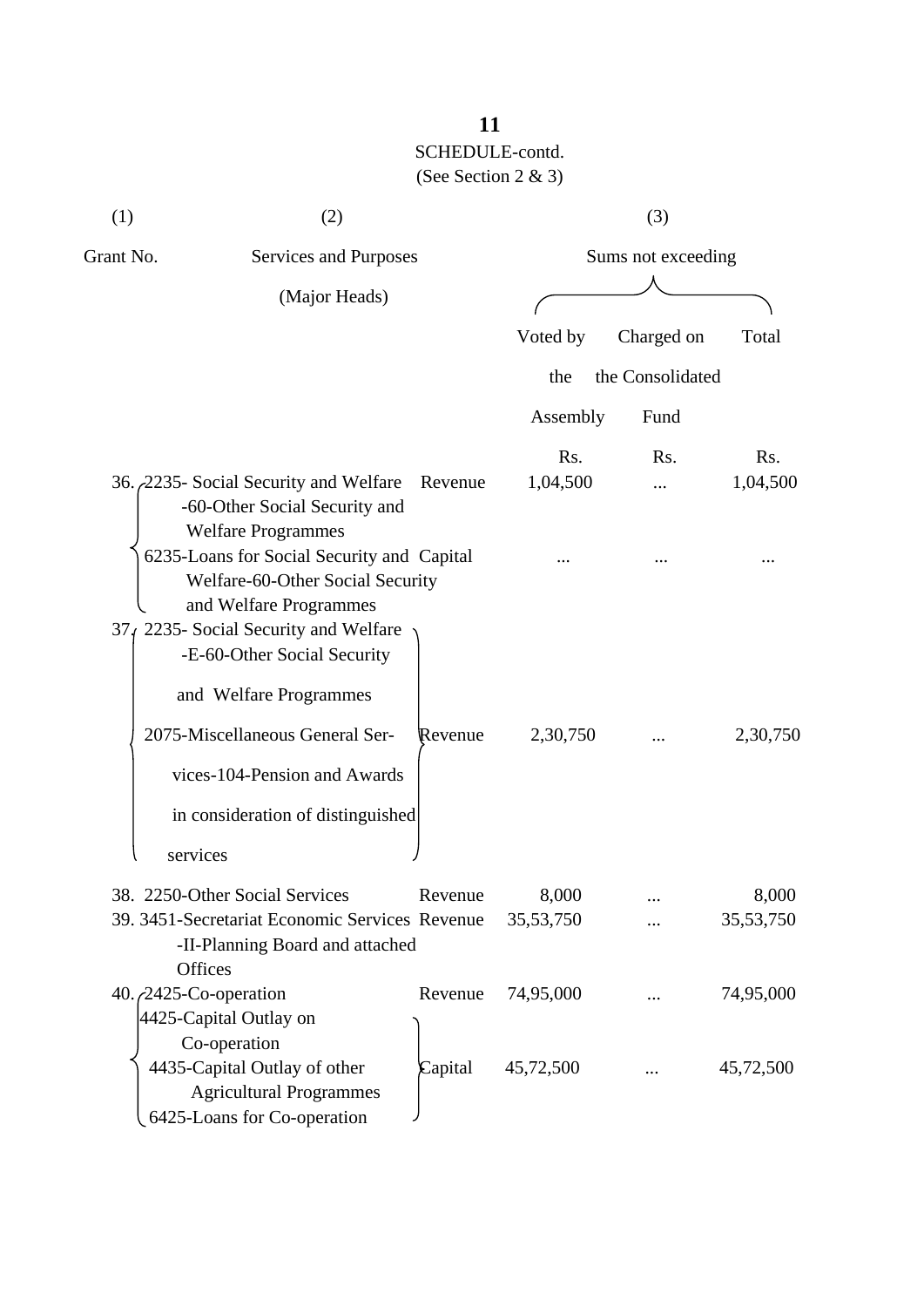SCHEDULE-contd.

(See Section 2 & 3)

| (1) | (2) | | (3) | | |
|---|---|---|---|---|---|
| Grant No. | Services and Purposes (Major Heads) | | Sums not exceeding | | |
| | | | Voted by the Assembly | Charged on the Consolidated Fund | Total |
| | | | Rs. | Rs. | Rs. |
| 36. | 2235- Social Security and Welfare -60-Other Social Security and Welfare Programmes | Revenue | 1,04,500 | ... | 1,04,500 |
| | 6235-Loans for Social Security and Welfare-60-Other Social Security and Welfare Programmes | Capital | ... | ... | ... |
| 37. | 2235- Social Security and Welfare -E-60-Other Social Security and Welfare Programmes 2075-Miscellaneous General Services-104-Pension and Awards in consideration of distinguished services | Revenue | 2,30,750 | ... | 2,30,750 |
| 38. | 2250-Other Social Services | Revenue | 8,000 | ... | 8,000 |
| 39. | 3451-Secretariat Economic Services -II-Planning Board and attached Offices | Revenue | 35,53,750 | ... | 35,53,750 |
| 40. | 2425-Co-operation | Revenue | 74,95,000 | ... | 74,95,000 |
| | 4425-Capital Outlay on Co-operation 4435-Capital Outlay of other Agricultural Programmes 6425-Loans for Co-operation | Capital | 45,72,500 | ... | 45,72,500 |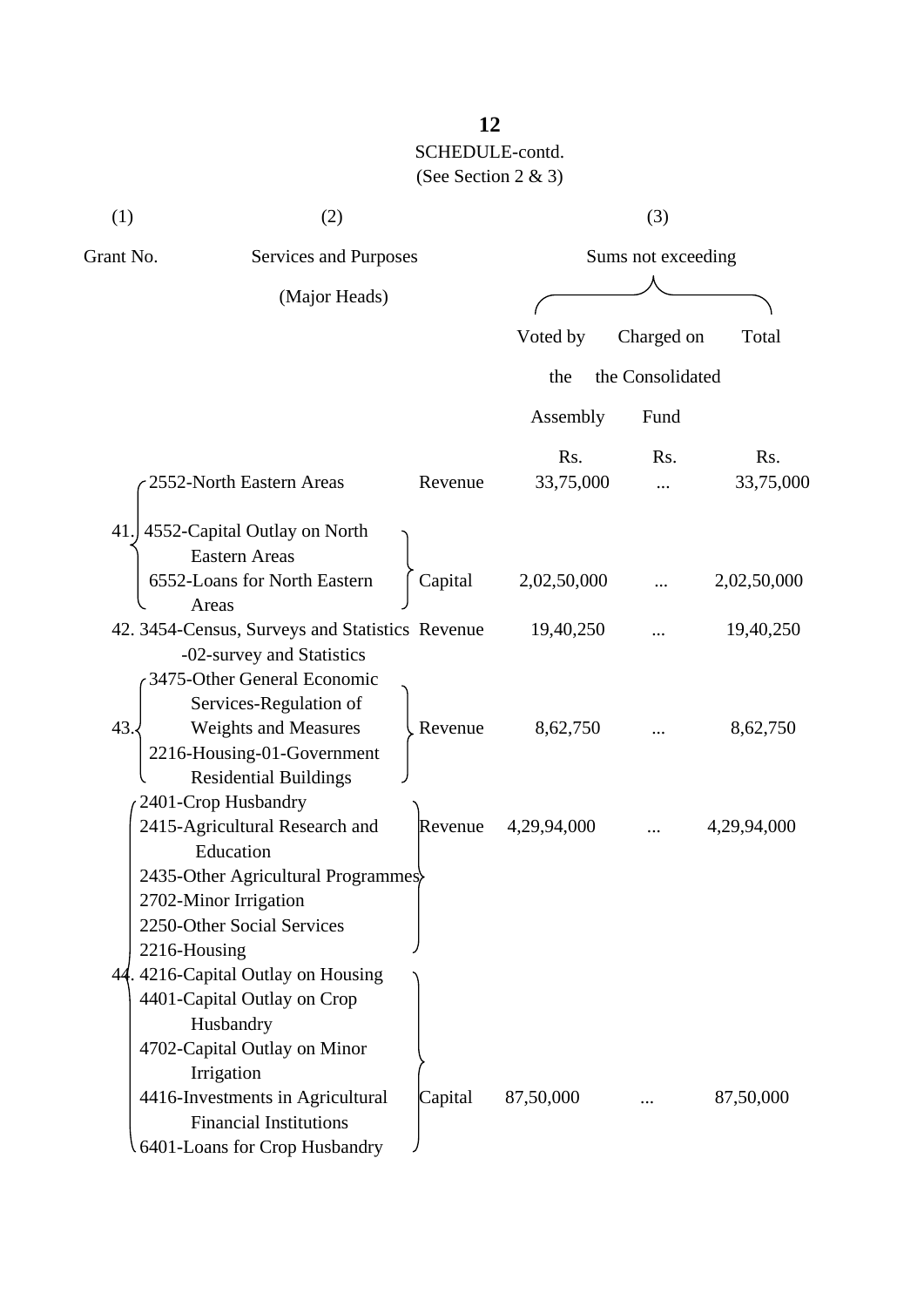SCHEDULE-contd.

(See Section 2 & 3)

| (1) Grant No. | (2) Services and Purposes (Major Heads) | | (3) Sums not exceeding | | |
|---|---|---|---|---|---|
| | | | Voted by the Assembly | Charged on the Consolidated Fund | Total |
| | | | Rs. | Rs. | Rs. |
| 41. | 2552-North Eastern Areas | Revenue | 33,75,000 | ... | 33,75,000 |
| | 4552-Capital Outlay on North Eastern Areas<br>6552-Loans for North Eastern Areas | Capital | 2,02,50,000 | ... | 2,02,50,000 |
| 42. | 3454-Census, Surveys and Statistics -02-survey and Statistics | Revenue | 19,40,250 | ... | 19,40,250 |
| 43. | 3475-Other General Economic Services-Regulation of Weights and Measures<br>2216-Housing-01-Government Residential Buildings | Revenue | 8,62,750 | ... | 8,62,750 |
| 44. | 2401-Crop Husbandry<br>2415-Agricultural Research and Education<br>2435-Other Agricultural Programmes<br>2702-Minor Irrigation<br>2250-Other Social Services<br>2216-Housing | Revenue | 4,29,94,000 | ... | 4,29,94,000 |
| | 4216-Capital Outlay on Housing<br>4401-Capital Outlay on Crop Husbandry<br>4702-Capital Outlay on Minor Irrigation<br>4416-Investments in Agricultural Financial Institutions<br>6401-Loans for Crop Husbandry | Capital | 87,50,000 | ... | 87,50,000 |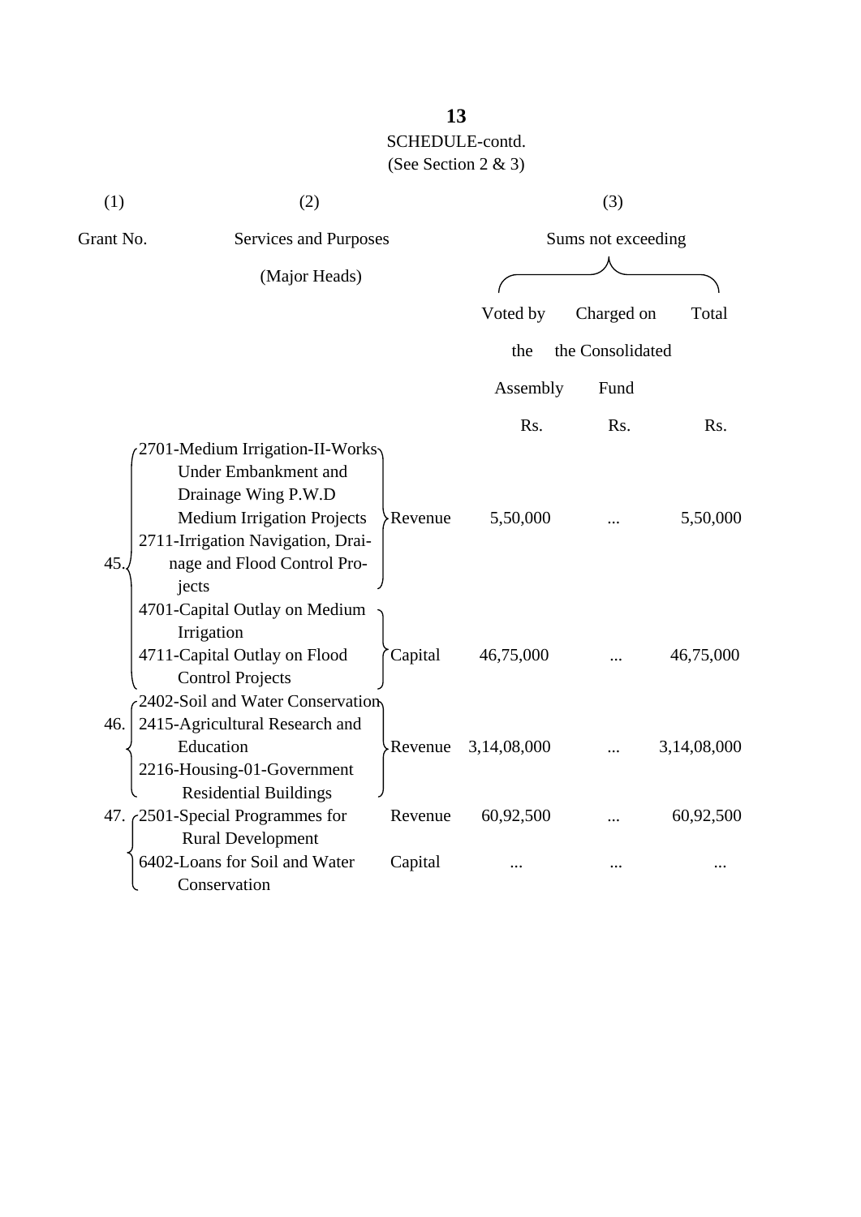SCHEDULE-contd.
(See Section 2 & 3)

| (1) | (2) | | (3) | | |
|---|---|---|---|---|---|
| Grant No. | Services and Purposes (Major Heads) | | Sums not exceeding | | |
| | | | Voted by the Assembly | Charged on the Consolidated Fund | Total |
| | | | Rs. | Rs. | Rs. |
| 45. | 2701-Medium Irrigation-II-Works Under Embankment and Drainage Wing P.W.D Medium Irrigation Projects<br>2711-Irrigation Navigation, Drainage and Flood Control Projects | Revenue | 5,50,000 | ... | 5,50,000 |
| | 4701-Capital Outlay on Medium Irrigation<br>4711-Capital Outlay on Flood Control Projects | Capital | 46,75,000 | ... | 46,75,000 |
| 46. | 2402-Soil and Water Conservation<br>2415-Agricultural Research and Education<br>2216-Housing-01-Government Residential Buildings | Revenue | 3,14,08,000 | ... | 3,14,08,000 |
| 47. | 2501-Special Programmes for Rural Development | Revenue | 60,92,500 | ... | 60,92,500 |
| | 6402-Loans for Soil and Water Conservation | Capital | ... | ... | ... |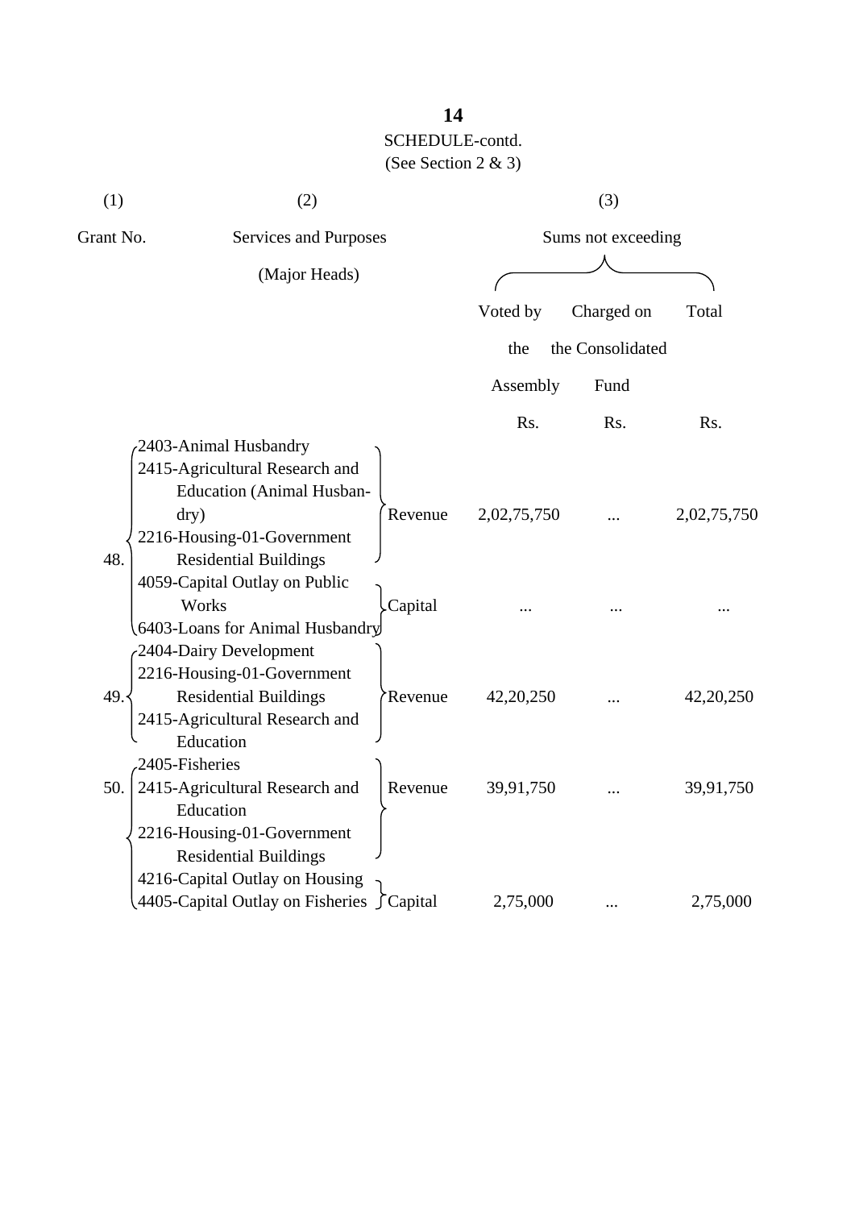SCHEDULE-contd.
(See Section 2 & 3)

| (1) | (2) | | (3) | | |
|---|---|---|---|---|---|
| Grant No. | Services and Purposes (Major Heads) | | Sums not exceeding | | |
| | | | Voted by the Assembly | Charged on the Consolidated Fund | Total |
| | | | Rs. | Rs. | Rs. |
| 48. | 2403-Animal Husbandry<br>2415-Agricultural Research and Education (Animal Husbandry)<br>2216-Housing-01-Government Residential Buildings | Revenue | 2,02,75,750 | ... | 2,02,75,750 |
| | 4059-Capital Outlay on Public Works<br>6403-Loans for Animal Husbandry | Capital | ... | ... | ... |
| 49. | 2404-Dairy Development<br>2216-Housing-01-Government Residential Buildings<br>2415-Agricultural Research and Education | Revenue | 42,20,250 | ... | 42,20,250 |
| 50. | 2405-Fisheries<br>2415-Agricultural Research and Education<br>2216-Housing-01-Government Residential Buildings | Revenue | 39,91,750 | ... | 39,91,750 |
| | 4216-Capital Outlay on Housing<br>4405-Capital Outlay on Fisheries | Capital | 2,75,000 | ... | 2,75,000 |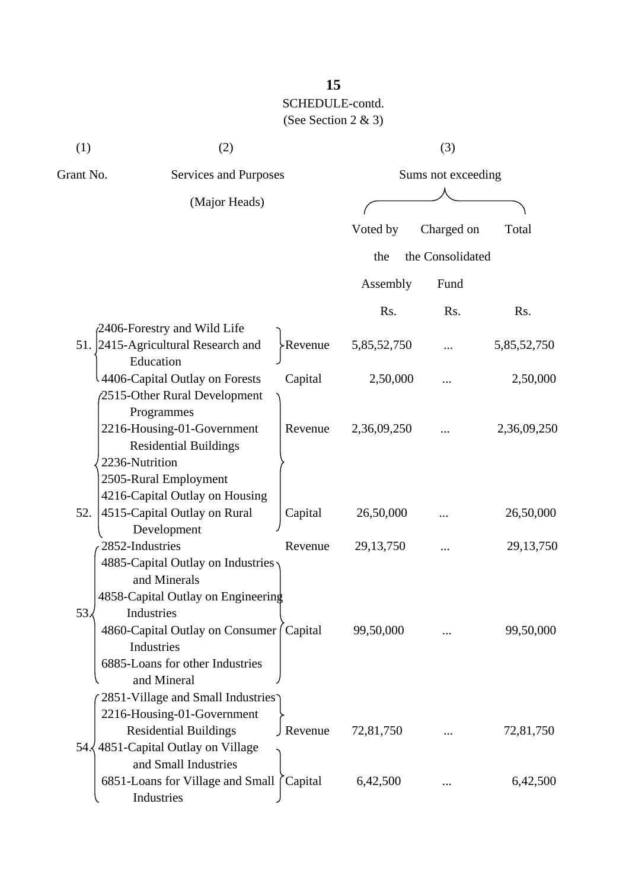SCHEDULE-contd.

(See Section 2 & 3)

| (1) | (2) | | (3) | | |
|---|---|---|---|---|---|
| Grant No. | Services and Purposes (Major Heads) | | Sums not exceeding | | |
| | | | Voted by the Assembly | Charged on the Consolidated Fund | Total |
| | | | Rs. | Rs. | Rs. |
| 51. | 2406-Forestry and Wild Life<br>2415-Agricultural Research and Education | Revenue | 5,85,52,750 | ... | 5,85,52,750 |
| | 4406-Capital Outlay on Forests | Capital | 2,50,000 | ... | 2,50,000 |
| 52. | 2515-Other Rural Development Programmes<br>2216-Housing-01-Government Residential Buildings<br>2236-Nutrition<br>2505-Rural Employment | Revenue | 2,36,09,250 | ... | 2,36,09,250 |
| | 4216-Capital Outlay on Housing<br>4515-Capital Outlay on Rural Development | Capital | 26,50,000 | ... | 26,50,000 |
| 53. | 2852-Industries | Revenue | 29,13,750 | ... | 29,13,750 |
| | 4885-Capital Outlay on Industries and Minerals<br>4858-Capital Outlay on Engineering Industries<br>4860-Capital Outlay on Consumer Industries<br>6885-Loans for other Industries and Mineral | Capital | 99,50,000 | ... | 99,50,000 |
| 54. | 2851-Village and Small Industries<br>2216-Housing-01-Government Residential Buildings | Revenue | 72,81,750 | ... | 72,81,750 |
| | 4851-Capital Outlay on Village and Small Industries<br>6851-Loans for Village and Small Industries | Capital | 6,42,500 | ... | 6,42,500 |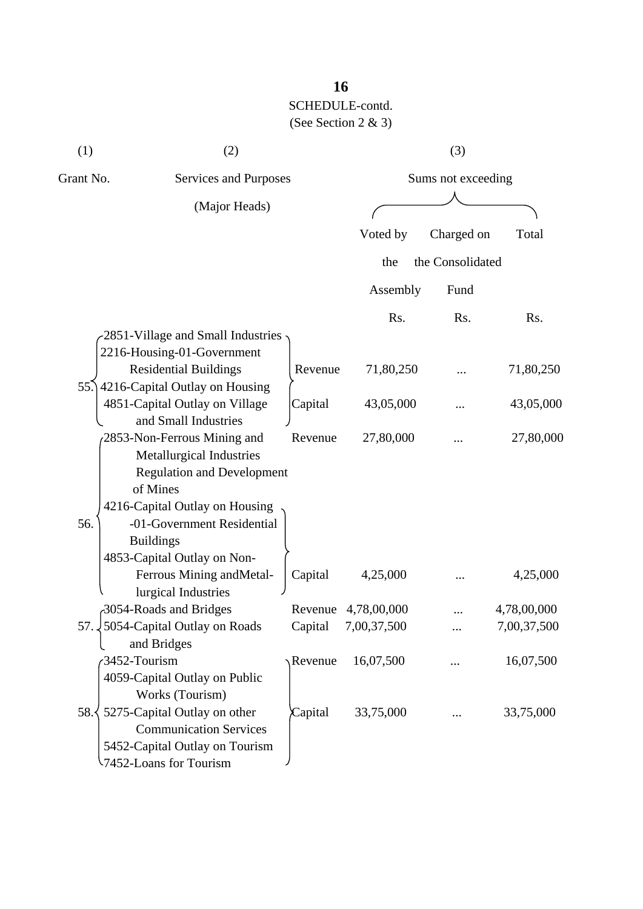SCHEDULE-contd.
(See Section 2 & 3)

| (1) | (2) | | (3) | | |
|---|---|---|---|---|---|
| Grant No. | Services and Purposes (Major Heads) | | Sums not exceeding | | |
| | | | Voted by the Assembly | Charged on the Consolidated Fund | Total |
| | | | Rs. | Rs. | Rs. |
| 55. | 2851-Village and Small Industries<br>2216-Housing-01-Government Residential Buildings<br>4216-Capital Outlay on Housing<br>4851-Capital Outlay on Village and Small Industries | Revenue | 71,80,250 | ... | 71,80,250 |
| | | Capital | 43,05,000 | ... | 43,05,000 |
| 56. | 2853-Non-Ferrous Mining and Metallurgical Industries Regulation and Development of Mines | Revenue | 27,80,000 | ... | 27,80,000 |
| | 4216-Capital Outlay on Housing -01-Government Residential Buildings<br>4853-Capital Outlay on Non-Ferrous Mining andMetal-lurgical Industries | Capital | 4,25,000 | ... | 4,25,000 |
| 57. | 3054-Roads and Bridges | Revenue | 4,78,00,000 | ... | 4,78,00,000 |
| | 5054-Capital Outlay on Roads and Bridges | Capital | 7,00,37,500 | ... | 7,00,37,500 |
| 58. | 3452-Tourism<br>4059-Capital Outlay on Public Works (Tourism)<br>5275-Capital Outlay on other Communication Services<br>5452-Capital Outlay on Tourism<br>7452-Loans for Tourism | Revenue | 16,07,500 | ... | 16,07,500 |
| | | Capital | 33,75,000 | ... | 33,75,000 |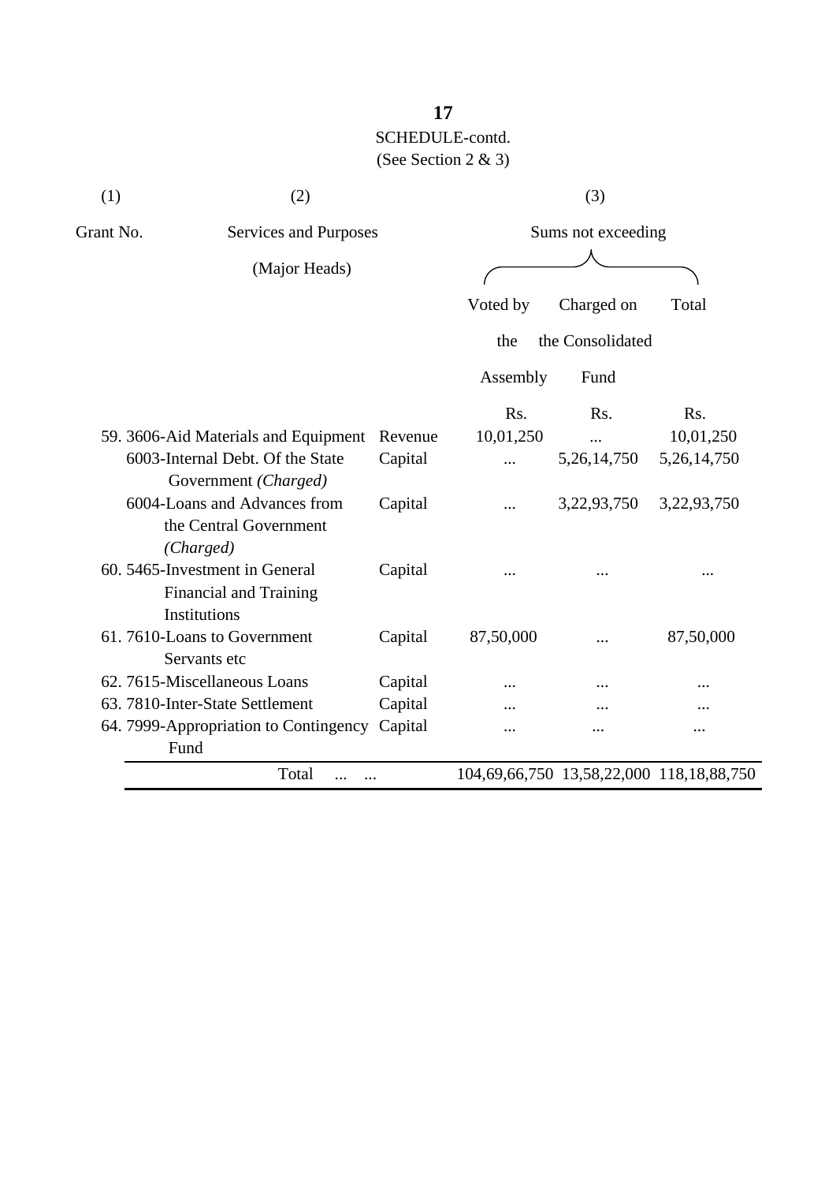SCHEDULE-contd.

(See Section 2 & 3)

| (1) | (2) | | (3) | | |
|---|---|---|---|---|---|
| Grant No. | Services and Purposes (Major Heads) | | Sums not exceeding | | |
| | | | Voted by the Assembly | Charged on the Consolidated Fund | Total |
| | | | Rs. | Rs. | Rs. |
| 59. | 3606-Aid Materials and Equipment | Revenue | 10,01,250 | ... | 10,01,250 |
| | 6003-Internal Debt. Of the State Government *(Charged)* | Capital | ... | 5,26,14,750 | 5,26,14,750 |
| | 6004-Loans and Advances from the Central Government *(Charged)* | Capital | ... | 3,22,93,750 | 3,22,93,750 |
| 60. | 5465-Investment in General Financial and Training Institutions | Capital | ... | ... | ... |
| 61. | 7610-Loans to Government Servants etc | Capital | 87,50,000 | ... | 87,50,000 |
| 62. | 7615-Miscellaneous Loans | Capital | ... | ... | ... |
| 63. | 7810-Inter-State Settlement | Capital | ... | ... | ... |
| 64. | 7999-Appropriation to Contingency Fund | Capital | ... | ... | ... |
| | Total ... ... | | 104,69,66,750 | 13,58,22,000 | 118,18,88,750 |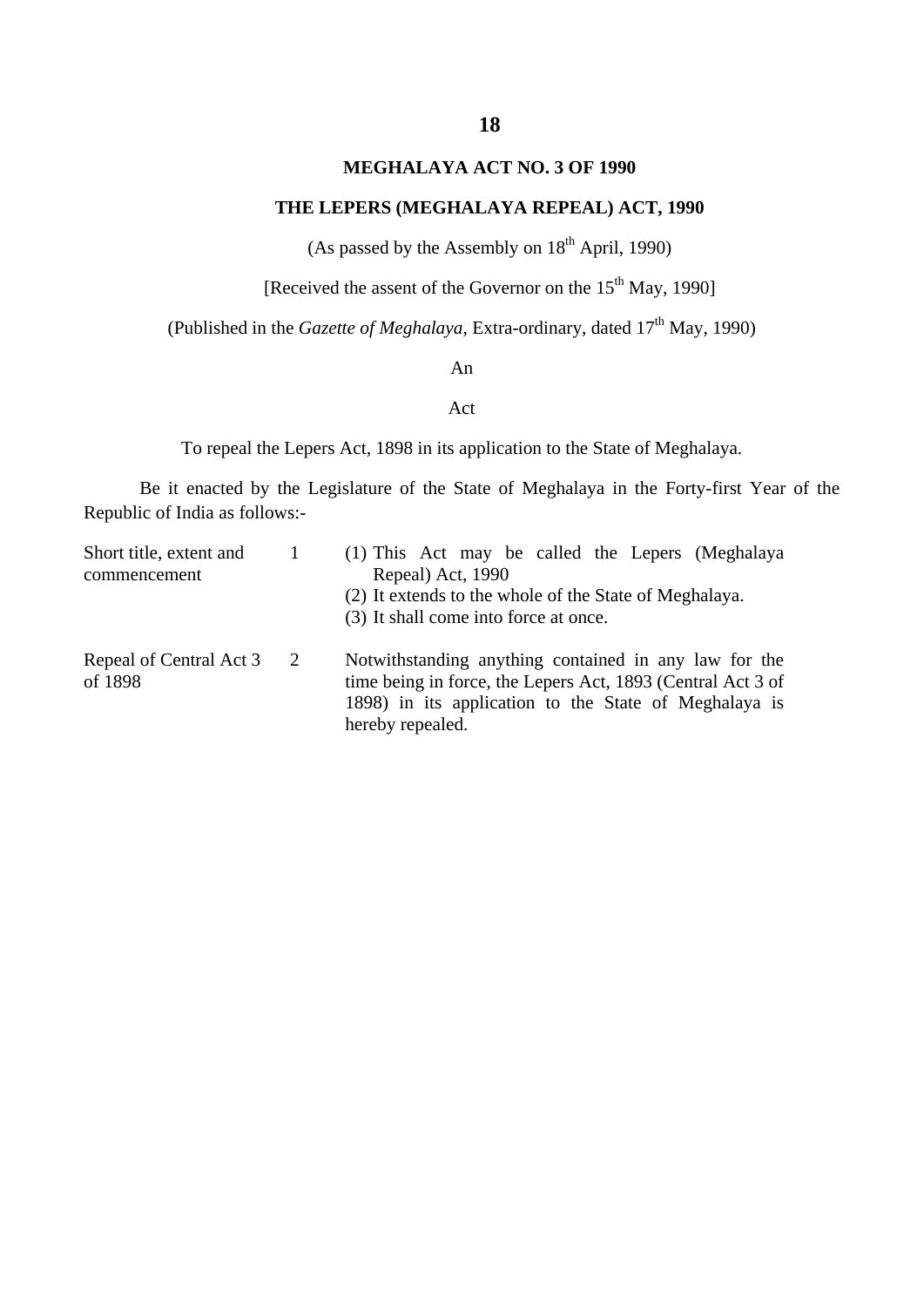**18**

## MEGHALAYA ACT NO. 3 OF 1990

## THE LEPERS (MEGHALAYA REPEAL) ACT, 1990

(As passed by the Assembly on 18th April, 1990)

[Received the assent of the Governor on the 15th May, 1990]

(Published in the *Gazette of Meghalaya*, Extra-ordinary, dated 17th May, 1990)

An

Act

To repeal the Lepers Act, 1898 in its application to the State of Meghalaya.

Be it enacted by the Legislature of the State of Meghalaya in the Forty-first Year of the Republic of India as follows:-

| | | |
|---|---|---|
| Short title, extent and commencement | 1 | (1) This Act may be called the Lepers (Meghalaya Repeal) Act, 1990<br>(2) It extends to the whole of the State of Meghalaya.<br>(3) It shall come into force at once. |
| Repeal of Central Act 3 of 1898 | 2 | Notwithstanding anything contained in any law for the time being in force, the Lepers Act, 1893 (Central Act 3 of 1898) in its application to the State of Meghalaya is hereby repealed. |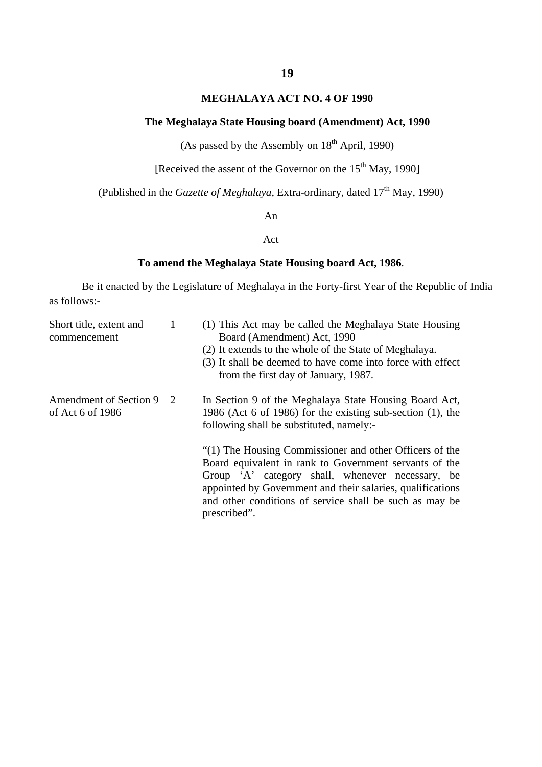## MEGHALAYA ACT NO. 4 OF 1990

### The Meghalaya State Housing board (Amendment) Act, 1990

(As passed by the Assembly on 18th April, 1990)

[Received the assent of the Governor on the 15th May, 1990]

(Published in the *Gazette of Meghalaya*, Extra-ordinary, dated 17th May, 1990)

An

Act

**To amend the Meghalaya State Housing board Act, 1986**.

Be it enacted by the Legislature of Meghalaya in the Forty-first Year of the Republic of India as follows:-

Short title, extent and commencement

1 (1) This Act may be called the Meghalaya State Housing Board (Amendment) Act, 1990

(2) It extends to the whole of the State of Meghalaya.

(3) It shall be deemed to have come into force with effect from the first day of January, 1987.

Amendment of Section 9 of Act 6 of 1986

2 In Section 9 of the Meghalaya State Housing Board Act, 1986 (Act 6 of 1986) for the existing sub-section (1), the following shall be substituted, namely:-

"(1) The Housing Commissioner and other Officers of the Board equivalent in rank to Government servants of the Group 'A' category shall, whenever necessary, be appointed by Government and their salaries, qualifications and other conditions of service shall be such as may be prescribed".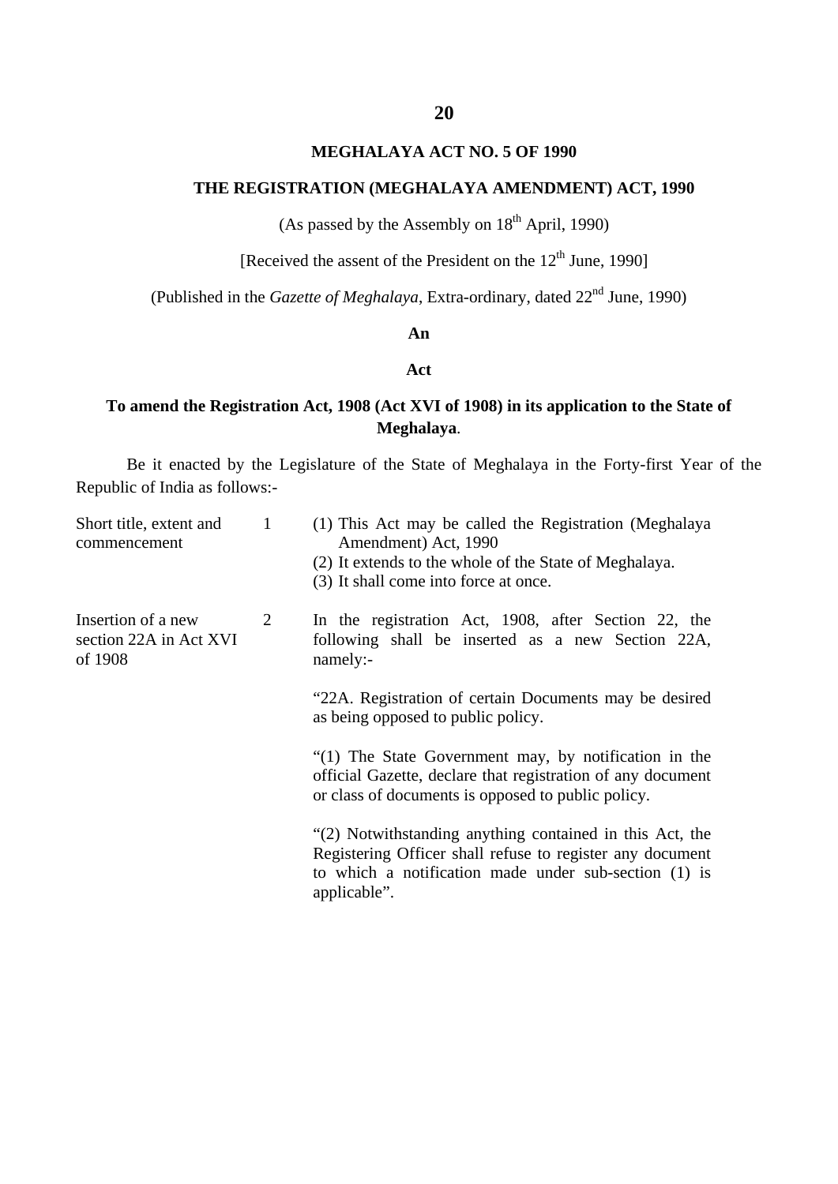## MEGHALAYA ACT NO. 5 OF 1990

## THE REGISTRATION (MEGHALAYA AMENDMENT) ACT, 1990

(As passed by the Assembly on 18th April, 1990)

[Received the assent of the President on the 12th June, 1990]

(Published in the *Gazette of Meghalaya*, Extra-ordinary, dated 22nd June, 1990)

**An**

**Act**

**To amend the Registration Act, 1908 (Act XVI of 1908) in its application to the State of Meghalaya.**

Be it enacted by the Legislature of the State of Meghalaya in the Forty-first Year of the Republic of India as follows:-

Short title, extent and commencement

1 (1) This Act may be called the Registration (Meghalaya Amendment) Act, 1990

(2) It extends to the whole of the State of Meghalaya.

(3) It shall come into force at once.

Insertion of a new section 22A in Act XVI of 1908

2 In the registration Act, 1908, after Section 22, the following shall be inserted as a new Section 22A, namely:-

"22A. Registration of certain Documents may be desired as being opposed to public policy.

"(1) The State Government may, by notification in the official Gazette, declare that registration of any document or class of documents is opposed to public policy.

"(2) Notwithstanding anything contained in this Act, the Registering Officer shall refuse to register any document to which a notification made under sub-section (1) is applicable".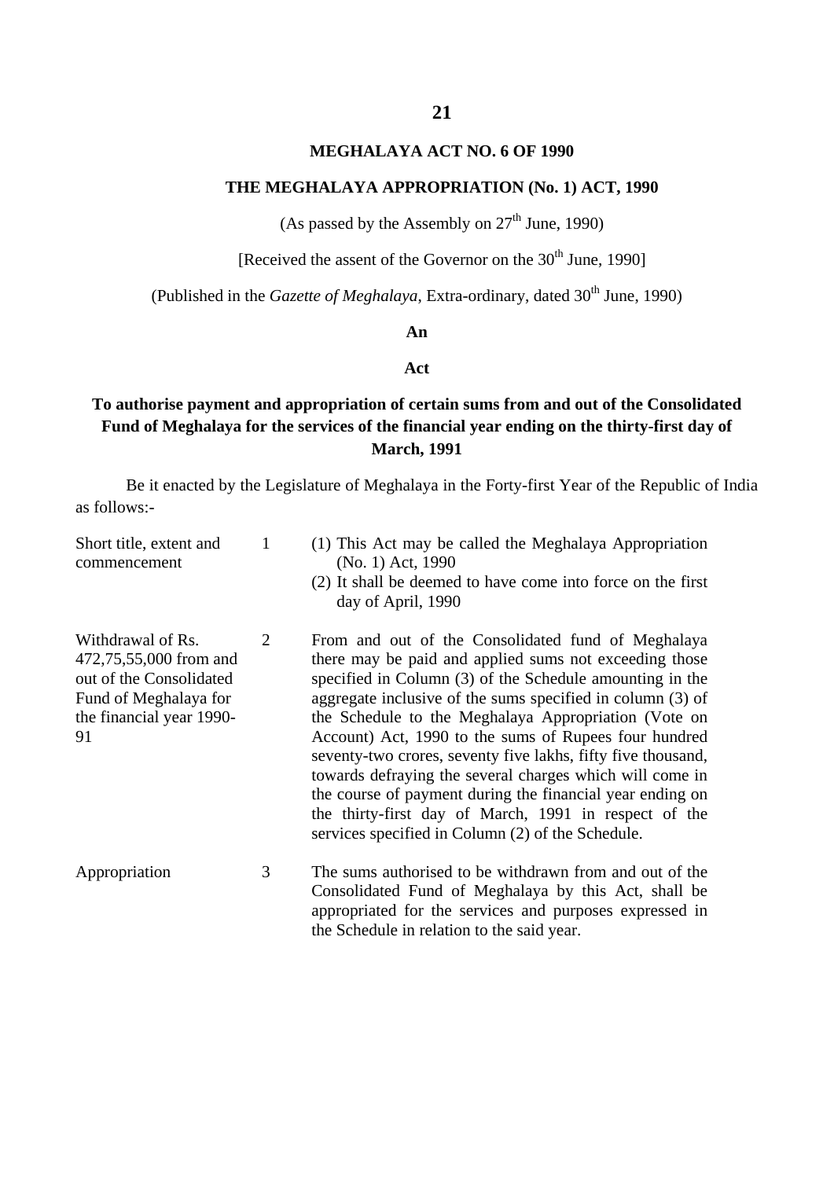# MEGHALAYA ACT NO. 6 OF 1990

## THE MEGHALAYA APPROPRIATION (No. 1) ACT, 1990

(As passed by the Assembly on 27th June, 1990)

[Received the assent of the Governor on the 30th June, 1990]

(Published in the *Gazette of Meghalaya*, Extra-ordinary, dated 30th June, 1990)

**An**

**Act**

**To authorise payment and appropriation of certain sums from and out of the Consolidated Fund of Meghalaya for the services of the financial year ending on the thirty-first day of March, 1991**

Be it enacted by the Legislature of Meghalaya in the Forty-first Year of the Republic of India as follows:-

| | | |
|---|---|---|
| Short title, extent and commencement | 1 | (1) This Act may be called the Meghalaya Appropriation (No. 1) Act, 1990<br>(2) It shall be deemed to have come into force on the first day of April, 1990 |
| Withdrawal of Rs. 472,75,55,000 from and out of the Consolidated Fund of Meghalaya for the financial year 1990-91 | 2 | From and out of the Consolidated fund of Meghalaya there may be paid and applied sums not exceeding those specified in Column (3) of the Schedule amounting in the aggregate inclusive of the sums specified in column (3) of the Schedule to the Meghalaya Appropriation (Vote on Account) Act, 1990 to the sums of Rupees four hundred seventy-two crores, seventy five lakhs, fifty five thousand, towards defraying the several charges which will come in the course of payment during the financial year ending on the thirty-first day of March, 1991 in respect of the services specified in Column (2) of the Schedule. |
| Appropriation | 3 | The sums authorised to be withdrawn from and out of the Consolidated Fund of Meghalaya by this Act, shall be appropriated for the services and purposes expressed in the Schedule in relation to the said year. |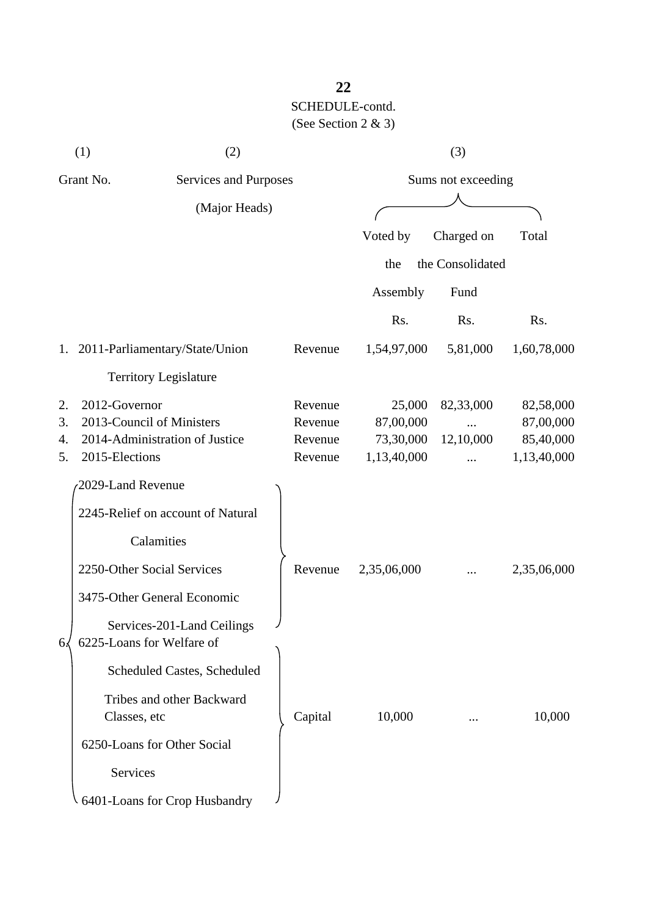SCHEDULE-contd.
(See Section 2 & 3)

| (1) | (2) | | (3) | | |
|---|---|---|---|---|---|
| Grant No. | Services and Purposes (Major Heads) | | Sums not exceeding | | |
| | | | Voted by the Assembly | Charged on the Consolidated Fund | Total |
| | | | Rs. | Rs. | Rs. |
| 1. | 2011-Parliamentary/State/Union Territory Legislature | Revenue | 1,54,97,000 | 5,81,000 | 1,60,78,000 |
| 2. | 2012-Governor | Revenue | 25,000 | 82,33,000 | 82,58,000 |
| 3. | 2013-Council of Ministers | Revenue | 87,00,000 | ... | 87,00,000 |
| 4. | 2014-Administration of Justice | Revenue | 73,30,000 | 12,10,000 | 85,40,000 |
| 5. | 2015-Elections | Revenue | 1,13,40,000 | ... | 1,13,40,000 |
| 6. | 2029-Land Revenue<br>2245-Relief on account of Natural Calamities<br>2250-Other Social Services<br>3475-Other General Economic Services-201-Land Ceilings | Revenue | 2,35,06,000 | ... | 2,35,06,000 |
| | 6225-Loans for Welfare of Scheduled Castes, Scheduled Tribes and other Backward Classes, etc<br>6250-Loans for Other Social Services<br>6401-Loans for Crop Husbandry | Capital | 10,000 | ... | 10,000 |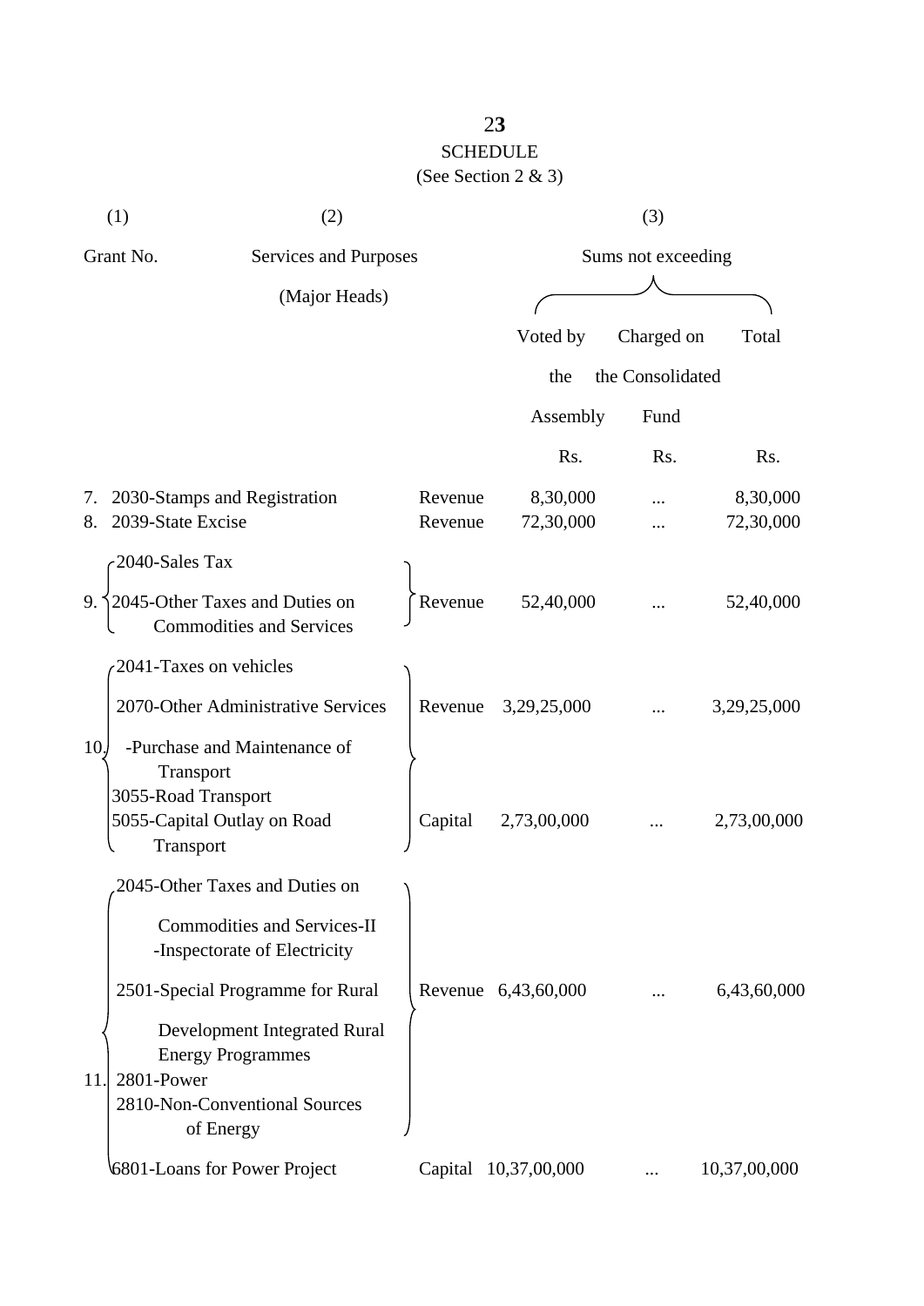## SCHEDULE

(See Section 2 & 3)

| (1) | (2) | | (3) | | |
|---|---|---|---|---|---|
| Grant No. | Services and Purposes (Major Heads) | | Sums not exceeding | | |
| | | | Voted by the Assembly | Charged on the Consolidated Fund | Total |
| | | | Rs. | Rs. | Rs. |
| 7. | 2030-Stamps and Registration | Revenue | 8,30,000 | ... | 8,30,000 |
| 8. | 2039-State Excise | Revenue | 72,30,000 | ... | 72,30,000 |
| 9. | 2040-Sales Tax<br>2045-Other Taxes and Duties on Commodities and Services | Revenue | 52,40,000 | ... | 52,40,000 |
| 10. | 2041-Taxes on vehicles<br>2070-Other Administrative Services -Purchase and Maintenance of Transport<br>3055-Road Transport | Revenue | 3,29,25,000 | ... | 3,29,25,000 |
| | 5055-Capital Outlay on Road Transport | Capital | 2,73,00,000 | ... | 2,73,00,000 |
| 11. | 2045-Other Taxes and Duties on Commodities and Services-II -Inspectorate of Electricity<br>2501-Special Programme for Rural Development Integrated Rural Energy Programmes<br>2801-Power<br>2810-Non-Conventional Sources of Energy | Revenue | 6,43,60,000 | ... | 6,43,60,000 |
| | 6801-Loans for Power Project | Capital | 10,37,00,000 | ... | 10,37,00,000 |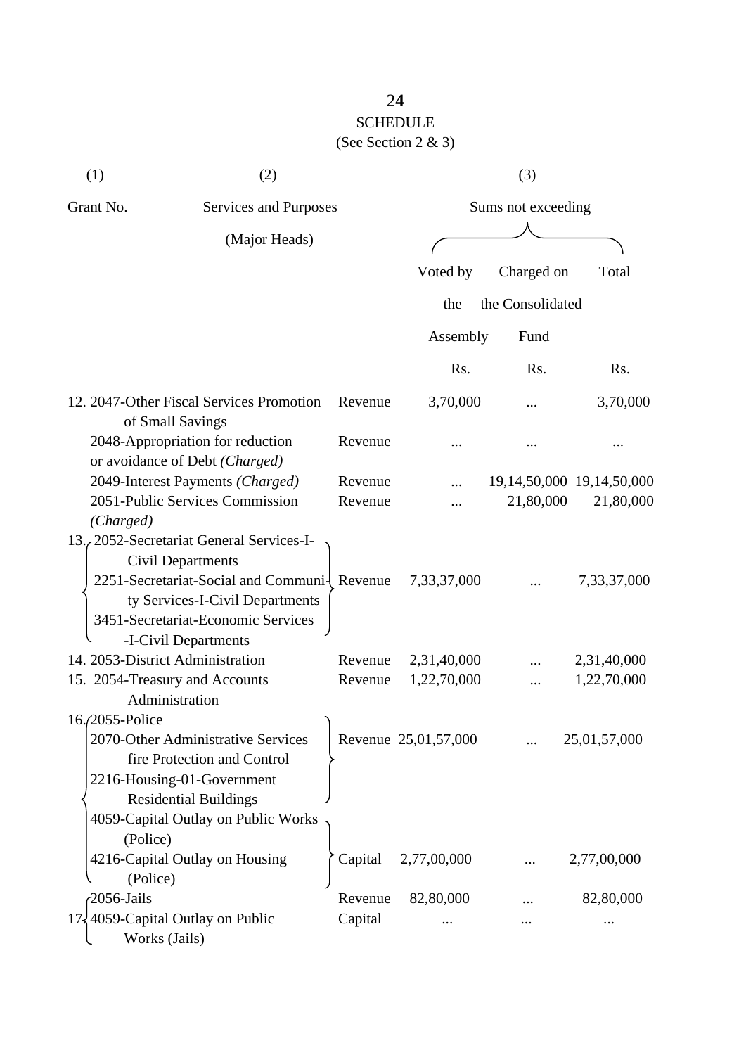## SCHEDULE

(See Section 2 & 3)

| (1) | (2) | | (3) | | |
|---|---|---|---|---|---|
| Grant No. | Services and Purposes (Major Heads) | | Sums not exceeding | | |
| | | | Voted by the Assembly | Charged on the Consolidated Fund | Total |
| | | | Rs. | Rs. | Rs. |
| 12. | 2047-Other Fiscal Services Promotion of Small Savings | Revenue | 3,70,000 | ... | 3,70,000 |
| | 2048-Appropriation for reduction or avoidance of Debt *(Charged)* | Revenue | ... | ... | ... |
| | 2049-Interest Payments *(Charged)* | Revenue | ... | 19,14,50,000 | 19,14,50,000 |
| | 2051-Public Services Commission *(Charged)* | Revenue | ... | 21,80,000 | 21,80,000 |
| 13. | 2052-Secretariat General Services-I-Civil Departments; 2251-Secretariat-Social and Community Services-I-Civil Departments; 3451-Secretariat-Economic Services -I-Civil Departments | Revenue | 7,33,37,000 | ... | 7,33,37,000 |
| 14. | 2053-District Administration | Revenue | 2,31,40,000 | ... | 2,31,40,000 |
| 15. | 2054-Treasury and Accounts Administration | Revenue | 1,22,70,000 | ... | 1,22,70,000 |
| 16. | 2055-Police; 2070-Other Administrative Services fire Protection and Control; 2216-Housing-01-Government Residential Buildings | Revenue | 25,01,57,000 | ... | 25,01,57,000 |
| | 4059-Capital Outlay on Public Works (Police); 4216-Capital Outlay on Housing (Police) | Capital | 2,77,00,000 | ... | 2,77,00,000 |
| 17. | 2056-Jails | Revenue | 82,80,000 | ... | 82,80,000 |
| | 4059-Capital Outlay on Public Works (Jails) | Capital | ... | ... | ... |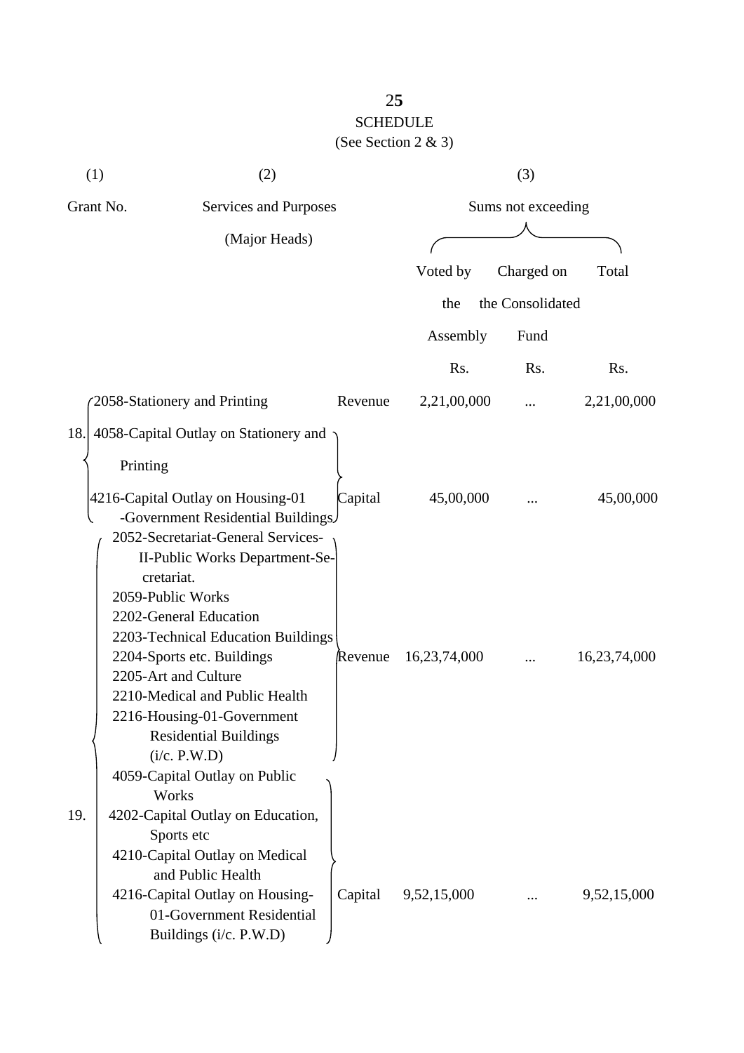# SCHEDULE

(See Section 2 & 3)

| (1) | (2) | | (3) | | |
|---|---|---|---|---|---|
| Grant No. | Services and Purposes (Major Heads) | | Sums not exceeding | | |
| | | | Voted by the Assembly | Charged on the Consolidated Fund | Total |
| | | | Rs. | Rs. | Rs. |
| 18. | 2058-Stationery and Printing | Revenue | 2,21,00,000 | ... | 2,21,00,000 |
| | 4058-Capital Outlay on Stationery and Printing<br>4216-Capital Outlay on Housing-01 -Government Residential Buildings | Capital | 45,00,000 | ... | 45,00,000 |
| 19. | 2052-Secretariat-General Services-II-Public Works Department-Secretariat.<br>2059-Public Works<br>2202-General Education<br>2203-Technical Education Buildings<br>2204-Sports etc. Buildings<br>2205-Art and Culture<br>2210-Medical and Public Health<br>2216-Housing-01-Government Residential Buildings (i/c. P.W.D) | Revenue | 16,23,74,000 | ... | 16,23,74,000 |
| | 4059-Capital Outlay on Public Works<br>4202-Capital Outlay on Education, Sports etc<br>4210-Capital Outlay on Medical and Public Health<br>4216-Capital Outlay on Housing-01-Government Residential Buildings (i/c. P.W.D) | Capital | 9,52,15,000 | ... | 9,52,15,000 |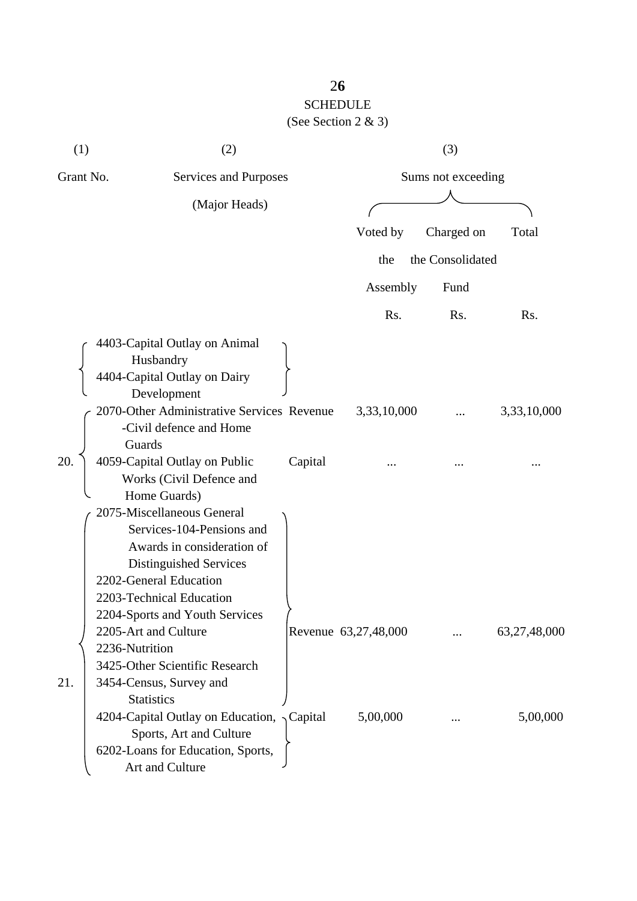## SCHEDULE

(See Section 2 & 3)

| (1) | (2) | | (3) | | |
|---|---|---|---|---|---|
| Grant No. | Services and Purposes (Major Heads) | | Sums not exceeding | | |
| | | | Voted by the Assembly | Charged on the Consolidated Fund | Total |
| | | | Rs. | Rs. | Rs. |
| | 4403-Capital Outlay on Animal Husbandry<br>4404-Capital Outlay on Dairy Development | | | | |
| 20. | 2070-Other Administrative Services -Civil defence and Home Guards | Revenue | 3,33,10,000 | ... | 3,33,10,000 |
| | 4059-Capital Outlay on Public Works (Civil Defence and Home Guards) | Capital | ... | ... | ... |
| 21. | 2075-Miscellaneous General Services-104-Pensions and Awards in consideration of Distinguished Services<br>2202-General Education<br>2203-Technical Education<br>2204-Sports and Youth Services<br>2205-Art and Culture<br>2236-Nutrition<br>3425-Other Scientific Research<br>3454-Census, Survey and Statistics | Revenue | 63,27,48,000 | ... | 63,27,48,000 |
| | 4204-Capital Outlay on Education, Sports, Art and Culture<br>6202-Loans for Education, Sports, Art and Culture | Capital | 5,00,000 | ... | 5,00,000 |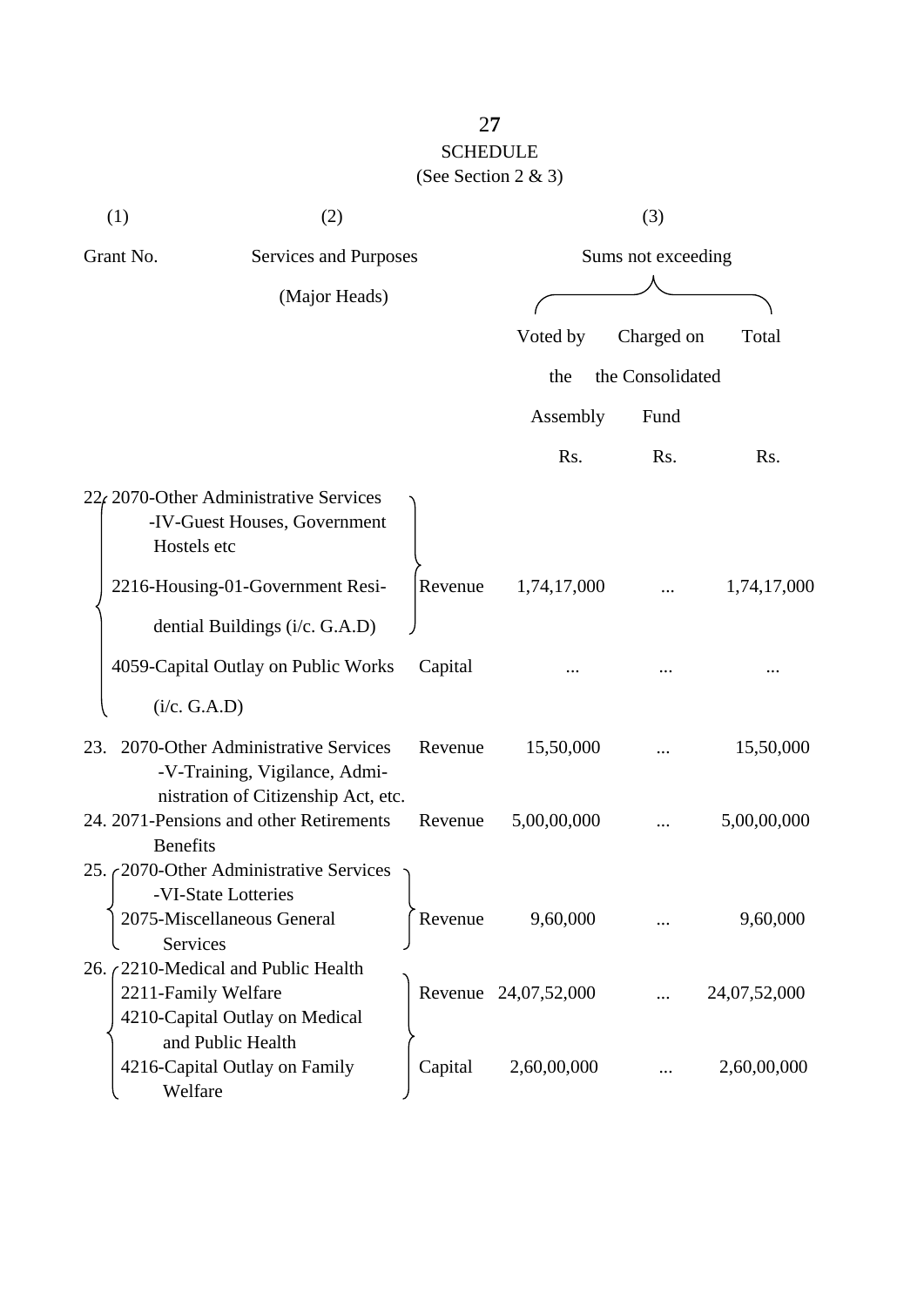## SCHEDULE

(See Section 2 & 3)

| (1) | (2) | | (3) | | |
|---|---|---|---|---|---|
| Grant No. | Services and Purposes (Major Heads) | | Sums not exceeding | | |
| | | | Voted by the Assembly | Charged on the Consolidated Fund | Total |
| | | | Rs. | Rs. | Rs. |
| 22. | 2070-Other Administrative Services -IV-Guest Houses, Government Hostels etc<br>2216-Housing-01-Government Residential Buildings (i/c. G.A.D) | Revenue | 1,74,17,000 | ... | 1,74,17,000 |
| | 4059-Capital Outlay on Public Works (i/c. G.A.D) | Capital | ... | ... | ... |
| 23. | 2070-Other Administrative Services -V-Training, Vigilance, Administration of Citizenship Act, etc. | Revenue | 15,50,000 | ... | 15,50,000 |
| 24. | 2071-Pensions and other Retirements Benefits | Revenue | 5,00,00,000 | ... | 5,00,00,000 |
| 25. | 2070-Other Administrative Services -VI-State Lotteries<br>2075-Miscellaneous General Services | Revenue | 9,60,000 | ... | 9,60,000 |
| 26. | 2210-Medical and Public Health<br>2211-Family Welfare | Revenue | 24,07,52,000 | ... | 24,07,52,000 |
| | 4210-Capital Outlay on Medical and Public Health<br>4216-Capital Outlay on Family Welfare | Capital | 2,60,00,000 | ... | 2,60,00,000 |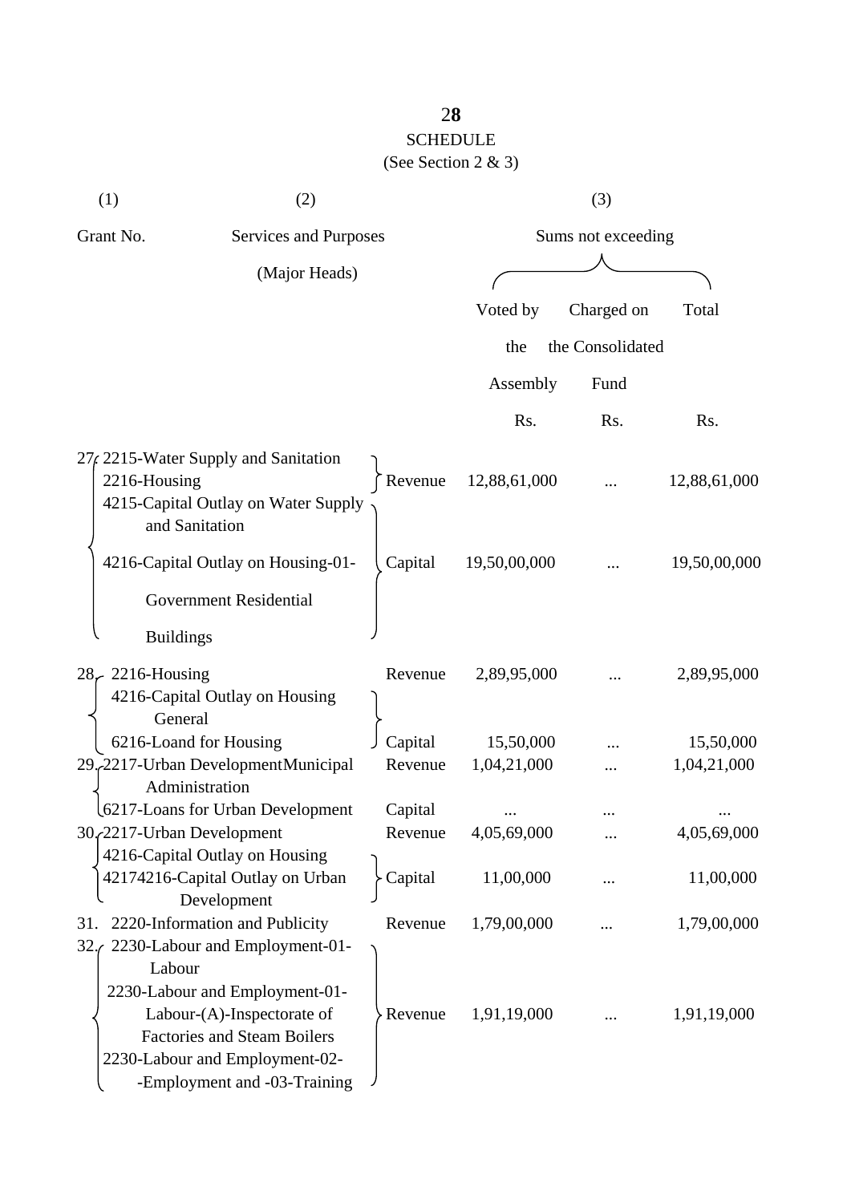# SCHEDULE

(See Section 2 & 3)

| (1) | (2) | | (3) | | |
|---|---|---|---|---|---|
| Grant No. | Services and Purposes (Major Heads) | | Sums not exceeding | | |
| | | | Voted by the Assembly | Charged on the Consolidated Fund | Total |
| | | | Rs. | Rs. | Rs. |
| 27. | 2215-Water Supply and Sanitation 2216-Housing | Revenue | 12,88,61,000 | ... | 12,88,61,000 |
| | 4215-Capital Outlay on Water Supply and Sanitation 4216-Capital Outlay on Housing-01-Government Residential Buildings | Capital | 19,50,00,000 | ... | 19,50,00,000 |
| 28. | 2216-Housing | Revenue | 2,89,95,000 | ... | 2,89,95,000 |
| | 4216-Capital Outlay on Housing General 6216-Loand for Housing | Capital | 15,50,000 | ... | 15,50,000 |
| 29. | 2217-Urban DevelopmentMunicipal Administration | Revenue | 1,04,21,000 | ... | 1,04,21,000 |
| | 6217-Loans for Urban Development | Capital | ... | ... | ... |
| 30. | 2217-Urban Development | Revenue | 4,05,69,000 | ... | 4,05,69,000 |
| | 4216-Capital Outlay on Housing 42174216-Capital Outlay on Urban Development | Capital | 11,00,000 | ... | 11,00,000 |
| 31. | 2220-Information and Publicity | Revenue | 1,79,00,000 | ... | 1,79,00,000 |
| 32. | 2230-Labour and Employment-01-Labour 2230-Labour and Employment-01-Labour-(A)-Inspectorate of Factories and Steam Boilers 2230-Labour and Employment-02--Employment and -03-Training | Revenue | 1,91,19,000 | ... | 1,91,19,000 |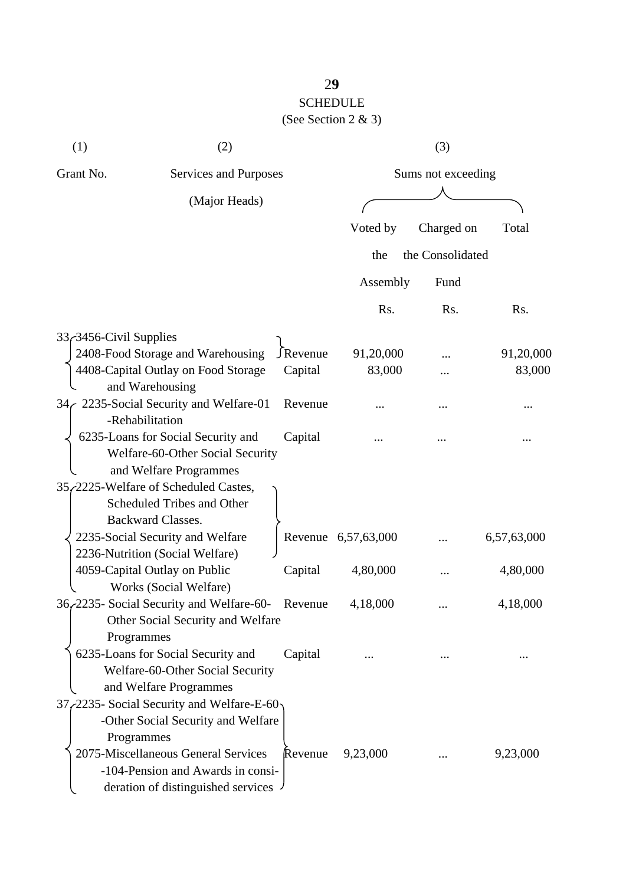## SCHEDULE

(See Section 2 & 3)

| (1) | (2) | | (3) | | |
|---|---|---|---|---|---|
| Grant No. | Services and Purposes (Major Heads) | | Sums not exceeding | | |
| | | | Voted by the Assembly | Charged on the Consolidated Fund | Total |
| | | | Rs. | Rs. | Rs. |
| 33 | 3456-Civil Supplies 2408-Food Storage and Warehousing | Revenue | 91,20,000 | ... | 91,20,000 |
| | 4408-Capital Outlay on Food Storage and Warehousing | Capital | 83,000 | ... | 83,000 |
| 34 | 2235-Social Security and Welfare-01 -Rehabilitation | Revenue | ... | ... | ... |
| | 6235-Loans for Social Security and Welfare-60-Other Social Security and Welfare Programmes | Capital | ... | ... | ... |
| 35 | 2225-Welfare of Scheduled Castes, Scheduled Tribes and Other Backward Classes. 2235-Social Security and Welfare 2236-Nutrition (Social Welfare) | Revenue | 6,57,63,000 | ... | 6,57,63,000 |
| | 4059-Capital Outlay on Public Works (Social Welfare) | Capital | 4,80,000 | ... | 4,80,000 |
| 36 | 2235- Social Security and Welfare-60- Other Social Security and Welfare Programmes | Revenue | 4,18,000 | ... | 4,18,000 |
| | 6235-Loans for Social Security and Welfare-60-Other Social Security and Welfare Programmes | Capital | ... | ... | ... |
| 37 | 2235- Social Security and Welfare-E-60 -Other Social Security and Welfare Programmes 2075-Miscellaneous General Services -104-Pension and Awards in consideration of distinguished services | Revenue | 9,23,000 | ... | 9,23,000 |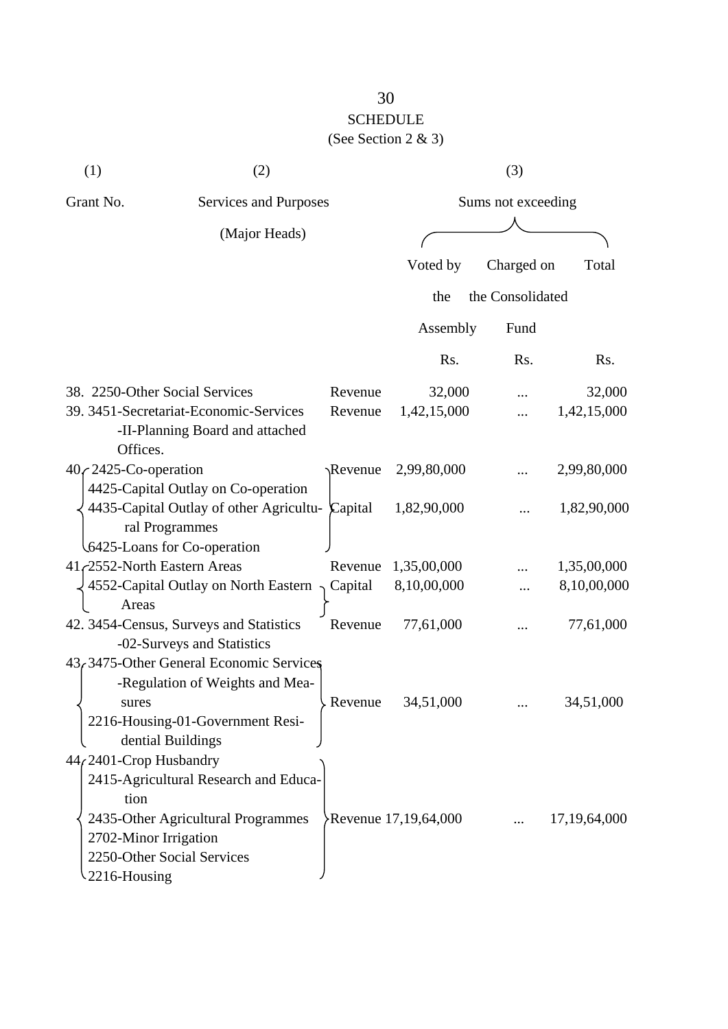# SCHEDULE

(See Section 2 & 3)

| (1) | (2) | | (3) | | |
|---|---|---|---|---|---|
| Grant No. | Services and Purposes (Major Heads) | | Sums not exceeding | | |
| | | | Voted by the Assembly | Charged on the Consolidated Fund | Total |
| | | | Rs. | Rs. | Rs. |
| 38. | 2250-Other Social Services | Revenue | 32,000 | ... | 32,000 |
| 39. | 3451-Secretariat-Economic-Services -II-Planning Board and attached Offices. | Revenue | 1,42,15,000 | ... | 1,42,15,000 |
| 40. | 2425-Co-operation | Revenue | 2,99,80,000 | ... | 2,99,80,000 |
| | 4425-Capital Outlay on Co-operation 4435-Capital Outlay of other Agricultural Programmes 6425-Loans for Co-operation | Capital | 1,82,90,000 | ... | 1,82,90,000 |
| 41. | 2552-North Eastern Areas | Revenue | 1,35,00,000 | ... | 1,35,00,000 |
| | 4552-Capital Outlay on North Eastern Areas | Capital | 8,10,00,000 | ... | 8,10,00,000 |
| 42. | 3454-Census, Surveys and Statistics -02-Surveys and Statistics | Revenue | 77,61,000 | ... | 77,61,000 |
| 43. | 3475-Other General Economic Services -Regulation of Weights and Measures 2216-Housing-01-Government Residential Buildings | Revenue | 34,51,000 | ... | 34,51,000 |
| 44. | 2401-Crop Husbandry 2415-Agricultural Research and Education 2435-Other Agricultural Programmes 2702-Minor Irrigation 2250-Other Social Services 2216-Housing | Revenue | 17,19,64,000 | ... | 17,19,64,000 |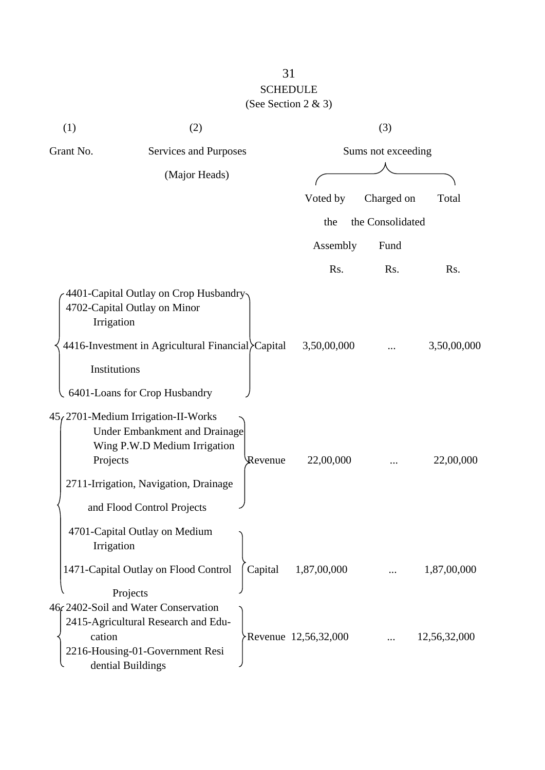## SCHEDULE

(See Section 2 & 3)

| (1) | (2) | | (3) | | |
|---|---|---|---|---|---|
| Grant No. | Services and Purposes (Major Heads) | | Sums not exceeding | | |
| | | | Voted by the Assembly | Charged on the Consolidated Fund | Total |
| | | | Rs. | Rs. | Rs. |
| | 4401-Capital Outlay on Crop Husbandry<br>4702-Capital Outlay on Minor Irrigation<br>4416-Investment in Agricultural Financial Institutions<br>6401-Loans for Crop Husbandry | Capital | 3,50,00,000 | ... | 3,50,00,000 |
| 45 | 2701-Medium Irrigation-II-Works Under Embankment and Drainage Wing P.W.D Medium Irrigation Projects<br>2711-Irrigation, Navigation, Drainage and Flood Control Projects | Revenue | 22,00,000 | ... | 22,00,000 |
| | 4701-Capital Outlay on Medium Irrigation<br>1471-Capital Outlay on Flood Control Projects | Capital | 1,87,00,000 | ... | 1,87,00,000 |
| 46 | 2402-Soil and Water Conservation<br>2415-Agricultural Research and Education<br>2216-Housing-01-Government Residential Buildings | Revenue | 12,56,32,000 | ... | 12,56,32,000 |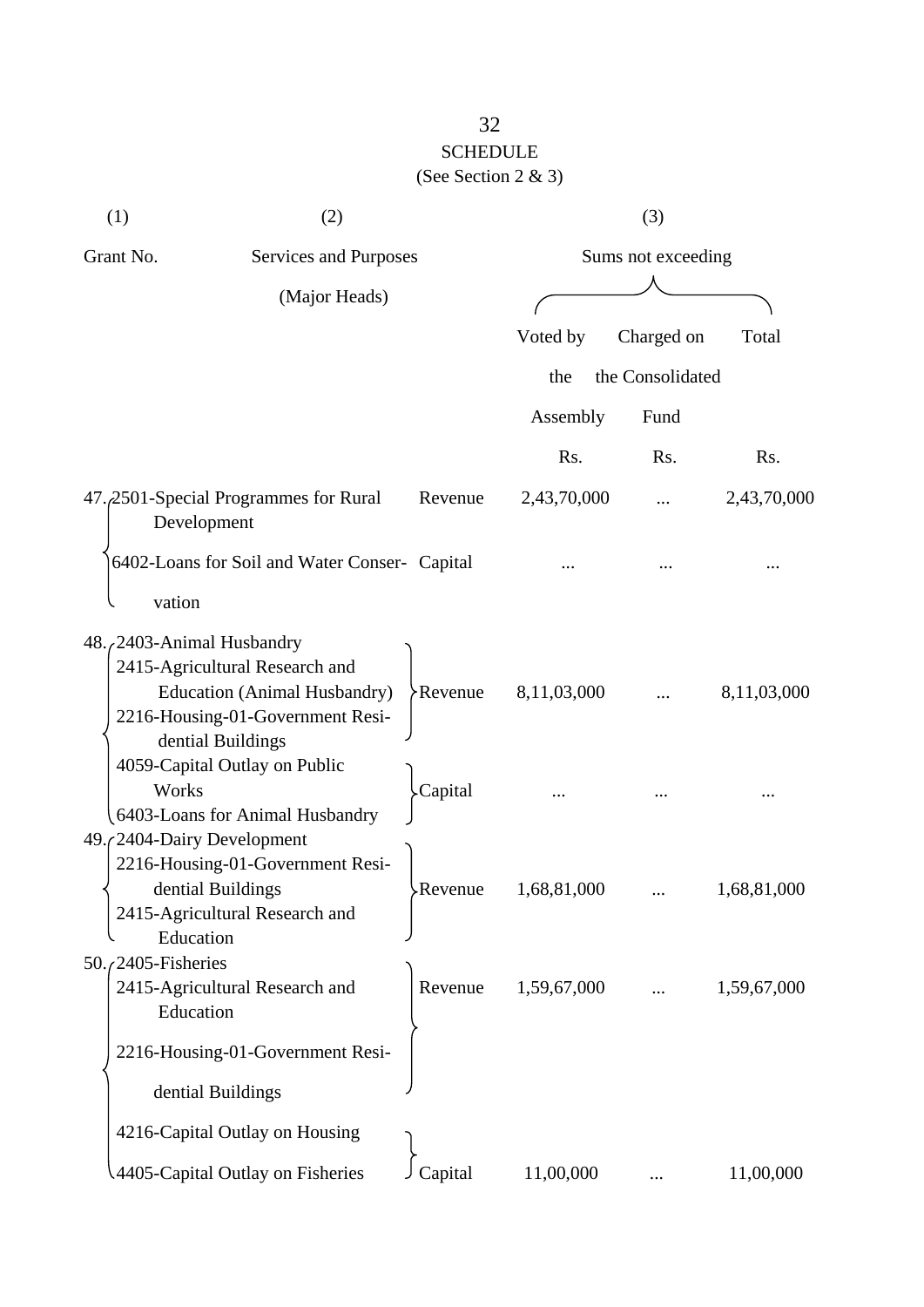SCHEDULE

(See Section 2 & 3)

| (1) | (2) | | (3) | | |
|---|---|---|---|---|---|
| Grant No. | Services and Purposes (Major Heads) | | Sums not exceeding | | |
| | | | Voted by the Assembly | Charged on the Consolidated Fund | Total |
| | | | Rs. | Rs. | Rs. |
| 47. | 2501-Special Programmes for Rural Development | Revenue | 2,43,70,000 | ... | 2,43,70,000 |
| | 6402-Loans for Soil and Water Conservation | Capital | ... | ... | ... |
| 48. | 2403-Animal Husbandry<br>2415-Agricultural Research and Education (Animal Husbandry)<br>2216-Housing-01-Government Residential Buildings | Revenue | 8,11,03,000 | ... | 8,11,03,000 |
| | 4059-Capital Outlay on Public Works<br>6403-Loans for Animal Husbandry | Capital | ... | ... | ... |
| 49. | 2404-Dairy Development<br>2216-Housing-01-Government Residential Buildings<br>2415-Agricultural Research and Education | Revenue | 1,68,81,000 | ... | 1,68,81,000 |
| 50. | 2405-Fisheries<br>2415-Agricultural Research and Education<br>2216-Housing-01-Government Residential Buildings | Revenue | 1,59,67,000 | ... | 1,59,67,000 |
| | 4216-Capital Outlay on Housing<br>4405-Capital Outlay on Fisheries | Capital | 11,00,000 | ... | 11,00,000 |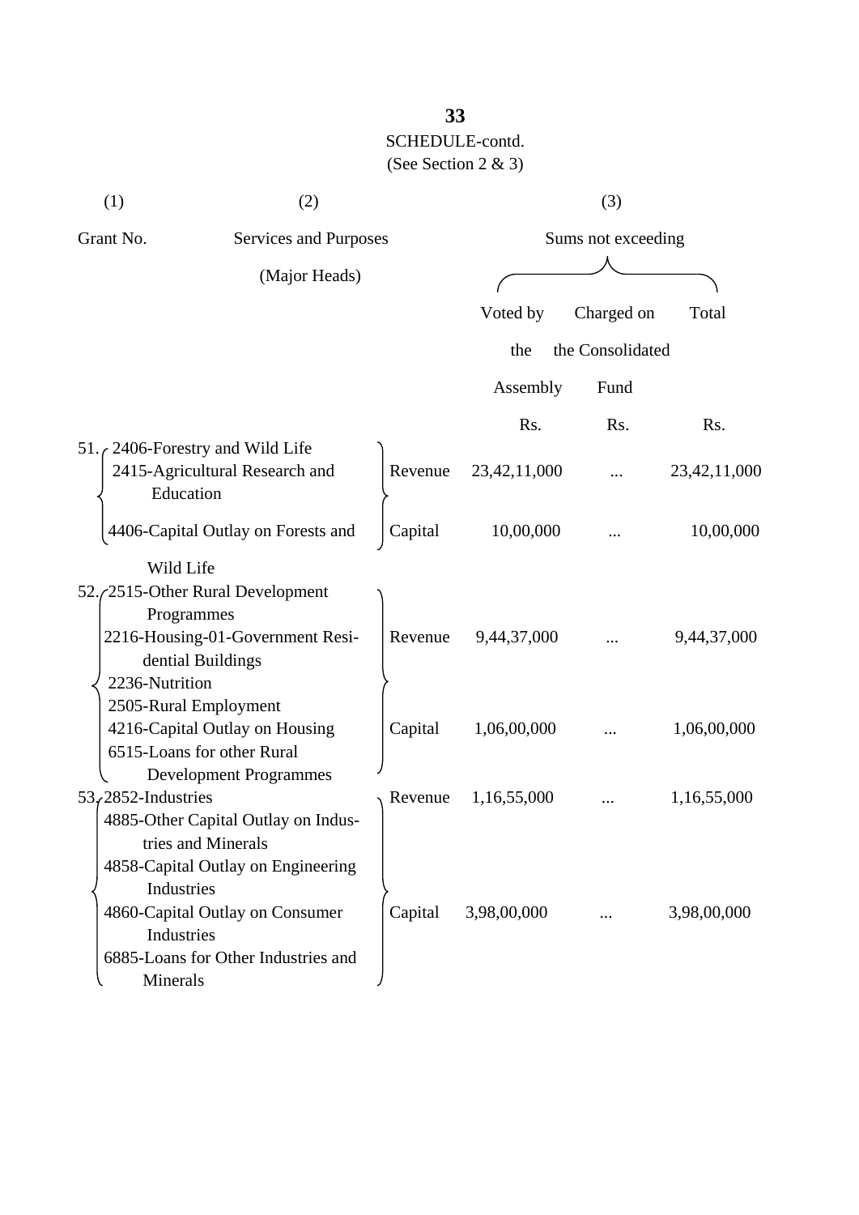SCHEDULE-contd.

(See Section 2 & 3)

| (1) | (2) | | (3) | | |
|---|---|---|---|---|---|
| Grant No. | Services and Purposes (Major Heads) | | Sums not exceeding | | |
| | | | Voted by the Assembly | Charged on the Consolidated Fund | Total |
| | | | Rs. | Rs. | Rs. |
| 51. | 2406-Forestry and Wild Life<br>2415-Agricultural Research and Education | Revenue | 23,42,11,000 | ... | 23,42,11,000 |
| | 4406-Capital Outlay on Forests and Wild Life | Capital | 10,00,000 | ... | 10,00,000 |
| 52. | 2515-Other Rural Development Programmes<br>2216-Housing-01-Government Residential Buildings<br>2236-Nutrition<br>2505-Rural Employment | Revenue | 9,44,37,000 | ... | 9,44,37,000 |
| | 4216-Capital Outlay on Housing<br>6515-Loans for other Rural Development Programmes | Capital | 1,06,00,000 | ... | 1,06,00,000 |
| 53. | 2852-Industries | Revenue | 1,16,55,000 | ... | 1,16,55,000 |
| | 4885-Other Capital Outlay on Industries and Minerals<br>4858-Capital Outlay on Engineering Industries<br>4860-Capital Outlay on Consumer Industries<br>6885-Loans for Other Industries and Minerals | Capital | 3,98,00,000 | ... | 3,98,00,000 |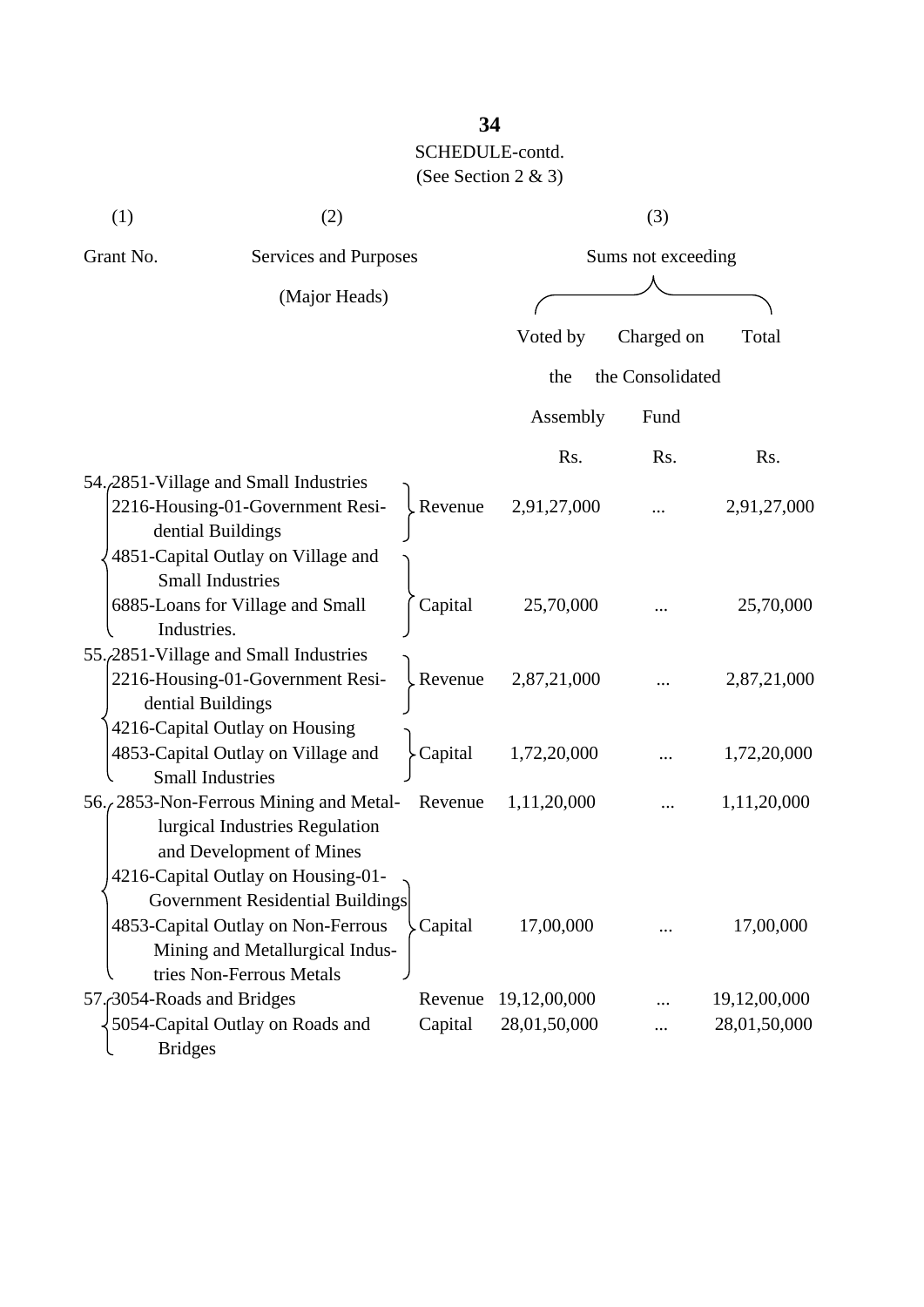SCHEDULE-contd.
(See Section 2 & 3)

| (1) | (2) | | (3) | | |
|---|---|---|---|---|---|
| Grant No. | Services and Purposes (Major Heads) | | Sums not exceeding | | |
| | | | Voted by the Assembly | Charged on the Consolidated Fund | Total |
| | | | Rs. | Rs. | Rs. |
| 54. | 2851-Village and Small Industries 2216-Housing-01-Government Residential Buildings | Revenue | 2,91,27,000 | ... | 2,91,27,000 |
| | 4851-Capital Outlay on Village and Small Industries 6885-Loans for Village and Small Industries. | Capital | 25,70,000 | ... | 25,70,000 |
| 55. | 2851-Village and Small Industries 2216-Housing-01-Government Residential Buildings | Revenue | 2,87,21,000 | ... | 2,87,21,000 |
| | 4216-Capital Outlay on Housing 4853-Capital Outlay on Village and Small Industries | Capital | 1,72,20,000 | ... | 1,72,20,000 |
| 56. | 2853-Non-Ferrous Mining and Metallurgical Industries Regulation and Development of Mines | Revenue | 1,11,20,000 | ... | 1,11,20,000 |
| | 4216-Capital Outlay on Housing-01-Government Residential Buildings 4853-Capital Outlay on Non-Ferrous Mining and Metallurgical Industries Non-Ferrous Metals | Capital | 17,00,000 | ... | 17,00,000 |
| 57. | 3054-Roads and Bridges | Revenue | 19,12,00,000 | ... | 19,12,00,000 |
| | 5054-Capital Outlay on Roads and Bridges | Capital | 28,01,50,000 | ... | 28,01,50,000 |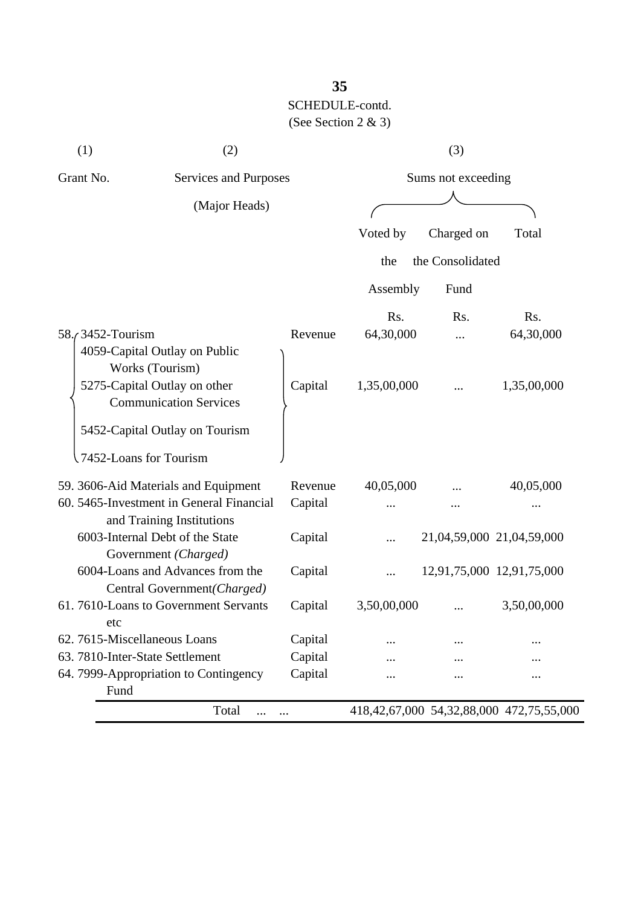**35**

SCHEDULE-contd.

(See Section 2 & 3)

| (1) | (2) | | (3) | | |
|---|---|---|---|---|---|
| Grant No. | Services and Purposes (Major Heads) | | Sums not exceeding | | |
| | | | Voted by the Assembly | Charged on the Consolidated Fund | Total |
| | | | Rs. | Rs. | Rs. |
| 58. | 3452-Tourism | Revenue | 64,30,000 | ... | 64,30,000 |
| | 4059-Capital Outlay on Public Works (Tourism); 5275-Capital Outlay on other Communication Services; 5452-Capital Outlay on Tourism; 7452-Loans for Tourism | Capital | 1,35,00,000 | ... | 1,35,00,000 |
| 59. | 3606-Aid Materials and Equipment | Revenue | 40,05,000 | ... | 40,05,000 |
| 60. | 5465-Investment in General Financial and Training Institutions | Capital | ... | ... | ... |
| | 6003-Internal Debt of the State Government *(Charged)* | Capital | ... | 21,04,59,000 | 21,04,59,000 |
| | 6004-Loans and Advances from the Central Government*(Charged)* | Capital | ... | 12,91,75,000 | 12,91,75,000 |
| 61. | 7610-Loans to Government Servants etc | Capital | 3,50,00,000 | ... | 3,50,00,000 |
| 62. | 7615-Miscellaneous Loans | Capital | ... | ... | ... |
| 63. | 7810-Inter-State Settlement | Capital | ... | ... | ... |
| 64. | 7999-Appropriation to Contingency Fund | Capital | ... | ... | ... |
| | Total ... ... | | 418,42,67,000 | 54,32,88,000 | 472,75,55,000 |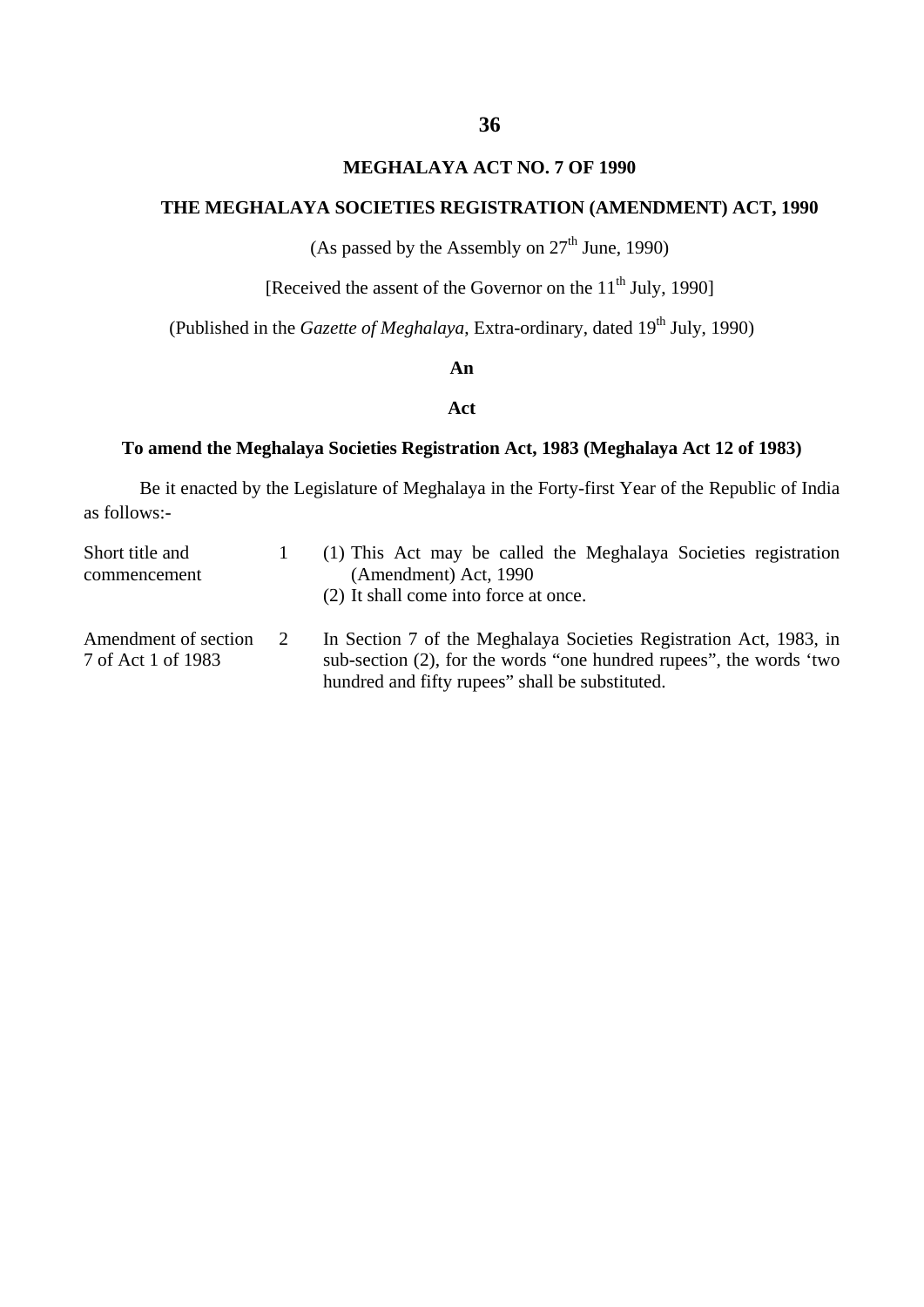# MEGHALAYA ACT NO. 7 OF 1990

## THE MEGHALAYA SOCIETIES REGISTRATION (AMENDMENT) ACT, 1990

(As passed by the Assembly on 27th June, 1990)

[Received the assent of the Governor on the 11th July, 1990]

(Published in the *Gazette of Meghalaya*, Extra-ordinary, dated 19th July, 1990)

**An**

**Act**

**To amend the Meghalaya Societies Registration Act, 1983 (Meghalaya Act 12 of 1983)**

Be it enacted by the Legislature of Meghalaya in the Forty-first Year of the Republic of India as follows:-

| | | |
|---|---|---|
| Short title and commencement | 1 | (1) This Act may be called the Meghalaya Societies registration (Amendment) Act, 1990<br>(2) It shall come into force at once. |
| Amendment of section 7 of Act 1 of 1983 | 2 | In Section 7 of the Meghalaya Societies Registration Act, 1983, in sub-section (2), for the words "one hundred rupees", the words 'two hundred and fifty rupees" shall be substituted. |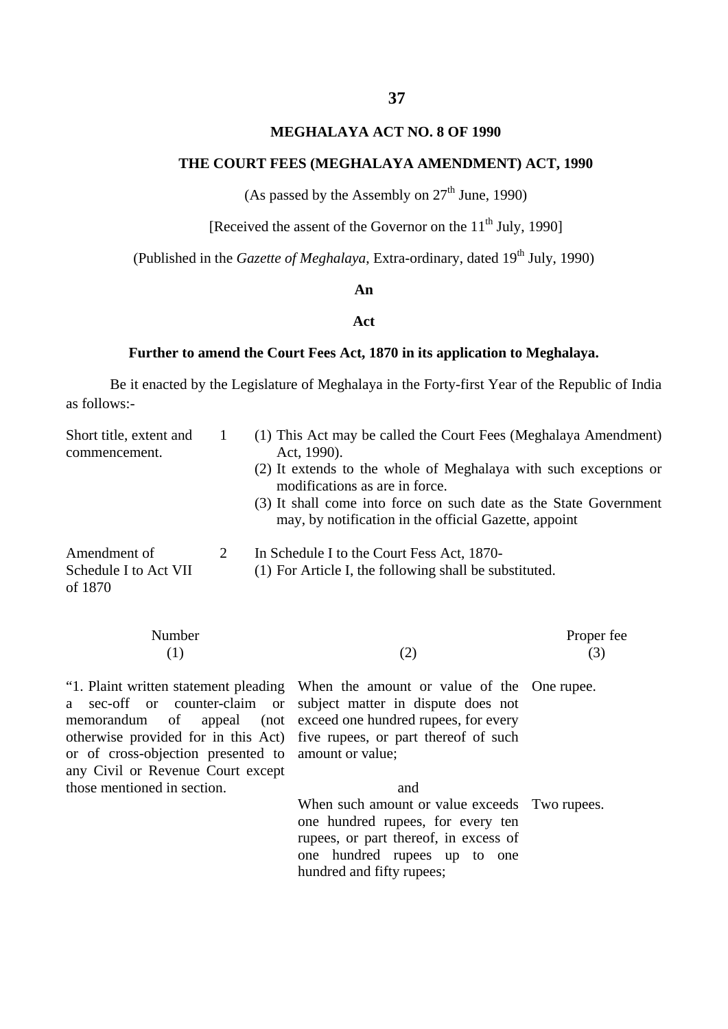# MEGHALAYA ACT NO. 8 OF 1990

## THE COURT FEES (MEGHALAYA AMENDMENT) ACT, 1990

(As passed by the Assembly on 27th June, 1990)

[Received the assent of the Governor on the 11th July, 1990]

(Published in the *Gazette of Meghalaya*, Extra-ordinary, dated 19th July, 1990)

**An**

**Act**

**Further to amend the Court Fees Act, 1870 in its application to Meghalaya.**

Be it enacted by the Legislature of Meghalaya in the Forty-first Year of the Republic of India as follows:-

| | | |
|---|---|---|
| Short title, extent and commencement. | 1 | (1) This Act may be called the Court Fees (Meghalaya Amendment) Act, 1990).<br>(2) It extends to the whole of Meghalaya with such exceptions or modifications as are in force.<br>(3) It shall come into force on such date as the State Government may, by notification in the official Gazette, appoint |
| Amendment of Schedule I to Act VII of 1870 | 2 | In Schedule I to the Court Fess Act, 1870-<br>(1) For Article I, the following shall be substituted. |

| Number<br>(1) | (2) | Proper fee<br>(3) |
|---|---|---|
| "1. Plaint written statement pleading a sec-off or counter-claim or memorandum of appeal (not otherwise provided for in this Act) or of cross-objection presented to any Civil or Revenue Court except those mentioned in section. | When the amount or value of the subject matter in dispute does not exceed one hundred rupees, for every five rupees, or part thereof of such amount or value; | One rupee. |
| | and | |
| | When such amount or value exceeds one hundred rupees, for every ten rupees, or part thereof, in excess of one hundred rupees up to one hundred and fifty rupees; | Two rupees. |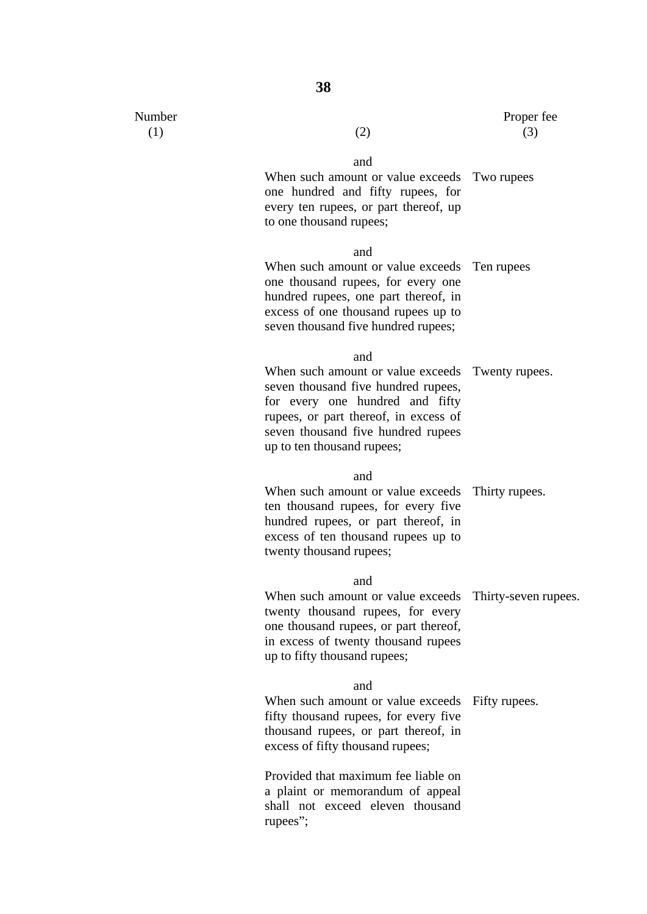| Number (1) | (2) | Proper fee (3) |
|---|---|---|
| | and<br>When such amount or value exceeds one hundred and fifty rupees, for every ten rupees, or part thereof, up to one thousand rupees; | Two rupees |
| | and<br>When such amount or value exceeds one thousand rupees, for every one hundred rupees, one part thereof, in excess of one thousand rupees up to seven thousand five hundred rupees; | Ten rupees |
| | and<br>When such amount or value exceeds seven thousand five hundred rupees, for every one hundred and fifty rupees, or part thereof, in excess of seven thousand five hundred rupees up to ten thousand rupees; | Twenty rupees. |
| | and<br>When such amount or value exceeds ten thousand rupees, for every five hundred rupees, or part thereof, in excess of ten thousand rupees up to twenty thousand rupees; | Thirty rupees. |
| | and<br>When such amount or value exceeds twenty thousand rupees, for every one thousand rupees, or part thereof, in excess of twenty thousand rupees up to fifty thousand rupees; | Thirty-seven rupees. |
| | and<br>When such amount or value exceeds fifty thousand rupees, for every five thousand rupees, or part thereof, in excess of fifty thousand rupees; | Fifty rupees. |
| | Provided that maximum fee liable on a plaint or memorandum of appeal shall not exceed eleven thousand rupees"; | |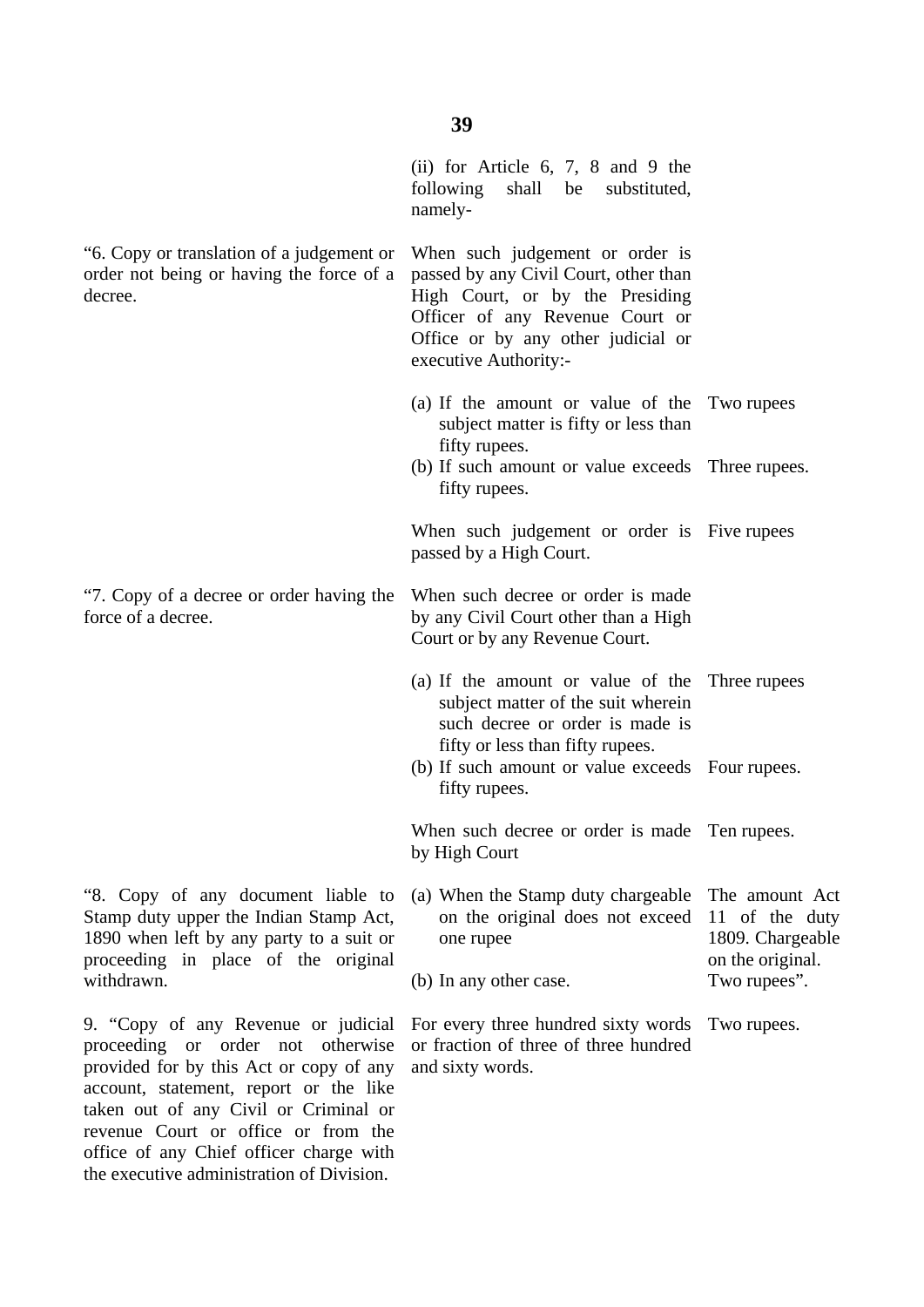(ii) for Article 6, 7, 8 and 9 the following shall be substituted, namely-

| | | |
|---|---|---|
| "6. Copy or translation of a judgement or order not being or having the force of a decree. | When such judgement or order is passed by any Civil Court, other than High Court, or by the Presiding Officer of any Revenue Court or Office or by any other judicial or executive Authority:- | |
| | (a) If the amount or value of the subject matter is fifty or less than fifty rupees. | Two rupees |
| | (b) If such amount or value exceeds fifty rupees. | Three rupees. |
| | When such judgement or order is passed by a High Court. | Five rupees |
| "7. Copy of a decree or order having the force of a decree. | When such decree or order is made by any Civil Court other than a High Court or by any Revenue Court. | |
| | (a) If the amount or value of the subject matter of the suit wherein such decree or order is made is fifty or less than fifty rupees. | Three rupees |
| | (b) If such amount or value exceeds fifty rupees. | Four rupees. |
| | When such decree or order is made by High Court | Ten rupees. |
| "8. Copy of any document liable to Stamp duty upper the Indian Stamp Act, 1890 when left by any party to a suit or proceeding in place of the original withdrawn. | (a) When the Stamp duty chargeable on the original does not exceed one rupee | The amount Act 11 of the duty 1809. Chargeable on the original. |
| | (b) In any other case. | Two rupees". |
| 9. "Copy of any Revenue or judicial proceeding or order not otherwise provided for by this Act or copy of any account, statement, report or the like taken out of any Civil or Criminal or revenue Court or office or from the office of any Chief officer charge with the executive administration of Division. | For every three hundred sixty words or fraction of three of three hundred and sixty words. | Two rupees. |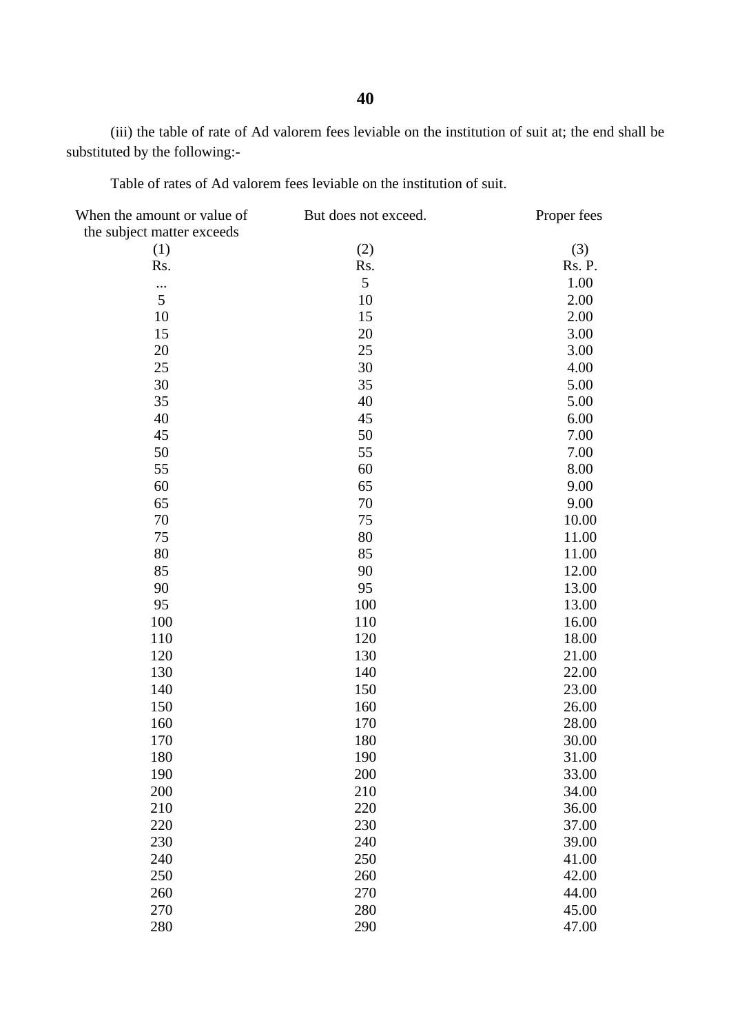(iii) the table of rate of Ad valorem fees leviable on the institution of suit at; the end shall be substituted by the following:-

Table of rates of Ad valorem fees leviable on the institution of suit.

| When the amount or value of the subject matter exceeds | But does not exceed. | Proper fees |
|---|---|---|
| (1) | (2) | (3) |
| Rs. | Rs. | Rs. P. |
| ... | 5 | 1.00 |
| 5 | 10 | 2.00 |
| 10 | 15 | 2.00 |
| 15 | 20 | 3.00 |
| 20 | 25 | 3.00 |
| 25 | 30 | 4.00 |
| 30 | 35 | 5.00 |
| 35 | 40 | 5.00 |
| 40 | 45 | 6.00 |
| 45 | 50 | 7.00 |
| 50 | 55 | 7.00 |
| 55 | 60 | 8.00 |
| 60 | 65 | 9.00 |
| 65 | 70 | 9.00 |
| 70 | 75 | 10.00 |
| 75 | 80 | 11.00 |
| 80 | 85 | 11.00 |
| 85 | 90 | 12.00 |
| 90 | 95 | 13.00 |
| 95 | 100 | 13.00 |
| 100 | 110 | 16.00 |
| 110 | 120 | 18.00 |
| 120 | 130 | 21.00 |
| 130 | 140 | 22.00 |
| 140 | 150 | 23.00 |
| 150 | 160 | 26.00 |
| 160 | 170 | 28.00 |
| 170 | 180 | 30.00 |
| 180 | 190 | 31.00 |
| 190 | 200 | 33.00 |
| 200 | 210 | 34.00 |
| 210 | 220 | 36.00 |
| 220 | 230 | 37.00 |
| 230 | 240 | 39.00 |
| 240 | 250 | 41.00 |
| 250 | 260 | 42.00 |
| 260 | 270 | 44.00 |
| 270 | 280 | 45.00 |
| 280 | 290 | 47.00 |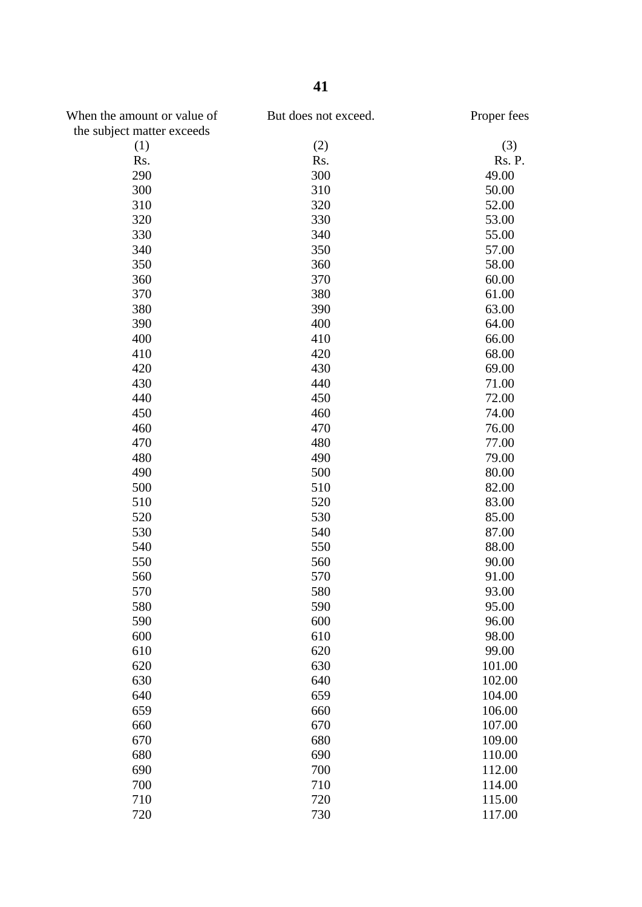| When the amount or value of the subject matter exceeds | But does not exceed. | Proper fees |
|---|---|---|
| (1) | (2) | (3) |
| Rs. | Rs. | Rs. P. |
| 290 | 300 | 49.00 |
| 300 | 310 | 50.00 |
| 310 | 320 | 52.00 |
| 320 | 330 | 53.00 |
| 330 | 340 | 55.00 |
| 340 | 350 | 57.00 |
| 350 | 360 | 58.00 |
| 360 | 370 | 60.00 |
| 370 | 380 | 61.00 |
| 380 | 390 | 63.00 |
| 390 | 400 | 64.00 |
| 400 | 410 | 66.00 |
| 410 | 420 | 68.00 |
| 420 | 430 | 69.00 |
| 430 | 440 | 71.00 |
| 440 | 450 | 72.00 |
| 450 | 460 | 74.00 |
| 460 | 470 | 76.00 |
| 470 | 480 | 77.00 |
| 480 | 490 | 79.00 |
| 490 | 500 | 80.00 |
| 500 | 510 | 82.00 |
| 510 | 520 | 83.00 |
| 520 | 530 | 85.00 |
| 530 | 540 | 87.00 |
| 540 | 550 | 88.00 |
| 550 | 560 | 90.00 |
| 560 | 570 | 91.00 |
| 570 | 580 | 93.00 |
| 580 | 590 | 95.00 |
| 590 | 600 | 96.00 |
| 600 | 610 | 98.00 |
| 610 | 620 | 99.00 |
| 620 | 630 | 101.00 |
| 630 | 640 | 102.00 |
| 640 | 659 | 104.00 |
| 659 | 660 | 106.00 |
| 660 | 670 | 107.00 |
| 670 | 680 | 109.00 |
| 680 | 690 | 110.00 |
| 690 | 700 | 112.00 |
| 700 | 710 | 114.00 |
| 710 | 720 | 115.00 |
| 720 | 730 | 117.00 |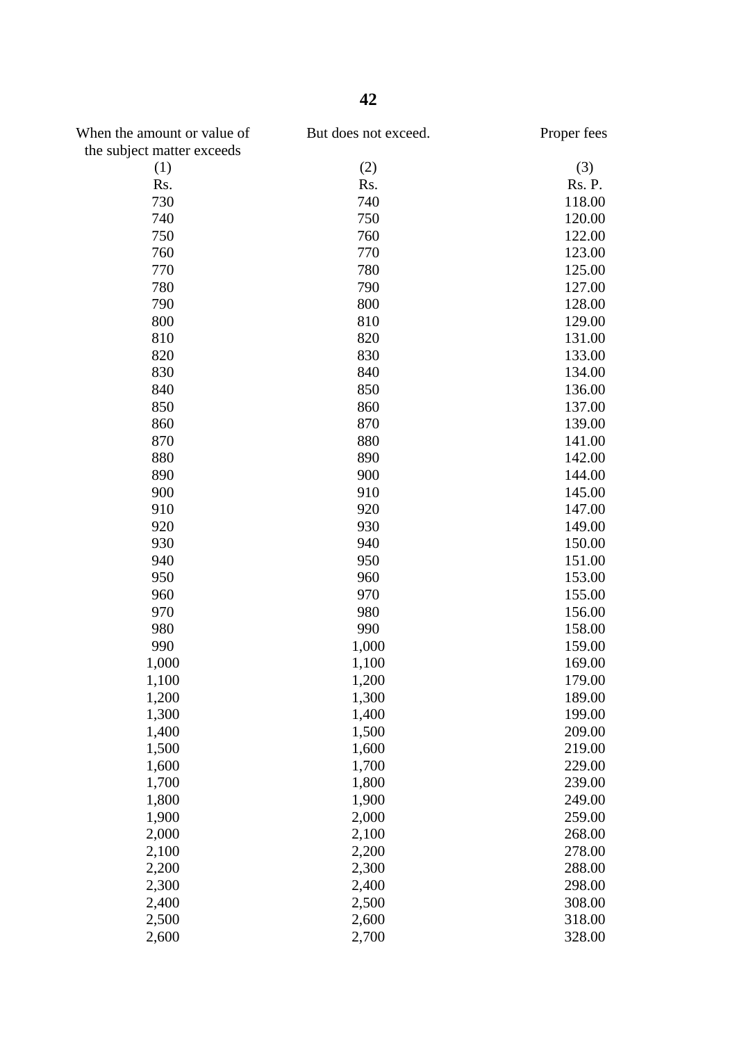| When the amount or value of the subject matter exceeds | But does not exceed. | Proper fees |
|---|---|---|
| (1) | (2) | (3) |
| Rs. | Rs. | Rs. P. |
| 730 | 740 | 118.00 |
| 740 | 750 | 120.00 |
| 750 | 760 | 122.00 |
| 760 | 770 | 123.00 |
| 770 | 780 | 125.00 |
| 780 | 790 | 127.00 |
| 790 | 800 | 128.00 |
| 800 | 810 | 129.00 |
| 810 | 820 | 131.00 |
| 820 | 830 | 133.00 |
| 830 | 840 | 134.00 |
| 840 | 850 | 136.00 |
| 850 | 860 | 137.00 |
| 860 | 870 | 139.00 |
| 870 | 880 | 141.00 |
| 880 | 890 | 142.00 |
| 890 | 900 | 144.00 |
| 900 | 910 | 145.00 |
| 910 | 920 | 147.00 |
| 920 | 930 | 149.00 |
| 930 | 940 | 150.00 |
| 940 | 950 | 151.00 |
| 950 | 960 | 153.00 |
| 960 | 970 | 155.00 |
| 970 | 980 | 156.00 |
| 980 | 990 | 158.00 |
| 990 | 1,000 | 159.00 |
| 1,000 | 1,100 | 169.00 |
| 1,100 | 1,200 | 179.00 |
| 1,200 | 1,300 | 189.00 |
| 1,300 | 1,400 | 199.00 |
| 1,400 | 1,500 | 209.00 |
| 1,500 | 1,600 | 219.00 |
| 1,600 | 1,700 | 229.00 |
| 1,700 | 1,800 | 239.00 |
| 1,800 | 1,900 | 249.00 |
| 1,900 | 2,000 | 259.00 |
| 2,000 | 2,100 | 268.00 |
| 2,100 | 2,200 | 278.00 |
| 2,200 | 2,300 | 288.00 |
| 2,300 | 2,400 | 298.00 |
| 2,400 | 2,500 | 308.00 |
| 2,500 | 2,600 | 318.00 |
| 2,600 | 2,700 | 328.00 |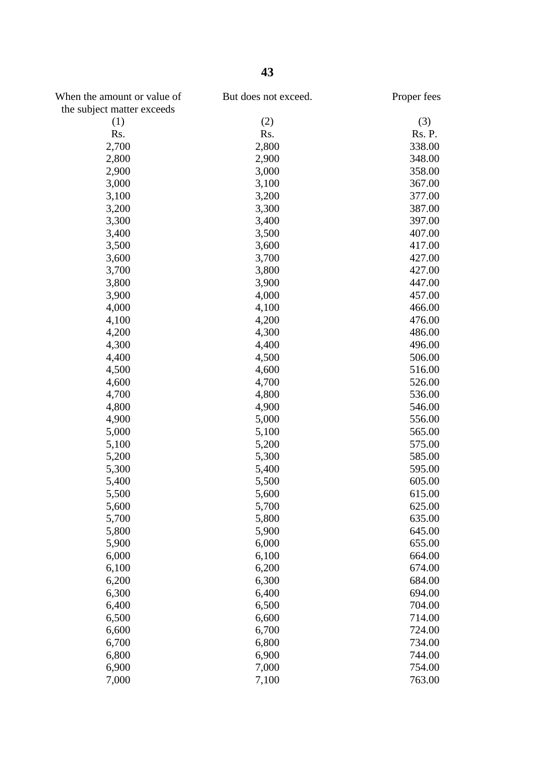| When the amount or value of the subject matter exceeds | But does not exceed. | Proper fees |
|---|---|---|
| (1) | (2) | (3) |
| Rs. | Rs. | Rs. P. |
| 2,700 | 2,800 | 338.00 |
| 2,800 | 2,900 | 348.00 |
| 2,900 | 3,000 | 358.00 |
| 3,000 | 3,100 | 367.00 |
| 3,100 | 3,200 | 377.00 |
| 3,200 | 3,300 | 387.00 |
| 3,300 | 3,400 | 397.00 |
| 3,400 | 3,500 | 407.00 |
| 3,500 | 3,600 | 417.00 |
| 3,600 | 3,700 | 427.00 |
| 3,700 | 3,800 | 427.00 |
| 3,800 | 3,900 | 447.00 |
| 3,900 | 4,000 | 457.00 |
| 4,000 | 4,100 | 466.00 |
| 4,100 | 4,200 | 476.00 |
| 4,200 | 4,300 | 486.00 |
| 4,300 | 4,400 | 496.00 |
| 4,400 | 4,500 | 506.00 |
| 4,500 | 4,600 | 516.00 |
| 4,600 | 4,700 | 526.00 |
| 4,700 | 4,800 | 536.00 |
| 4,800 | 4,900 | 546.00 |
| 4,900 | 5,000 | 556.00 |
| 5,000 | 5,100 | 565.00 |
| 5,100 | 5,200 | 575.00 |
| 5,200 | 5,300 | 585.00 |
| 5,300 | 5,400 | 595.00 |
| 5,400 | 5,500 | 605.00 |
| 5,500 | 5,600 | 615.00 |
| 5,600 | 5,700 | 625.00 |
| 5,700 | 5,800 | 635.00 |
| 5,800 | 5,900 | 645.00 |
| 5,900 | 6,000 | 655.00 |
| 6,000 | 6,100 | 664.00 |
| 6,100 | 6,200 | 674.00 |
| 6,200 | 6,300 | 684.00 |
| 6,300 | 6,400 | 694.00 |
| 6,400 | 6,500 | 704.00 |
| 6,500 | 6,600 | 714.00 |
| 6,600 | 6,700 | 724.00 |
| 6,700 | 6,800 | 734.00 |
| 6,800 | 6,900 | 744.00 |
| 6,900 | 7,000 | 754.00 |
| 7,000 | 7,100 | 763.00 |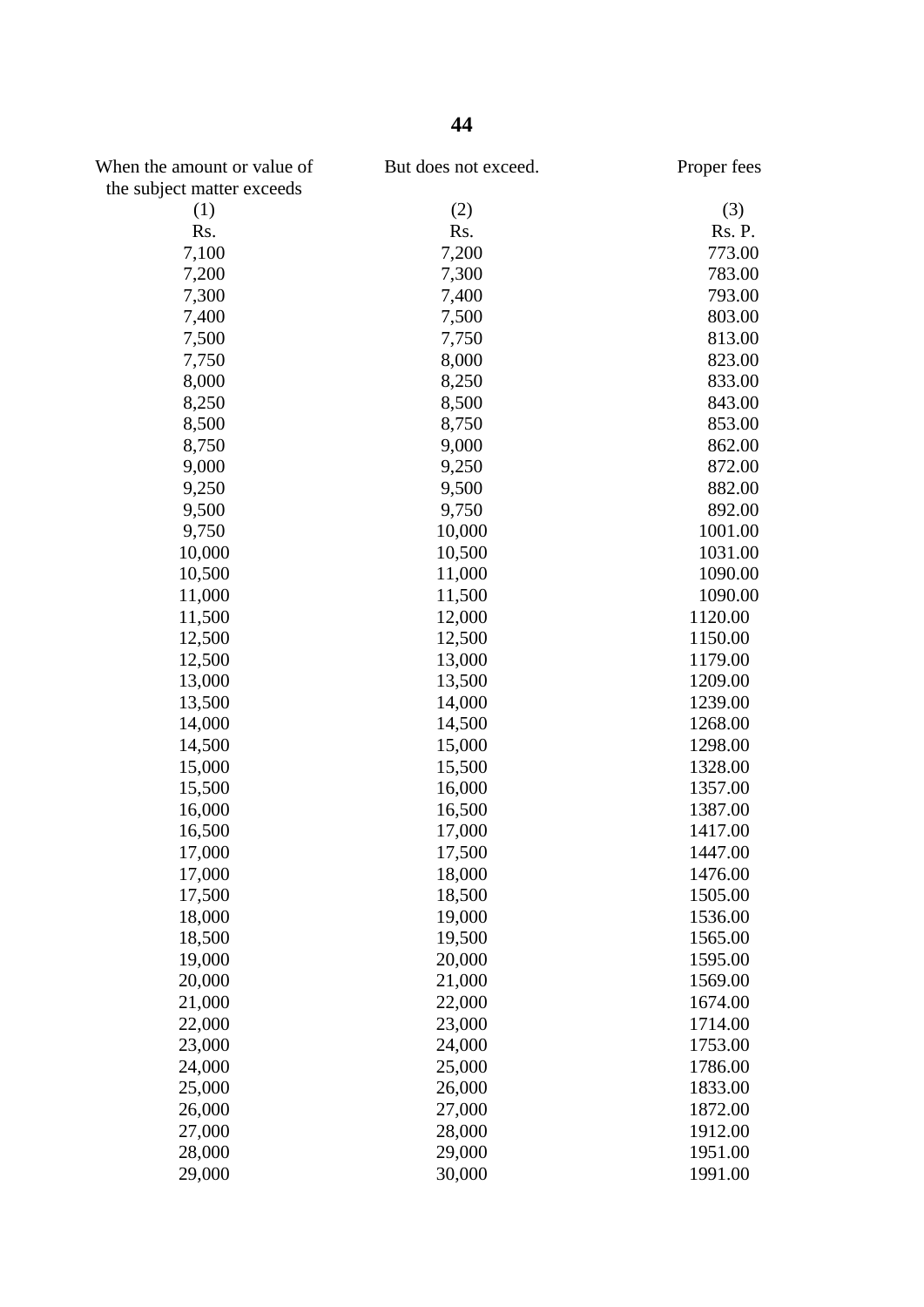| When the amount or value of the subject matter exceeds | But does not exceed. | Proper fees |
|---|---|---|
| (1) | (2) | (3) |
| Rs. | Rs. | Rs. P. |
| 7,100 | 7,200 | 773.00 |
| 7,200 | 7,300 | 783.00 |
| 7,300 | 7,400 | 793.00 |
| 7,400 | 7,500 | 803.00 |
| 7,500 | 7,750 | 813.00 |
| 7,750 | 8,000 | 823.00 |
| 8,000 | 8,250 | 833.00 |
| 8,250 | 8,500 | 843.00 |
| 8,500 | 8,750 | 853.00 |
| 8,750 | 9,000 | 862.00 |
| 9,000 | 9,250 | 872.00 |
| 9,250 | 9,500 | 882.00 |
| 9,500 | 9,750 | 892.00 |
| 9,750 | 10,000 | 1001.00 |
| 10,000 | 10,500 | 1031.00 |
| 10,500 | 11,000 | 1090.00 |
| 11,000 | 11,500 | 1090.00 |
| 11,500 | 12,000 | 1120.00 |
| 12,500 | 12,500 | 1150.00 |
| 12,500 | 13,000 | 1179.00 |
| 13,000 | 13,500 | 1209.00 |
| 13,500 | 14,000 | 1239.00 |
| 14,000 | 14,500 | 1268.00 |
| 14,500 | 15,000 | 1298.00 |
| 15,000 | 15,500 | 1328.00 |
| 15,500 | 16,000 | 1357.00 |
| 16,000 | 16,500 | 1387.00 |
| 16,500 | 17,000 | 1417.00 |
| 17,000 | 17,500 | 1447.00 |
| 17,000 | 18,000 | 1476.00 |
| 17,500 | 18,500 | 1505.00 |
| 18,000 | 19,000 | 1536.00 |
| 18,500 | 19,500 | 1565.00 |
| 19,000 | 20,000 | 1595.00 |
| 20,000 | 21,000 | 1569.00 |
| 21,000 | 22,000 | 1674.00 |
| 22,000 | 23,000 | 1714.00 |
| 23,000 | 24,000 | 1753.00 |
| 24,000 | 25,000 | 1786.00 |
| 25,000 | 26,000 | 1833.00 |
| 26,000 | 27,000 | 1872.00 |
| 27,000 | 28,000 | 1912.00 |
| 28,000 | 29,000 | 1951.00 |
| 29,000 | 30,000 | 1991.00 |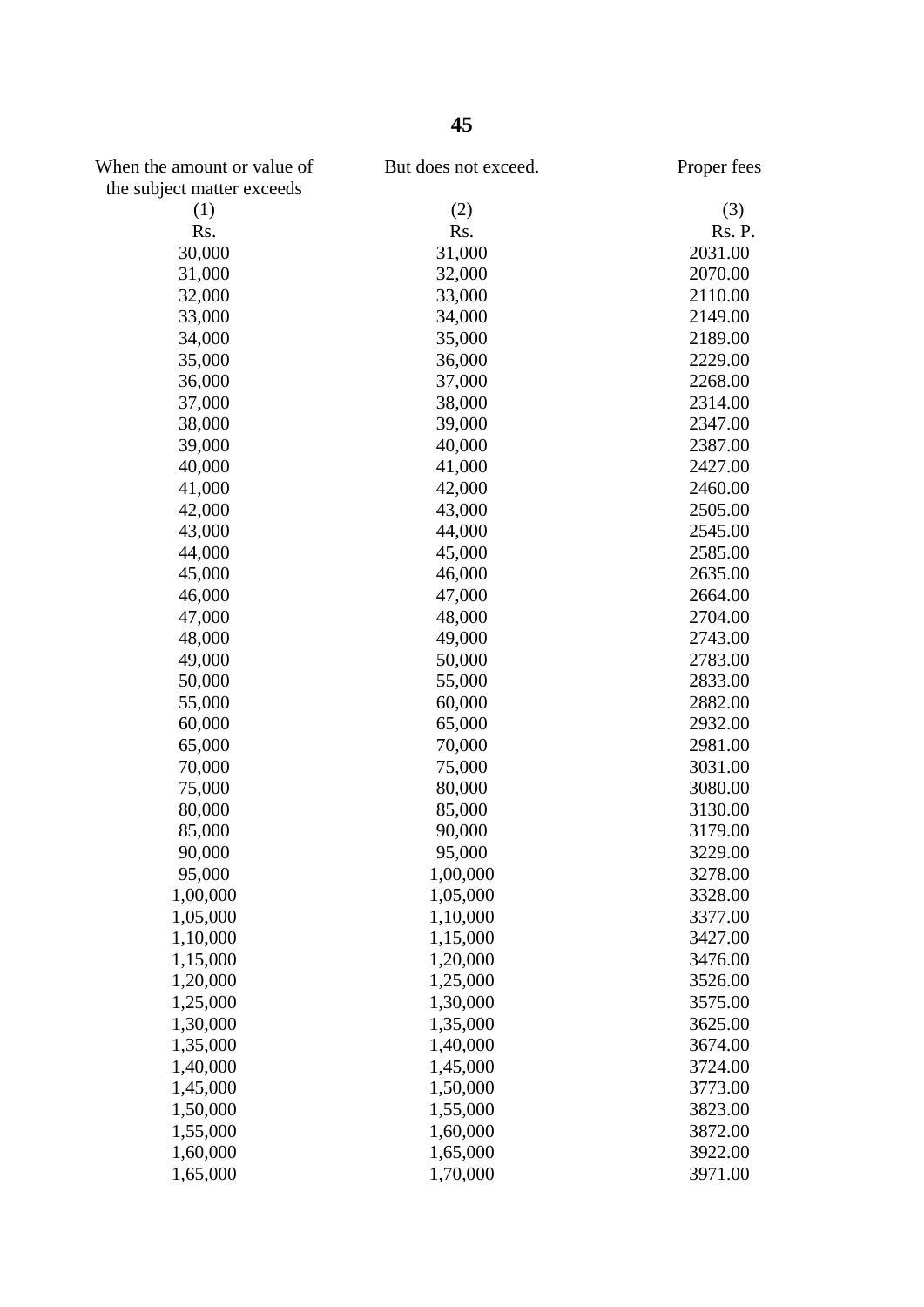| When the amount or value of the subject matter exceeds | But does not exceed. | Proper fees |
|---|---|---|
| (1) | (2) | (3) |
| Rs. | Rs. | Rs. P. |
| 30,000 | 31,000 | 2031.00 |
| 31,000 | 32,000 | 2070.00 |
| 32,000 | 33,000 | 2110.00 |
| 33,000 | 34,000 | 2149.00 |
| 34,000 | 35,000 | 2189.00 |
| 35,000 | 36,000 | 2229.00 |
| 36,000 | 37,000 | 2268.00 |
| 37,000 | 38,000 | 2314.00 |
| 38,000 | 39,000 | 2347.00 |
| 39,000 | 40,000 | 2387.00 |
| 40,000 | 41,000 | 2427.00 |
| 41,000 | 42,000 | 2460.00 |
| 42,000 | 43,000 | 2505.00 |
| 43,000 | 44,000 | 2545.00 |
| 44,000 | 45,000 | 2585.00 |
| 45,000 | 46,000 | 2635.00 |
| 46,000 | 47,000 | 2664.00 |
| 47,000 | 48,000 | 2704.00 |
| 48,000 | 49,000 | 2743.00 |
| 49,000 | 50,000 | 2783.00 |
| 50,000 | 55,000 | 2833.00 |
| 55,000 | 60,000 | 2882.00 |
| 60,000 | 65,000 | 2932.00 |
| 65,000 | 70,000 | 2981.00 |
| 70,000 | 75,000 | 3031.00 |
| 75,000 | 80,000 | 3080.00 |
| 80,000 | 85,000 | 3130.00 |
| 85,000 | 90,000 | 3179.00 |
| 90,000 | 95,000 | 3229.00 |
| 95,000 | 1,00,000 | 3278.00 |
| 1,00,000 | 1,05,000 | 3328.00 |
| 1,05,000 | 1,10,000 | 3377.00 |
| 1,10,000 | 1,15,000 | 3427.00 |
| 1,15,000 | 1,20,000 | 3476.00 |
| 1,20,000 | 1,25,000 | 3526.00 |
| 1,25,000 | 1,30,000 | 3575.00 |
| 1,30,000 | 1,35,000 | 3625.00 |
| 1,35,000 | 1,40,000 | 3674.00 |
| 1,40,000 | 1,45,000 | 3724.00 |
| 1,45,000 | 1,50,000 | 3773.00 |
| 1,50,000 | 1,55,000 | 3823.00 |
| 1,55,000 | 1,60,000 | 3872.00 |
| 1,60,000 | 1,65,000 | 3922.00 |
| 1,65,000 | 1,70,000 | 3971.00 |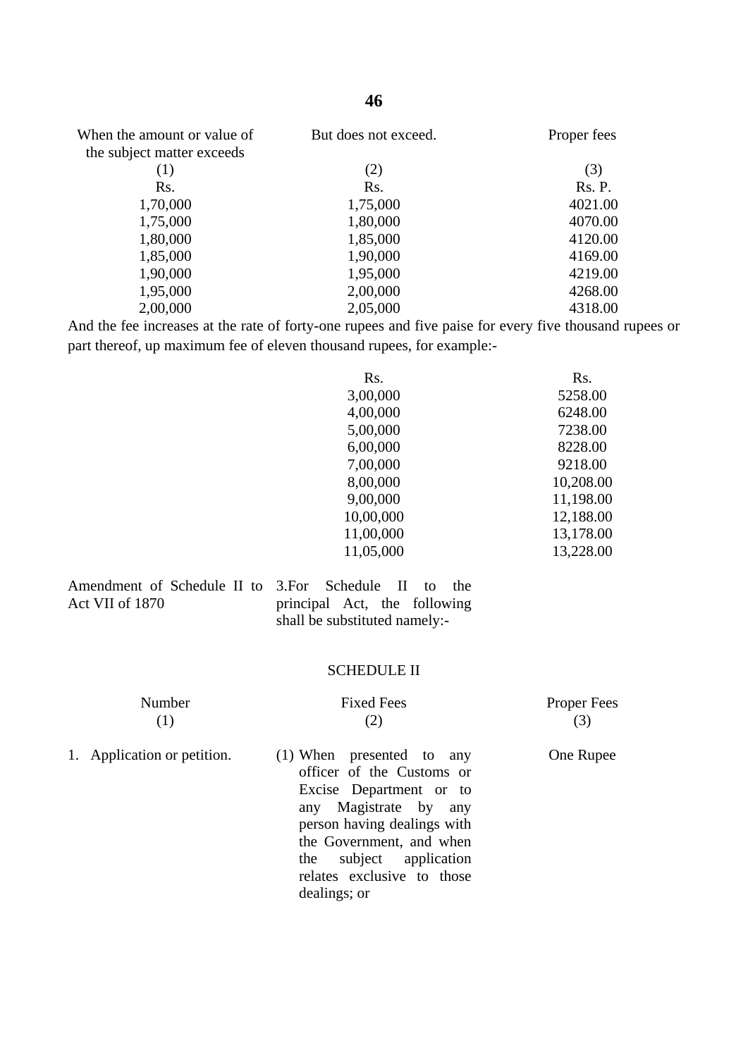| When the amount or value of the subject matter exceeds | But does not exceed. | Proper fees |
|---|---|---|
| (1) | (2) | (3) |
| Rs. | Rs. | Rs. P. |
| 1,70,000 | 1,75,000 | 4021.00 |
| 1,75,000 | 1,80,000 | 4070.00 |
| 1,80,000 | 1,85,000 | 4120.00 |
| 1,85,000 | 1,90,000 | 4169.00 |
| 1,90,000 | 1,95,000 | 4219.00 |
| 1,95,000 | 2,00,000 | 4268.00 |
| 2,00,000 | 2,05,000 | 4318.00 |

And the fee increases at the rate of forty-one rupees and five paise for every five thousand rupees or part thereof, up maximum fee of eleven thousand rupees, for example:-

| Rs. | Rs. |
|---|---|
| 3,00,000 | 5258.00 |
| 4,00,000 | 6248.00 |
| 5,00,000 | 7238.00 |
| 6,00,000 | 8228.00 |
| 7,00,000 | 9218.00 |
| 8,00,000 | 10,208.00 |
| 9,00,000 | 11,198.00 |
| 10,00,000 | 12,188.00 |
| 11,00,000 | 13,178.00 |
| 11,05,000 | 13,228.00 |

Amendment of Schedule II to Act VII of 1870

3.For Schedule II to the principal Act, the following shall be substituted namely:-

SCHEDULE II

| Number | Fixed Fees | Proper Fees |
|---|---|---|
| (1) | (2) | (3) |
| 1. Application or petition. | (1) When presented to any officer of the Customs or Excise Department or to any Magistrate by any person having dealings with the Government, and when the subject application relates exclusive to those dealings; or | One Rupee |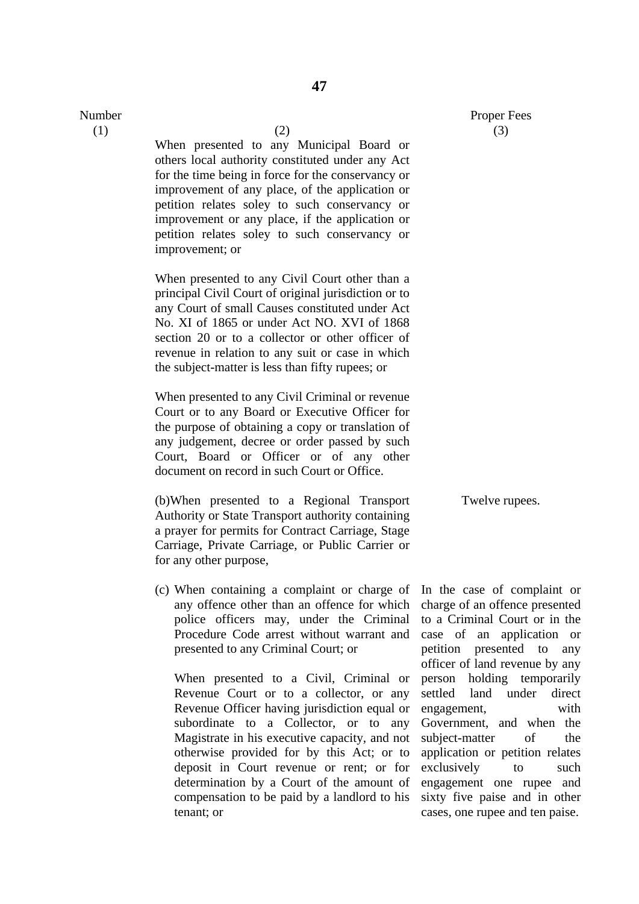| Number (1) | (2) | Proper Fees (3) |
|---|---|---|
| | When presented to any Municipal Board or others local authority constituted under any Act for the time being in force for the conservancy or improvement of any place, of the application or petition relates soley to such conservancy or improvement or any place, if the application or petition relates soley to such conservancy or improvement; or | |
| | When presented to any Civil Court other than a principal Civil Court of original jurisdiction or to any Court of small Causes constituted under Act No. XI of 1865 or under Act NO. XVI of 1868 section 20 or to a collector or other officer of revenue in relation to any suit or case in which the subject-matter is less than fifty rupees; or | |
| | When presented to any Civil Criminal or revenue Court or to any Board or Executive Officer for the purpose of obtaining a copy or translation of any judgement, decree or order passed by such Court, Board or Officer or of any other document on record in such Court or Office. | |
| | (b)When presented to a Regional Transport Authority or State Transport authority containing a prayer for permits for Contract Carriage, Stage Carriage, Private Carriage, or Public Carrier or for any other purpose, | Twelve rupees. |
| | (c) When containing a complaint or charge of any offence other than an offence for which police officers may, under the Criminal Procedure Code arrest without warrant and presented to any Criminal Court; or<br><br>When presented to a Civil, Criminal or Revenue Court or to a collector, or any Revenue Officer having jurisdiction equal or subordinate to a Collector, or to any Magistrate in his executive capacity, and not otherwise provided for by this Act; or to deposit in Court revenue or rent; or for determination by a Court of the amount of compensation to be paid by a landlord to his tenant; or | In the case of complaint or charge of an offence presented to a Criminal Court or in the case of an application or petition presented to any officer of land revenue by any person holding temporarily settled land under direct engagement, with Government, and when the subject-matter of the application or petition relates exclusively to such engagement one rupee and sixty five paise and in other cases, one rupee and ten paise. |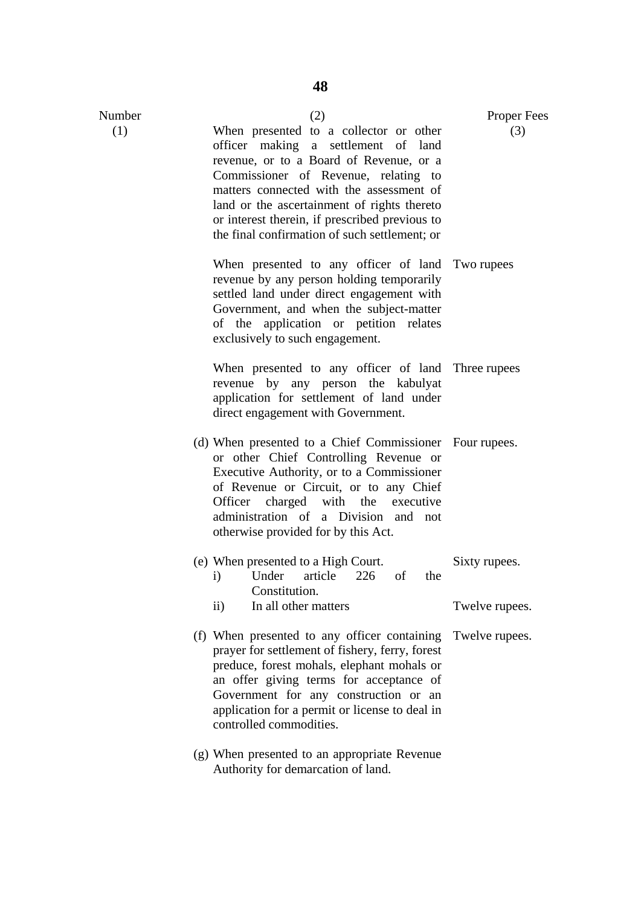| Number (1) | (2) | Proper Fees (3) |
| --- | --- | --- |
| | When presented to a collector or other officer making a settlement of land revenue, or to a Board of Revenue, or a Commissioner of Revenue, relating to matters connected with the assessment of land or the ascertainment of rights thereto or interest therein, if prescribed previous to the final confirmation of such settlement; or | |
| | When presented to any officer of land revenue by any person holding temporarily settled land under direct engagement with Government, and when the subject-matter of the application or petition relates exclusively to such engagement. | Two rupees |
| | When presented to any officer of land revenue by any person the kabulyat application for settlement of land under direct engagement with Government. | Three rupees |
| | (d) When presented to a Chief Commissioner or other Chief Controlling Revenue or Executive Authority, or to a Commissioner of Revenue or Circuit, or to any Chief Officer charged with the executive administration of a Division and not otherwise provided for by this Act. | Four rupees. |
| | (e) When presented to a High Court. | |
| | i) Under article 226 of the Constitution. | Sixty rupees. |
| | ii) In all other matters | Twelve rupees. |
| | (f) When presented to any officer containing prayer for settlement of fishery, ferry, forest preduce, forest mohals, elephant mohals or an offer giving terms for acceptance of Government for any construction or an application for a permit or license to deal in controlled commodities. | Twelve rupees. |
| | (g) When presented to an appropriate Revenue Authority for demarcation of land. | |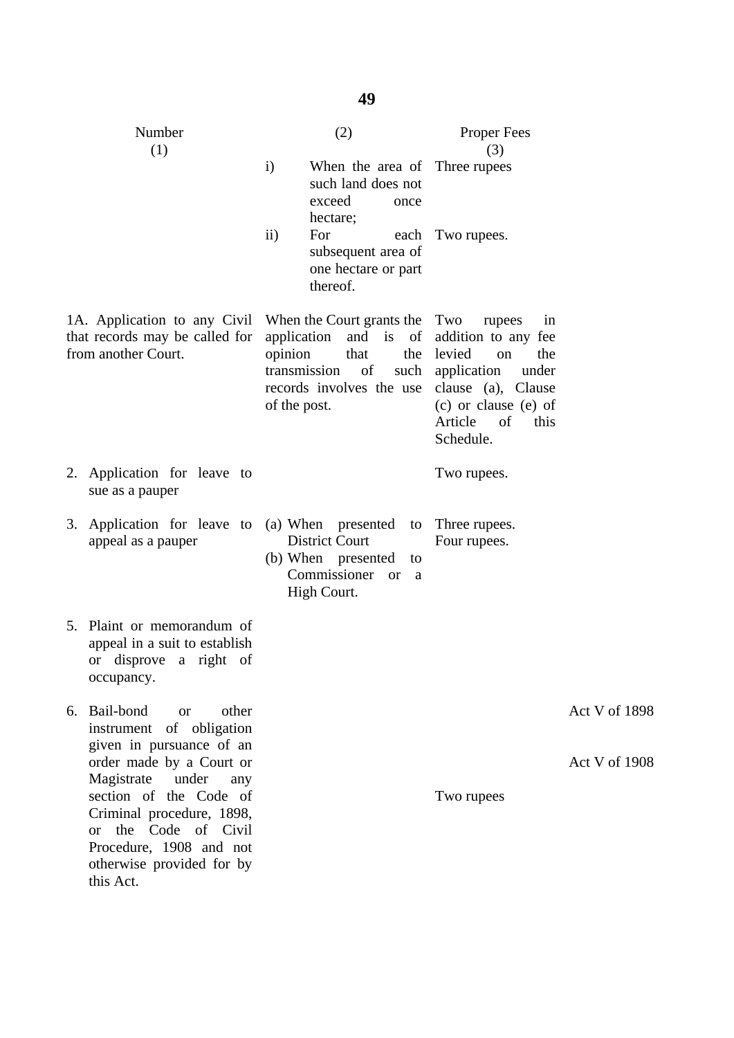| Number (1) | (2) | Proper Fees (3) | |
|---|---|---|---|
| | i) When the area of such land does not exceed once hectare; | Three rupees | |
| | ii) For each subsequent area of one hectare or part thereof. | Two rupees. | |
| 1A. Application to any Civil that records may be called for from another Court. | When the Court grants the application and is of opinion that the transmission of such records involves the use of the post. | Two rupees in addition to any fee levied on the application under clause (a), Clause (c) or clause (e) of Article of this Schedule. | |
| 2. Application for leave to sue as a pauper | | Two rupees. | |
| 3. Application for leave to appeal as a pauper | (a) When presented to District Court<br>(b) When presented to Commissioner or a High Court. | Three rupees.<br>Four rupees. | |
| 5. Plaint or memorandum of appeal in a suit to establish or disprove a right of occupancy. | | | |
| 6. Bail-bond or other instrument of obligation given in pursuance of an order made by a Court or Magistrate under any section of the Code of Criminal procedure, 1898, or the Code of Civil Procedure, 1908 and not otherwise provided for by this Act. | | Two rupees | Act V of 1898<br>Act V of 1908 |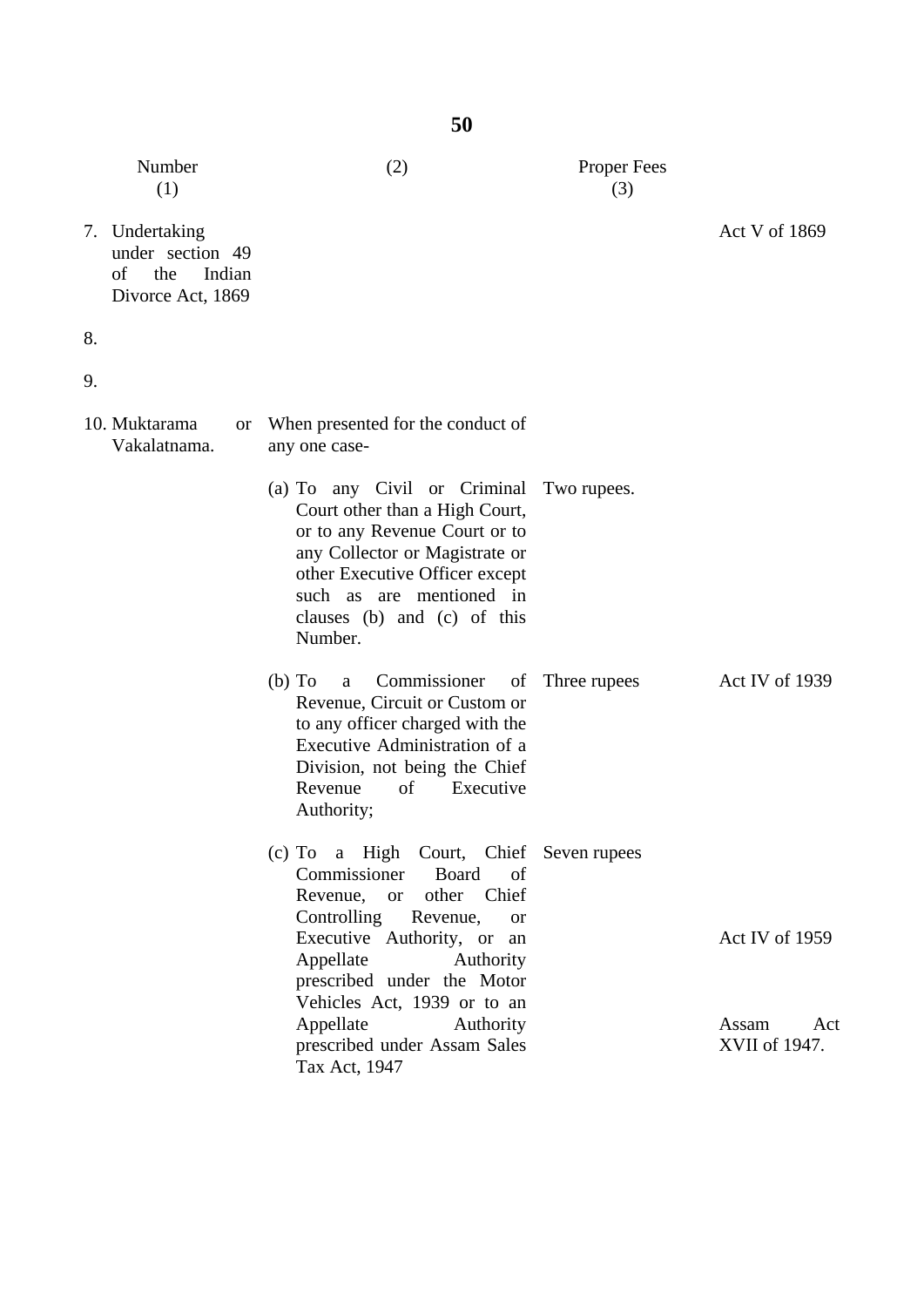| Number (1) | (2) | Proper Fees (3) | |
|---|---|---|---|
| 7. Undertaking under section 49 of the Indian Divorce Act, 1869 | | | Act V of 1869 |
| 8. | | | |
| 9. | | | |
| 10. Muktarama or Vakalatnama. | When presented for the conduct of any one case- | | |
| | (a) To any Civil or Criminal Court other than a High Court, or to any Revenue Court or to any Collector or Magistrate or other Executive Officer except such as are mentioned in clauses (b) and (c) of this Number. | Two rupees. | |
| | (b) To a Commissioner of Revenue, Circuit or Custom or to any officer charged with the Executive Administration of a Division, not being the Chief Revenue of Executive Authority; | Three rupees | Act IV of 1939 |
| | (c) To a High Court, Chief Commissioner Board of Revenue, or other Chief Controlling Revenue, or Executive Authority, or an Appellate Authority prescribed under the Motor Vehicles Act, 1939 or to an Appellate Authority prescribed under Assam Sales Tax Act, 1947 | Seven rupees | Act IV of 1959<br><br>Assam Act XVII of 1947. |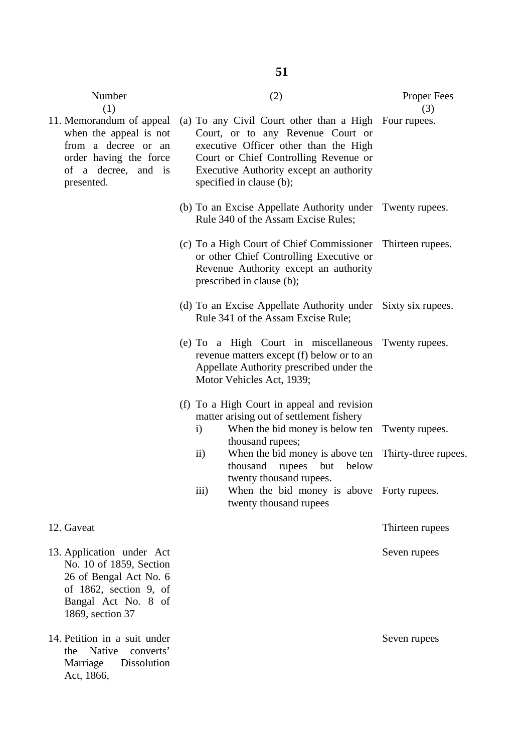| Number (1) | (2) | Proper Fees (3) |
|---|---|---|
| 11. Memorandum of appeal when the appeal is not from a decree or an order having the force of a decree, and is presented. | (a) To any Civil Court other than a High Court, or to any Revenue Court or executive Officer other than the High Court or Chief Controlling Revenue or Executive Authority except an authority specified in clause (b); | Four rupees. |
| | (b) To an Excise Appellate Authority under Rule 340 of the Assam Excise Rules; | Twenty rupees. |
| | (c) To a High Court of Chief Commissioner or other Chief Controlling Executive or Revenue Authority except an authority prescribed in clause (b); | Thirteen rupees. |
| | (d) To an Excise Appellate Authority under Rule 341 of the Assam Excise Rule; | Sixty six rupees. |
| | (e) To a High Court in miscellaneous revenue matters except (f) below or to an Appellate Authority prescribed under the Motor Vehicles Act, 1939; | Twenty rupees. |
| | (f) To a High Court in appeal and revision matter arising out of settlement fishery | |
| | i) When the bid money is below ten thousand rupees; | Twenty rupees. |
| | ii) When the bid money is above ten thousand rupees but below twenty thousand rupees. | Thirty-three rupees. |
| | iii) When the bid money is above twenty thousand rupees | Forty rupees. |
| 12. Gaveat | | Thirteen rupees |
| 13. Application under Act No. 10 of 1859, Section 26 of Bengal Act No. 6 of 1862, section 9, of Bangal Act No. 8 of 1869, section 37 | | Seven rupees |
| 14. Petition in a suit under the Native converts' Marriage Dissolution Act, 1866, | | Seven rupees |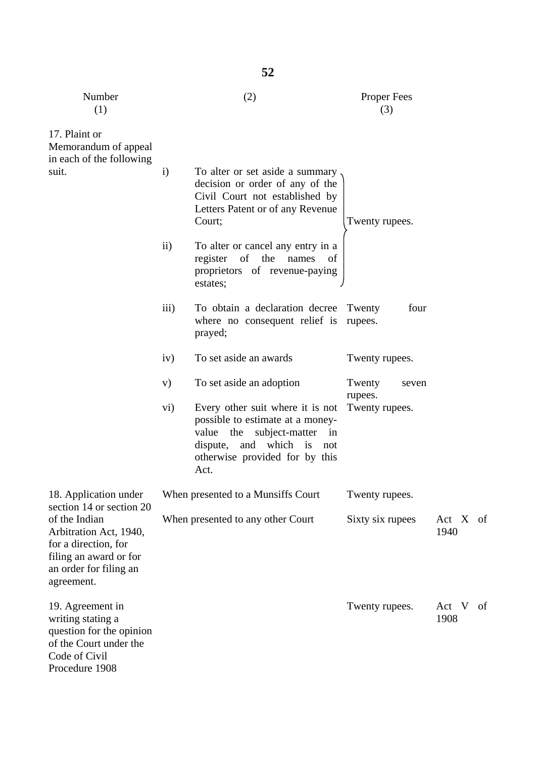| Number (1) | | (2) | Proper Fees (3) | |
|---|---|---|---|---|
| 17. Plaint or Memorandum of appeal in each of the following suit. | i) | To alter or set aside a summary decision or order of any of the Civil Court not established by Letters Patent or of any Revenue Court; | Twenty rupees. | |
| | ii) | To alter or cancel any entry in a register of the names of proprietors of revenue-paying estates; | Twenty rupees. | |
| | iii) | To obtain a declaration decree where no consequent relief is prayed; | Twenty four rupees. | |
| | iv) | To set aside an awards | Twenty rupees. | |
| | v) | To set aside an adoption | Twenty seven rupees. | |
| | vi) | Every other suit where it is not possible to estimate at a money-value the subject-matter in dispute, and which is not otherwise provided for by this Act. | Twenty rupees. | |
| 18. Application under section 14 or section 20 of the Indian Arbitration Act, 1940, for a direction, for filing an award or for an order for filing an agreement. | | When presented to a Munsiffs Court | Twenty rupees. | |
| | | When presented to any other Court | Sixty six rupees | Act X of 1940 |
| 19. Agreement in writing stating a question for the opinion of the Court under the Code of Civil Procedure 1908 | | | Twenty rupees. | Act V of 1908 |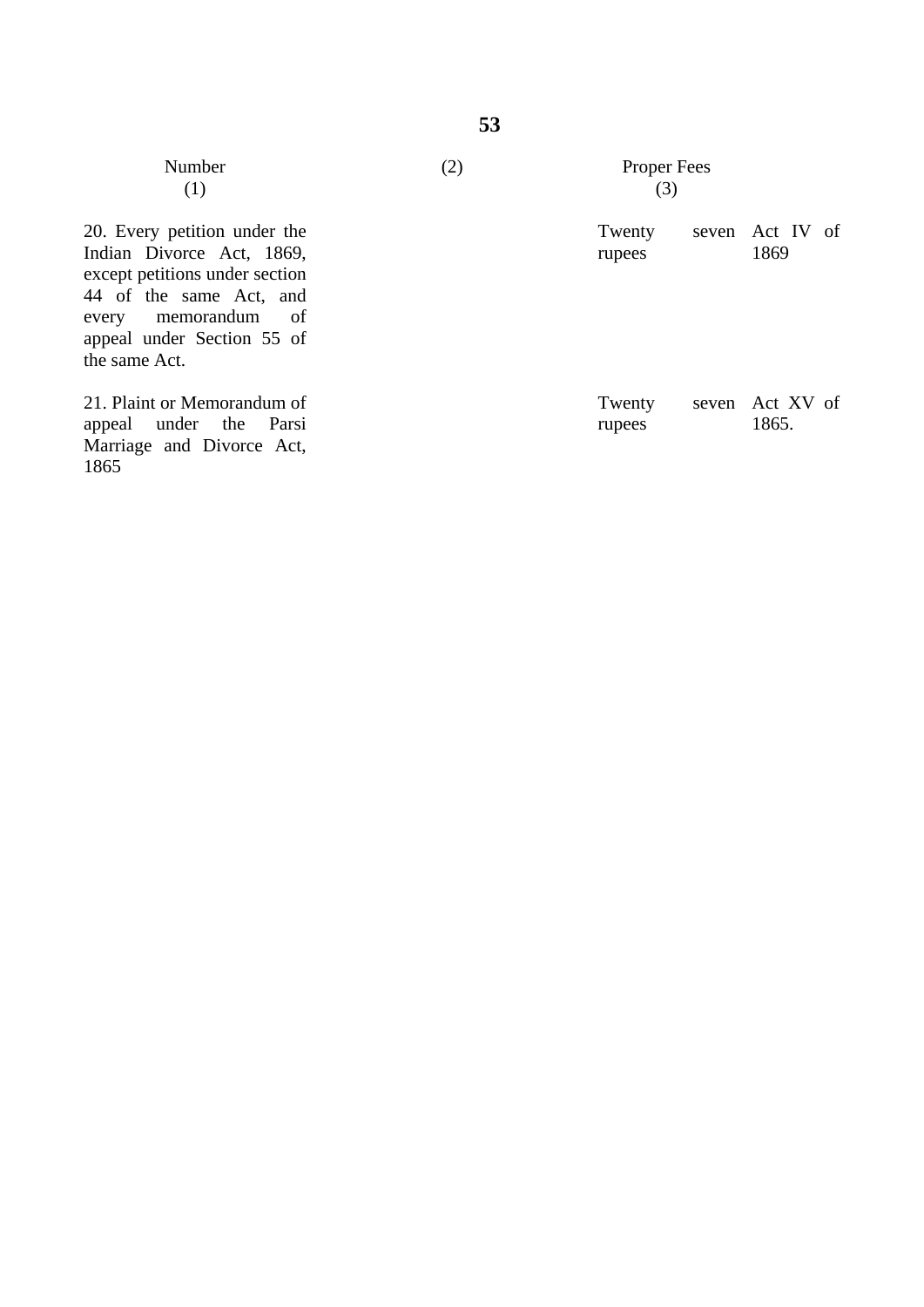| Number (1) | (2) | Proper Fees (3) | |
|---|---|---|---|
| 20. Every petition under the Indian Divorce Act, 1869, except petitions under section 44 of the same Act, and every memorandum of appeal under Section 55 of the same Act. | | Twenty seven rupees | Act IV of 1869 |
| 21. Plaint or Memorandum of appeal under the Parsi Marriage and Divorce Act, 1865 | | Twenty seven rupees | Act XV of 1865. |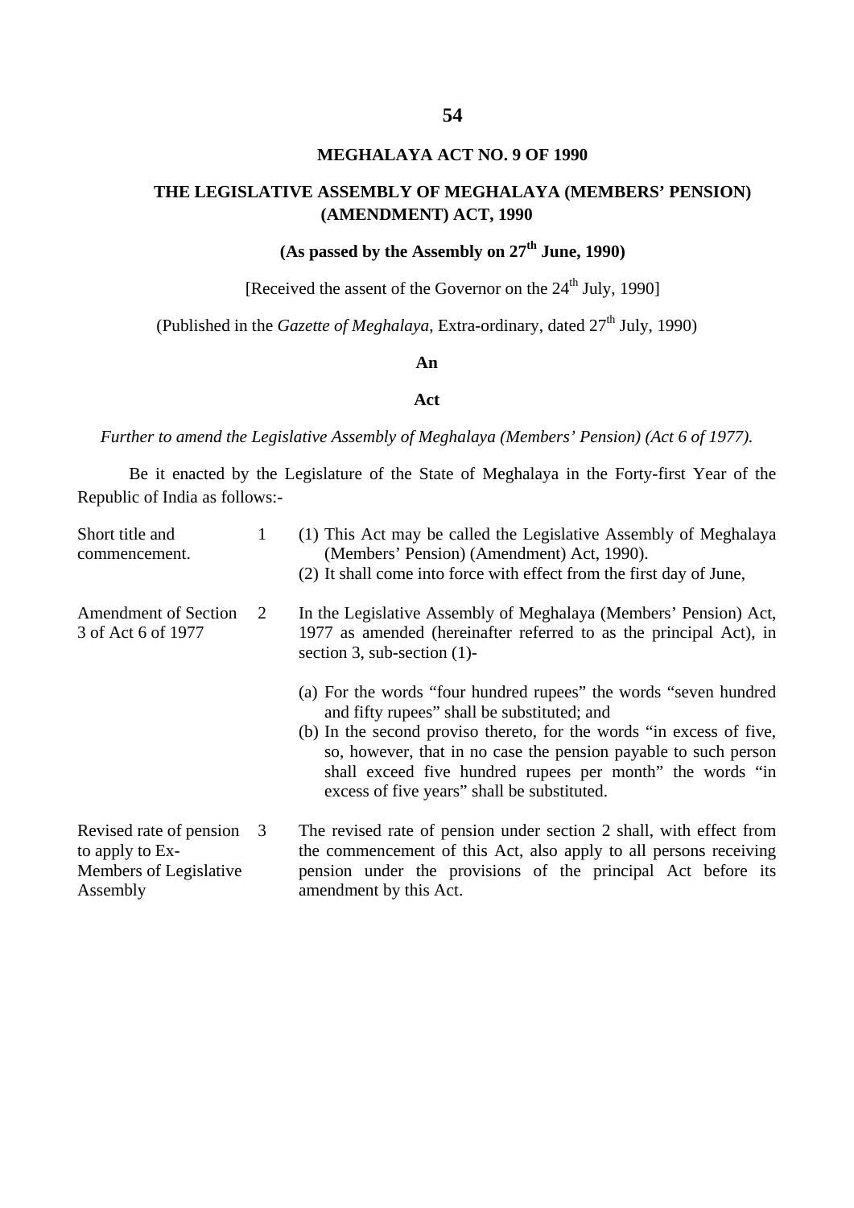# MEGHALAYA ACT NO. 9 OF 1990

## THE LEGISLATIVE ASSEMBLY OF MEGHALAYA (MEMBERS' PENSION) (AMENDMENT) ACT, 1990

**(As passed by the Assembly on 27th June, 1990)**

[Received the assent of the Governor on the 24th July, 1990]

(Published in the *Gazette of Meghalaya*, Extra-ordinary, dated 27th July, 1990)

**An**

**Act**

*Further to amend the Legislative Assembly of Meghalaya (Members' Pension) (Act 6 of 1977).*

Be it enacted by the Legislature of the State of Meghalaya in the Forty-first Year of the Republic of India as follows:-

Short title and commencement.

1 (1) This Act may be called the Legislative Assembly of Meghalaya (Members' Pension) (Amendment) Act, 1990).
(2) It shall come into force with effect from the first day of June,

Amendment of Section 3 of Act 6 of 1977

2 In the Legislative Assembly of Meghalaya (Members' Pension) Act, 1977 as amended (hereinafter referred to as the principal Act), in section 3, sub-section (1)-

(a) For the words "four hundred rupees" the words "seven hundred and fifty rupees" shall be substituted; and
(b) In the second proviso thereto, for the words "in excess of five, so, however, that in no case the pension payable to such person shall exceed five hundred rupees per month" the words "in excess of five years" shall be substituted.

Revised rate of pension to apply to Ex-Members of Legislative Assembly

3 The revised rate of pension under section 2 shall, with effect from the commencement of this Act, also apply to all persons receiving pension under the provisions of the principal Act before its amendment by this Act.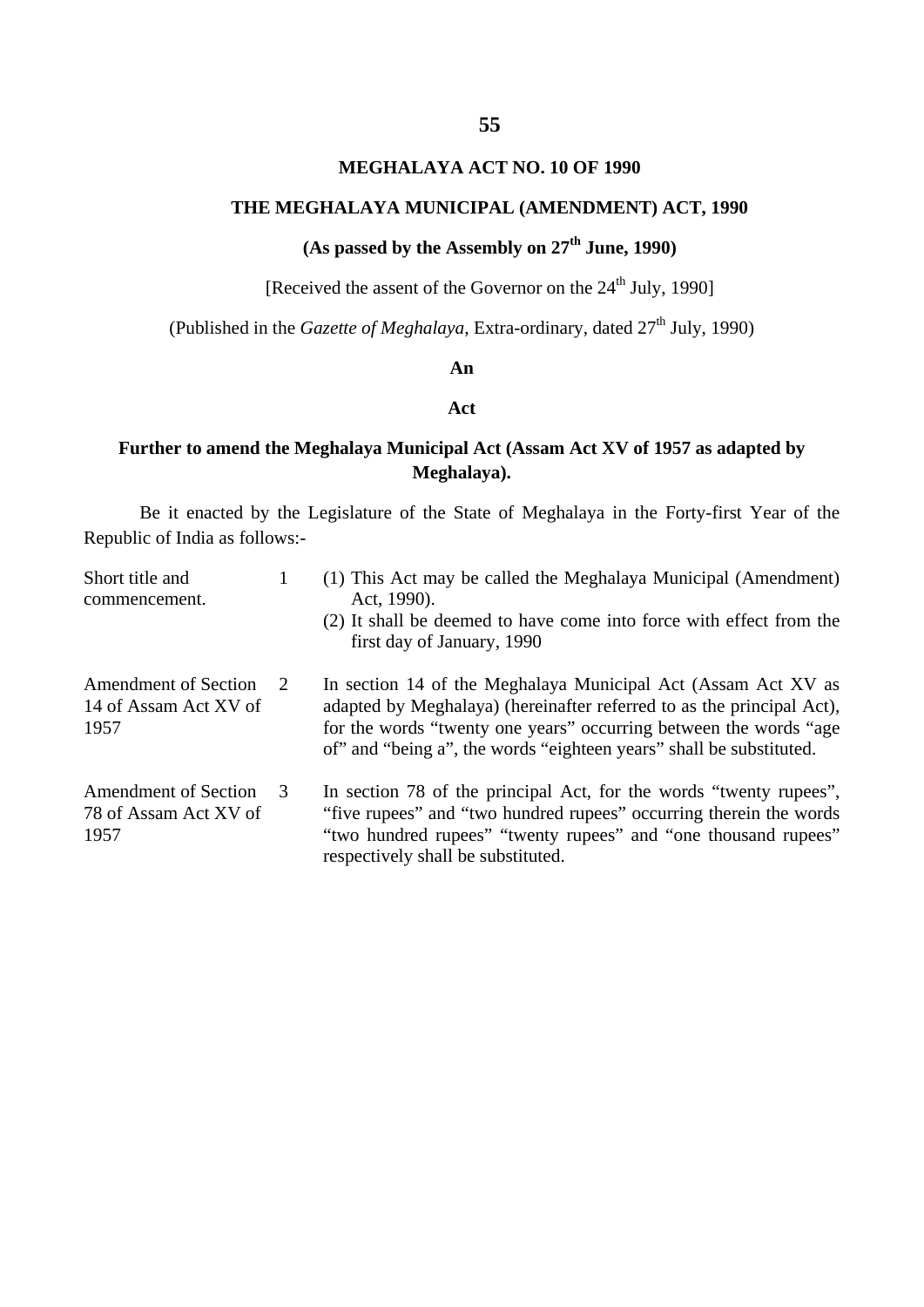# MEGHALAYA ACT NO. 10 OF 1990

## THE MEGHALAYA MUNICIPAL (AMENDMENT) ACT, 1990

### (As passed by the Assembly on 27th June, 1990)

[Received the assent of the Governor on the 24th July, 1990]

(Published in the *Gazette of Meghalaya*, Extra-ordinary, dated 27th July, 1990)

**An**

**Act**

**Further to amend the Meghalaya Municipal Act (Assam Act XV of 1957 as adapted by Meghalaya).**

Be it enacted by the Legislature of the State of Meghalaya in the Forty-first Year of the Republic of India as follows:-

Short title and commencement.

1 (1) This Act may be called the Meghalaya Municipal (Amendment) Act, 1990).

(2) It shall be deemed to have come into force with effect from the first day of January, 1990

Amendment of Section 14 of Assam Act XV of 1957

2 In section 14 of the Meghalaya Municipal Act (Assam Act XV as adapted by Meghalaya) (hereinafter referred to as the principal Act), for the words "twenty one years" occurring between the words "age of" and "being a", the words "eighteen years" shall be substituted.

Amendment of Section 78 of Assam Act XV of 1957

3 In section 78 of the principal Act, for the words "twenty rupees", "five rupees" and "two hundred rupees" occurring therein the words "two hundred rupees" "twenty rupees" and "one thousand rupees" respectively shall be substituted.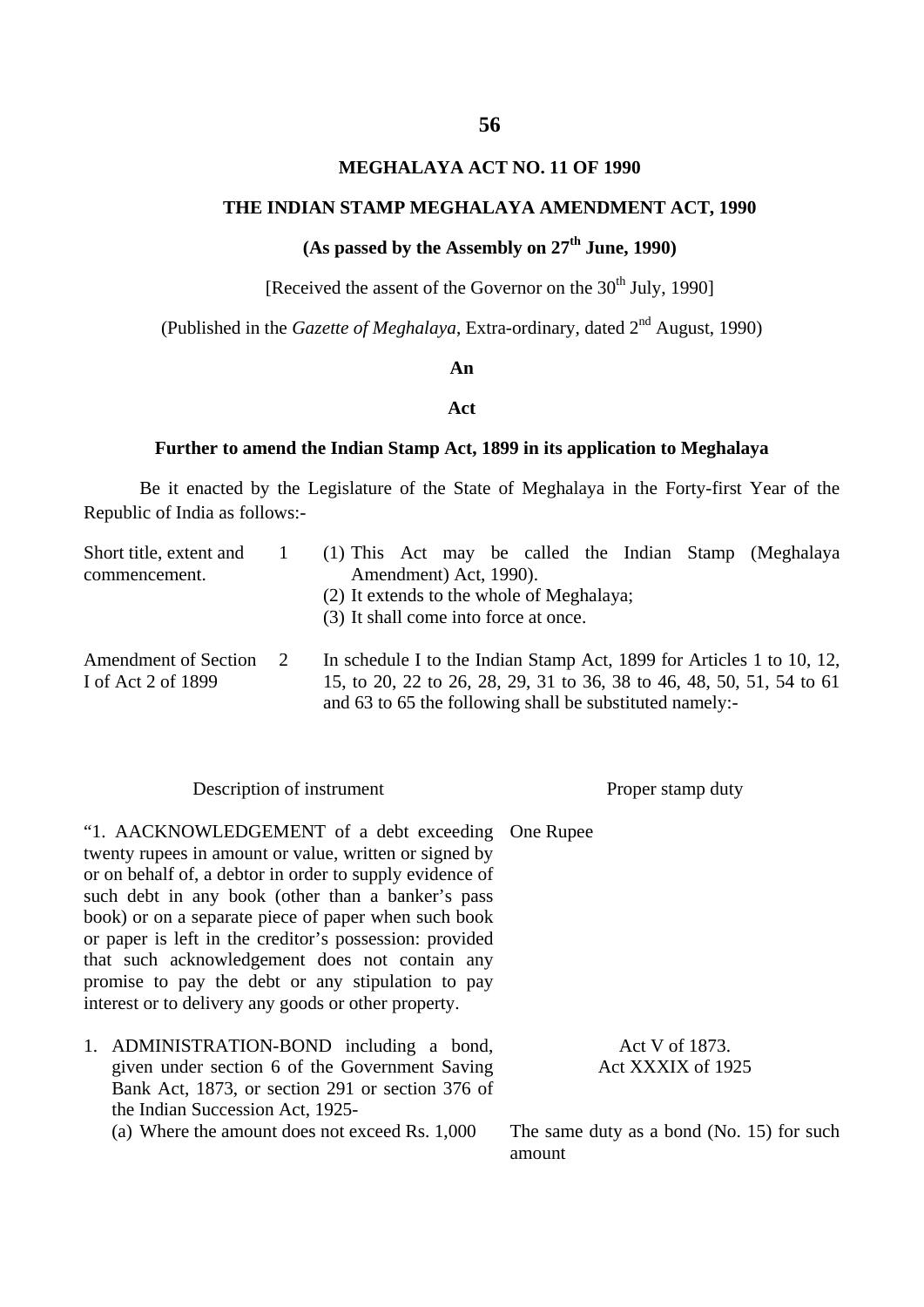# MEGHALAYA ACT NO. 11 OF 1990

## THE INDIAN STAMP MEGHALAYA AMENDMENT ACT, 1990

### (As passed by the Assembly on 27th June, 1990)

[Received the assent of the Governor on the 30th July, 1990]

(Published in the *Gazette of Meghalaya*, Extra-ordinary, dated 2nd August, 1990)

**An**

**Act**

**Further to amend the Indian Stamp Act, 1899 in its application to Meghalaya**

Be it enacted by the Legislature of the State of Meghalaya in the Forty-first Year of the Republic of India as follows:-

Short title, extent and commencement.

1 (1) This Act may be called the Indian Stamp (Meghalaya Amendment) Act, 1990).
(2) It extends to the whole of Meghalaya;
(3) It shall come into force at once.

Amendment of Section I of Act 2 of 1899

2 In schedule I to the Indian Stamp Act, 1899 for Articles 1 to 10, 12, 15, to 20, 22 to 26, 28, 29, 31 to 36, 38 to 46, 48, 50, 51, 54 to 61 and 63 to 65 the following shall be substituted namely:-

| Description of instrument | Proper stamp duty |
|---|---|
| "1. AACKNOWLEDGEMENT of a debt exceeding twenty rupees in amount or value, written or signed by or on behalf of, a debtor in order to supply evidence of such debt in any book (other than a banker's pass book) or on a separate piece of paper when such book or paper is left in the creditor's possession: provided that such acknowledgement does not contain any promise to pay the debt or any stipulation to pay interest or to delivery any goods or other property. | One Rupee |
| 1. ADMINISTRATION-BOND including a bond, given under section 6 of the Government Saving Bank Act, 1873, or section 291 or section 376 of the Indian Succession Act, 1925- | Act V of 1873. Act XXXIX of 1925 |
| (a) Where the amount does not exceed Rs. 1,000 | The same duty as a bond (No. 15) for such amount |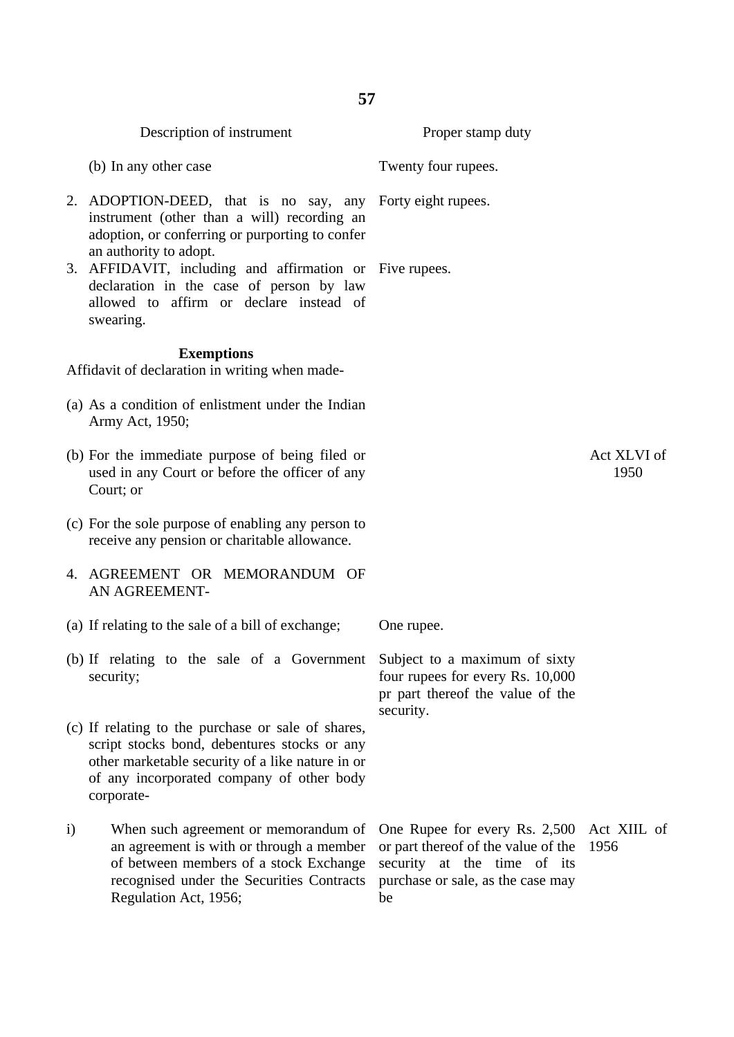| Description of instrument | Proper stamp duty | |
|---|---|---|
| (b) In any other case | Twenty four rupees. | |
| 2. ADOPTION-DEED, that is no say, any instrument (other than a will) recording an adoption, or conferring or purporting to confer an authority to adopt. | Forty eight rupees. | |
| 3. AFFIDAVIT, including and affirmation or declaration in the case of person by law allowed to affirm or declare instead of swearing. | Five rupees. | |
| **Exemptions** | | |
| Affidavit of declaration in writing when made- | | |
| (a) As a condition of enlistment under the Indian Army Act, 1950; | | |
| (b) For the immediate purpose of being filed or used in any Court or before the officer of any Court; or | | Act XLVI of 1950 |
| (c) For the sole purpose of enabling any person to receive any pension or charitable allowance. | | |
| 4. AGREEMENT OR MEMORANDUM OF AN AGREEMENT- | | |
| (a) If relating to the sale of a bill of exchange; | One rupee. | |
| (b) If relating to the sale of a Government security; | Subject to a maximum of sixty four rupees for every Rs. 10,000 pr part thereof the value of the security. | |
| (c) If relating to the purchase or sale of shares, script stocks bond, debentures stocks or any other marketable security of a like nature in or of any incorporated company of other body corporate- | | |
| i) When such agreement or memorandum of an agreement is with or through a member of between members of a stock Exchange recognised under the Securities Contracts Regulation Act, 1956; | One Rupee for every Rs. 2,500 or part thereof of the value of the security at the time of its purchase or sale, as the case may be | Act XIIL of 1956 |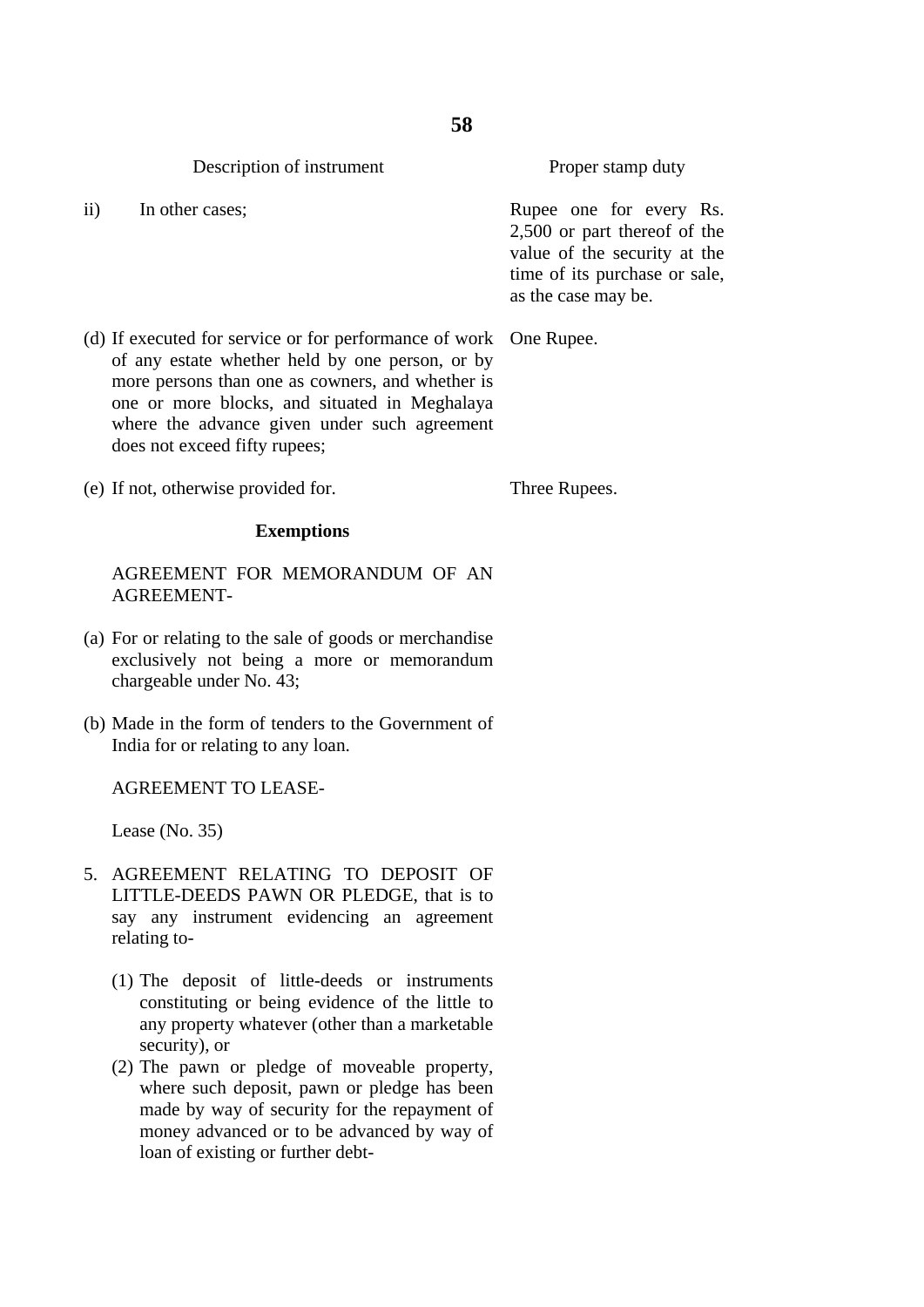| Description of instrument | Proper stamp duty |
|---|---|
| ii) In other cases; | Rupee one for every Rs. 2,500 or part thereof of the value of the security at the time of its purchase or sale, as the case may be. |
| (d) If executed for service or for performance of work of any estate whether held by one person, or by more persons than one as cowners, and whether is one or more blocks, and situated in Meghalaya where the advance given under such agreement does not exceed fifty rupees; | One Rupee. |
| (e) If not, otherwise provided for. | Three Rupees. |

**Exemptions**

AGREEMENT FOR MEMORANDUM OF AN AGREEMENT-

(a) For or relating to the sale of goods or merchandise exclusively not being a more or memorandum chargeable under No. 43;

(b) Made in the form of tenders to the Government of India for or relating to any loan.

AGREEMENT TO LEASE-

Lease (No. 35)

5. AGREEMENT RELATING TO DEPOSIT OF LITTLE-DEEDS PAWN OR PLEDGE, that is to say any instrument evidencing an agreement relating to-

   (1) The deposit of little-deeds or instruments constituting or being evidence of the little to any property whatever (other than a marketable security), or

   (2) The pawn or pledge of moveable property, where such deposit, pawn or pledge has been made by way of security for the repayment of money advanced or to be advanced by way of loan of existing or further debt-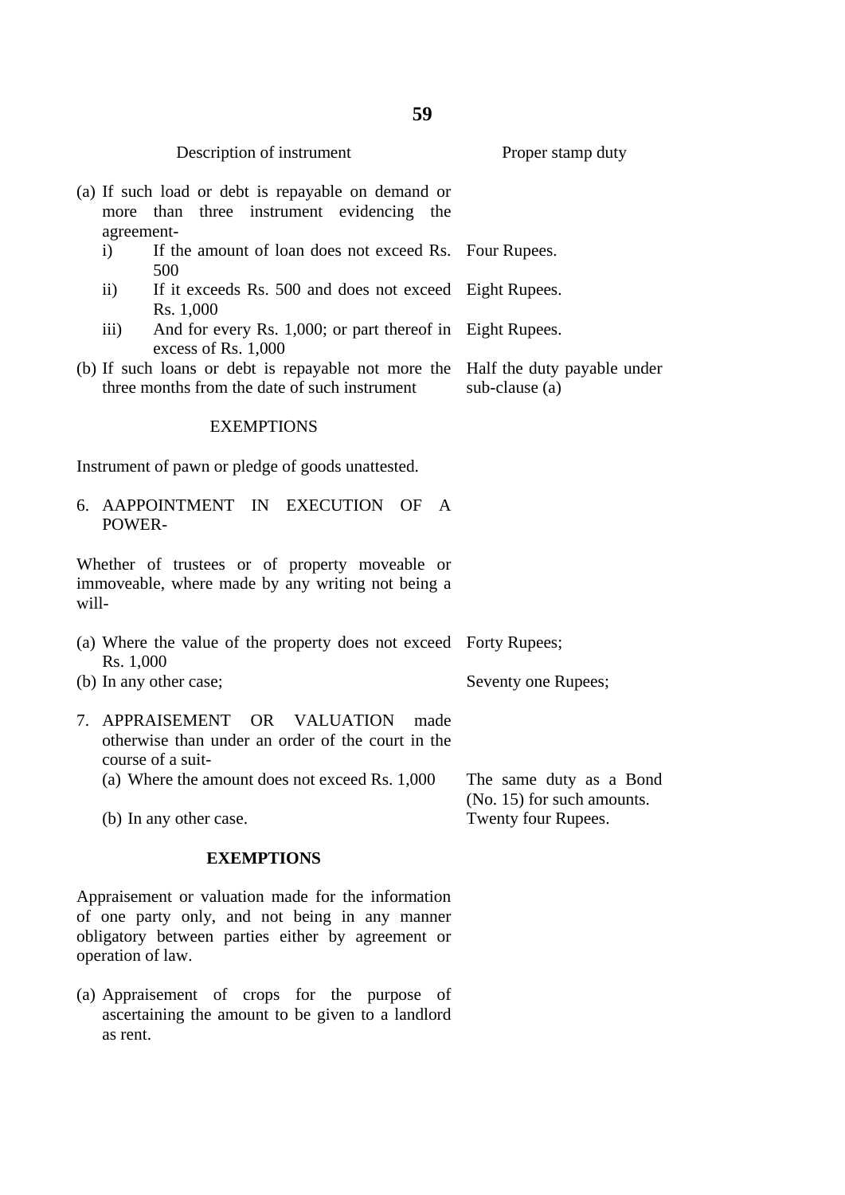| Description of instrument | Proper stamp duty |
|---|---|
| (a) If such load or debt is repayable on demand or more than three instrument evidencing the agreement- | |
| i) If the amount of loan does not exceed Rs. 500 | Four Rupees. |
| ii) If it exceeds Rs. 500 and does not exceed Rs. 1,000 | Eight Rupees. |
| iii) And for every Rs. 1,000; or part thereof in excess of Rs. 1,000 | Eight Rupees. |
| (b) If such loans or debt is repayable not more the three months from the date of such instrument | Half the duty payable under sub-clause (a) |

EXEMPTIONS

Instrument of pawn or pledge of goods unattested.

6. AAPPOINTMENT IN EXECUTION OF A POWER-

Whether of trustees or of property moveable or immoveable, where made by any writing not being a will-

| | |
|---|---|
| (a) Where the value of the property does not exceed Rs. 1,000 | Forty Rupees; |
| (b) In any other case; | Seventy one Rupees; |

7. APPRAISEMENT OR VALUATION made otherwise than under an order of the court in the course of a suit-

| | |
|---|---|
| (a) Where the amount does not exceed Rs. 1,000 | The same duty as a Bond (No. 15) for such amounts. |
| (b) In any other case. | Twenty four Rupees. |

**EXEMPTIONS**

Appraisement or valuation made for the information of one party only, and not being in any manner obligatory between parties either by agreement or operation of law.

(a) Appraisement of crops for the purpose of ascertaining the amount to be given to a landlord as rent.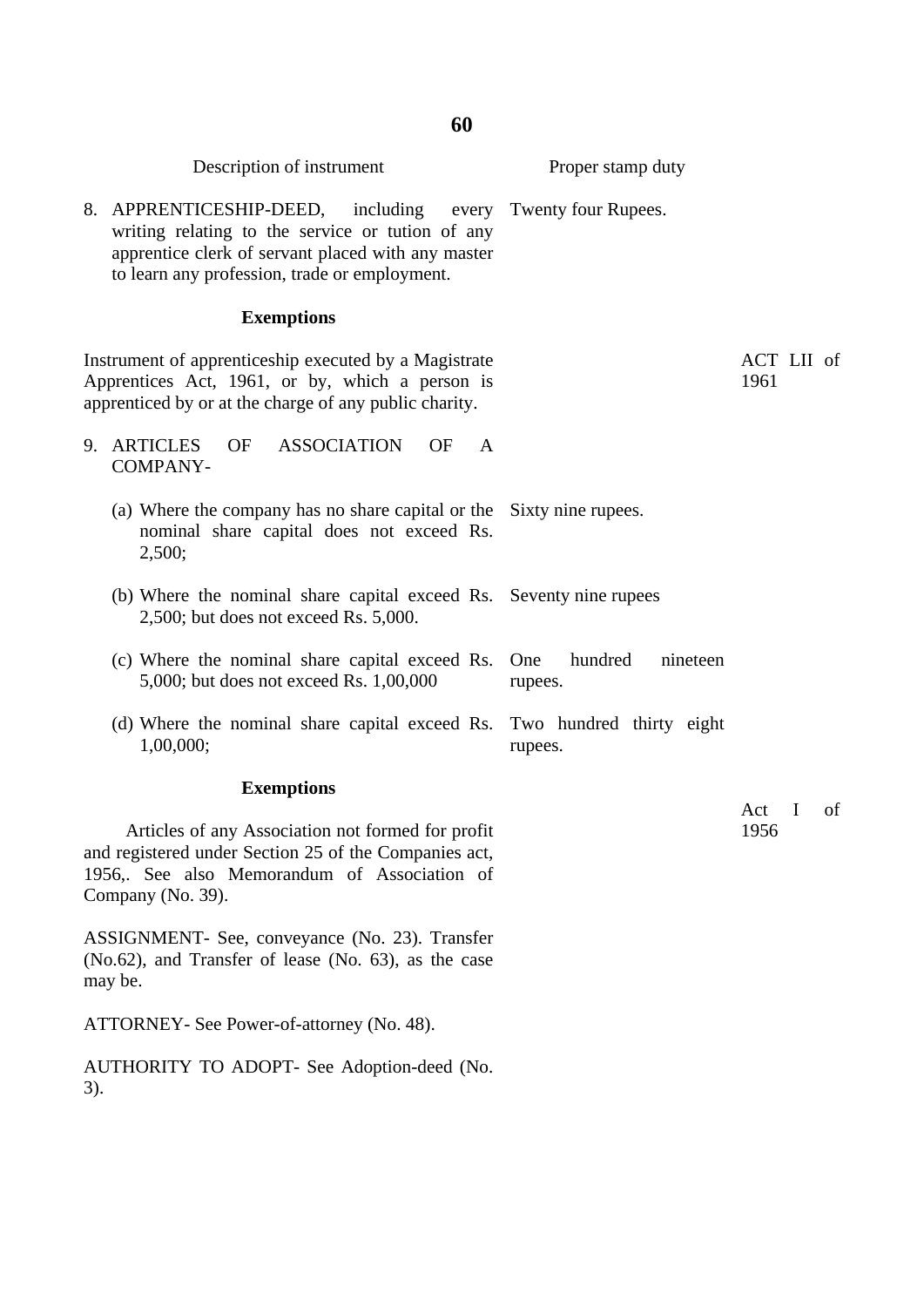| Description of instrument | Proper stamp duty | |
|---|---|---|
| 8. APPRENTICESHIP-DEED, including every writing relating to the service or tution of any apprentice clerk of servant placed with any master to learn any profession, trade or employment. | Twenty four Rupees. | |
| **Exemptions** | | |
| Instrument of apprenticeship executed by a Magistrate Apprentices Act, 1961, or by, which a person is apprenticed by or at the charge of any public charity. | | ACT LII of 1961 |
| 9. ARTICLES OF ASSOCIATION OF A COMPANY- | | |
| (a) Where the company has no share capital or the nominal share capital does not exceed Rs. 2,500; | Sixty nine rupees. | |
| (b) Where the nominal share capital exceed Rs. 2,500; but does not exceed Rs. 5,000. | Seventy nine rupees | |
| (c) Where the nominal share capital exceed Rs. 5,000; but does not exceed Rs. 1,00,000 | One hundred nineteen rupees. | |
| (d) Where the nominal share capital exceed Rs. 1,00,000; | Two hundred thirty eight rupees. | |
| **Exemptions** | | |
| Articles of any Association not formed for profit and registered under Section 25 of the Companies act, 1956,. See also Memorandum of Association of Company (No. 39). | | Act I of 1956 |
| ASSIGNMENT- See, conveyance (No. 23). Transfer (No.62), and Transfer of lease (No. 63), as the case may be. | | |
| ATTORNEY- See Power-of-attorney (No. 48). | | |
| AUTHORITY TO ADOPT- See Adoption-deed (No. 3). | | |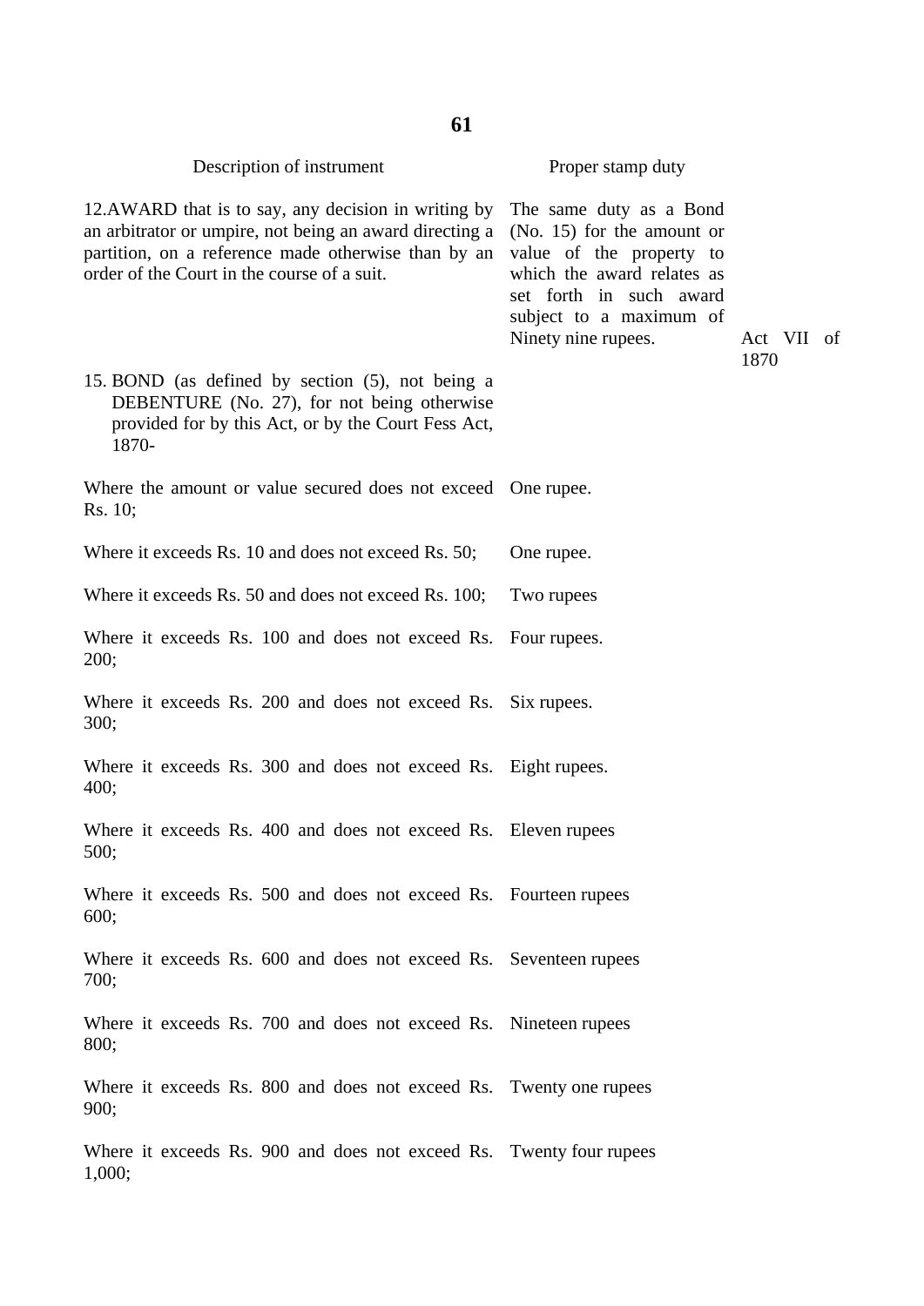| Description of instrument | Proper stamp duty | |
|---|---|---|
| 12.AWARD that is to say, any decision in writing by an arbitrator or umpire, not being an award directing a partition, on a reference made otherwise than by an order of the Court in the course of a suit. | The same duty as a Bond (No. 15) for the amount or value of the property to which the award relates as set forth in such award subject to a maximum of Ninety nine rupees. | |
| 15. BOND (as defined by section (5), not being a DEBENTURE (No. 27), for not being otherwise provided for by this Act, or by the Court Fess Act, 1870- | | Act VII of 1870 |
| Where the amount or value secured does not exceed Rs. 10; | One rupee. | |
| Where it exceeds Rs. 10 and does not exceed Rs. 50; | One rupee. | |
| Where it exceeds Rs. 50 and does not exceed Rs. 100; | Two rupees | |
| Where it exceeds Rs. 100 and does not exceed Rs. 200; | Four rupees. | |
| Where it exceeds Rs. 200 and does not exceed Rs. 300; | Six rupees. | |
| Where it exceeds Rs. 300 and does not exceed Rs. 400; | Eight rupees. | |
| Where it exceeds Rs. 400 and does not exceed Rs. 500; | Eleven rupees | |
| Where it exceeds Rs. 500 and does not exceed Rs. 600; | Fourteen rupees | |
| Where it exceeds Rs. 600 and does not exceed Rs. 700; | Seventeen rupees | |
| Where it exceeds Rs. 700 and does not exceed Rs. 800; | Nineteen rupees | |
| Where it exceeds Rs. 800 and does not exceed Rs. 900; | Twenty one rupees | |
| Where it exceeds Rs. 900 and does not exceed Rs. 1,000; | Twenty four rupees | |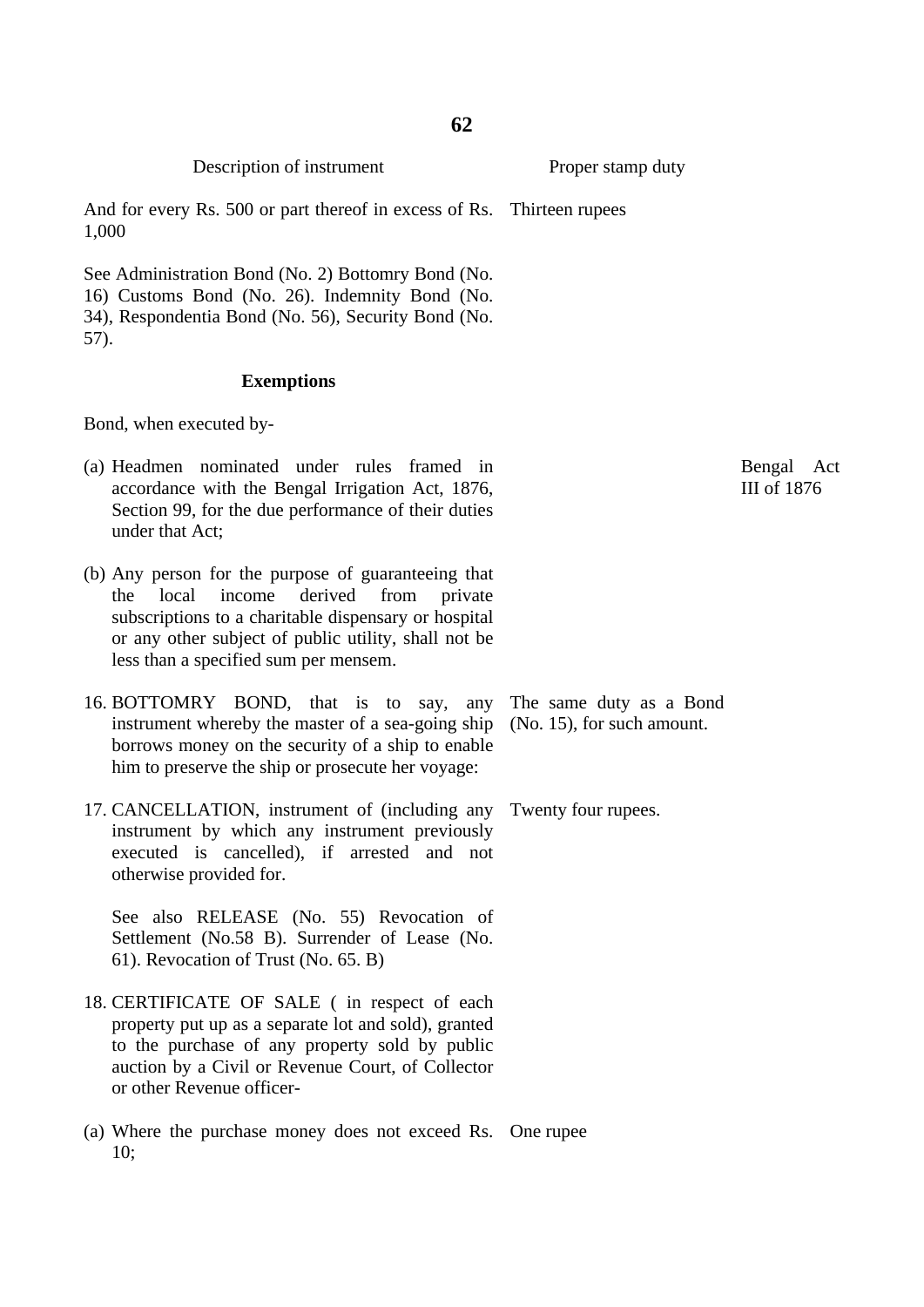| Description of instrument | Proper stamp duty | |
|---|---|---|
| And for every Rs. 500 or part thereof in excess of Rs. 1,000 | Thirteen rupees | |
| See Administration Bond (No. 2) Bottomry Bond (No. 16) Customs Bond (No. 26). Indemnity Bond (No. 34), Respondentia Bond (No. 56), Security Bond (No. 57). | | |
| **Exemptions** | | |
| Bond, when executed by- | | |
| (a) Headmen nominated under rules framed in accordance with the Bengal Irrigation Act, 1876, Section 99, for the due performance of their duties under that Act; | | Bengal Act III of 1876 |
| (b) Any person for the purpose of guaranteeing that the local income derived from private subscriptions to a charitable dispensary or hospital or any other subject of public utility, shall not be less than a specified sum per mensem. | | |
| 16. BOTTOMRY BOND, that is to say, any instrument whereby the master of a sea-going ship borrows money on the security of a ship to enable him to preserve the ship or prosecute her voyage: | The same duty as a Bond (No. 15), for such amount. | |
| 17. CANCELLATION, instrument of (including any instrument by which any instrument previously executed is cancelled), if arrested and not otherwise provided for. | Twenty four rupees. | |
| See also RELEASE (No. 55) Revocation of Settlement (No.58 B). Surrender of Lease (No. 61). Revocation of Trust (No. 65. B) | | |
| 18. CERTIFICATE OF SALE ( in respect of each property put up as a separate lot and sold), granted to the purchase of any property sold by public auction by a Civil or Revenue Court, of Collector or other Revenue officer- | | |
| (a) Where the purchase money does not exceed Rs. 10; | One rupee | |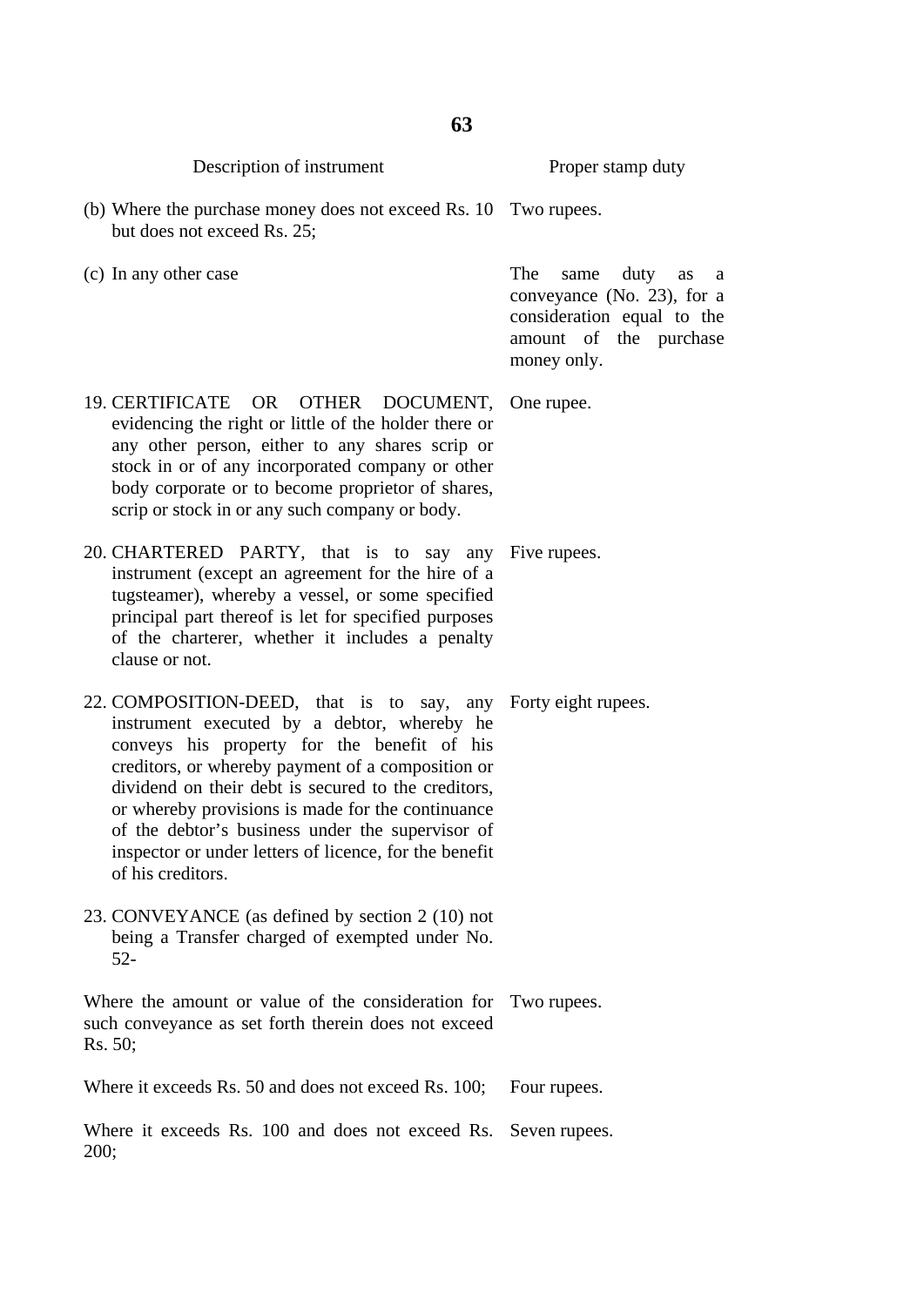| Description of instrument | Proper stamp duty |
|---|---|
| (b) Where the purchase money does not exceed Rs. 10 but does not exceed Rs. 25; | Two rupees. |
| (c) In any other case | The same duty as a conveyance (No. 23), for a consideration equal to the amount of the purchase money only. |
| 19. CERTIFICATE OR OTHER DOCUMENT, evidencing the right or little of the holder there or any other person, either to any shares scrip or stock in or of any incorporated company or other body corporate or to become proprietor of shares, scrip or stock in or any such company or body. | One rupee. |
| 20. CHARTERED PARTY, that is to say any instrument (except an agreement for the hire of a tugsteamer), whereby a vessel, or some specified principal part thereof is let for specified purposes of the charterer, whether it includes a penalty clause or not. | Five rupees. |
| 22. COMPOSITION-DEED, that is to say, any instrument executed by a debtor, whereby he conveys his property for the benefit of his creditors, or whereby payment of a composition or dividend on their debt is secured to the creditors, or whereby provisions is made for the continuance of the debtor's business under the supervisor of inspector or under letters of licence, for the benefit of his creditors. | Forty eight rupees. |
| 23. CONVEYANCE (as defined by section 2 (10) not being a Transfer charged of exempted under No. 52- | |
| Where the amount or value of the consideration for such conveyance as set forth therein does not exceed Rs. 50; | Two rupees. |
| Where it exceeds Rs. 50 and does not exceed Rs. 100; | Four rupees. |
| Where it exceeds Rs. 100 and does not exceed Rs. 200; | Seven rupees. |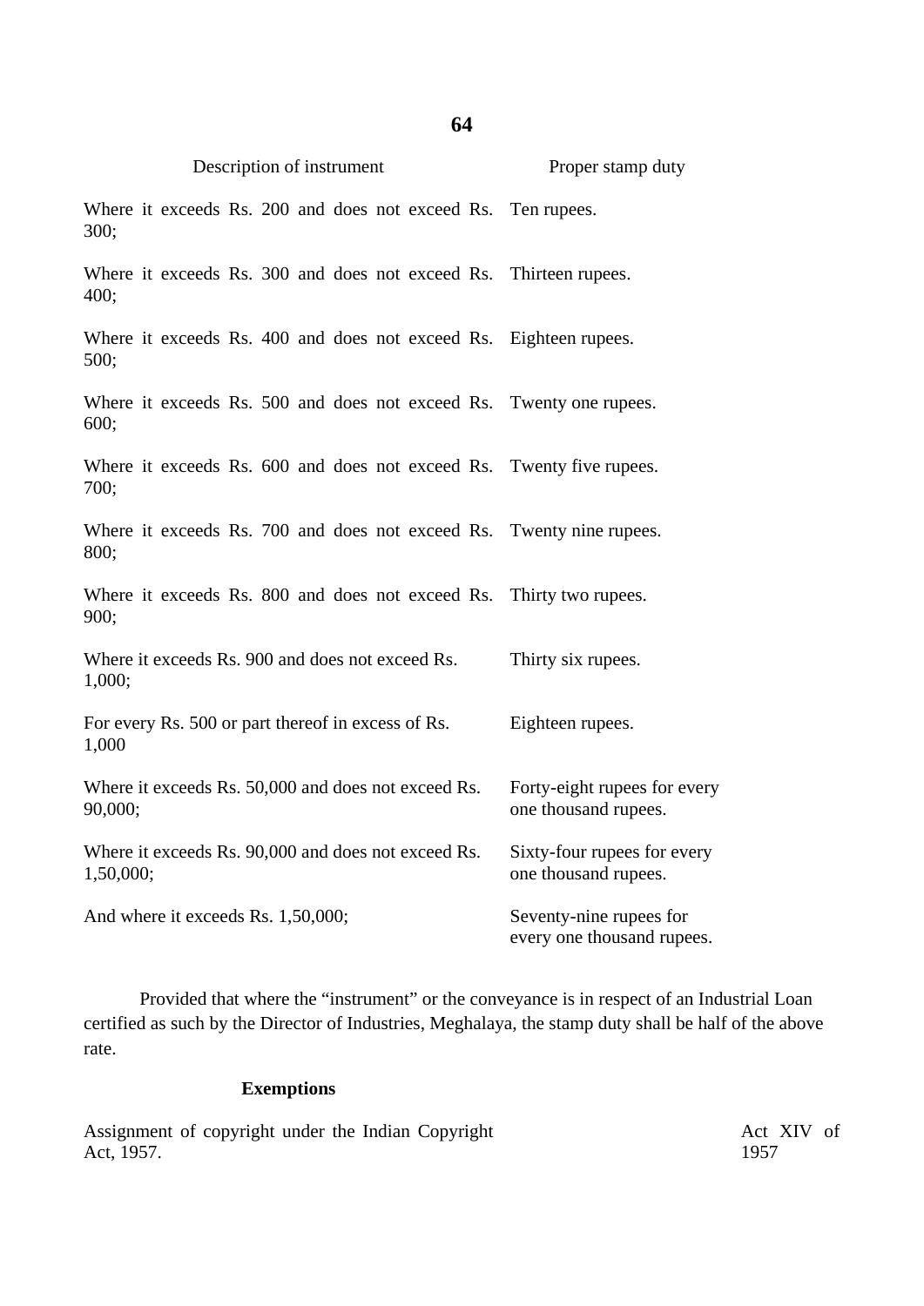| Description of instrument | Proper stamp duty |
|---|---|
| Where it exceeds Rs. 200 and does not exceed Rs. 300; | Ten rupees. |
| Where it exceeds Rs. 300 and does not exceed Rs. 400; | Thirteen rupees. |
| Where it exceeds Rs. 400 and does not exceed Rs. 500; | Eighteen rupees. |
| Where it exceeds Rs. 500 and does not exceed Rs. 600; | Twenty one rupees. |
| Where it exceeds Rs. 600 and does not exceed Rs. 700; | Twenty five rupees. |
| Where it exceeds Rs. 700 and does not exceed Rs. 800; | Twenty nine rupees. |
| Where it exceeds Rs. 800 and does not exceed Rs. 900; | Thirty two rupees. |
| Where it exceeds Rs. 900 and does not exceed Rs. 1,000; | Thirty six rupees. |
| For every Rs. 500 or part thereof in excess of Rs. 1,000 | Eighteen rupees. |
| Where it exceeds Rs. 50,000 and does not exceed Rs. 90,000; | Forty-eight rupees for every one thousand rupees. |
| Where it exceeds Rs. 90,000 and does not exceed Rs. 1,50,000; | Sixty-four rupees for every one thousand rupees. |
| And where it exceeds Rs. 1,50,000; | Seventy-nine rupees for every one thousand rupees. |

Provided that where the "instrument" or the conveyance is in respect of an Industrial Loan certified as such by the Director of Industries, Meghalaya, the stamp duty shall be half of the above rate.

**Exemptions**

Assignment of copyright under the Indian Copyright Act, 1957. — Act XIV of 1957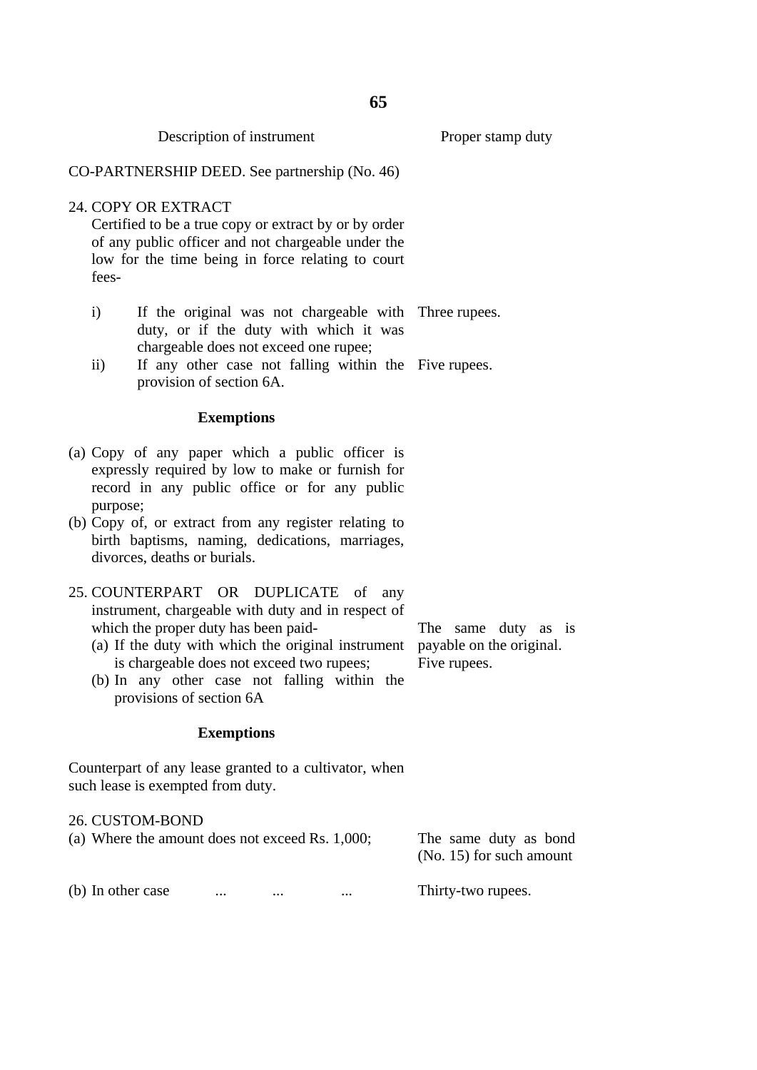| Description of instrument | Proper stamp duty |
|---|---|
| CO-PARTNERSHIP DEED. See partnership (No. 46) | |
| 24. COPY OR EXTRACT<br>Certified to be a true copy or extract by or by order of any public officer and not chargeable under the low for the time being in force relating to court fees- | |
| i) If the original was not chargeable with duty, or if the duty with which it was chargeable does not exceed one rupee; | Three rupees. |
| ii) If any other case not falling within the provision of section 6A. | Five rupees. |
| **Exemptions** | |
| (a) Copy of any paper which a public officer is expressly required by low to make or furnish for record in any public office or for any public purpose; | |
| (b) Copy of, or extract from any register relating to birth baptisms, naming, dedications, marriages, divorces, deaths or burials. | |
| 25. COUNTERPART OR DUPLICATE of any instrument, chargeable with duty and in respect of which the proper duty has been paid- | |
| (a) If the duty with which the original instrument is chargeable does not exceed two rupees; | The same duty as is payable on the original. |
| (b) In any other case not falling within the provisions of section 6A | Five rupees. |
| **Exemptions** | |
| Counterpart of any lease granted to a cultivator, when such lease is exempted from duty. | |
| 26. CUSTOM-BOND | |
| (a) Where the amount does not exceed Rs. 1,000; | The same duty as bond (No. 15) for such amount |
| (b) In other case ... ... ... | Thirty-two rupees. |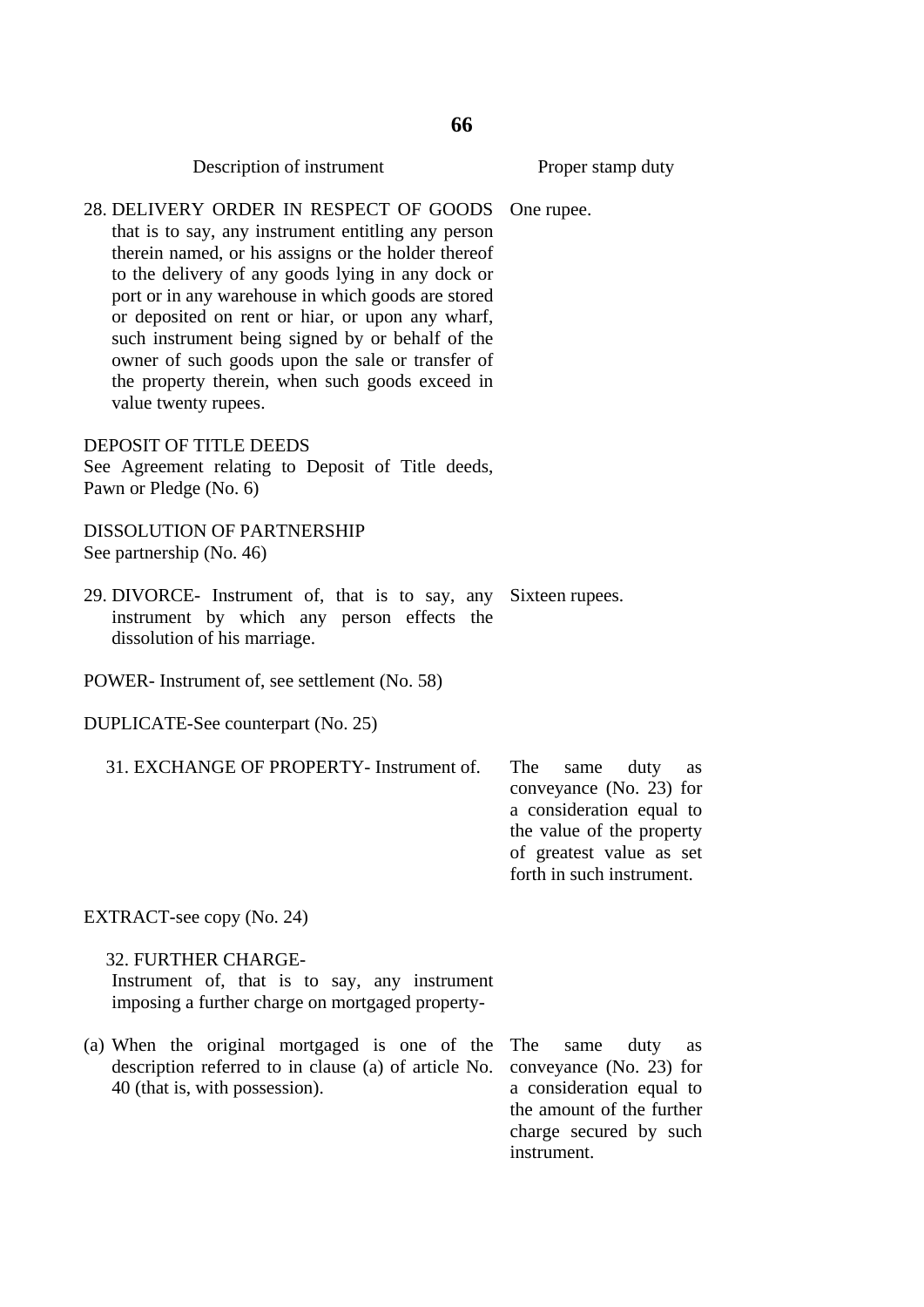| Description of instrument | Proper stamp duty |
|---|---|
| 28. DELIVERY ORDER IN RESPECT OF GOODS that is to say, any instrument entitling any person therein named, or his assigns or the holder thereof to the delivery of any goods lying in any dock or port or in any warehouse in which goods are stored or deposited on rent or hiar, or upon any wharf, such instrument being signed by or behalf of the owner of such goods upon the sale or transfer of the property therein, when such goods exceed in value twenty rupees. | One rupee. |
| DEPOSIT OF TITLE DEEDS<br>See Agreement relating to Deposit of Title deeds, Pawn or Pledge (No. 6) | |
| DISSOLUTION OF PARTNERSHIP<br>See partnership (No. 46) | |
| 29. DIVORCE- Instrument of, that is to say, any instrument by which any person effects the dissolution of his marriage. | Sixteen rupees. |
| POWER- Instrument of, see settlement (No. 58) | |
| DUPLICATE-See counterpart (No. 25) | |
| 31. EXCHANGE OF PROPERTY- Instrument of. | The same duty as conveyance (No. 23) for a consideration equal to the value of the property of greatest value as set forth in such instrument. |
| EXTRACT-see copy (No. 24) | |
| 32. FURTHER CHARGE-<br>Instrument of, that is to say, any instrument imposing a further charge on mortgaged property- | |
| (a) When the original mortgaged is one of the description referred to in clause (a) of article No. 40 (that is, with possession). | The same duty as conveyance (No. 23) for a consideration equal to the amount of the further charge secured by such instrument. |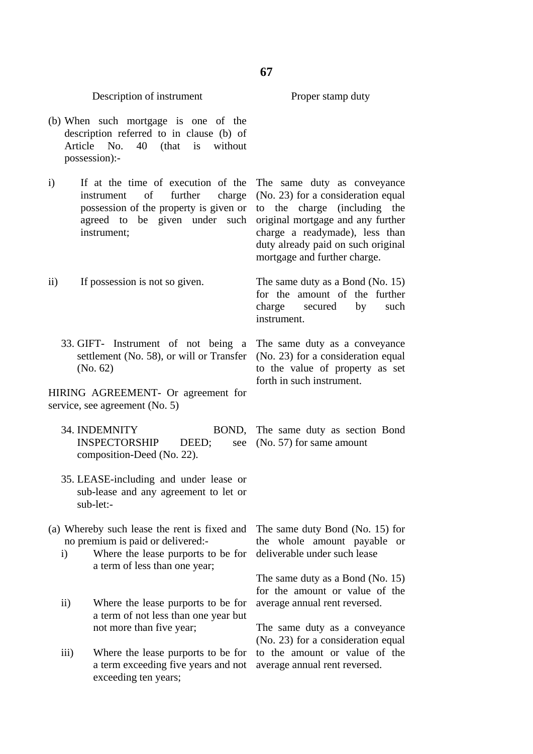| Description of instrument | Proper stamp duty |
|---|---|
| (b) When such mortgage is one of the description referred to in clause (b) of Article No. 40 (that is without possession):- | |
| i) If at the time of execution of the instrument of further charge possession of the property is given or agreed to be given under such instrument; | The same duty as conveyance (No. 23) for a consideration equal to the charge (including the original mortgage and any further charge a readymade), less than duty already paid on such original mortgage and further charge. |
| ii) If possession is not so given. | The same duty as a Bond (No. 15) for the amount of the further charge secured by such instrument. |
| 33. GIFT- Instrument of not being a settlement (No. 58), or will or Transfer (No. 62) | The same duty as a conveyance (No. 23) for a consideration equal to the value of property as set forth in such instrument. |
| HIRING AGREEMENT- Or agreement for service, see agreement (No. 5) | |
| 34. INDEMNITY BOND, INSPECTORSHIP DEED; see composition-Deed (No. 22). | The same duty as section Bond (No. 57) for same amount |
| 35. LEASE-including and under lease or sub-lease and any agreement to let or sub-let:- | |
| (a) Whereby such lease the rent is fixed and no premium is paid or delivered:- | |
| i) Where the lease purports to be for a term of less than one year; | The same duty Bond (No. 15) for the whole amount payable or deliverable under such lease |
| ii) Where the lease purports to be for a term of not less than one year but not more than five year; | The same duty as a Bond (No. 15) for the amount or value of the average annual rent reversed. |
| iii) Where the lease purports to be for a term exceeding five years and not exceeding ten years; | The same duty as a conveyance (No. 23) for a consideration equal to the amount or value of the average annual rent reversed. |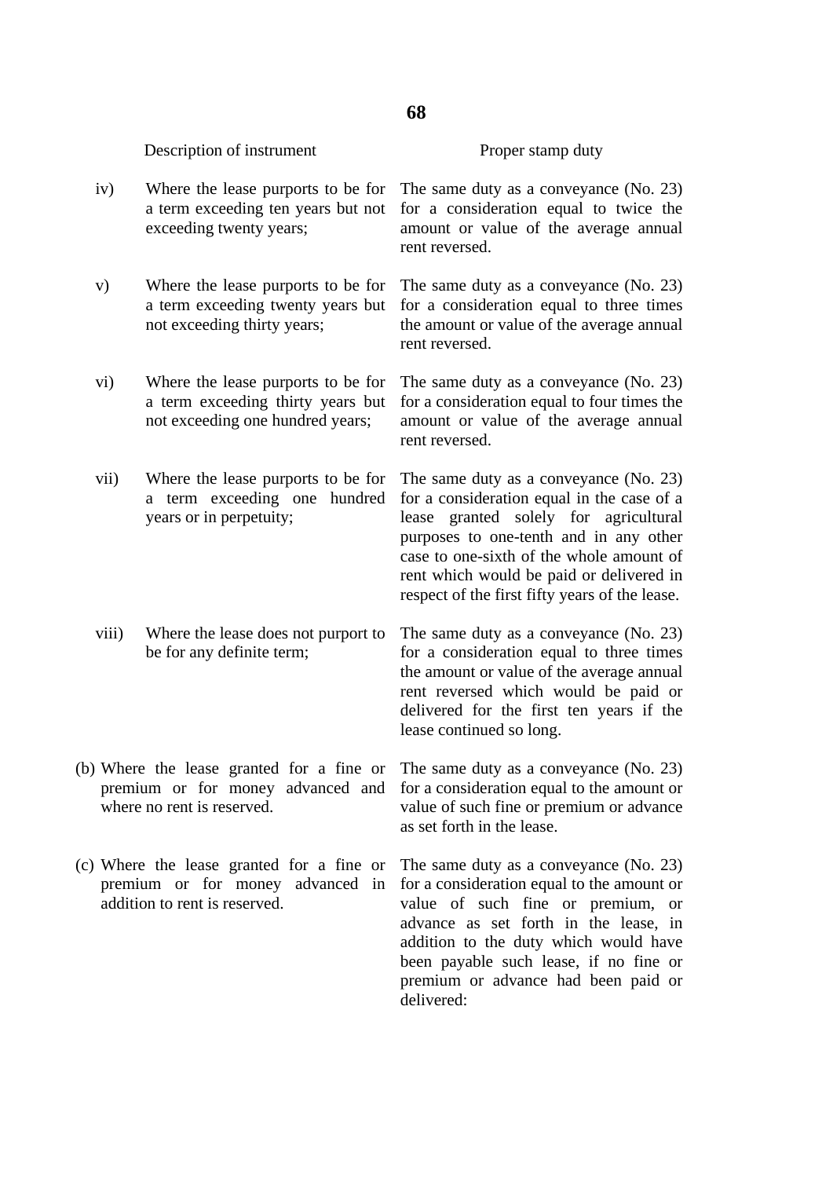| | Description of instrument | Proper stamp duty |
|---|---|---|
| iv) | Where the lease purports to be for a term exceeding ten years but not exceeding twenty years; | The same duty as a conveyance (No. 23) for a consideration equal to twice the amount or value of the average annual rent reversed. |
| v) | Where the lease purports to be for a term exceeding twenty years but not exceeding thirty years; | The same duty as a conveyance (No. 23) for a consideration equal to three times the amount or value of the average annual rent reversed. |
| vi) | Where the lease purports to be for a term exceeding thirty years but not exceeding one hundred years; | The same duty as a conveyance (No. 23) for a consideration equal to four times the amount or value of the average annual rent reversed. |
| vii) | Where the lease purports to be for a term exceeding one hundred years or in perpetuity; | The same duty as a conveyance (No. 23) for a consideration equal in the case of a lease granted solely for agricultural purposes to one-tenth and in any other case to one-sixth of the whole amount of rent which would be paid or delivered in respect of the first fifty years of the lease. |
| viii) | Where the lease does not purport to be for any definite term; | The same duty as a conveyance (No. 23) for a consideration equal to three times the amount or value of the average annual rent reversed which would be paid or delivered for the first ten years if the lease continued so long. |
| (b) | Where the lease granted for a fine or premium or for money advanced and where no rent is reserved. | The same duty as a conveyance (No. 23) for a consideration equal to the amount or value of such fine or premium or advance as set forth in the lease. |
| (c) | Where the lease granted for a fine or premium or for money advanced in addition to rent is reserved. | The same duty as a conveyance (No. 23) for a consideration equal to the amount or value of such fine or premium, or advance as set forth in the lease, in addition to the duty which would have been payable such lease, if no fine or premium or advance had been paid or delivered: |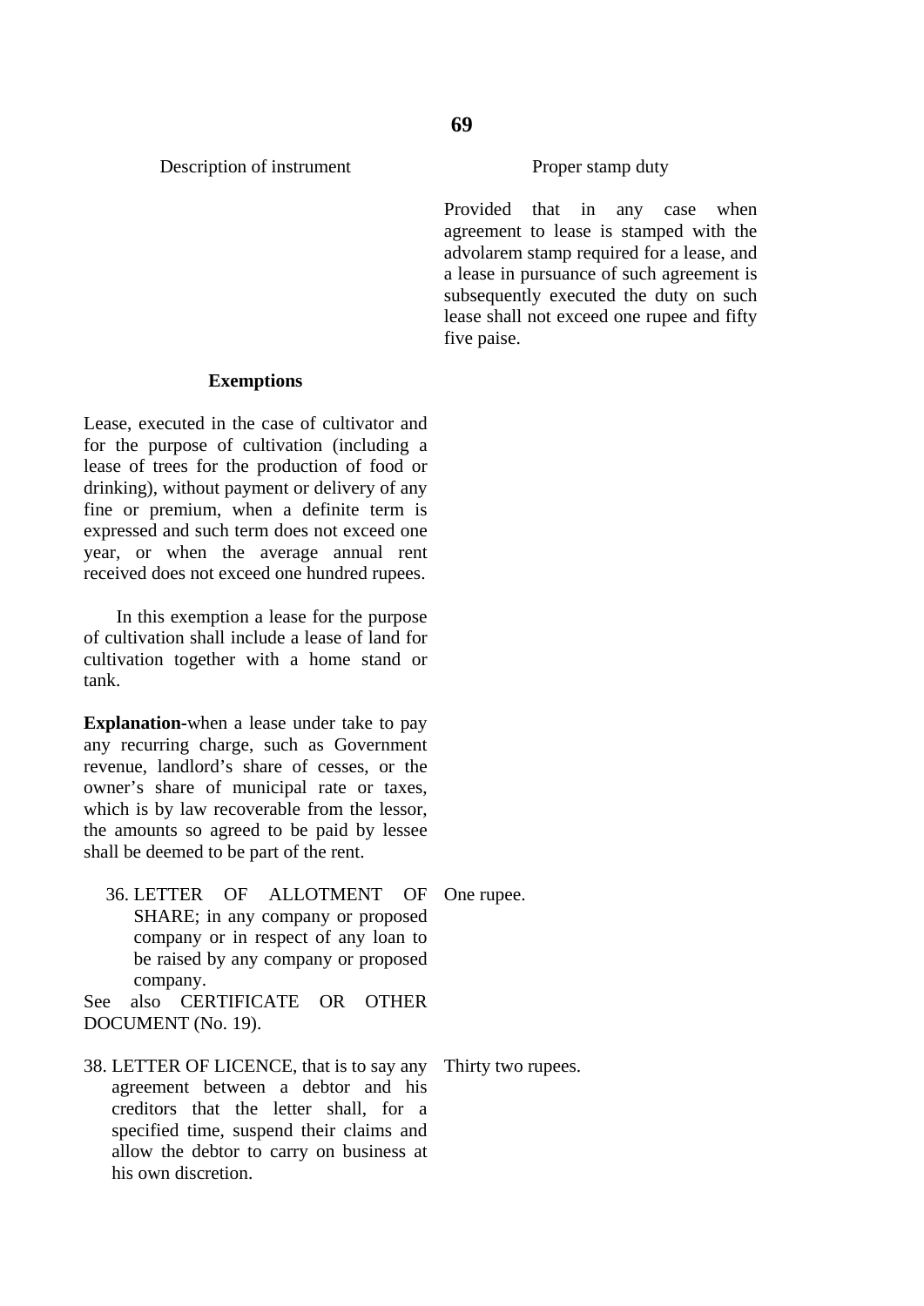| Description of instrument | Proper stamp duty |
|---|---|
| | Provided that in any case when agreement to lease is stamped with the advolarem stamp required for a lease, and a lease in pursuance of such agreement is subsequently executed the duty on such lease shall not exceed one rupee and fifty five paise. |

**Exemptions**

Lease, executed in the case of cultivator and for the purpose of cultivation (including a lease of trees for the production of food or drinking), without payment or delivery of any fine or premium, when a definite term is expressed and such term does not exceed one year, or when the average annual rent received does not exceed one hundred rupees.

In this exemption a lease for the purpose of cultivation shall include a lease of land for cultivation together with a home stand or tank.

**Explanation**-when a lease under take to pay any recurring charge, such as Government revenue, landlord's share of cesses, or the owner's share of municipal rate or taxes, which is by law recoverable from the lessor, the amounts so agreed to be paid by lessee shall be deemed to be part of the rent.

| Description of instrument | Proper stamp duty |
|---|---|
| 36. LETTER OF ALLOTMENT OF SHARE; in any company or proposed company or in respect of any loan to be raised by any company or proposed company. See also CERTIFICATE OR OTHER DOCUMENT (No. 19). | One rupee. |
| 38. LETTER OF LICENCE, that is to say any agreement between a debtor and his creditors that the letter shall, for a specified time, suspend their claims and allow the debtor to carry on business at his own discretion. | Thirty two rupees. |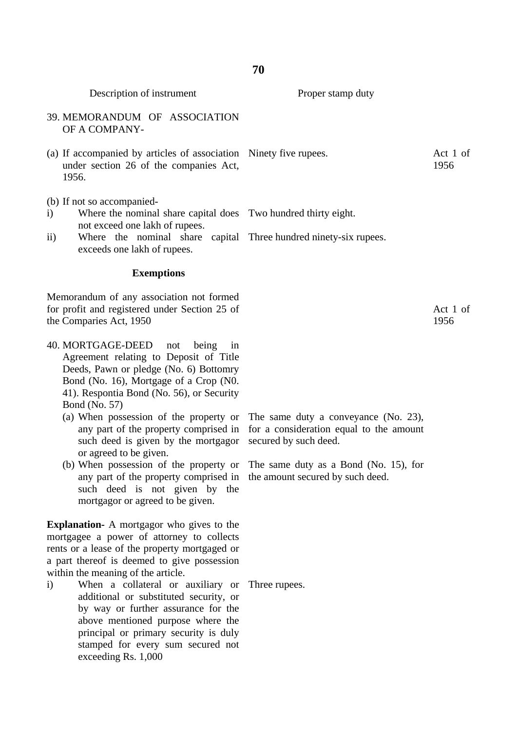| Description of instrument | Proper stamp duty | |
|---|---|---|
| 39. MEMORANDUM OF ASSOCIATION OF A COMPANY- | | |
| (a) If accompanied by articles of association under section 26 of the companies Act, 1956. | Ninety five rupees. | Act 1 of 1956 |
| (b) If not so accompanied- | | |
| i) Where the nominal share capital does not exceed one lakh of rupees. | Two hundred thirty eight. | |
| ii) Where the nominal share capital exceeds one lakh of rupees. | Three hundred ninety-six rupees. | |
| **Exemptions** | | |
| Memorandum of any association not formed for profit and registered under Section 25 of the Comparies Act, 1950 | | Act 1 of 1956 |
| 40. MORTGAGE-DEED not being in Agreement relating to Deposit of Title Deeds, Pawn or pledge (No. 6) Bottomry Bond (No. 16), Mortgage of a Crop (N0. 41). Respontia Bond (No. 56), or Security Bond (No. 57) | | |
| (a) When possession of the property or any part of the property comprised in such deed is given by the mortgagor or agreed to be given. | The same duty a conveyance (No. 23), for a consideration equal to the amount secured by such deed. | |
| (b) When possession of the property or any part of the property comprised in such deed is not given by the mortgagor or agreed to be given. | The same duty as a Bond (No. 15), for the amount secured by such deed. | |
| **Explanation-** A mortgagor who gives to the mortgagee a power of attorney to collects rents or a lease of the property mortgaged or a part thereof is deemed to give possession within the meaning of the article. | | |
| i) When a collateral or auxiliary or additional or substituted security, or by way or further assurance for the above mentioned purpose where the principal or primary security is duly stamped for every sum secured not exceeding Rs. 1,000 | Three rupees. | |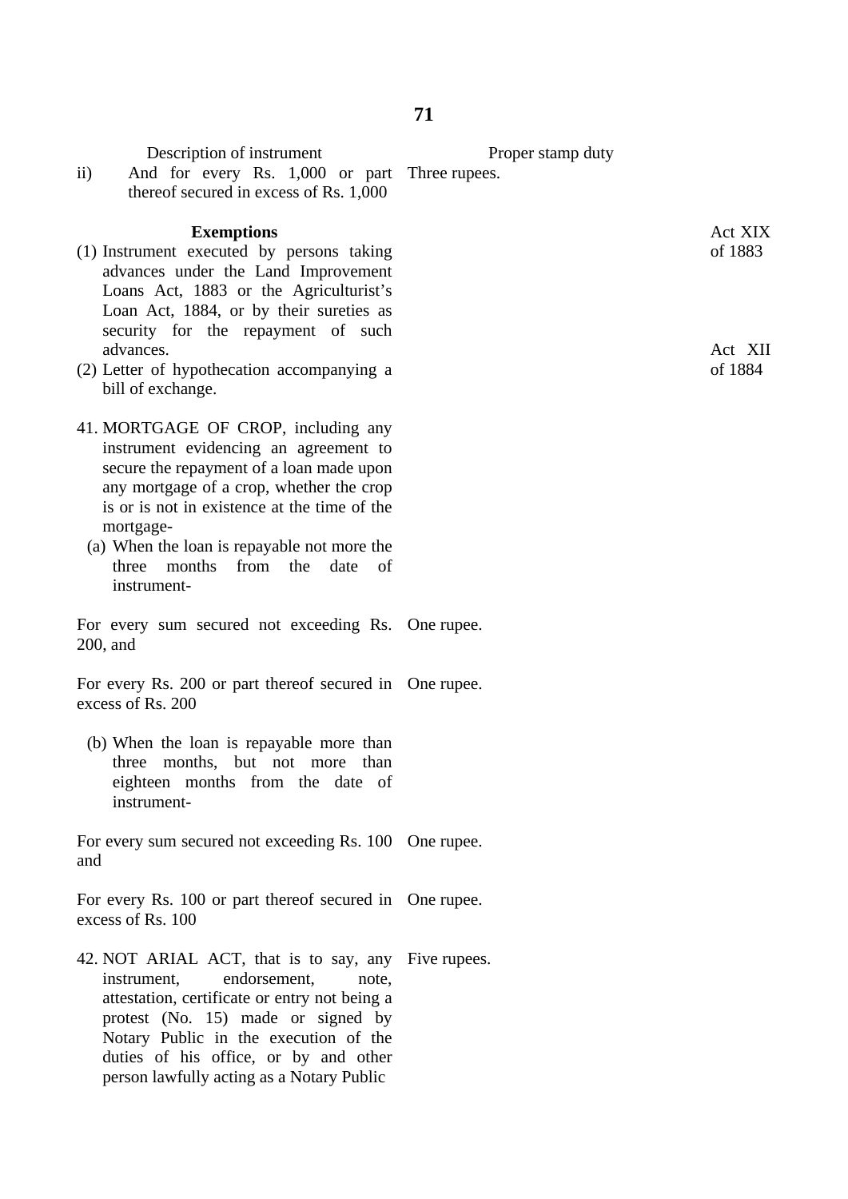| Description of instrument | Proper stamp duty | |
|---|---|---|
| ii) And for every Rs. 1,000 or part thereof secured in excess of Rs. 1,000 | Three rupees. | |
| **Exemptions** | | |
| (1) Instrument executed by persons taking advances under the Land Improvement Loans Act, 1883 or the Agriculturist's Loan Act, 1884, or by their sureties as security for the repayment of such advances. | | Act XIX of 1883<br>Act XII of 1884 |
| (2) Letter of hypothecation accompanying a bill of exchange. | | |
| 41. MORTGAGE OF CROP, including any instrument evidencing an agreement to secure the repayment of a loan made upon any mortgage of a crop, whether the crop is or is not in existence at the time of the mortgage- | | |
| (a) When the loan is repayable not more the three months from the date of instrument- | | |
| For every sum secured not exceeding Rs. 200, and | One rupee. | |
| For every Rs. 200 or part thereof secured in excess of Rs. 200 | One rupee. | |
| (b) When the loan is repayable more than three months, but not more than eighteen months from the date of instrument- | | |
| For every sum secured not exceeding Rs. 100 and | One rupee. | |
| For every Rs. 100 or part thereof secured in excess of Rs. 100 | One rupee. | |
| 42. NOT ARIAL ACT, that is to say, any instrument, endorsement, note, attestation, certificate or entry not being a protest (No. 15) made or signed by Notary Public in the execution of the duties of his office, or by and other person lawfully acting as a Notary Public | Five rupees. | |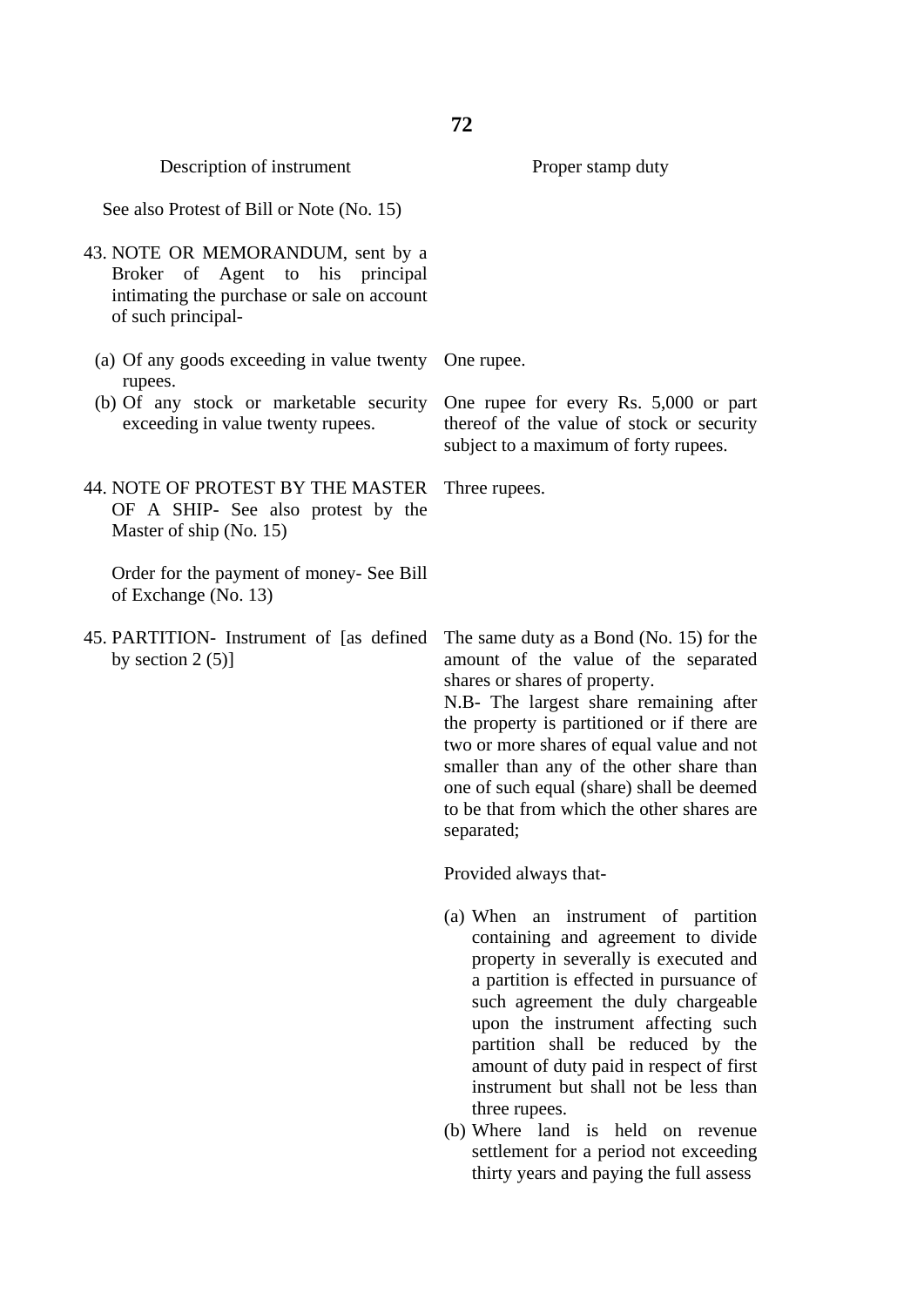| Description of instrument | Proper stamp duty |
|---|---|
| See also Protest of Bill or Note (No. 15) | |
| 43. NOTE OR MEMORANDUM, sent by a Broker of Agent to his principal intimating the purchase or sale on account of such principal- | |
| (a) Of any goods exceeding in value twenty rupees. | One rupee. |
| (b) Of any stock or marketable security exceeding in value twenty rupees. | One rupee for every Rs. 5,000 or part thereof of the value of stock or security subject to a maximum of forty rupees. |
| 44. NOTE OF PROTEST BY THE MASTER OF A SHIP- See also protest by the Master of ship (No. 15) | Three rupees. |
| Order for the payment of money- See Bill of Exchange (No. 13) | |
| 45. PARTITION- Instrument of [as defined by section 2 (5)] | The same duty as a Bond (No. 15) for the amount of the value of the separated shares or shares of property.<br>N.B- The largest share remaining after the property is partitioned or if there are two or more shares of equal value and not smaller than any of the other share than one of such equal (share) shall be deemed to be that from which the other shares are separated;<br><br>Provided always that-<br><br>(a) When an instrument of partition containing and agreement to divide property in severally is executed and a partition is effected in pursuance of such agreement the duly chargeable upon the instrument affecting such partition shall be reduced by the amount of duty paid in respect of first instrument but shall not be less than three rupees.<br>(b) Where land is held on revenue settlement for a period not exceeding thirty years and paying the full assess |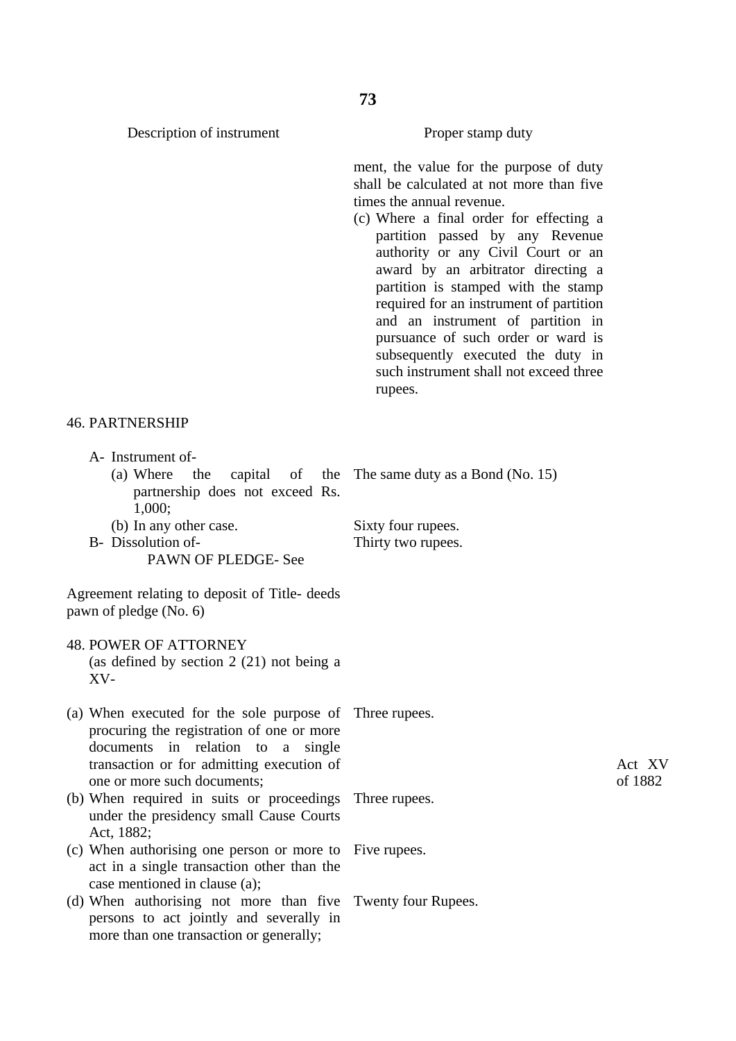| Description of instrument | Proper stamp duty |
|---|---|
| | ment, the value for the purpose of duty shall be calculated at not more than five times the annual revenue. |
| | (c) Where a final order for effecting a partition passed by any Revenue authority or any Civil Court or an award by an arbitrator directing a partition is stamped with the stamp required for an instrument of partition and an instrument of partition in pursuance of such order or ward is subsequently executed the duty in such instrument shall not exceed three rupees. |
| 46. PARTNERSHIP | |
| A- Instrument of- | |
| (a) Where the capital of the partnership does not exceed Rs. 1,000; | The same duty as a Bond (No. 15) |
| (b) In any other case. | Sixty four rupees. |
| B- Dissolution of- | Thirty two rupees. |
| PAWN OF PLEDGE- See | |
| Agreement relating to deposit of Title- deeds pawn of pledge (No. 6) | |
| 48. POWER OF ATTORNEY (as defined by section 2 (21) not being a XV- | |
| (a) When executed for the sole purpose of procuring the registration of one or more documents in relation to a single transaction or for admitting execution of one or more such documents; | Three rupees. |
| (b) When required in suits or proceedings under the presidency small Cause Courts Act, 1882; | Three rupees. |
| (c) When authorising one person or more to act in a single transaction other than the case mentioned in clause (a); | Five rupees. |
| (d) When authorising not more than five persons to act jointly and severally in more than one transaction or generally; | Twenty four Rupees. |

Act XV of 1882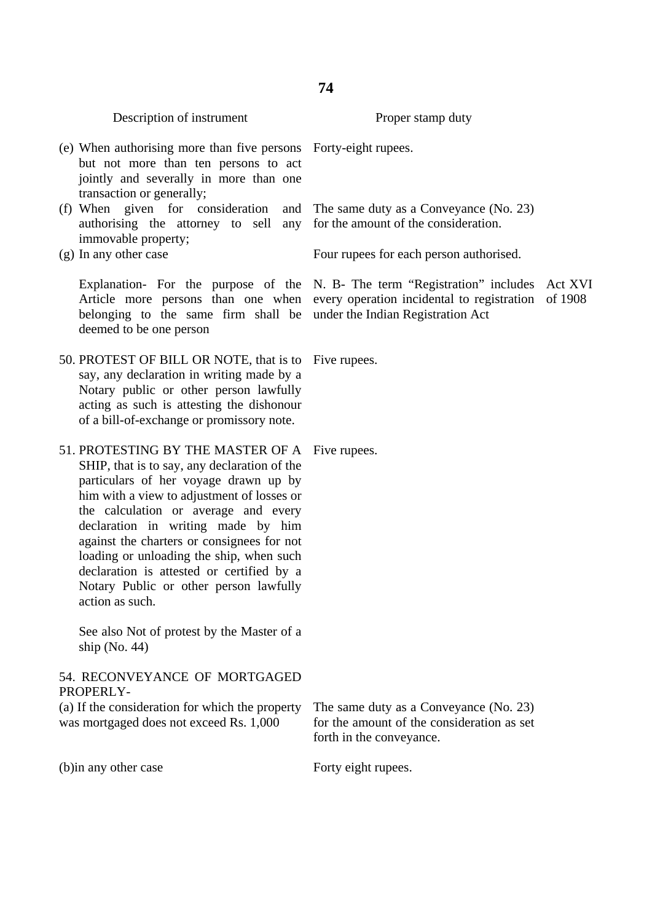| Description of instrument | Proper stamp duty | |
|---|---|---|
| (e) When authorising more than five persons but not more than ten persons to act jointly and severally in more than one transaction or generally; | Forty-eight rupees. | |
| (f) When given for consideration and authorising the attorney to sell any immovable property; | The same duty as a Conveyance (No. 23) for the amount of the consideration. | |
| (g) In any other case | Four rupees for each person authorised. | |
| Explanation- For the purpose of the Article more persons than one when belonging to the same firm shall be deemed to be one person | N. B- The term "Registration" includes every operation incidental to registration under the Indian Registration Act | Act XVI of 1908 |
| 50. PROTEST OF BILL OR NOTE, that is to say, any declaration in writing made by a Notary public or other person lawfully acting as such is attesting the dishonour of a bill-of-exchange or promissory note. | Five rupees. | |
| 51. PROTESTING BY THE MASTER OF A SHIP, that is to say, any declaration of the particulars of her voyage drawn up by him with a view to adjustment of losses or the calculation or average and every declaration in writing made by him against the charters or consignees for not loading or unloading the ship, when such declaration is attested or certified by a Notary Public or other person lawfully action as such. | Five rupees. | |
| See also Not of protest by the Master of a ship (No. 44) | | |
| 54. RECONVEYANCE OF MORTGAGED PROPERLY- | | |
| (a) If the consideration for which the property was mortgaged does not exceed Rs. 1,000 | The same duty as a Conveyance (No. 23) for the amount of the consideration as set forth in the conveyance. | |
| (b)in any other case | Forty eight rupees. | |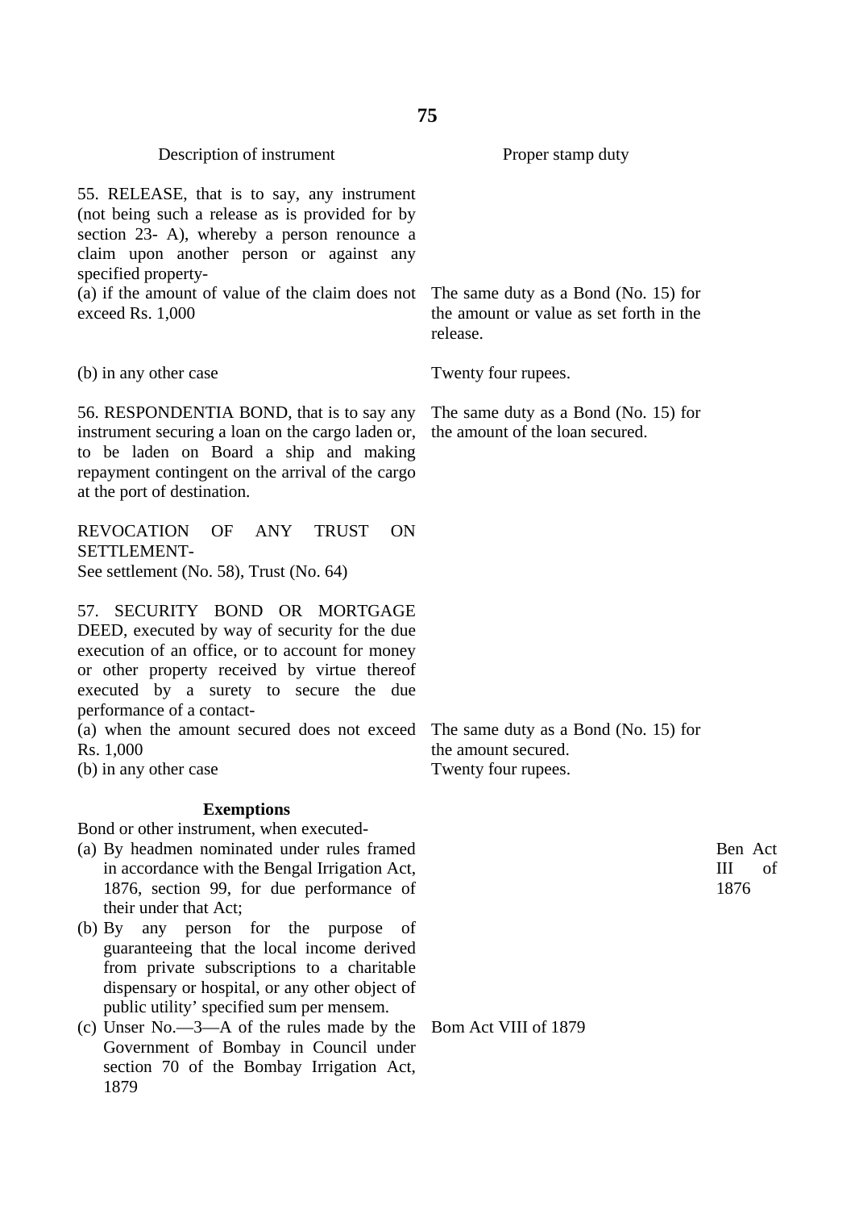| Description of instrument | Proper stamp duty |
|---|---|
| 55. RELEASE, that is to say, any instrument (not being such a release as is provided for by section 23- A), whereby a person renounce a claim upon another person or against any specified property- | |
| (a) if the amount of value of the claim does not exceed Rs. 1,000 | The same duty as a Bond (No. 15) for the amount or value as set forth in the release. |
| (b) in any other case | Twenty four rupees. |
| 56. RESPONDENTIA BOND, that is to say any instrument securing a loan on the cargo laden or, to be laden on Board a ship and making repayment contingent on the arrival of the cargo at the port of destination. | The same duty as a Bond (No. 15) for the amount of the loan secured. |
| REVOCATION OF ANY TRUST ON SETTLEMENT- See settlement (No. 58), Trust (No. 64) | |
| 57. SECURITY BOND OR MORTGAGE DEED, executed by way of security for the due execution of an office, or to account for money or other property received by virtue thereof executed by a surety to secure the due performance of a contact- | |
| (a) when the amount secured does not exceed Rs. 1,000 | The same duty as a Bond (No. 15) for the amount secured. |
| (b) in any other case | Twenty four rupees. |

**Exemptions**

Bond or other instrument, when executed-

(a) By headmen nominated under rules framed in accordance with the Bengal Irrigation Act, 1876, section 99, for due performance of their under that Act; — Ben Act III of 1876

(b) By any person for the purpose of guaranteeing that the local income derived from private subscriptions to a charitable dispensary or hospital, or any other object of public utility' specified sum per mensem.

(c) Unser No.—3—A of the rules made by the Government of Bombay in Council under section 70 of the Bombay Irrigation Act, 1879 — Bom Act VIII of 1879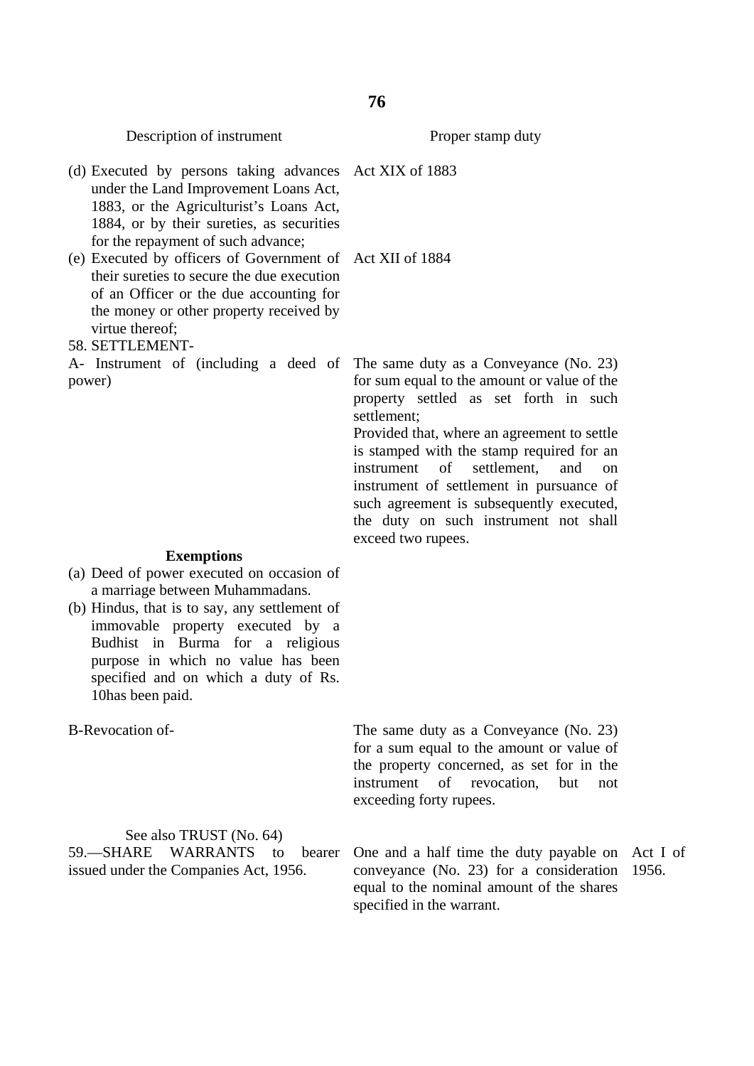| Description of instrument | Proper stamp duty | |
|---|---|---|
| (d) Executed by persons taking advances under the Land Improvement Loans Act, 1883, or the Agriculturist's Loans Act, 1884, or by their sureties, as securities for the repayment of such advance; | Act XIX of 1883 | |
| (e) Executed by officers of Government of their sureties to secure the due execution of an Officer or the due accounting for the money or other property received by virtue thereof; | Act XII of 1884 | |
| 58. SETTLEMENT- | | |
| A- Instrument of (including a deed of power) | The same duty as a Conveyance (No. 23) for sum equal to the amount or value of the property settled as set forth in such settlement;<br>Provided that, where an agreement to settle is stamped with the stamp required for an instrument of settlement, and on instrument of settlement in pursuance of such agreement is subsequently executed, the duty on such instrument not shall exceed two rupees. | |
| **Exemptions**<br>(a) Deed of power executed on occasion of a marriage between Muhammadans.<br>(b) Hindus, that is to say, any settlement of immovable property executed by a Budhist in Burma for a religious purpose in which no value has been specified and on which a duty of Rs. 10has been paid. | | |
| B-Revocation of- | The same duty as a Conveyance (No. 23) for a sum equal to the amount or value of the property concerned, as set for in the instrument of revocation, but not exceeding forty rupees. | |
| See also TRUST (No. 64) | | |
| 59.—SHARE WARRANTS to bearer issued under the Companies Act, 1956. | One and a half time the duty payable on conveyance (No. 23) for a consideration equal to the nominal amount of the shares specified in the warrant. | Act I of 1956. |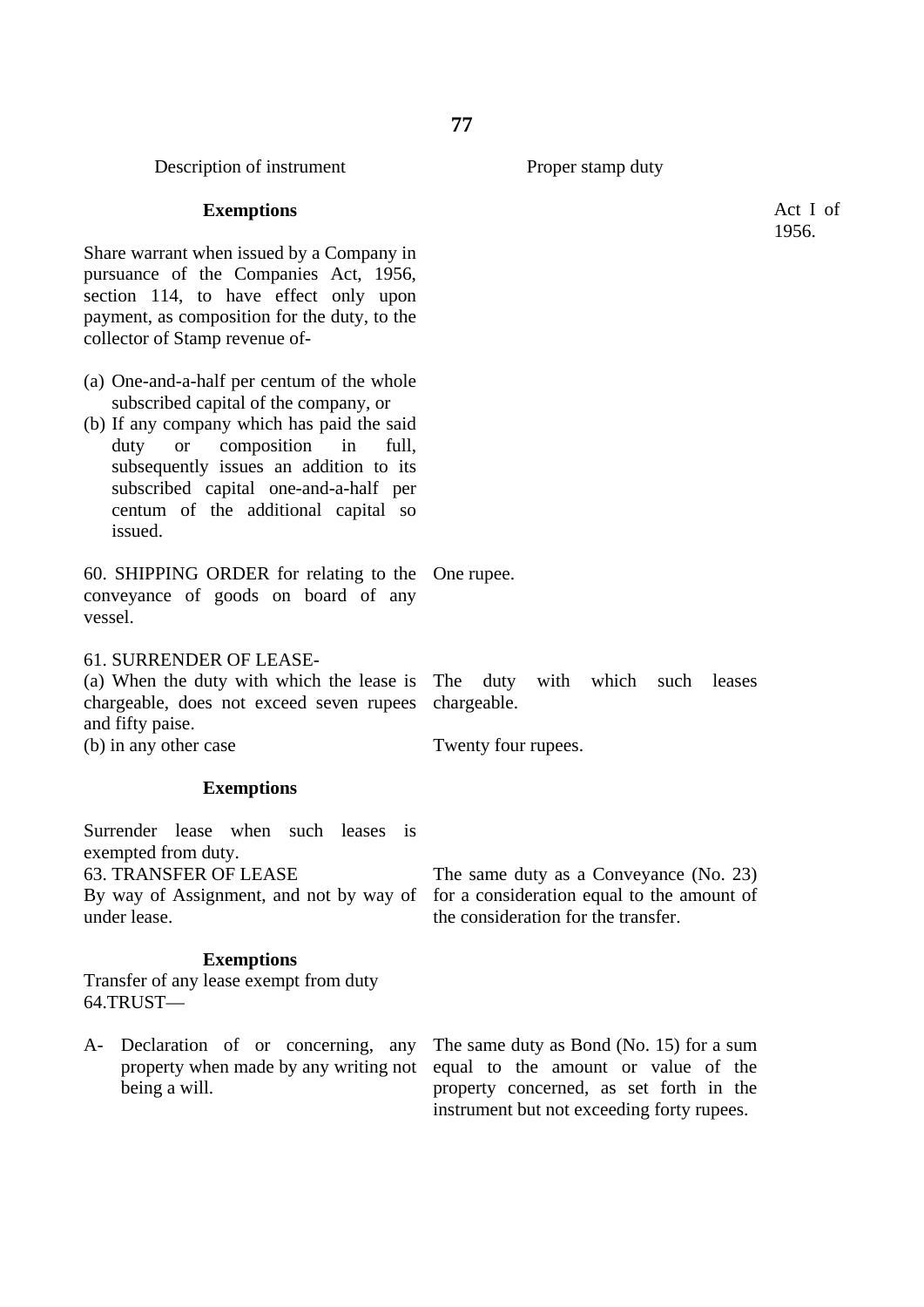| Description of instrument | Proper stamp duty |
|---|---|
| **Exemptions** | |
| Share warrant when issued by a Company in pursuance of the Companies Act, 1956, section 114, to have effect only upon payment, as composition for the duty, to the collector of Stamp revenue of- | |
| (a) One-and-a-half per centum of the whole subscribed capital of the company, or | |
| (b) If any company which has paid the said duty or composition in full, subsequently issues an addition to its subscribed capital one-and-a-half per centum of the additional capital so issued. | |
| 60. SHIPPING ORDER for relating to the conveyance of goods on board of any vessel. | One rupee. |
| 61. SURRENDER OF LEASE- | |
| (a) When the duty with which the lease is chargeable, does not exceed seven rupees and fifty paise. | The duty with which such leases chargeable. |
| (b) in any other case | Twenty four rupees. |
| **Exemptions** | |
| Surrender lease when such leases is exempted from duty. | |
| 63. TRANSFER OF LEASE By way of Assignment, and not by way of under lease. | The same duty as a Conveyance (No. 23) for a consideration equal to the amount of the consideration for the transfer. |
| **Exemptions** | |
| Transfer of any lease exempt from duty | |
| 64.TRUST— | |
| A- Declaration of or concerning, any property when made by any writing not being a will. | The same duty as Bond (No. 15) for a sum equal to the amount or value of the property concerned, as set forth in the instrument but not exceeding forty rupees. |

Act I of 1956.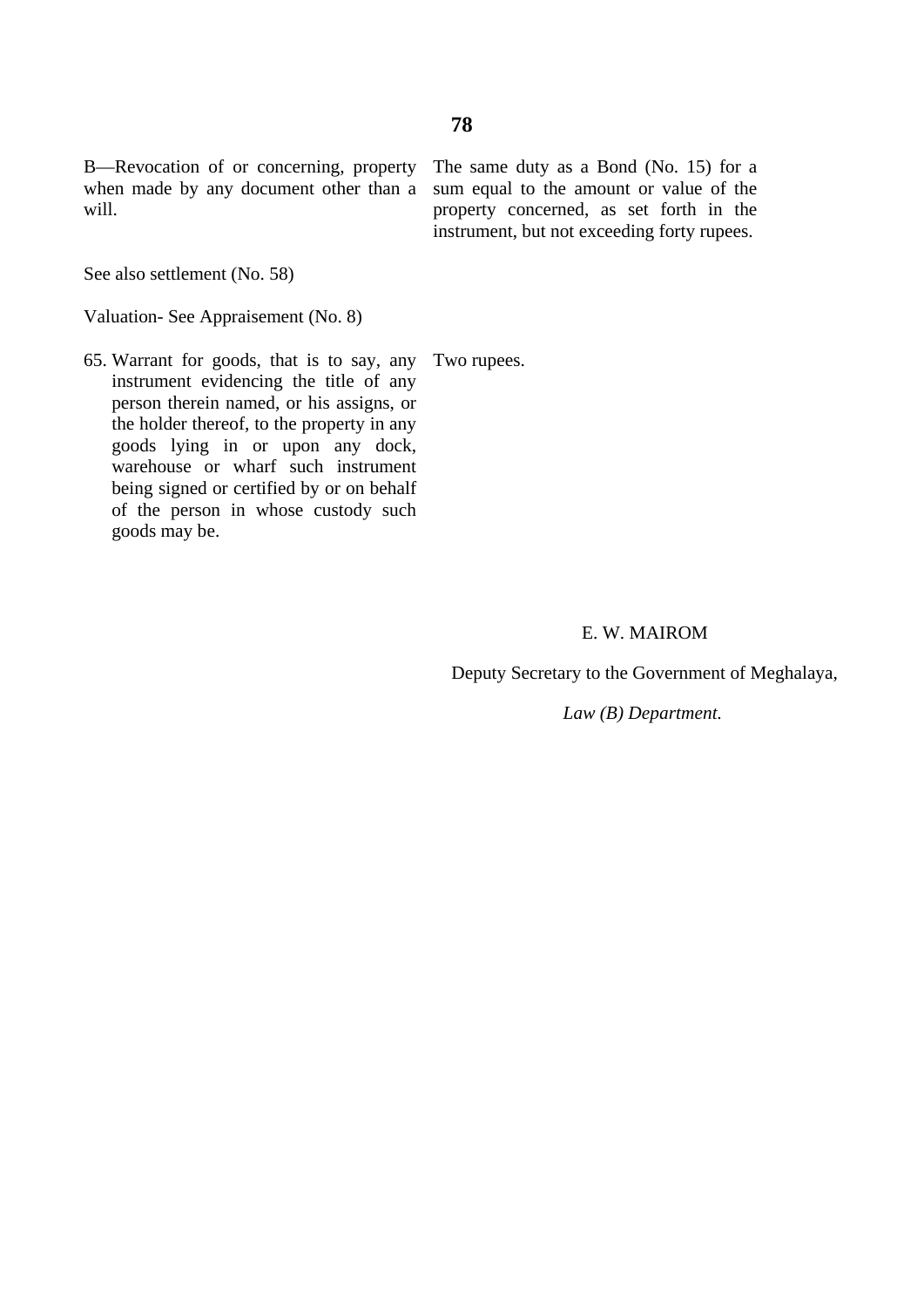| | |
|---|---|
| B—Revocation of or concerning, property when made by any document other than a will. | The same duty as a Bond (No. 15) for a sum equal to the amount or value of the property concerned, as set forth in the instrument, but not exceeding forty rupees. |
| See also settlement (No. 58) | |
| Valuation- See Appraisement (No. 8) | |
| 65. Warrant for goods, that is to say, any instrument evidencing the title of any person therein named, or his assigns, or the holder thereof, to the property in any goods lying in or upon any dock, warehouse or wharf such instrument being signed or certified by or on behalf of the person in whose custody such goods may be. | Two rupees. |

E. W. MAIROM

Deputy Secretary to the Government of Meghalaya,

*Law (B) Department.*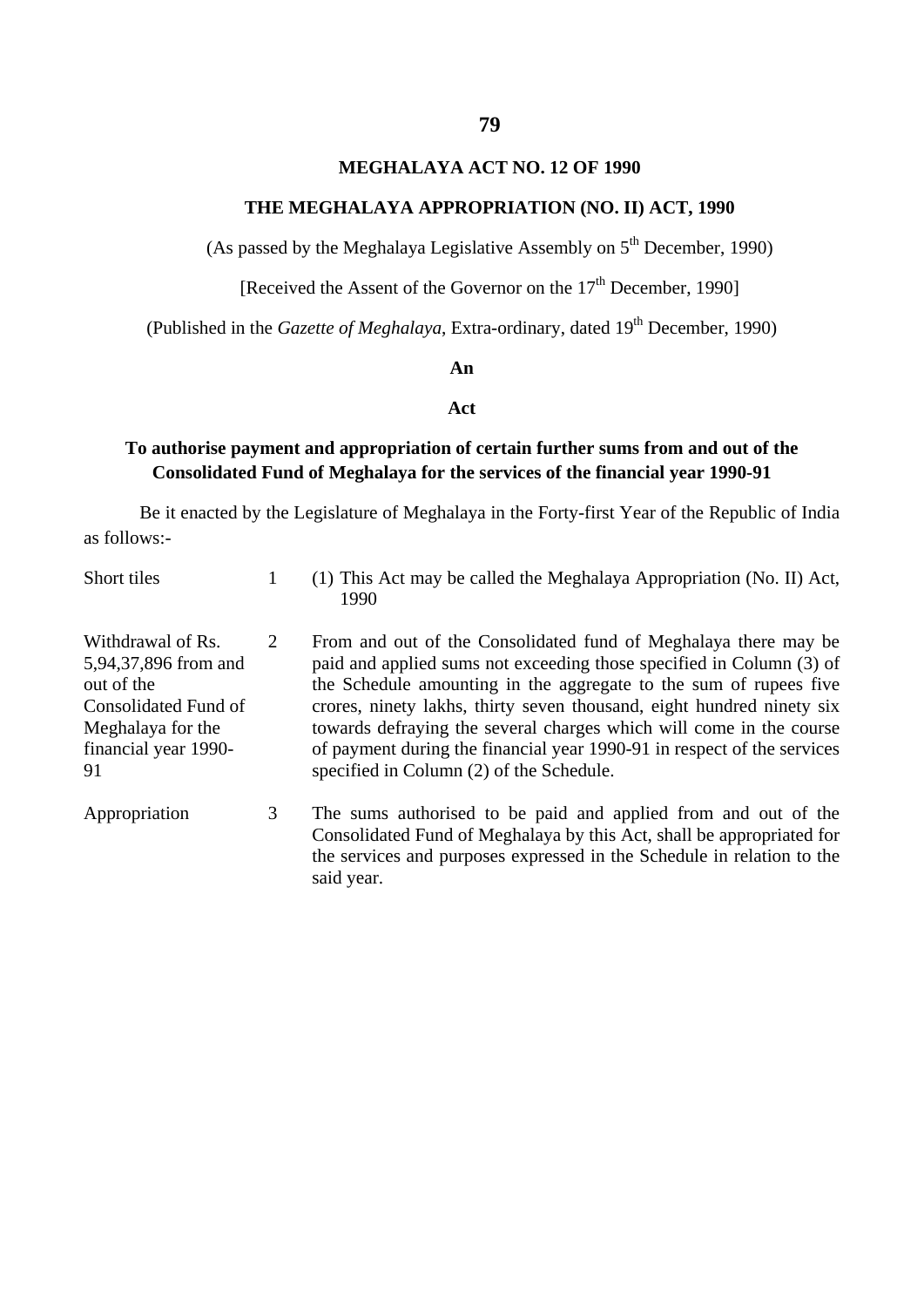# MEGHALAYA ACT NO. 12 OF 1990

## THE MEGHALAYA APPROPRIATION (NO. II) ACT, 1990

(As passed by the Meghalaya Legislative Assembly on 5th December, 1990)

[Received the Assent of the Governor on the 17th December, 1990]

(Published in the *Gazette of Meghalaya*, Extra-ordinary, dated 19th December, 1990)

**An**

**Act**

**To authorise payment and appropriation of certain further sums from and out of the Consolidated Fund of Meghalaya for the services of the financial year 1990-91**

Be it enacted by the Legislature of Meghalaya in the Forty-first Year of the Republic of India as follows:-

| | | |
|---|---|---|
| Short tiles | 1 | (1) This Act may be called the Meghalaya Appropriation (No. II) Act, 1990 |
| Withdrawal of Rs. 5,94,37,896 from and out of the Consolidated Fund of Meghalaya for the financial year 1990-91 | 2 | From and out of the Consolidated fund of Meghalaya there may be paid and applied sums not exceeding those specified in Column (3) of the Schedule amounting in the aggregate to the sum of rupees five crores, ninety lakhs, thirty seven thousand, eight hundred ninety six towards defraying the several charges which will come in the course of payment during the financial year 1990-91 in respect of the services specified in Column (2) of the Schedule. |
| Appropriation | 3 | The sums authorised to be paid and applied from and out of the Consolidated Fund of Meghalaya by this Act, shall be appropriated for the services and purposes expressed in the Schedule in relation to the said year. |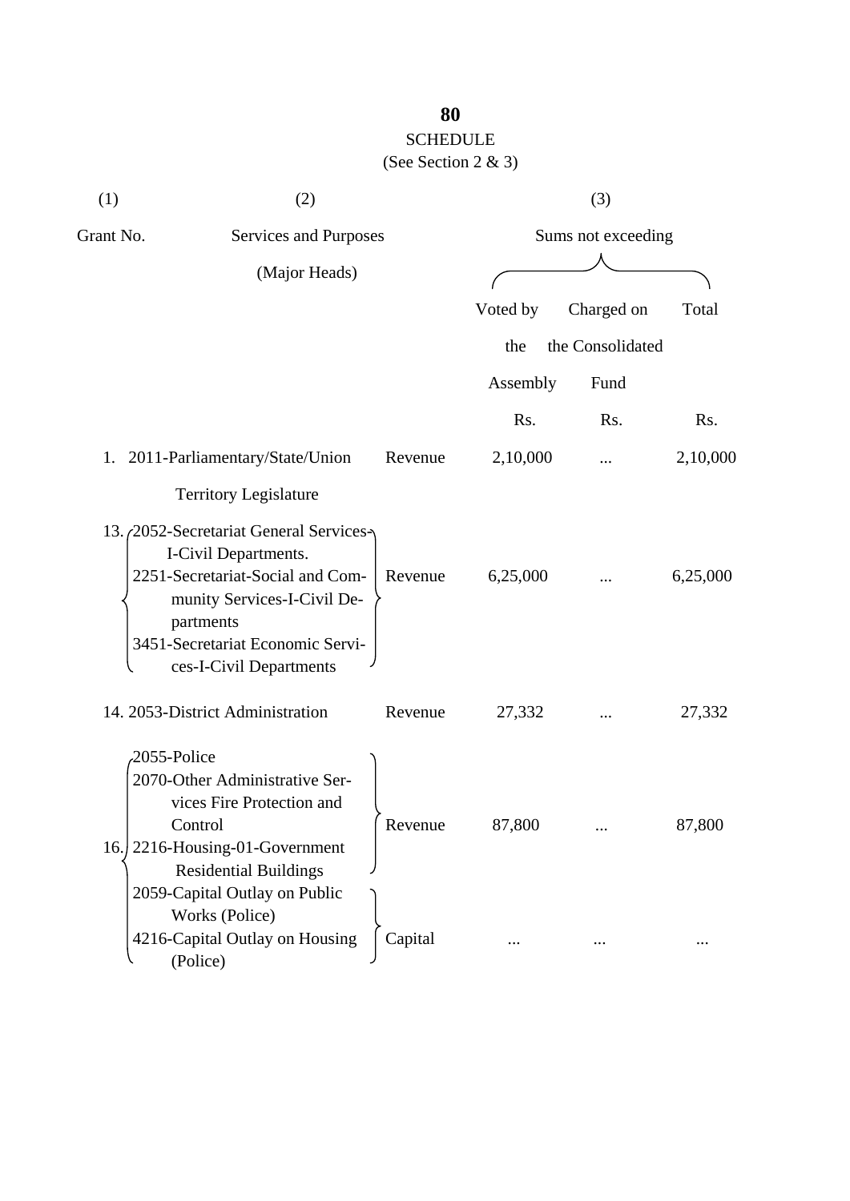**SCHEDULE**

(See Section 2 & 3)

| (1) | (2) | | (3) | | |
|---|---|---|---|---|---|
| Grant No. | Services and Purposes (Major Heads) | | Sums not exceeding | | |
| | | | Voted by the Assembly | Charged on the Consolidated Fund | Total |
| | | | Rs. | Rs. | Rs. |
| 1. | 2011-Parliamentary/State/Union Territory Legislature | Revenue | 2,10,000 | ... | 2,10,000 |
| 13. | 2052-Secretariat General Services-I-Civil Departments. 2251-Secretariat-Social and Community Services-I-Civil Departments 3451-Secretariat Economic Services-I-Civil Departments | Revenue | 6,25,000 | ... | 6,25,000 |
| 14. | 2053-District Administration | Revenue | 27,332 | ... | 27,332 |
| 16. | 2055-Police 2070-Other Administrative Services Fire Protection and Control 2216-Housing-01-Government Residential Buildings | Revenue | 87,800 | ... | 87,800 |
| | 2059-Capital Outlay on Public Works (Police) 4216-Capital Outlay on Housing (Police) | Capital | ... | ... | ... |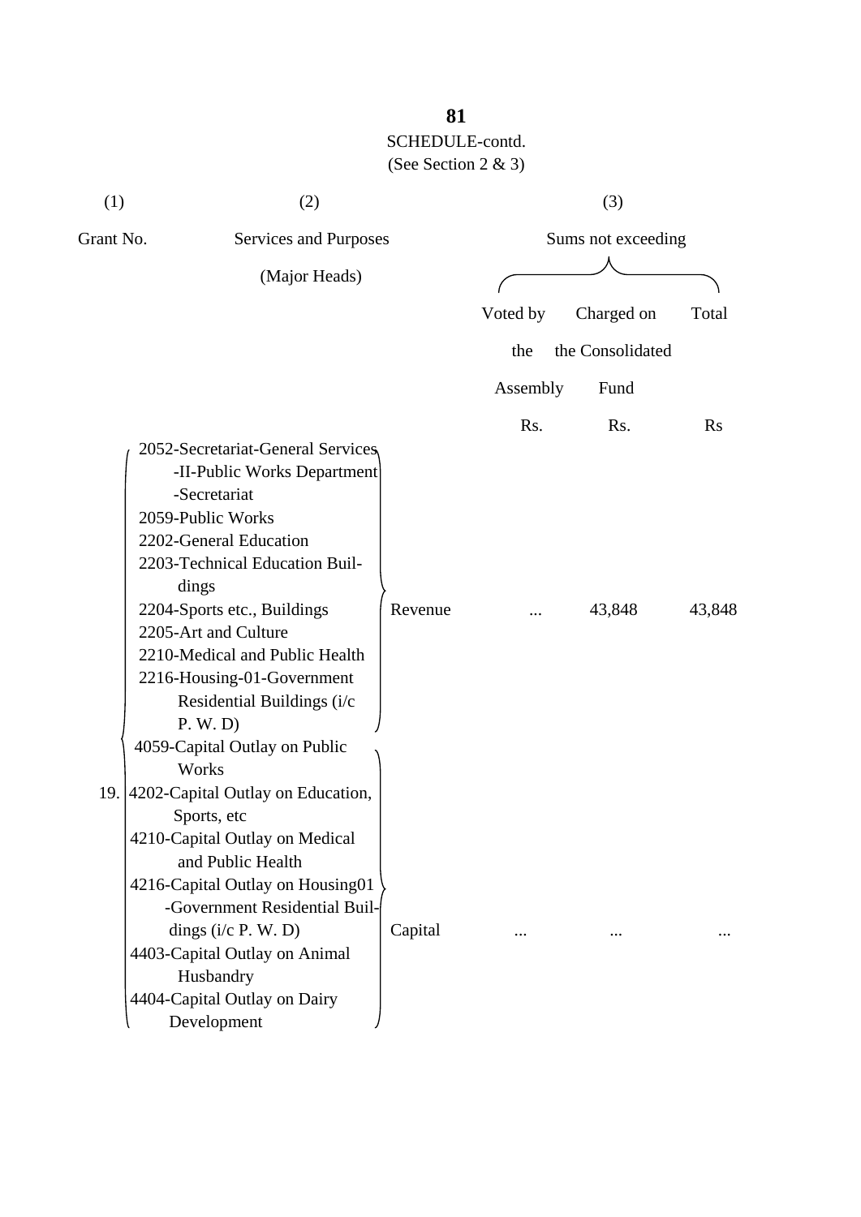SCHEDULE-contd.

(See Section 2 & 3)

| (1) | (2) | | (3) | | |
|---|---|---|---|---|---|
| Grant No. | Services and Purposes (Major Heads) | | Sums not exceeding | | |
| | | | Voted by the Assembly | Charged on the Consolidated Fund | Total |
| | | | Rs. | Rs. | Rs |
| 19. | 2052-Secretariat-General Services -II-Public Works Department -Secretariat<br>2059-Public Works<br>2202-General Education<br>2203-Technical Education Buildings<br>2204-Sports etc., Buildings<br>2205-Art and Culture<br>2210-Medical and Public Health<br>2216-Housing-01-Government Residential Buildings (i/c P. W. D) | Revenue | ... | 43,848 | 43,848 |
| | 4059-Capital Outlay on Public Works<br>4202-Capital Outlay on Education, Sports, etc<br>4210-Capital Outlay on Medical and Public Health<br>4216-Capital Outlay on Housing01 -Government Residential Buildings (i/c P. W. D)<br>4403-Capital Outlay on Animal Husbandry<br>4404-Capital Outlay on Dairy Development | Capital | ... | ... | ... |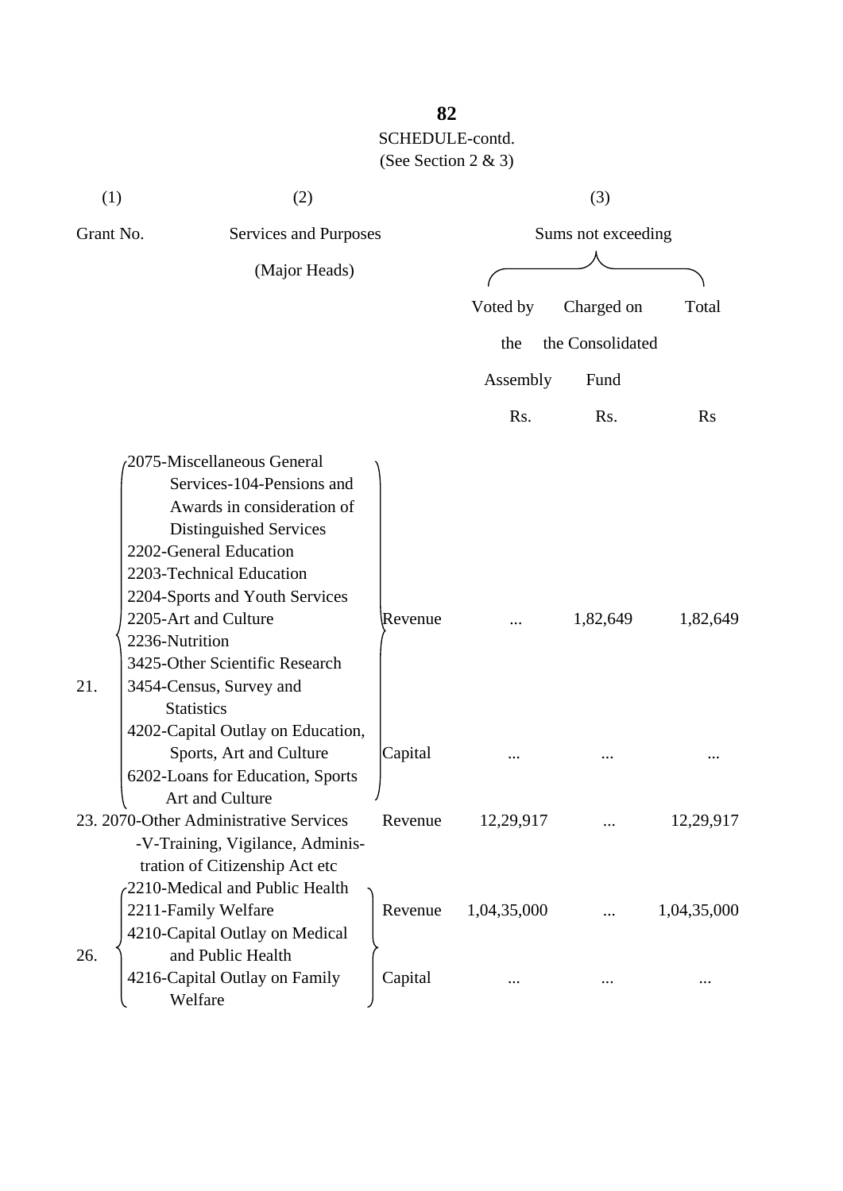SCHEDULE-contd.
(See Section 2 & 3)

| (1) | (2) | | (3) | | |
|---|---|---|---|---|---|
| Grant No. | Services and Purposes (Major Heads) | | Sums not exceeding | | |
| | | | Voted by the Assembly | Charged on the Consolidated Fund | Total |
| | | | Rs. | Rs. | Rs |
| 21. | 2075-Miscellaneous General Services-104-Pensions and Awards in consideration of Distinguished Services<br>2202-General Education<br>2203-Technical Education<br>2204-Sports and Youth Services<br>2205-Art and Culture<br>2236-Nutrition<br>3425-Other Scientific Research<br>3454-Census, Survey and Statistics<br>4202-Capital Outlay on Education, Sports, Art and Culture<br>6202-Loans for Education, Sports Art and Culture | Revenue | ... | 1,82,649 | 1,82,649 |
| | | Capital | ... | ... | ... |
| 23. | 2070-Other Administrative Services -V-Training, Vigilance, Administration of Citizenship Act etc | Revenue | 12,29,917 | ... | 12,29,917 |
| 26. | 2210-Medical and Public Health<br>2211-Family Welfare<br>4210-Capital Outlay on Medical and Public Health<br>4216-Capital Outlay on Family Welfare | Revenue | 1,04,35,000 | ... | 1,04,35,000 |
| | | Capital | ... | ... | ... |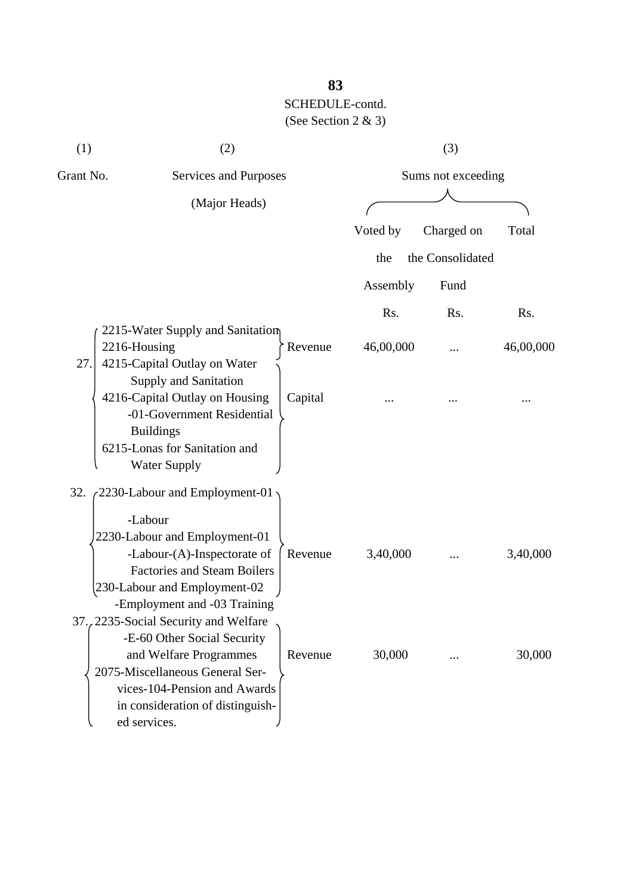SCHEDULE-contd.

(See Section 2 & 3)

| (1) | (2) | | (3) | | |
|---|---|---|---|---|---|
| Grant No. | Services and Purposes (Major Heads) | | Sums not exceeding | | |
| | | | Voted by the Assembly | Charged on the Consolidated Fund | Total |
| | | | Rs. | Rs. | Rs. |
| 27. | 2215-Water Supply and Sanitation<br>2216-Housing | Revenue | 46,00,000 | ... | 46,00,000 |
| | 4215-Capital Outlay on Water Supply and Sanitation<br>4216-Capital Outlay on Housing -01-Government Residential Buildings<br>6215-Lonas for Sanitation and Water Supply | Capital | ... | ... | ... |
| 32. | 2230-Labour and Employment-01 -Labour<br>2230-Labour and Employment-01 -Labour-(A)-Inspectorate of Factories and Steam Boilers<br>230-Labour and Employment-02 -Employment and -03 Training | Revenue | 3,40,000 | ... | 3,40,000 |
| 37. | 2235-Social Security and Welfare -E-60 Other Social Security and Welfare Programmes<br>2075-Miscellaneous General Services-104-Pension and Awards in consideration of distinguished services. | Revenue | 30,000 | ... | 30,000 |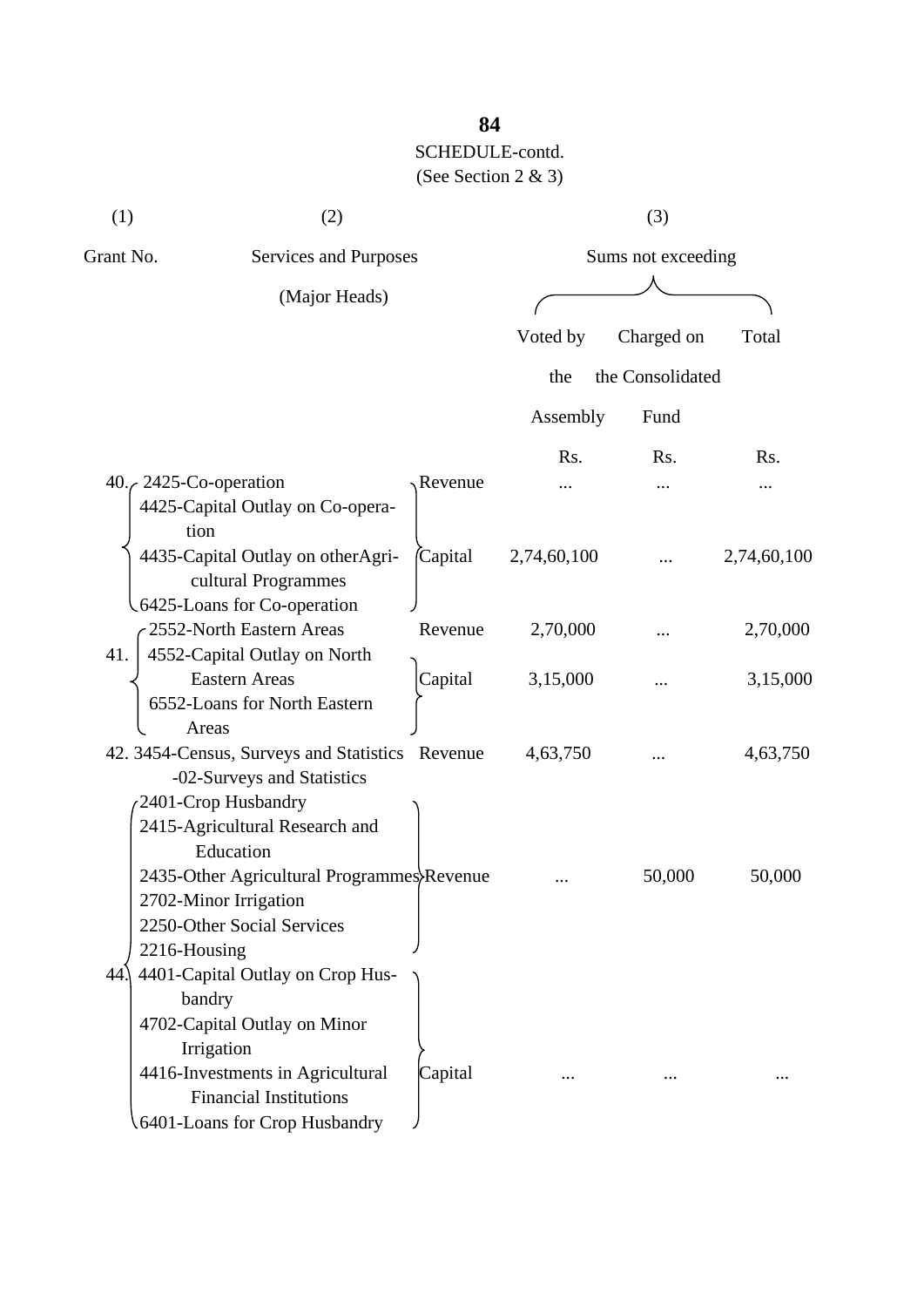SCHEDULE-contd.

(See Section 2 & 3)

| (1) | (2) | | (3) | | |
|---|---|---|---|---|---|
| Grant No. | Services and Purposes (Major Heads) | | Sums not exceeding | | |
| | | | Voted by the Assembly | Charged on the Consolidated Fund | Total |
| | | | Rs. | Rs. | Rs. |
| 40. | 2425-Co-operation | Revenue | ... | ... | ... |
| | 4425-Capital Outlay on Co-operation<br>4435-Capital Outlay on other Agricultural Programmes<br>6425-Loans for Co-operation | Capital | 2,74,60,100 | ... | 2,74,60,100 |
| 41. | 2552-North Eastern Areas | Revenue | 2,70,000 | ... | 2,70,000 |
| | 4552-Capital Outlay on North Eastern Areas<br>6552-Loans for North Eastern Areas | Capital | 3,15,000 | ... | 3,15,000 |
| 42. | 3454-Census, Surveys and Statistics -02-Surveys and Statistics | Revenue | 4,63,750 | ... | 4,63,750 |
| 44. | 2401-Crop Husbandry<br>2415-Agricultural Research and Education<br>2435-Other Agricultural Programmes<br>2702-Minor Irrigation<br>2250-Other Social Services<br>2216-Housing | Revenue | ... | 50,000 | 50,000 |
| | 4401-Capital Outlay on Crop Husbandry<br>4702-Capital Outlay on Minor Irrigation<br>4416-Investments in Agricultural Financial Institutions<br>6401-Loans for Crop Husbandry | Capital | ... | ... | ... |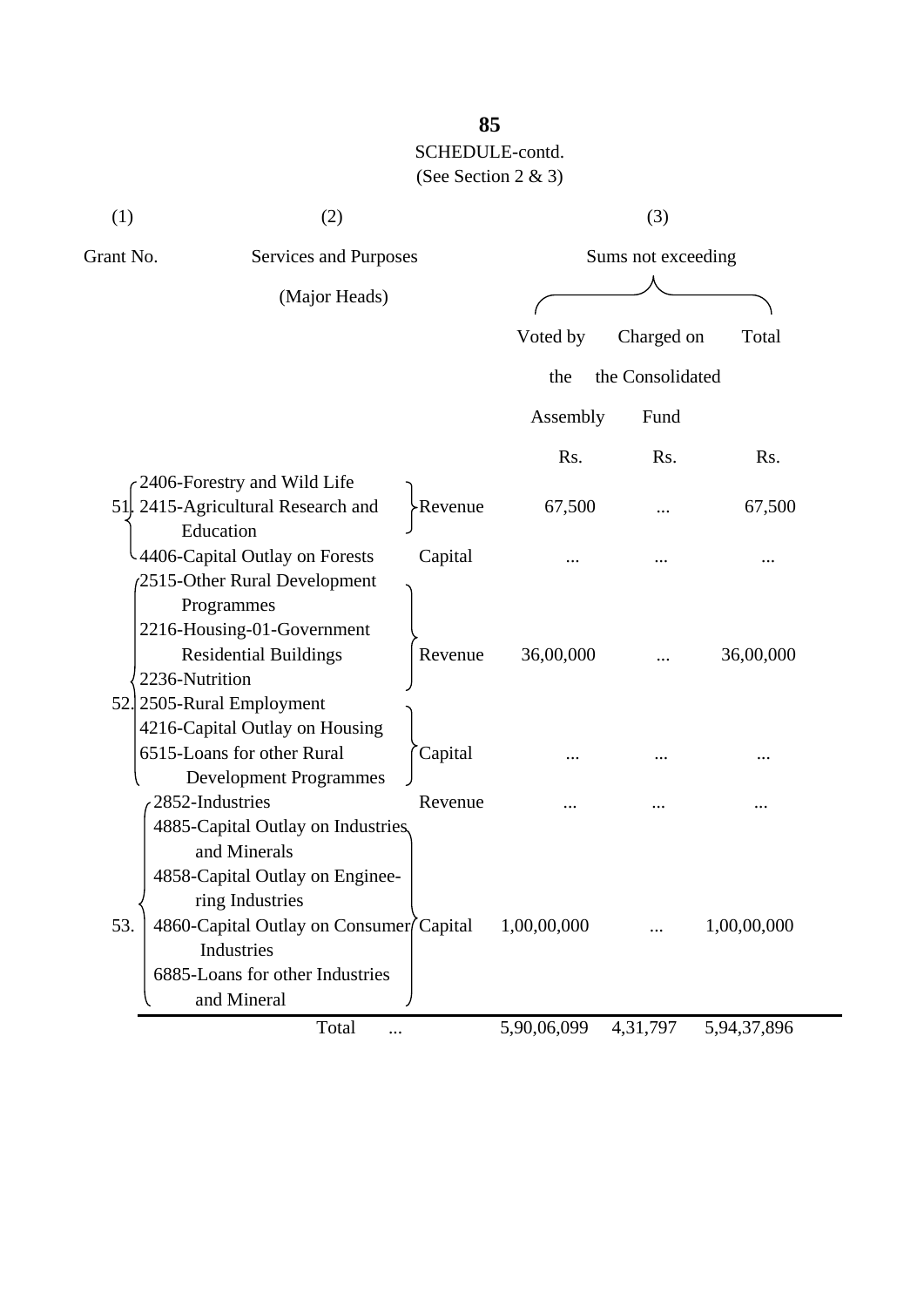SCHEDULE-contd.

(See Section 2 & 3)

| (1) | (2) | | (3) | | |
|---|---|---|---|---|---|
| Grant No. | Services and Purposes (Major Heads) | | Sums not exceeding | | |
| | | | Voted by the Assembly | Charged on the Consolidated Fund | Total |
| | | | Rs. | Rs. | Rs. |
| 51. | 2406-Forestry and Wild Life<br>2415-Agricultural Research and Education | Revenue | 67,500 | ... | 67,500 |
| | 4406-Capital Outlay on Forests | Capital | ... | ... | ... |
| 52. | 2515-Other Rural Development Programmes<br>2216-Housing-01-Government Residential Buildings<br>2236-Nutrition<br>2505-Rural Employment | Revenue | 36,00,000 | ... | 36,00,000 |
| | 4216-Capital Outlay on Housing<br>6515-Loans for other Rural Development Programmes | Capital | ... | ... | ... |
| 53. | 2852-Industries | Revenue | ... | ... | ... |
| | 4885-Capital Outlay on Industries and Minerals<br>4858-Capital Outlay on Engineering Industries<br>4860-Capital Outlay on Consumer Industries<br>6885-Loans for other Industries and Mineral | Capital | 1,00,00,000 | ... | 1,00,00,000 |
| | Total ... | | 5,90,06,099 | 4,31,797 | 5,94,37,896 |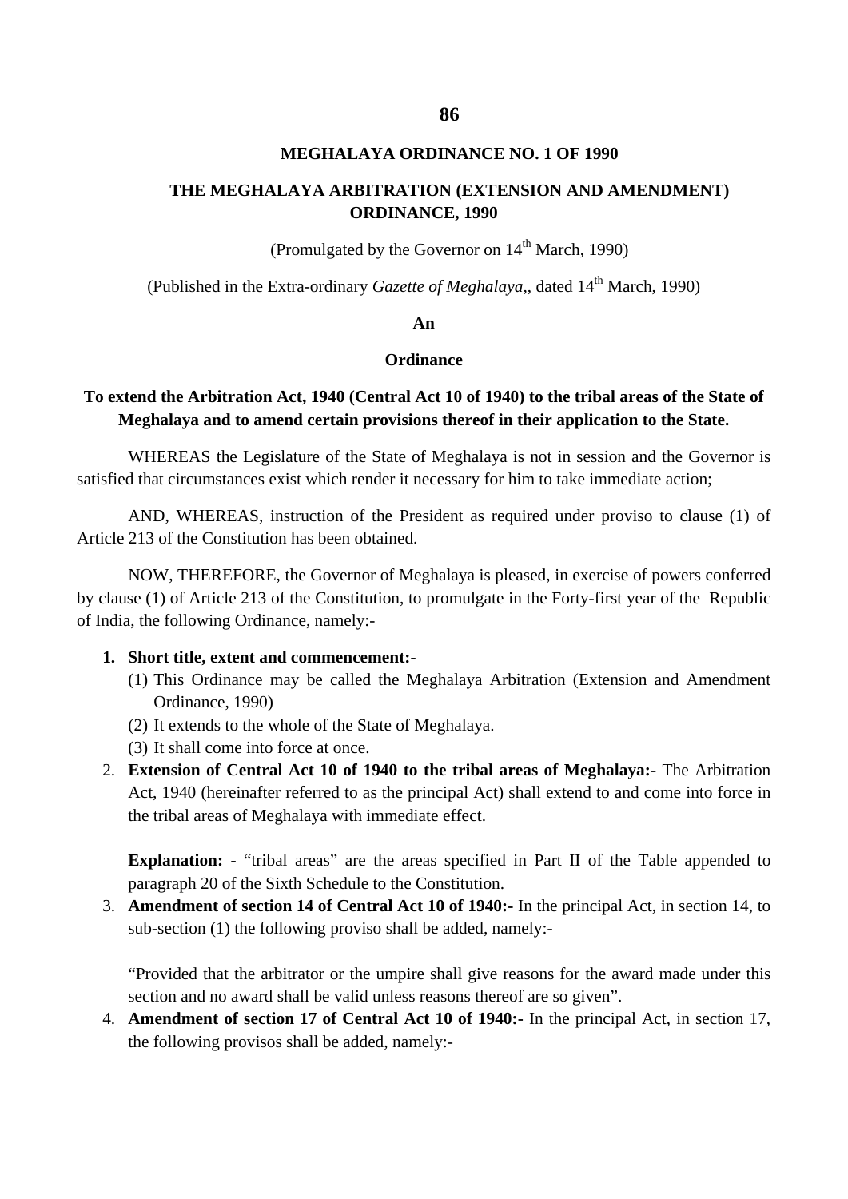**MEGHALAYA ORDINANCE NO. 1 OF 1990**

**THE MEGHALAYA ARBITRATION (EXTENSION AND AMENDMENT) ORDINANCE, 1990**

(Promulgated by the Governor on 14th March, 1990)

(Published in the Extra-ordinary *Gazette of Meghalaya*,, dated 14th March, 1990)

**An**

**Ordinance**

**To extend the Arbitration Act, 1940 (Central Act 10 of 1940) to the tribal areas of the State of Meghalaya and to amend certain provisions thereof in their application to the State.**

WHEREAS the Legislature of the State of Meghalaya is not in session and the Governor is satisfied that circumstances exist which render it necessary for him to take immediate action;

AND, WHEREAS, instruction of the President as required under proviso to clause (1) of Article 213 of the Constitution has been obtained.

NOW, THEREFORE, the Governor of Meghalaya is pleased, in exercise of powers conferred by clause (1) of Article 213 of the Constitution, to promulgate in the Forty-first year of the Republic of India, the following Ordinance, namely:-

1. **Short title, extent and commencement:-**
   (1) This Ordinance may be called the Meghalaya Arbitration (Extension and Amendment Ordinance, 1990)
   (2) It extends to the whole of the State of Meghalaya.
   (3) It shall come into force at once.
2. **Extension of Central Act 10 of 1940 to the tribal areas of Meghalaya:-** The Arbitration Act, 1940 (hereinafter referred to as the principal Act) shall extend to and come into force in the tribal areas of Meghalaya with immediate effect.

   **Explanation:** - "tribal areas" are the areas specified in Part II of the Table appended to paragraph 20 of the Sixth Schedule to the Constitution.
3. **Amendment of section 14 of Central Act 10 of 1940:-** In the principal Act, in section 14, to sub-section (1) the following proviso shall be added, namely:-

   "Provided that the arbitrator or the umpire shall give reasons for the award made under this section and no award shall be valid unless reasons thereof are so given".
4. **Amendment of section 17 of Central Act 10 of 1940:-** In the principal Act, in section 17, the following provisos shall be added, namely:-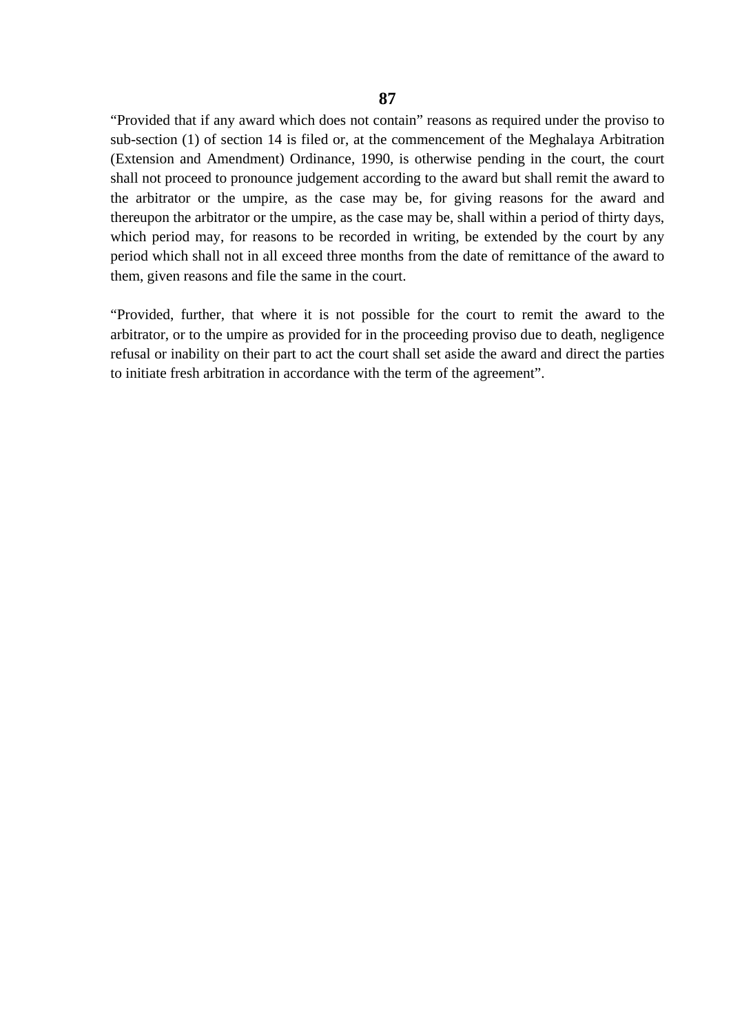"Provided that if any award which does not contain" reasons as required under the proviso to sub-section (1) of section 14 is filed or, at the commencement of the Meghalaya Arbitration (Extension and Amendment) Ordinance, 1990, is otherwise pending in the court, the court shall not proceed to pronounce judgement according to the award but shall remit the award to the arbitrator or the umpire, as the case may be, for giving reasons for the award and thereupon the arbitrator or the umpire, as the case may be, shall within a period of thirty days, which period may, for reasons to be recorded in writing, be extended by the court by any period which shall not in all exceed three months from the date of remittance of the award to them, given reasons and file the same in the court.

"Provided, further, that where it is not possible for the court to remit the award to the arbitrator, or to the umpire as provided for in the proceeding proviso due to death, negligence refusal or inability on their part to act the court shall set aside the award and direct the parties to initiate fresh arbitration in accordance with the term of the agreement".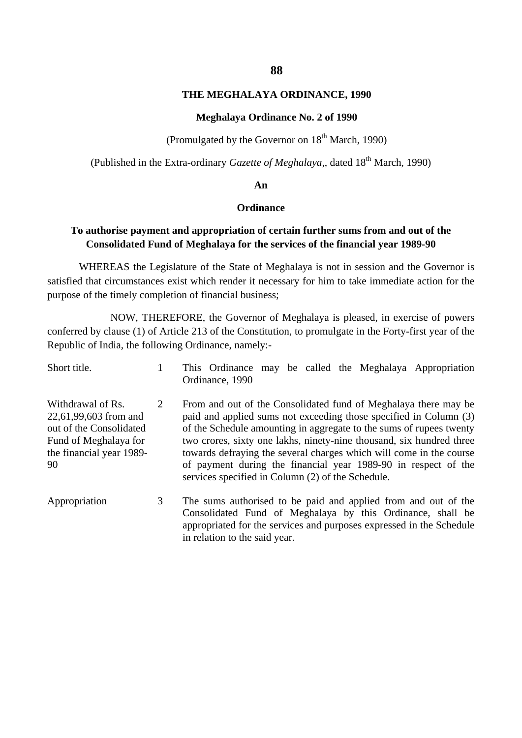# THE MEGHALAYA ORDINANCE, 1990

## Meghalaya Ordinance No. 2 of 1990

(Promulgated by the Governor on 18th March, 1990)

(Published in the Extra-ordinary *Gazette of Meghalaya*,, dated 18th March, 1990)

**An**

**Ordinance**

**To authorise payment and appropriation of certain further sums from and out of the Consolidated Fund of Meghalaya for the services of the financial year 1989-90**

WHEREAS the Legislature of the State of Meghalaya is not in session and the Governor is satisfied that circumstances exist which render it necessary for him to take immediate action for the purpose of the timely completion of financial business;

NOW, THEREFORE, the Governor of Meghalaya is pleased, in exercise of powers conferred by clause (1) of Article 213 of the Constitution, to promulgate in the Forty-first year of the Republic of India, the following Ordinance, namely:-

| | | |
|---|---|---|
| Short title. | 1 | This Ordinance may be called the Meghalaya Appropriation Ordinance, 1990 |
| Withdrawal of Rs. 22,61,99,603 from and out of the Consolidated Fund of Meghalaya for the financial year 1989-90 | 2 | From and out of the Consolidated fund of Meghalaya there may be paid and applied sums not exceeding those specified in Column (3) of the Schedule amounting in aggregate to the sums of rupees twenty two crores, sixty one lakhs, ninety-nine thousand, six hundred three towards defraying the several charges which will come in the course of payment during the financial year 1989-90 in respect of the services specified in Column (2) of the Schedule. |
| Appropriation | 3 | The sums authorised to be paid and applied from and out of the Consolidated Fund of Meghalaya by this Ordinance, shall be appropriated for the services and purposes expressed in the Schedule in relation to the said year. |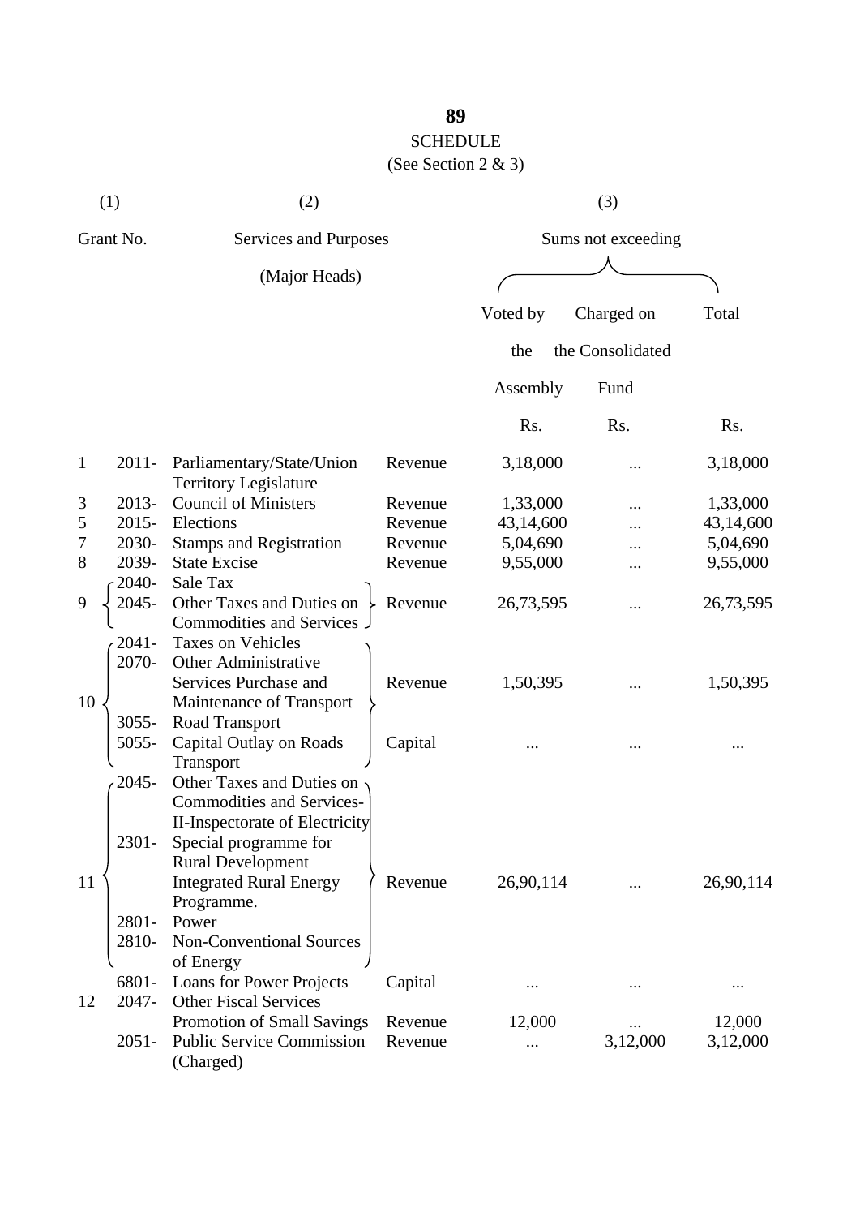# SCHEDULE

(See Section 2 & 3)

| (1) | | (2) | | (3) | | |
|---|---|---|---|---|---|---|
| Grant No. | | Services and Purposes (Major Heads) | | Sums not exceeding | | |
| | | | | Voted by the Assembly | Charged on the Consolidated Fund | Total |
| | | | | Rs. | Rs. | Rs. |
| 1 | 2011- | Parliamentary/State/Union Territory Legislature | Revenue | 3,18,000 | ... | 3,18,000 |
| 3 | 2013- | Council of Ministers | Revenue | 1,33,000 | ... | 1,33,000 |
| 5 | 2015- | Elections | Revenue | 43,14,600 | ... | 43,14,600 |
| 7 | 2030- | Stamps and Registration | Revenue | 5,04,690 | ... | 5,04,690 |
| 8 | 2039- | State Excise | Revenue | 9,55,000 | ... | 9,55,000 |
| 9 | 2040-<br>2045- | Sale Tax<br>Other Taxes and Duties on Commodities and Services | Revenue | 26,73,595 | ... | 26,73,595 |
| 10 | 2041-<br>2070-<br>3055- | Taxes on Vehicles<br>Other Administrative Services Purchase and Maintenance of Transport<br>Road Transport | Revenue | 1,50,395 | ... | 1,50,395 |
| | 5055- | Capital Outlay on Roads Transport | Capital | ... | ... | ... |
| 11 | 2045-<br>2301-<br><br>2801-<br>2810- | Other Taxes and Duties on Commodities and Services-II-Inspectorate of Electricity<br>Special programme for Rural Development<br>Integrated Rural Energy Programme.<br>Power<br>Non-Conventional Sources of Energy | Revenue | 26,90,114 | ... | 26,90,114 |
| | 6801- | Loans for Power Projects | Capital | ... | ... | ... |
| 12 | 2047- | Other Fiscal Services<br>Promotion of Small Savings | Revenue | 12,000 | ... | 12,000 |
| | 2051- | Public Service Commission (Charged) | Revenue | ... | 3,12,000 | 3,12,000 |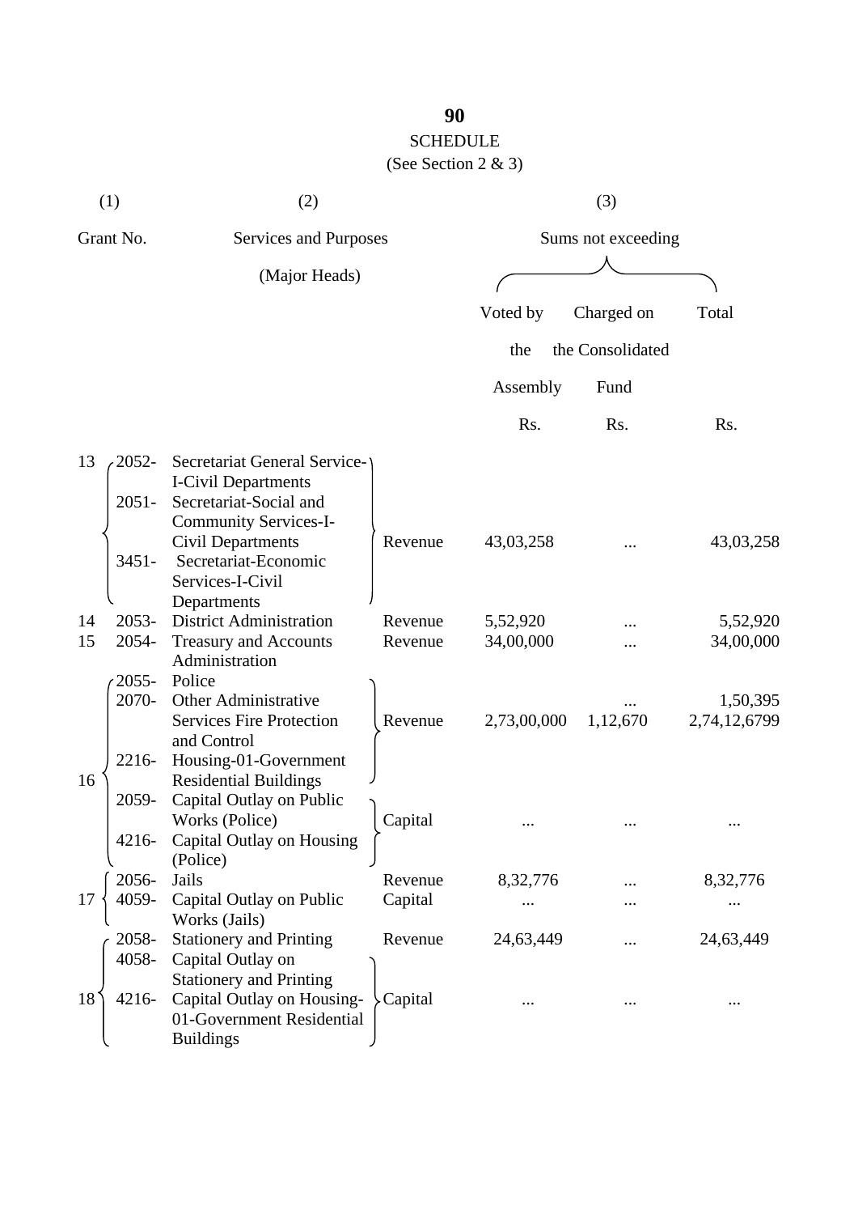SCHEDULE

(See Section 2 & 3)

| (1) | | (2) | | (3) | | |
|---|---|---|---|---|---|---|
| Grant No. | | Services and Purposes (Major Heads) | | Sums not exceeding | | |
| | | | | Voted by the Assembly | Charged on the Consolidated Fund | Total |
| | | | | Rs. | Rs. | Rs. |
| 13 | 2052- | Secretariat General Service-I-Civil Departments | Revenue | 43,03,258 | ... | 43,03,258 |
| | 2051- | Secretariat-Social and Community Services-I-Civil Departments | | | | |
| | 3451- | Secretariat-Economic Services-I-Civil Departments | | | | |
| 14 | 2053- | District Administration | Revenue | 5,52,920 | ... | 5,52,920 |
| 15 | 2054- | Treasury and Accounts Administration | Revenue | 34,00,000 | ... | 34,00,000 |
| 16 | 2055- | Police | Revenue | 2,73,00,000 | ... 1,12,670 | 1,50,395 2,74,12,6799 |
| | 2070- | Other Administrative Services Fire Protection and Control | | | | |
| | 2216- | Housing-01-Government Residential Buildings | | | | |
| | 2059- | Capital Outlay on Public Works (Police) | Capital | ... | ... | ... |
| | 4216- | Capital Outlay on Housing (Police) | | | | |
| 17 | 2056- | Jails | Revenue | 8,32,776 | ... | 8,32,776 |
| | 4059- | Capital Outlay on Public Works (Jails) | Capital | ... | ... | ... |
| 18 | 2058- | Stationery and Printing | Revenue | 24,63,449 | ... | 24,63,449 |
| | 4058- | Capital Outlay on Stationery and Printing | Capital | ... | ... | ... |
| | 4216- | Capital Outlay on Housing-01-Government Residential Buildings | | | | |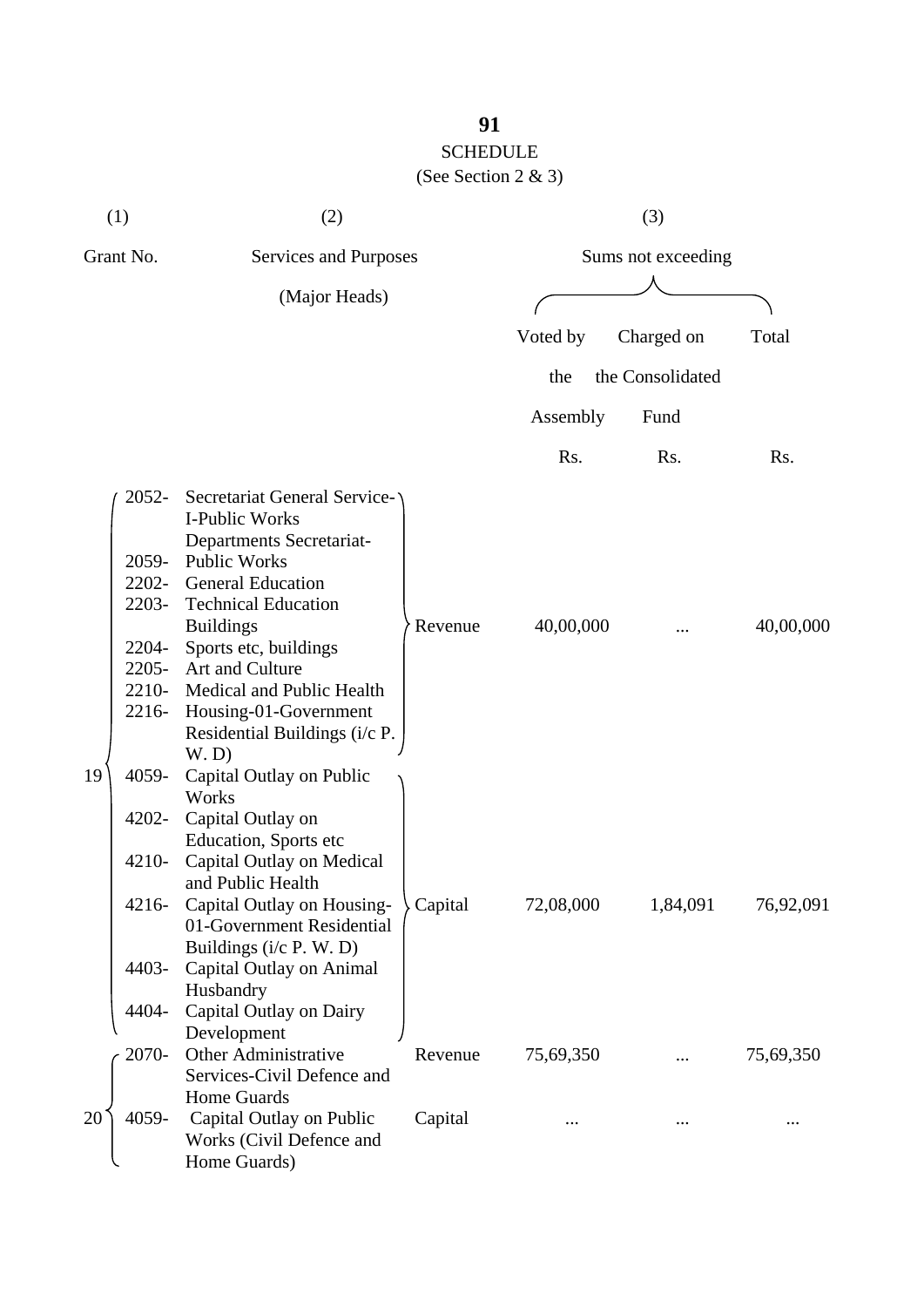## SCHEDULE

(See Section 2 & 3)

| (1) | (2) | | (3) | | |
|---|---|---|---|---|---|
| Grant No. | Services and Purposes (Major Heads) | | Sums not exceeding | | |
| | | | Voted by the Assembly | Charged on the Consolidated Fund | Total |
| | | | Rs. | Rs. | Rs. |
| 19 | 2052- Secretariat General Service-I-Public Works Departments Secretariat-<br>2059- Public Works<br>2202- General Education<br>2203- Technical Education Buildings<br>2204- Sports etc, buildings<br>2205- Art and Culture<br>2210- Medical and Public Health<br>2216- Housing-01-Government Residential Buildings (i/c P. W. D) | Revenue | 40,00,000 | ... | 40,00,000 |
| | 4059- Capital Outlay on Public Works<br>4202- Capital Outlay on Education, Sports etc<br>4210- Capital Outlay on Medical and Public Health<br>4216- Capital Outlay on Housing-01-Government Residential Buildings (i/c P. W. D)<br>4403- Capital Outlay on Animal Husbandry<br>4404- Capital Outlay on Dairy Development | Capital | 72,08,000 | 1,84,091 | 76,92,091 |
| 20 | 2070- Other Administrative Services-Civil Defence and Home Guards | Revenue | 75,69,350 | ... | 75,69,350 |
| | 4059- Capital Outlay on Public Works (Civil Defence and Home Guards) | Capital | ... | ... | ... |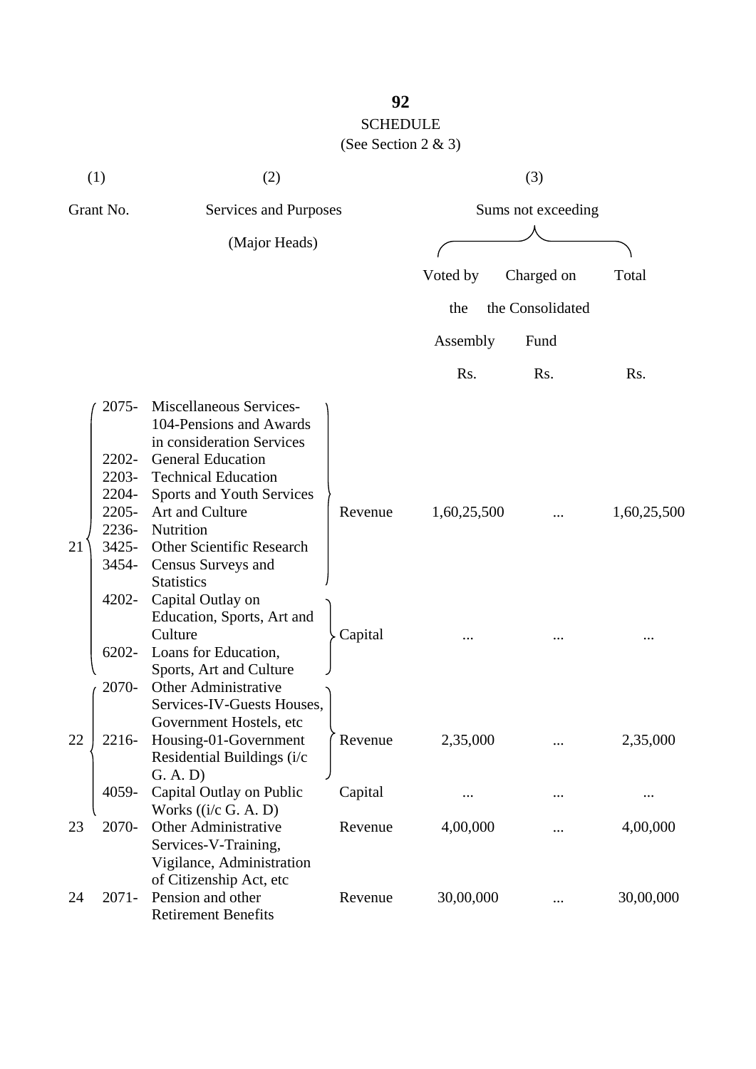## SCHEDULE

(See Section 2 & 3)

| (1) | | (2) | | (3) | | |
|---|---|---|---|---|---|---|
| Grant No. | | Services and Purposes (Major Heads) | | Sums not exceeding | | |
| | | | | Voted by the Assembly | Charged on the Consolidated Fund | Total |
| | | | | Rs. | Rs. | Rs. |
| 21 | 2075- | Miscellaneous Services-104-Pensions and Awards in consideration Services | Revenue | 1,60,25,500 | ... | 1,60,25,500 |
| | 2202- | General Education | | | | |
| | 2203- | Technical Education | | | | |
| | 2204- | Sports and Youth Services | | | | |
| | 2205- | Art and Culture | | | | |
| | 2236- | Nutrition | | | | |
| | 3425- | Other Scientific Research | | | | |
| | 3454- | Census Surveys and Statistics | | | | |
| | 4202- | Capital Outlay on Education, Sports, Art and Culture | Capital | ... | ... | ... |
| | 6202- | Loans for Education, Sports, Art and Culture | | | | |
| 22 | 2070- | Other Administrative Services-IV-Guests Houses, Government Hostels, etc | Revenue | 2,35,000 | ... | 2,35,000 |
| | 2216- | Housing-01-Government Residential Buildings (i/c G. A. D) | | | | |
| | 4059- | Capital Outlay on Public Works ((i/c G. A. D) | Capital | ... | ... | ... |
| 23 | 2070- | Other Administrative Services-V-Training, Vigilance, Administration of Citizenship Act, etc | Revenue | 4,00,000 | ... | 4,00,000 |
| 24 | 2071- | Pension and other Retirement Benefits | Revenue | 30,00,000 | ... | 30,00,000 |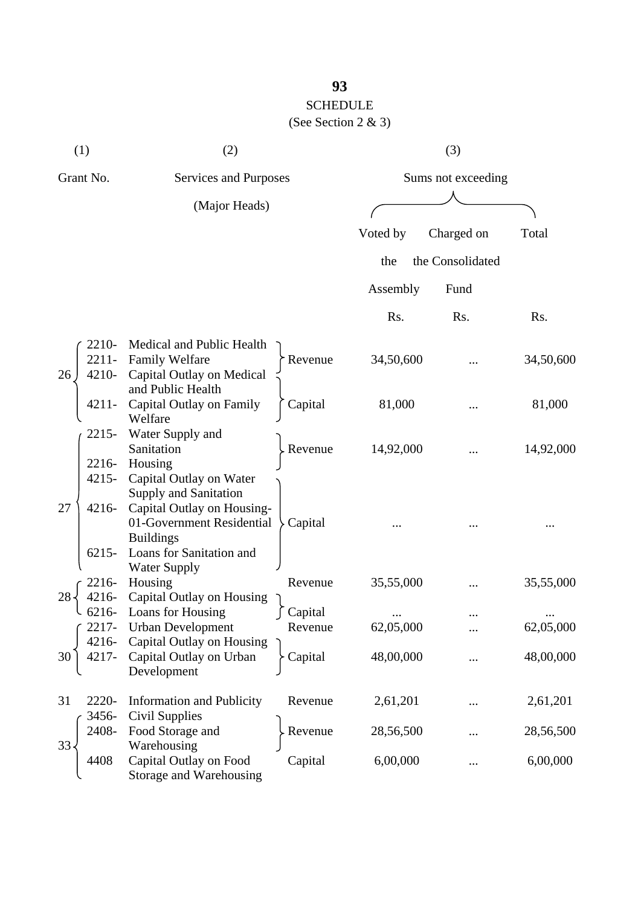## SCHEDULE

(See Section 2 & 3)

| (1) | (2) | | (3) | | |
|---|---|---|---|---|---|
| Grant No. | Services and Purposes (Major Heads) | | Sums not exceeding | | |
| | | | Voted by the Assembly | Charged on the Consolidated Fund | Total |
| | | | Rs. | Rs. | Rs. |
| 26 | 2210- Medical and Public Health<br>2211- Family Welfare | Revenue | 34,50,600 | ... | 34,50,600 |
| | 4210- Capital Outlay on Medical and Public Health<br>4211- Capital Outlay on Family Welfare | Capital | 81,000 | ... | 81,000 |
| 27 | 2215- Water Supply and Sanitation<br>2216- Housing | Revenue | 14,92,000 | ... | 14,92,000 |
| | 4215- Capital Outlay on Water Supply and Sanitation<br>4216- Capital Outlay on Housing-01-Government Residential Buildings<br>6215- Loans for Sanitation and Water Supply | Capital | ... | ... | ... |
| 28 | 2216- Housing | Revenue | 35,55,000 | ... | 35,55,000 |
| | 4216- Capital Outlay on Housing<br>6216- Loans for Housing | Capital | ... | ... | ... |
| 30 | 2217- Urban Development | Revenue | 62,05,000 | ... | 62,05,000 |
| | 4216- Capital Outlay on Housing<br>4217- Capital Outlay on Urban Development | Capital | 48,00,000 | ... | 48,00,000 |
| 31 | 2220- Information and Publicity | Revenue | 2,61,201 | ... | 2,61,201 |
| 33 | 3456- Civil Supplies<br>2408- Food Storage and Warehousing | Revenue | 28,56,500 | ... | 28,56,500 |
| | 4408 Capital Outlay on Food Storage and Warehousing | Capital | 6,00,000 | ... | 6,00,000 |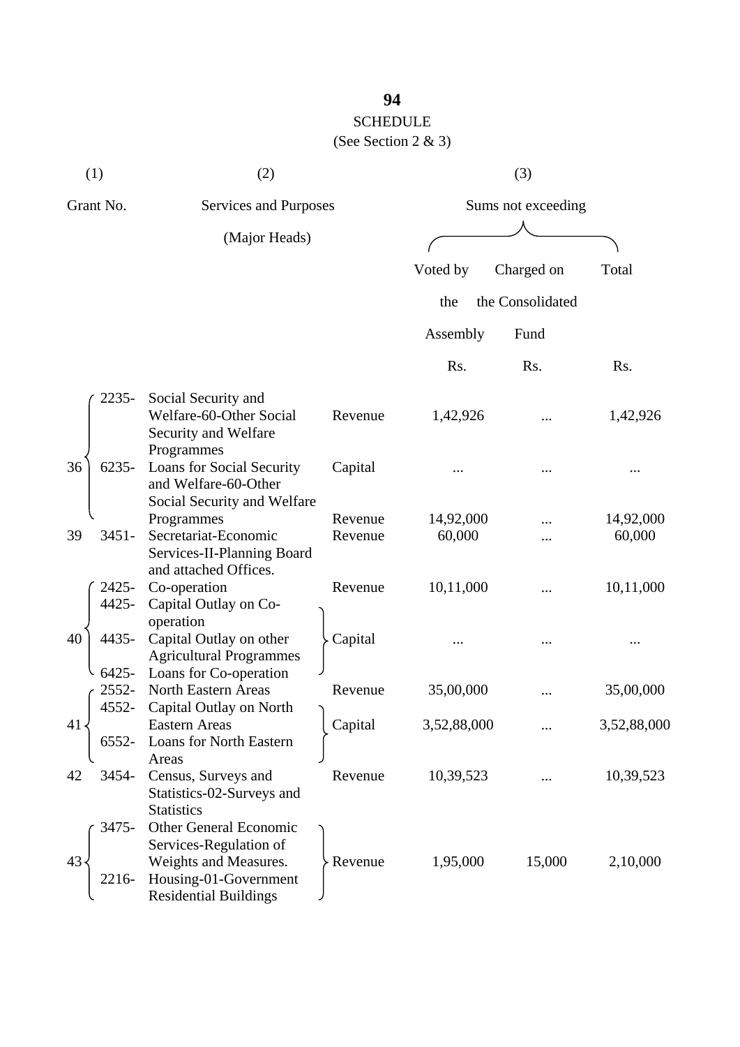SCHEDULE

(See Section 2 & 3)

| (1) | | (2) | | (3) | | |
|---|---|---|---|---|---|---|
| Grant No. | | Services and Purposes (Major Heads) | | Sums not exceeding | | |
| | | | | Voted by the Assembly | Charged on the Consolidated Fund | Total |
| | | | | Rs. | Rs. | Rs. |
| 36 | 2235- | Social Security and Welfare-60-Other Social Security and Welfare Programmes | Revenue | 1,42,926 | ... | 1,42,926 |
| | 6235- | Loans for Social Security and Welfare-60-Other Social Security and Welfare Programmes | Capital | ... | ... | ... |
| | | | Revenue | 14,92,000 | ... | 14,92,000 |
| 39 | 3451- | Secretariat-Economic Services-II-Planning Board and attached Offices. | Revenue | 60,000 | ... | 60,000 |
| 40 | 2425- | Co-operation | Revenue | 10,11,000 | ... | 10,11,000 |
| | 4425- | Capital Outlay on Co-operation | Capital | ... | ... | ... |
| | 4435- | Capital Outlay on other Agricultural Programmes | | | | |
| | 6425- | Loans for Co-operation | | | | |
| 41 | 2552- | North Eastern Areas | Revenue | 35,00,000 | ... | 35,00,000 |
| | 4552- | Capital Outlay on North Eastern Areas | Capital | 3,52,88,000 | ... | 3,52,88,000 |
| | 6552- | Loans for North Eastern Areas | | | | |
| 42 | 3454- | Census, Surveys and Statistics-02-Surveys and Statistics | Revenue | 10,39,523 | ... | 10,39,523 |
| 43 | 3475- | Other General Economic Services-Regulation of Weights and Measures. | Revenue | 1,95,000 | 15,000 | 2,10,000 |
| | 2216- | Housing-01-Government Residential Buildings | | | | |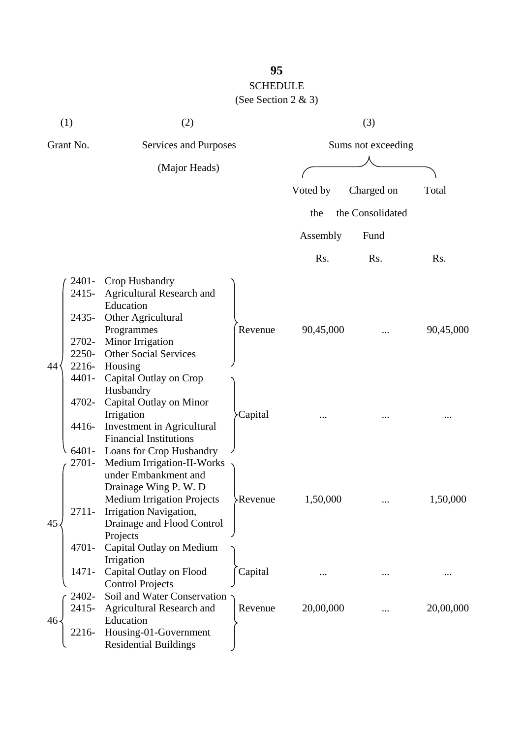**95**

SCHEDULE

(See Section 2 & 3)

| (1) | (2) | | (3) | | |
|---|---|---|---|---|---|
| Grant No. | Services and Purposes (Major Heads) | | Sums not exceeding | | |
| | | | Voted by the Assembly | Charged on the Consolidated Fund | Total |
| | | | Rs. | Rs. | Rs. |
| 44 | 2401- Crop Husbandry<br>2415- Agricultural Research and Education<br>2435- Other Agricultural Programmes<br>2702- Minor Irrigation<br>2250- Other Social Services<br>2216- Housing | Revenue | 90,45,000 | ... | 90,45,000 |
| | 4401- Capital Outlay on Crop Husbandry<br>4702- Capital Outlay on Minor Irrigation<br>4416- Investment in Agricultural Financial Institutions<br>6401- Loans for Crop Husbandry | Capital | ... | ... | ... |
| 45 | 2701- Medium Irrigation-II-Works under Embankment and Drainage Wing P. W. D Medium Irrigation Projects<br>2711- Irrigation Navigation, Drainage and Flood Control Projects | Revenue | 1,50,000 | ... | 1,50,000 |
| | 4701- Capital Outlay on Medium Irrigation<br>1471- Capital Outlay on Flood Control Projects | Capital | ... | ... | ... |
| 46 | 2402- Soil and Water Conservation<br>2415- Agricultural Research and Education<br>2216- Housing-01-Government Residential Buildings | Revenue | 20,00,000 | ... | 20,00,000 |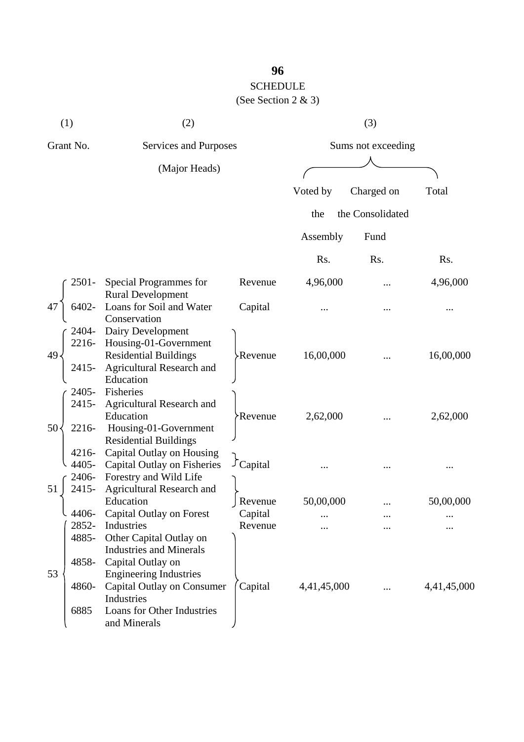## SCHEDULE

(See Section 2 & 3)

| (1) | (2) | | | (3) | |
|---|---|---|---|---|---|
| Grant No. | Services and Purposes (Major Heads) | | Sums not exceeding | | |
| | | | Voted by the Assembly | Charged on the Consolidated Fund | Total |
| | | | Rs. | Rs. | Rs. |
| 47 | 2501- Special Programmes for Rural Development | Revenue | 4,96,000 | ... | 4,96,000 |
| | 6402- Loans for Soil and Water Conservation | Capital | ... | ... | ... |
| 49 | 2404- Dairy Development<br>2216- Housing-01-Government Residential Buildings<br>2415- Agricultural Research and Education | Revenue | 16,00,000 | ... | 16,00,000 |
| 50 | 2405- Fisheries<br>2415- Agricultural Research and Education<br>2216- Housing-01-Government Residential Buildings | Revenue | 2,62,000 | ... | 2,62,000 |
| | 4216- Capital Outlay on Housing<br>4405- Capital Outlay on Fisheries | Capital | ... | ... | ... |
| 51 | 2406- Forestry and Wild Life<br>2415- Agricultural Research and Education | Revenue | 50,00,000 | ... | 50,00,000 |
| | 4406- Capital Outlay on Forest | Capital | ... | ... | ... |
| 53 | 2852- Industries | Revenue | ... | ... | ... |
| | 4885- Other Capital Outlay on Industries and Minerals<br>4858- Capital Outlay on Engineering Industries<br>4860- Capital Outlay on Consumer Industries<br>6885 Loans for Other Industries and Minerals | Capital | 4,41,45,000 | ... | 4,41,45,000 |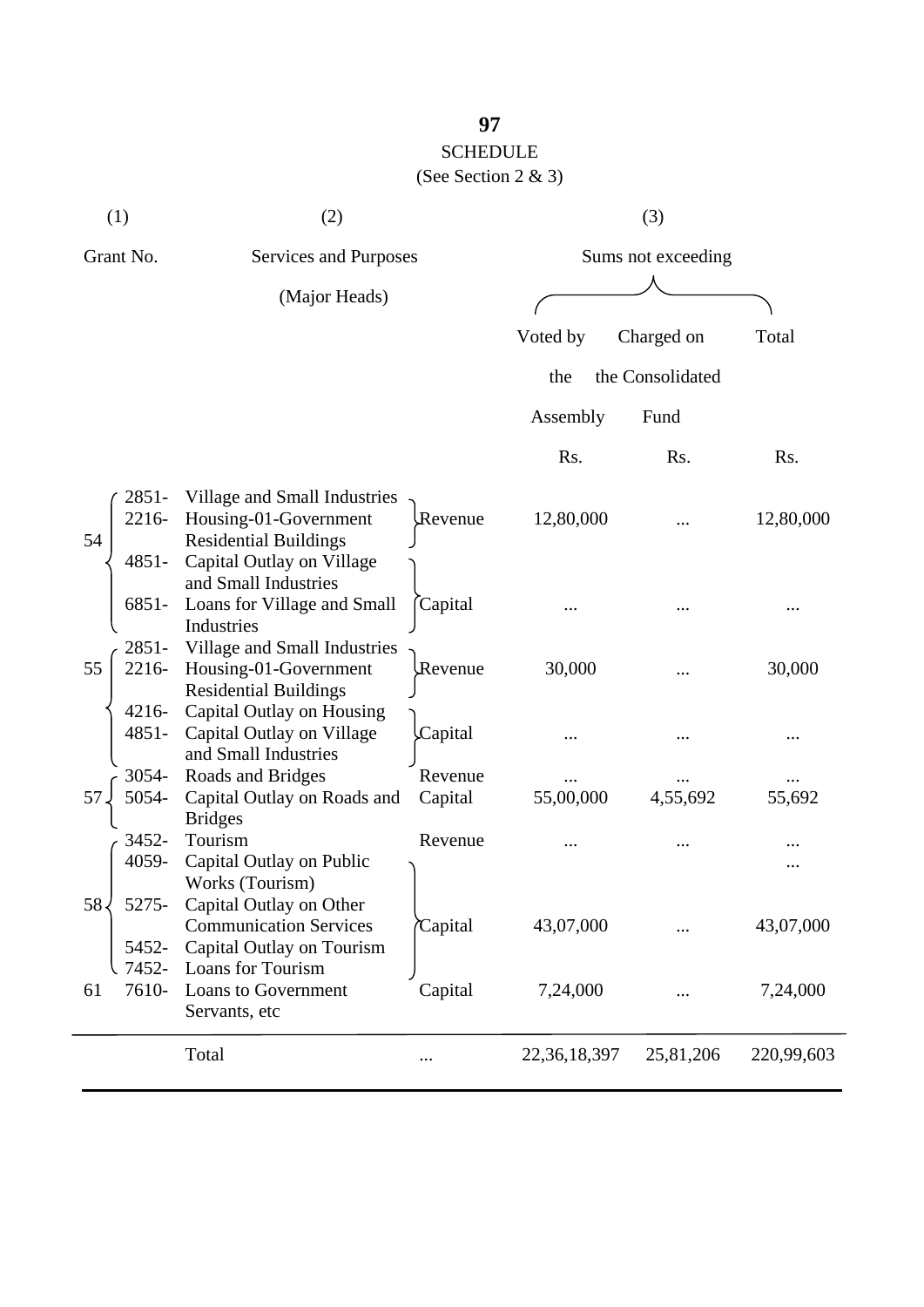## SCHEDULE

(See Section 2 & 3)

| (1) | | (2) | | (3) | | |
|---|---|---|---|---|---|---|
| Grant No. | | Services and Purposes (Major Heads) | | Sums not exceeding | | |
| | | | | Voted by the Assembly | Charged on the Consolidated Fund | Total |
| | | | | Rs. | Rs. | Rs. |
| 54 | 2851- | Village and Small Industries | Revenue | 12,80,000 | ... | 12,80,000 |
| | 2216- | Housing-01-Government Residential Buildings | | | | |
| | 4851- | Capital Outlay on Village and Small Industries | Capital | ... | ... | ... |
| | 6851- | Loans for Village and Small Industries | | | | |
| 55 | 2851- | Village and Small Industries | Revenue | 30,000 | ... | 30,000 |
| | 2216- | Housing-01-Government Residential Buildings | | | | |
| | 4216- | Capital Outlay on Housing | Capital | ... | ... | ... |
| | 4851- | Capital Outlay on Village and Small Industries | | | | |
| 57 | 3054- | Roads and Bridges | Revenue | ... | ... | ... |
| | 5054- | Capital Outlay on Roads and Bridges | Capital | 55,00,000 | 4,55,692 | 55,692 |
| 58 | 3452- | Tourism | Revenue | ... | ... | ... |
| | 4059- | Capital Outlay on Public Works (Tourism) | Capital | 43,07,000 | ... | 43,07,000 |
| | 5275- | Capital Outlay on Other Communication Services | | | | |
| | 5452- | Capital Outlay on Tourism | | | | |
| | 7452- | Loans for Tourism | | | | |
| 61 | 7610- | Loans to Government Servants, etc | Capital | 7,24,000 | ... | 7,24,000 |
| | | Total | ... | 22,36,18,397 | 25,81,206 | 220,99,603 |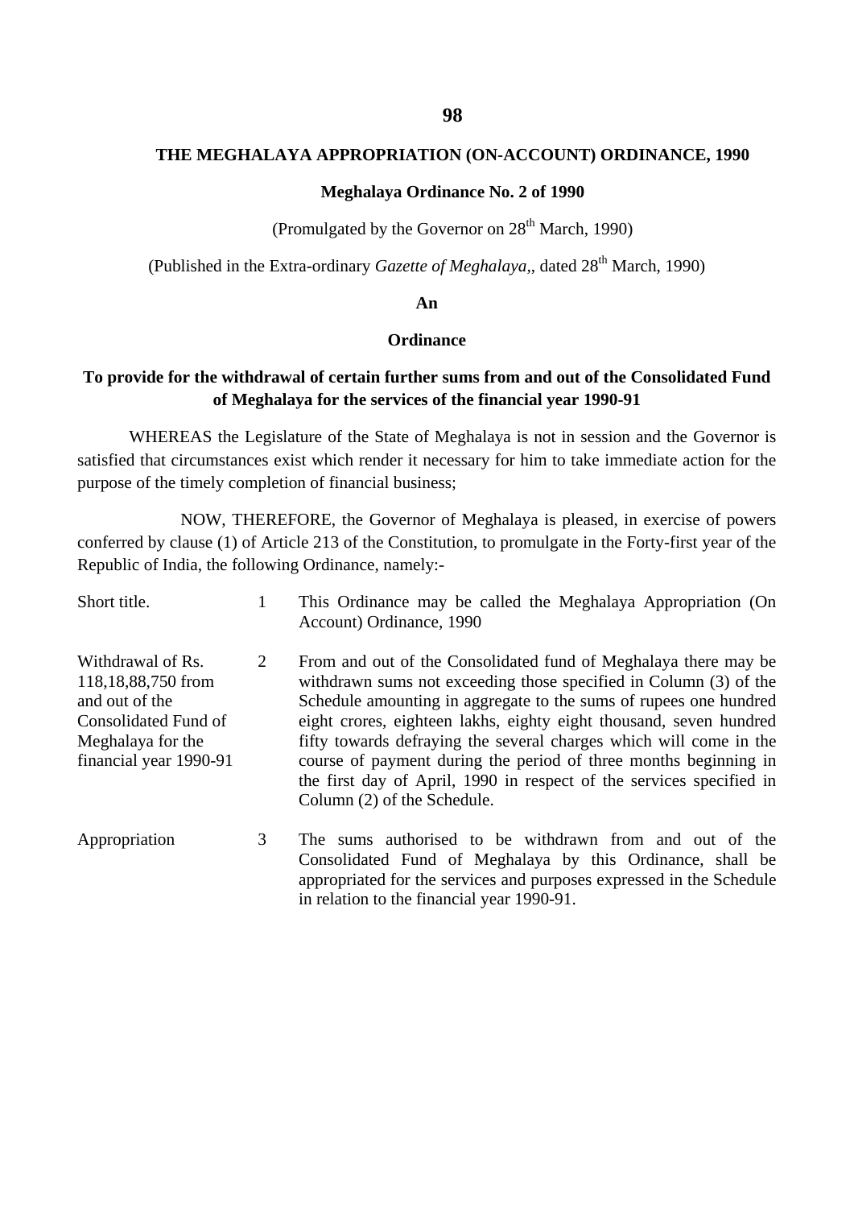# THE MEGHALAYA APPROPRIATION (ON-ACCOUNT) ORDINANCE, 1990

**Meghalaya Ordinance No. 2 of 1990**

(Promulgated by the Governor on 28th March, 1990)

(Published in the Extra-ordinary *Gazette of Meghalaya*,, dated 28th March, 1990)

**An**

**Ordinance**

**To provide for the withdrawal of certain further sums from and out of the Consolidated Fund of Meghalaya for the services of the financial year 1990-91**

WHEREAS the Legislature of the State of Meghalaya is not in session and the Governor is satisfied that circumstances exist which render it necessary for him to take immediate action for the purpose of the timely completion of financial business;

NOW, THEREFORE, the Governor of Meghalaya is pleased, in exercise of powers conferred by clause (1) of Article 213 of the Constitution, to promulgate in the Forty-first year of the Republic of India, the following Ordinance, namely:-

| | | |
|---|---|---|
| Short title. | 1 | This Ordinance may be called the Meghalaya Appropriation (On Account) Ordinance, 1990 |
| Withdrawal of Rs. 118,18,88,750 from and out of the Consolidated Fund of Meghalaya for the financial year 1990-91 | 2 | From and out of the Consolidated fund of Meghalaya there may be withdrawn sums not exceeding those specified in Column (3) of the Schedule amounting in aggregate to the sums of rupees one hundred eight crores, eighteen lakhs, eighty eight thousand, seven hundred fifty towards defraying the several charges which will come in the course of payment during the period of three months beginning in the first day of April, 1990 in respect of the services specified in Column (2) of the Schedule. |
| Appropriation | 3 | The sums authorised to be withdrawn from and out of the Consolidated Fund of Meghalaya by this Ordinance, shall be appropriated for the services and purposes expressed in the Schedule in relation to the financial year 1990-91. |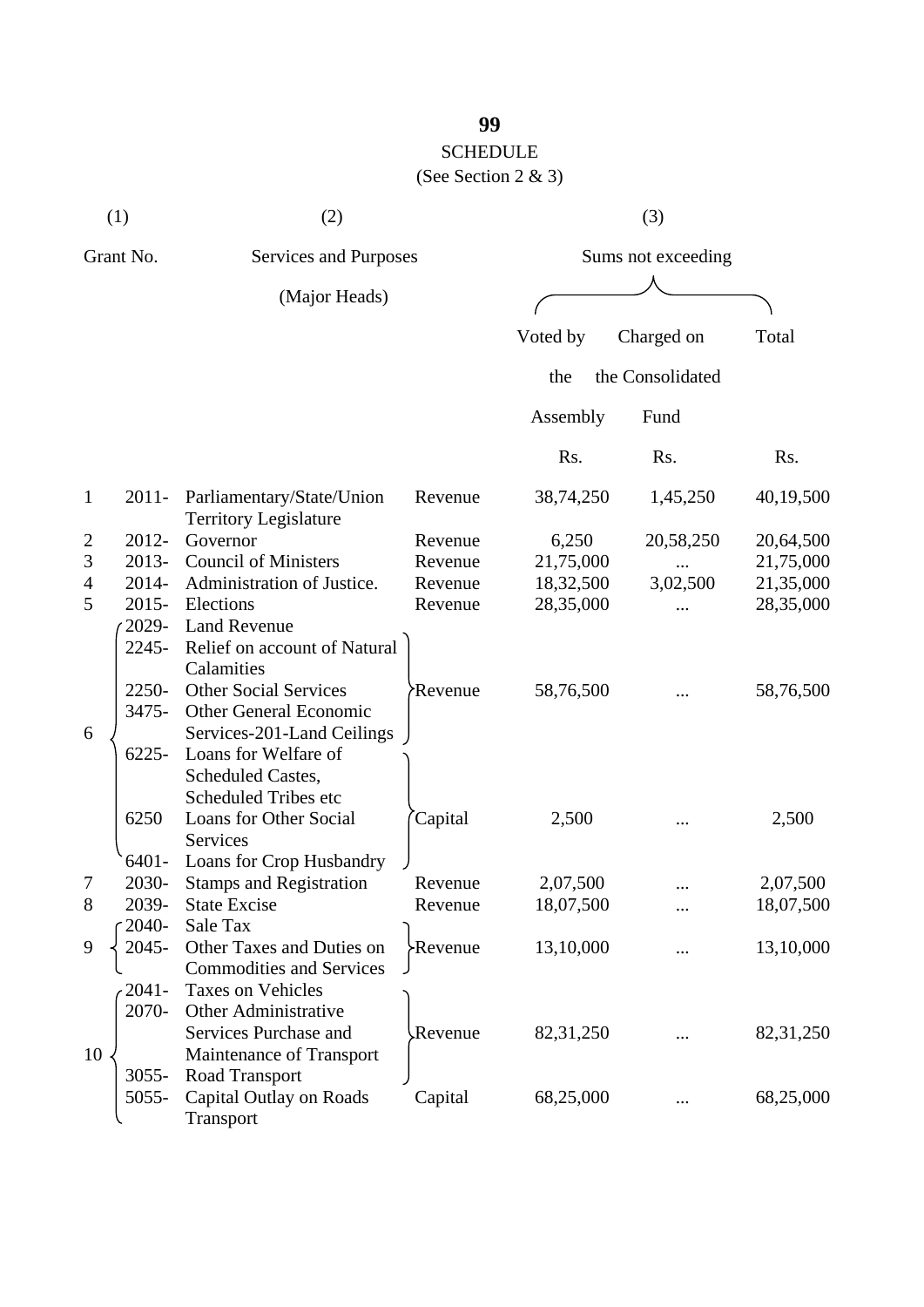**99**

SCHEDULE

(See Section 2 & 3)

| (1) | | (2) | | (3) | | |
|---|---|---|---|---|---|---|
| Grant No. | | Services and Purposes (Major Heads) | | Sums not exceeding | | |
| | | | | Voted by the Assembly | Charged on the Consolidated Fund | Total |
| | | | | Rs. | Rs. | Rs. |
| 1 | 2011- | Parliamentary/State/Union Territory Legislature | Revenue | 38,74,250 | 1,45,250 | 40,19,500 |
| 2 | 2012- | Governor | Revenue | 6,250 | 20,58,250 | 20,64,500 |
| 3 | 2013- | Council of Ministers | Revenue | 21,75,000 | ... | 21,75,000 |
| 4 | 2014- | Administration of Justice. | Revenue | 18,32,500 | 3,02,500 | 21,35,000 |
| 5 | 2015- | Elections | Revenue | 28,35,000 | ... | 28,35,000 |
| 6 | 2029- | Land Revenue | Revenue | 58,76,500 | ... | 58,76,500 |
| | 2245- | Relief on account of Natural Calamities | | | | |
| | 2250- | Other Social Services | | | | |
| | 3475- | Other General Economic Services-201-Land Ceilings | | | | |
| | 6225- | Loans for Welfare of Scheduled Castes, Scheduled Tribes etc | Capital | 2,500 | ... | 2,500 |
| | 6250 | Loans for Other Social Services | | | | |
| | 6401- | Loans for Crop Husbandry | | | | |
| 7 | 2030- | Stamps and Registration | Revenue | 2,07,500 | ... | 2,07,500 |
| 8 | 2039- | State Excise | Revenue | 18,07,500 | ... | 18,07,500 |
| 9 | 2040- | Sale Tax | Revenue | 13,10,000 | ... | 13,10,000 |
| | 2045- | Other Taxes and Duties on Commodities and Services | | | | |
| 10 | 2041- | Taxes on Vehicles | Revenue | 82,31,250 | ... | 82,31,250 |
| | 2070- | Other Administrative Services Purchase and Maintenance of Transport | | | | |
| | 3055- | Road Transport | | | | |
| | 5055- | Capital Outlay on Roads Transport | Capital | 68,25,000 | ... | 68,25,000 |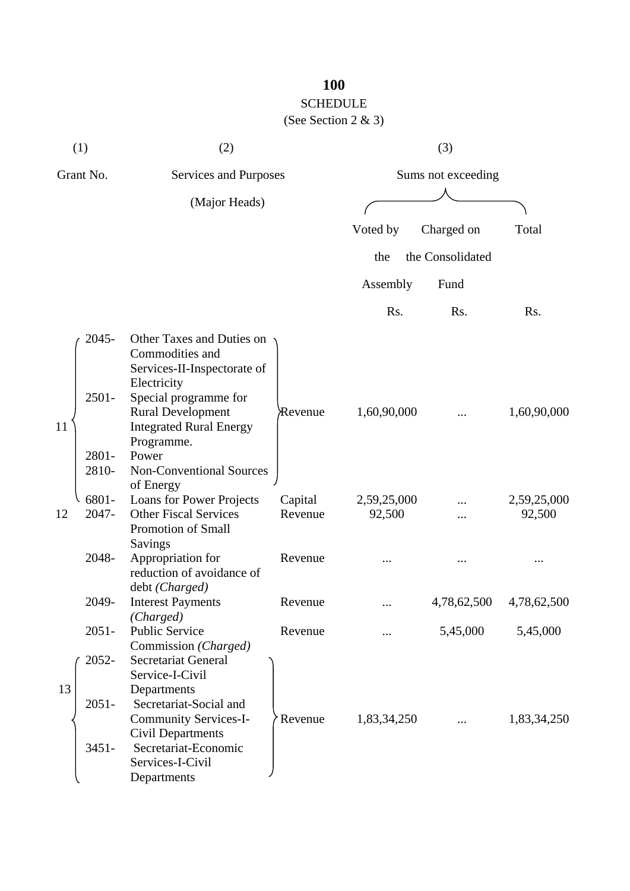**100**

SCHEDULE

(See Section 2 & 3)

| (1) | | (2) | | (3) | | |
|---|---|---|---|---|---|---|
| Grant No. | | Services and Purposes (Major Heads) | | Sums not exceeding | | |
| | | | | Voted by the Assembly | Charged on the Consolidated Fund | Total |
| | | | | Rs. | Rs. | Rs. |
| 11 | 2045- | Other Taxes and Duties on Commodities and Services-II-Inspectorate of Electricity | Revenue | 1,60,90,000 | ... | 1,60,90,000 |
| | 2501- | Special programme for Rural Development Integrated Rural Energy Programme. | | | | |
| | 2801- | Power | | | | |
| | 2810- | Non-Conventional Sources of Energy | | | | |
| | 6801- | Loans for Power Projects | Capital | 2,59,25,000 | ... | 2,59,25,000 |
| 12 | 2047- | Other Fiscal Services Promotion of Small Savings | Revenue | 92,500 | ... | 92,500 |
| | 2048- | Appropriation for reduction of avoidance of debt *(Charged)* | Revenue | ... | ... | ... |
| | 2049- | Interest Payments *(Charged)* | Revenue | ... | 4,78,62,500 | 4,78,62,500 |
| | 2051- | Public Service Commission *(Charged)* | Revenue | ... | 5,45,000 | 5,45,000 |
| 13 | 2052- | Secretariat General Service-I-Civil Departments | Revenue | 1,83,34,250 | ... | 1,83,34,250 |
| | 2051- | Secretariat-Social and Community Services-I-Civil Departments | | | | |
| | 3451- | Secretariat-Economic Services-I-Civil Departments | | | | |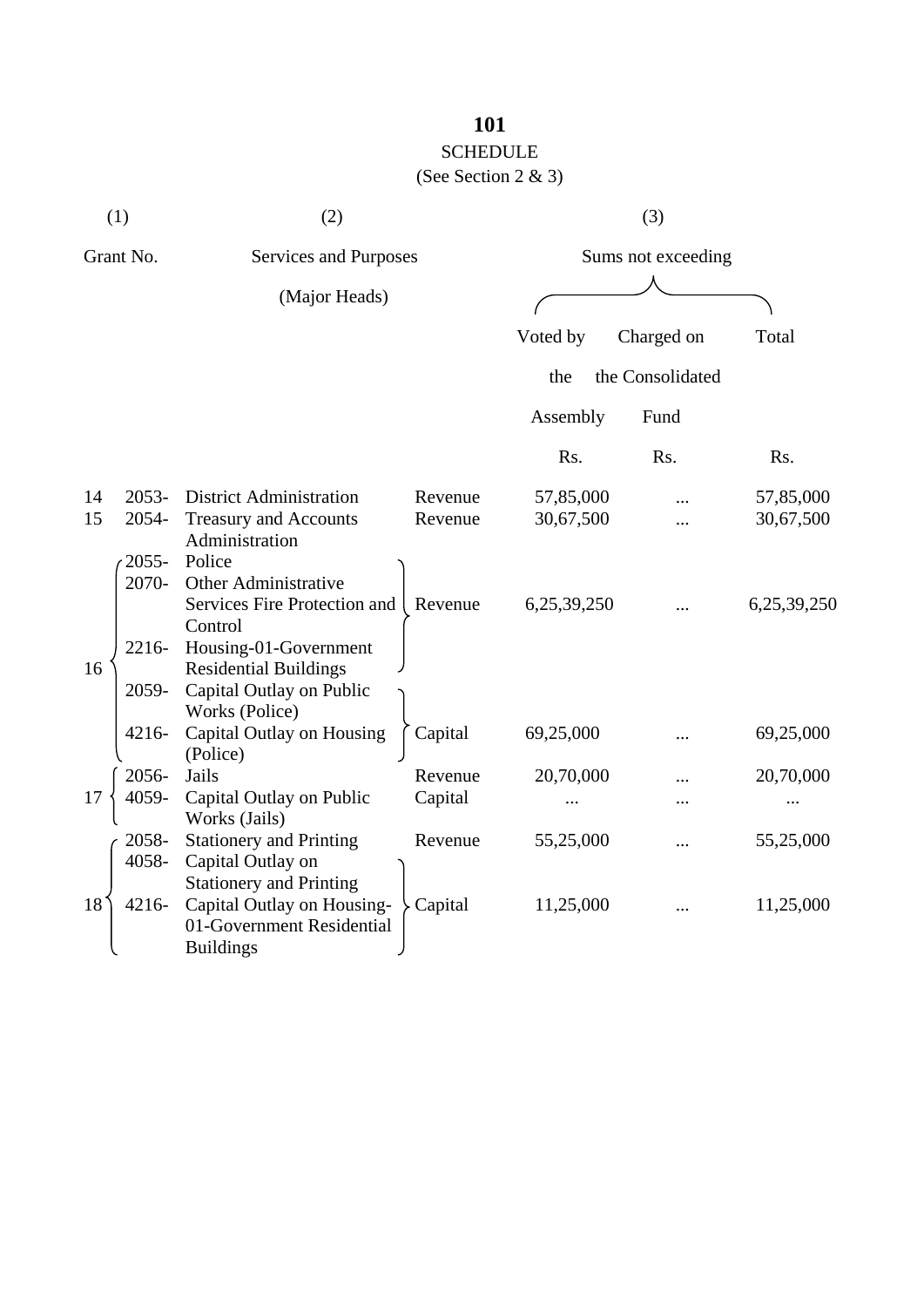**101**

SCHEDULE

(See Section 2 & 3)

| (1) | | (2) | | (3) | | |
|---|---|---|---|---|---|---|
| Grant No. | | Services and Purposes (Major Heads) | | Sums not exceeding | | |
| | | | | Voted by the Assembly | Charged on the Consolidated Fund | Total |
| | | | | Rs. | Rs. | Rs. |
| 14 | 2053- | District Administration | Revenue | 57,85,000 | ... | 57,85,000 |
| 15 | 2054- | Treasury and Accounts Administration | Revenue | 30,67,500 | ... | 30,67,500 |
| 16 | 2055- | Police | Revenue | 6,25,39,250 | ... | 6,25,39,250 |
| | 2070- | Other Administrative Services Fire Protection and Control | | | | |
| | 2216- | Housing-01-Government Residential Buildings | | | | |
| | 2059- | Capital Outlay on Public Works (Police) | Capital | 69,25,000 | ... | 69,25,000 |
| | 4216- | Capital Outlay on Housing (Police) | | | | |
| 17 | 2056- | Jails | Revenue | 20,70,000 | ... | 20,70,000 |
| | 4059- | Capital Outlay on Public Works (Jails) | Capital | ... | ... | ... |
| 18 | 2058- | Stationery and Printing | Revenue | 55,25,000 | ... | 55,25,000 |
| | 4058- | Capital Outlay on Stationery and Printing | Capital | 11,25,000 | ... | 11,25,000 |
| | 4216- | Capital Outlay on Housing-01-Government Residential Buildings | | | | |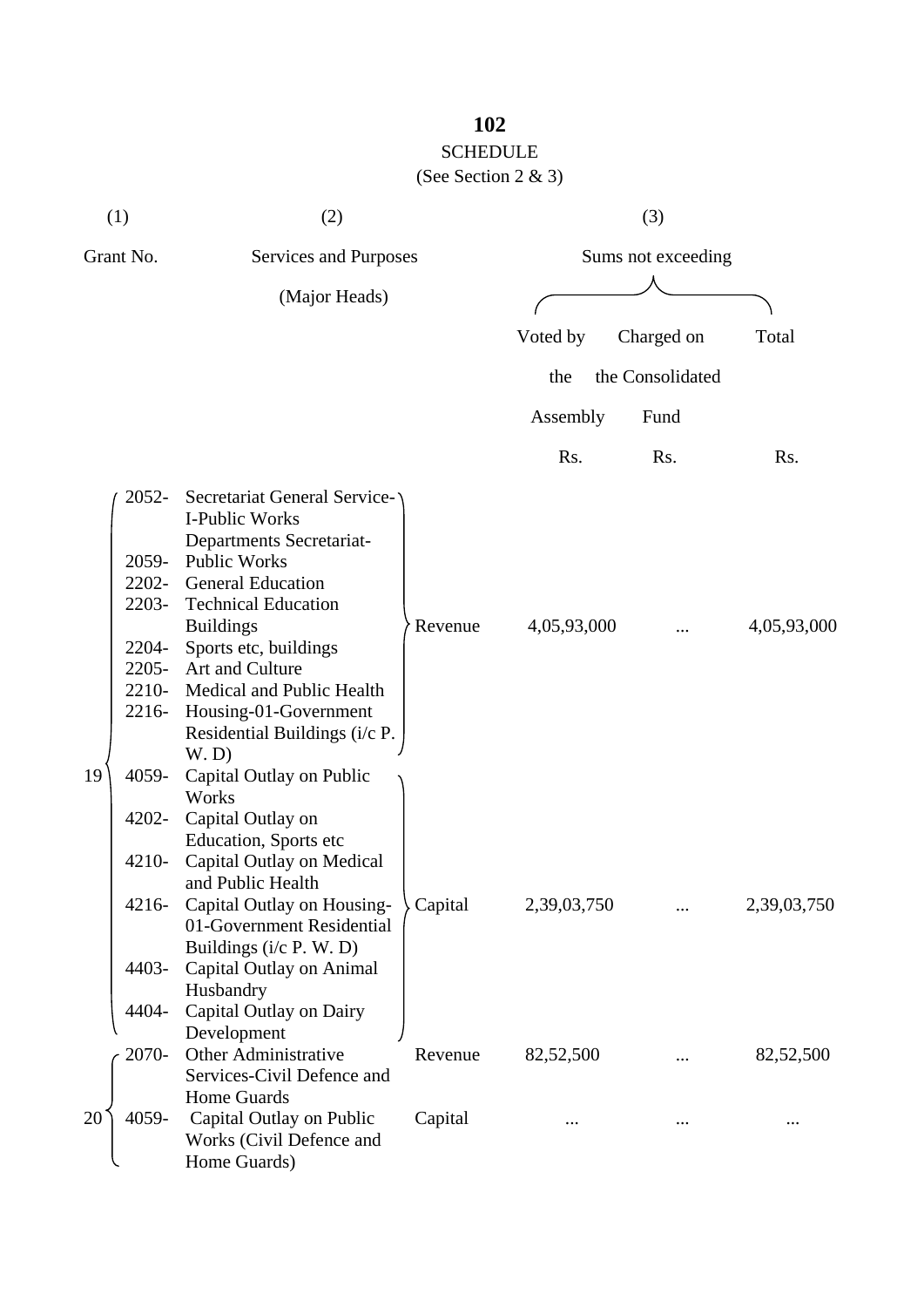# 102

## SCHEDULE

(See Section 2 & 3)

| (1) | (2) | | (3) | | |
|---|---|---|---|---|---|
| Grant No. | Services and Purposes (Major Heads) | | Sums not exceeding | | |
| | | | Voted by the Assembly | Charged on the Consolidated Fund | Total |
| | | | Rs. | Rs. | Rs. |
| 19 | 2052- Secretariat General Service-I-Public Works Departments Secretariat-<br>2059- Public Works<br>2202- General Education<br>2203- Technical Education Buildings<br>2204- Sports etc, buildings<br>2205- Art and Culture<br>2210- Medical and Public Health<br>2216- Housing-01-Government Residential Buildings (i/c P. W. D) | Revenue | 4,05,93,000 | ... | 4,05,93,000 |
| | 4059- Capital Outlay on Public Works<br>4202- Capital Outlay on Education, Sports etc<br>4210- Capital Outlay on Medical and Public Health<br>4216- Capital Outlay on Housing-01-Government Residential Buildings (i/c P. W. D)<br>4403- Capital Outlay on Animal Husbandry<br>4404- Capital Outlay on Dairy Development | Capital | 2,39,03,750 | ... | 2,39,03,750 |
| 20 | 2070- Other Administrative Services-Civil Defence and Home Guards | Revenue | 82,52,500 | ... | 82,52,500 |
| | 4059- Capital Outlay on Public Works (Civil Defence and Home Guards) | Capital | ... | ... | ... |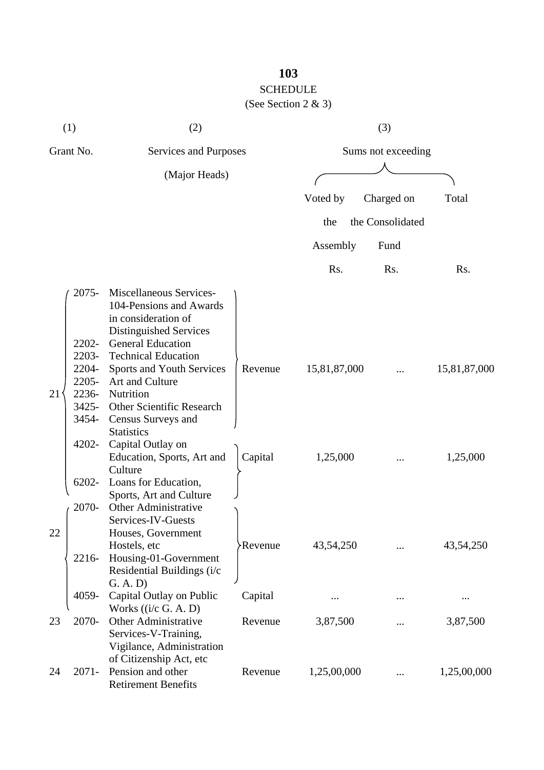**103**

SCHEDULE

(See Section 2 & 3)

| (1) | | (2) | | (3) | | |
|---|---|---|---|---|---|---|
| Grant No. | | Services and Purposes (Major Heads) | | Sums not exceeding | | |
| | | | | Voted by the Assembly | Charged on the Consolidated Fund | Total |
| | | | | Rs. | Rs. | Rs. |
| 21 | 2075- | Miscellaneous Services-104-Pensions and Awards in consideration of Distinguished Services | Revenue | 15,81,87,000 | ... | 15,81,87,000 |
| | 2202- | General Education | | | | |
| | 2203- | Technical Education | | | | |
| | 2204- | Sports and Youth Services | | | | |
| | 2205- | Art and Culture | | | | |
| | 2236- | Nutrition | | | | |
| | 3425- | Other Scientific Research | | | | |
| | 3454- | Census Surveys and Statistics | | | | |
| | 4202- | Capital Outlay on Education, Sports, Art and Culture | Capital | 1,25,000 | ... | 1,25,000 |
| | 6202- | Loans for Education, Sports, Art and Culture | | | | |
| 22 | 2070- | Other Administrative Services-IV-Guests Houses, Government Hostels, etc | Revenue | 43,54,250 | ... | 43,54,250 |
| | 2216- | Housing-01-Government Residential Buildings (i/c G. A. D) | | | | |
| | 4059- | Capital Outlay on Public Works ((i/c G. A. D) | Capital | ... | ... | ... |
| 23 | 2070- | Other Administrative Services-V-Training, Vigilance, Administration of Citizenship Act, etc | Revenue | 3,87,500 | ... | 3,87,500 |
| 24 | 2071- | Pension and other Retirement Benefits | Revenue | 1,25,00,000 | ... | 1,25,00,000 |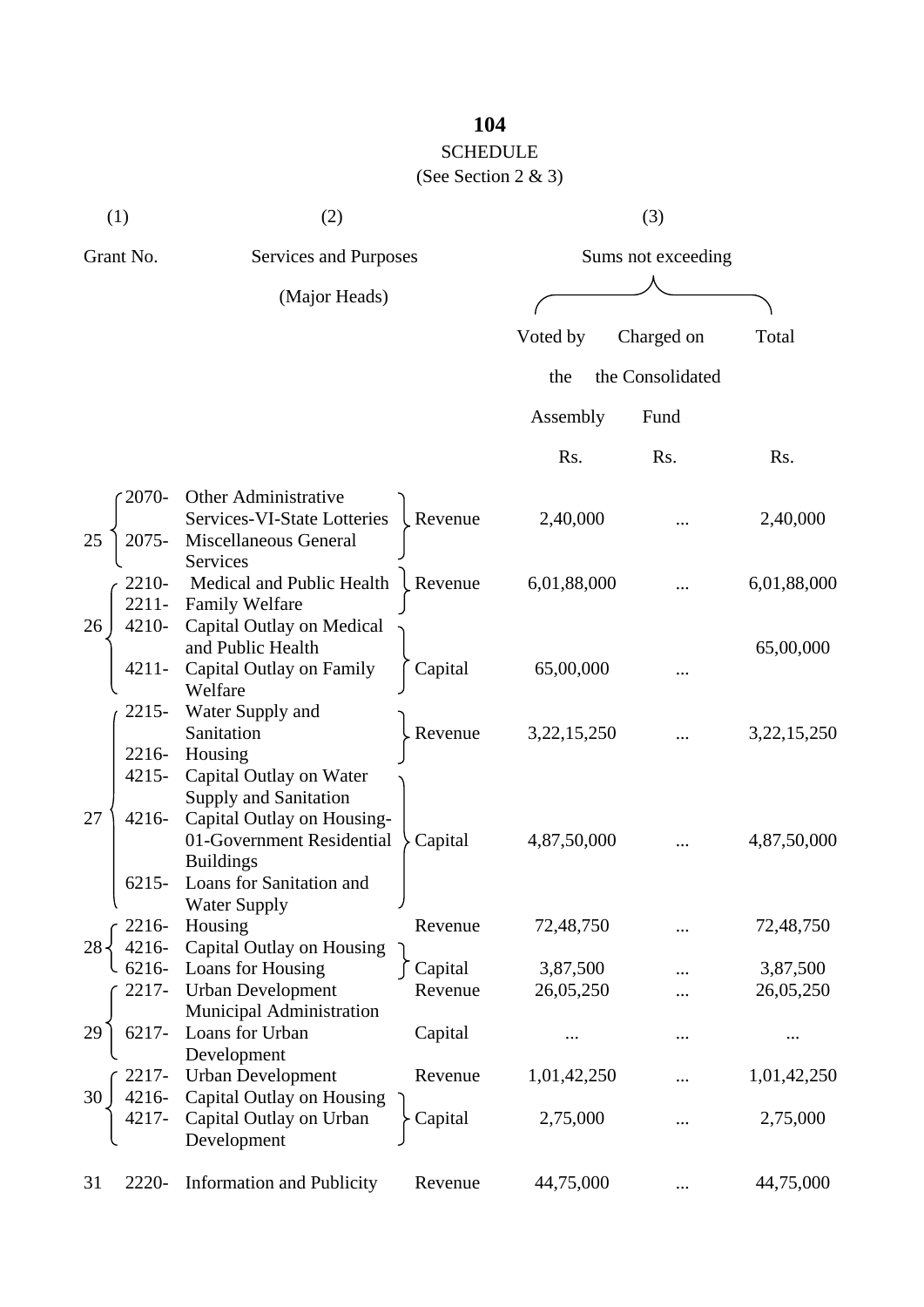**104**

SCHEDULE

(See Section 2 & 3)

| (1) | | (2) | | (3) | | |
|---|---|---|---|---|---|---|
| Grant No. | | Services and Purposes (Major Heads) | | Sums not exceeding | | |
| | | | | Voted by the Assembly | Charged on the Consolidated Fund | Total |
| | | | | Rs. | Rs. | Rs. |
| 25 | 2070- | Other Administrative Services-VI-State Lotteries | Revenue | 2,40,000 | ... | 2,40,000 |
| | 2075- | Miscellaneous General Services | | | | |
| 26 | 2210- | Medical and Public Health | Revenue | 6,01,88,000 | ... | 6,01,88,000 |
| | 2211- | Family Welfare | | | | |
| | 4210- | Capital Outlay on Medical and Public Health | Capital | 65,00,000 | ... | 65,00,000 |
| | 4211- | Capital Outlay on Family Welfare | | | | |
| 27 | 2215- | Water Supply and Sanitation | Revenue | 3,22,15,250 | ... | 3,22,15,250 |
| | 2216- | Housing | | | | |
| | 4215- | Capital Outlay on Water Supply and Sanitation | Capital | 4,87,50,000 | ... | 4,87,50,000 |
| | 4216- | Capital Outlay on Housing-01-Government Residential Buildings | | | | |
| | 6215- | Loans for Sanitation and Water Supply | | | | |
| 28 | 2216- | Housing | Revenue | 72,48,750 | ... | 72,48,750 |
| | 4216- | Capital Outlay on Housing | Capital | 3,87,500 | ... | 3,87,500 |
| | 6216- | Loans for Housing | | | | |
| 29 | 2217- | Urban Development Municipal Administration | Revenue | 26,05,250 | ... | 26,05,250 |
| | 6217- | Loans for Urban Development | Capital | ... | ... | ... |
| 30 | 2217- | Urban Development | Revenue | 1,01,42,250 | ... | 1,01,42,250 |
| | 4216- | Capital Outlay on Housing | Capital | 2,75,000 | ... | 2,75,000 |
| | 4217- | Capital Outlay on Urban Development | | | | |
| 31 | 2220- | Information and Publicity | Revenue | 44,75,000 | ... | 44,75,000 |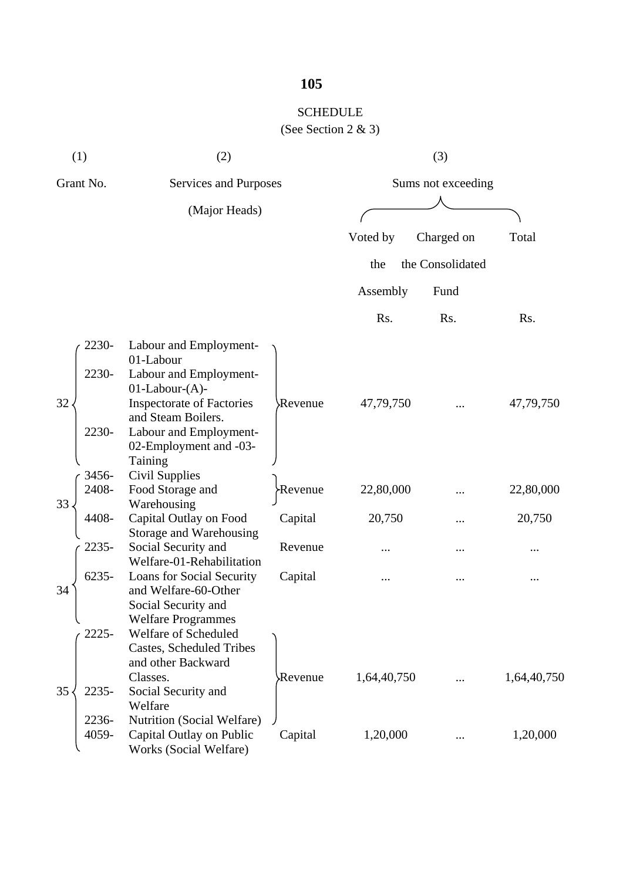SCHEDULE

(See Section 2 & 3)

| (1) | | (2) | | (3) | | |
|---|---|---|---|---|---|---|
| Grant No. | | Services and Purposes (Major Heads) | | Sums not exceeding | | |
| | | | | Voted by the Assembly | Charged on the Consolidated Fund | Total |
| | | | | Rs. | Rs. | Rs. |
| 32 | 2230- | Labour and Employment-01-Labour | Revenue | 47,79,750 | ... | 47,79,750 |
| | 2230- | Labour and Employment-01-Labour-(A)-Inspectorate of Factories and Steam Boilers. | | | | |
| | 2230- | Labour and Employment-02-Employment and -03-Taining | | | | |
| 33 | 3456- | Civil Supplies | Revenue | 22,80,000 | ... | 22,80,000 |
| | 2408- | Food Storage and Warehousing | | | | |
| | 4408- | Capital Outlay on Food Storage and Warehousing | Capital | 20,750 | ... | 20,750 |
| 34 | 2235- | Social Security and Welfare-01-Rehabilitation | Revenue | ... | ... | ... |
| | 6235- | Loans for Social Security and Welfare-60-Other Social Security and Welfare Programmes | Capital | ... | ... | ... |
| 35 | 2225- | Welfare of Scheduled Castes, Scheduled Tribes and other Backward Classes. | Revenue | 1,64,40,750 | ... | 1,64,40,750 |
| | 2235- | Social Security and Welfare | | | | |
| | 2236- | Nutrition (Social Welfare) | | | | |
| | 4059- | Capital Outlay on Public Works (Social Welfare) | Capital | 1,20,000 | ... | 1,20,000 |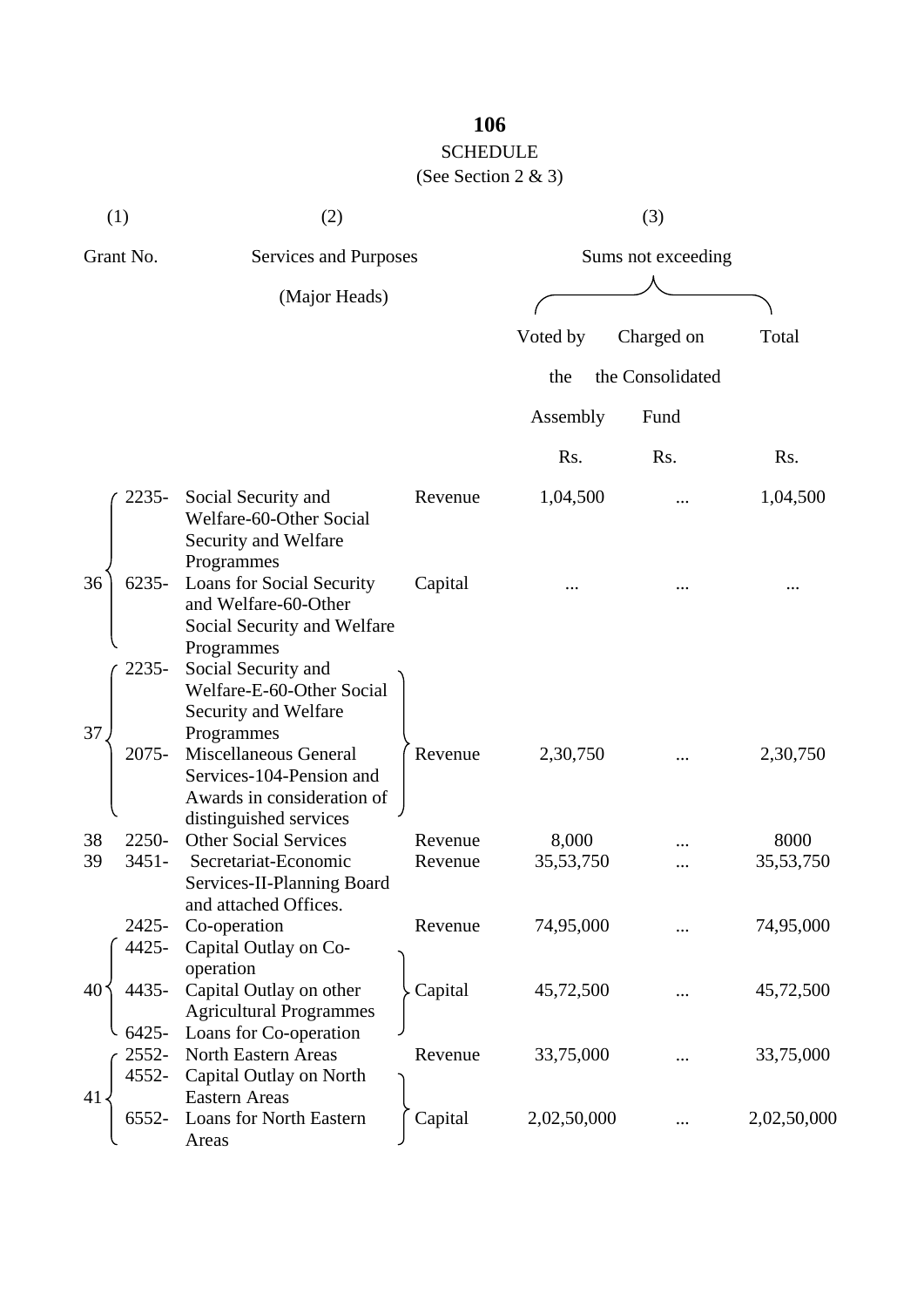## SCHEDULE

(See Section 2 & 3)

| (1) | | (2) | | (3) | | |
|---|---|---|---|---|---|---|
| Grant No. | | Services and Purposes (Major Heads) | | Sums not exceeding | | |
| | | | | Voted by the Assembly | Charged on the Consolidated Fund | Total |
| | | | | Rs. | Rs. | Rs. |
| 36 | 2235- | Social Security and Welfare-60-Other Social Security and Welfare Programmes | Revenue | 1,04,500 | ... | 1,04,500 |
| | 6235- | Loans for Social Security and Welfare-60-Other Social Security and Welfare Programmes | Capital | ... | ... | ... |
| 37 | 2235- | Social Security and Welfare-E-60-Other Social Security and Welfare Programmes | Revenue | 2,30,750 | ... | 2,30,750 |
| | 2075- | Miscellaneous General Services-104-Pension and Awards in consideration of distinguished services | | | | |
| 38 | 2250- | Other Social Services | Revenue | 8,000 | ... | 8000 |
| 39 | 3451- | Secretariat-Economic Services-II-Planning Board and attached Offices. | Revenue | 35,53,750 | ... | 35,53,750 |
| 40 | 2425- | Co-operation | Revenue | 74,95,000 | ... | 74,95,000 |
| | 4425- | Capital Outlay on Co-operation | Capital | 45,72,500 | ... | 45,72,500 |
| | 4435- | Capital Outlay on other Agricultural Programmes | | | | |
| | 6425- | Loans for Co-operation | | | | |
| 41 | 2552- | North Eastern Areas | Revenue | 33,75,000 | ... | 33,75,000 |
| | 4552- | Capital Outlay on North Eastern Areas | Capital | 2,02,50,000 | ... | 2,02,50,000 |
| | 6552- | Loans for North Eastern Areas | | | | |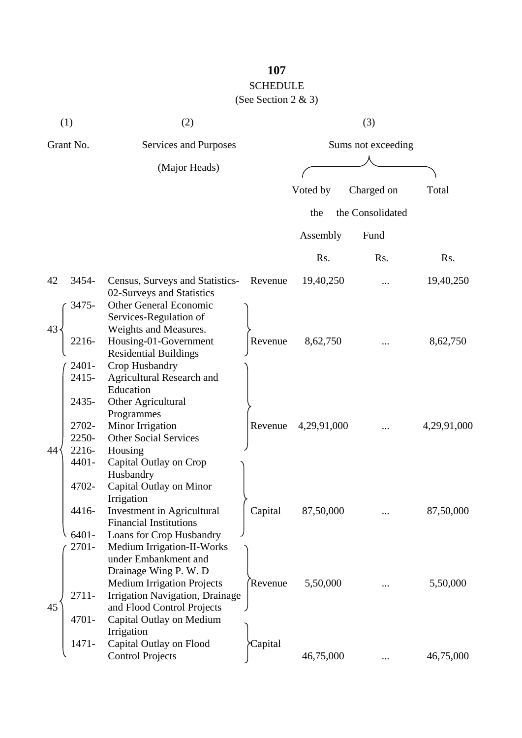# SCHEDULE

(See Section 2 & 3)

| (1) | | (2) | | (3) | | |
|---|---|---|---|---|---|---|
| Grant No. | | Services and Purposes (Major Heads) | | Sums not exceeding | | |
| | | | | Voted by the Assembly | Charged on the Consolidated Fund | Total |
| | | | | Rs. | Rs. | Rs. |
| 42 | 3454- | Census, Surveys and Statistics-02-Surveys and Statistics | Revenue | 19,40,250 | ... | 19,40,250 |
| 43 | 3475- | Other General Economic Services-Regulation of Weights and Measures. | | | | |
| | 2216- | Housing-01-Government Residential Buildings | Revenue | 8,62,750 | ... | 8,62,750 |
| 44 | 2401- | Crop Husbandry | | | | |
| | 2415- | Agricultural Research and Education | | | | |
| | 2435- | Other Agricultural Programmes | | | | |
| | 2702- | Minor Irrigation | Revenue | 4,29,91,000 | ... | 4,29,91,000 |
| | 2250- | Other Social Services | | | | |
| | 2216- | Housing | | | | |
| | 4401- | Capital Outlay on Crop Husbandry | | | | |
| | 4702- | Capital Outlay on Minor Irrigation | | | | |
| | 4416- | Investment in Agricultural Financial Institutions | Capital | 87,50,000 | ... | 87,50,000 |
| | 6401- | Loans for Crop Husbandry | | | | |
| 45 | 2701- | Medium Irrigation-II-Works under Embankment and Drainage Wing P. W. D Medium Irrigation Projects | Revenue | 5,50,000 | ... | 5,50,000 |
| | 2711- | Irrigation Navigation, Drainage and Flood Control Projects | | | | |
| | 4701- | Capital Outlay on Medium Irrigation | | | | |
| | 1471- | Capital Outlay on Flood Control Projects | Capital | 46,75,000 | ... | 46,75,000 |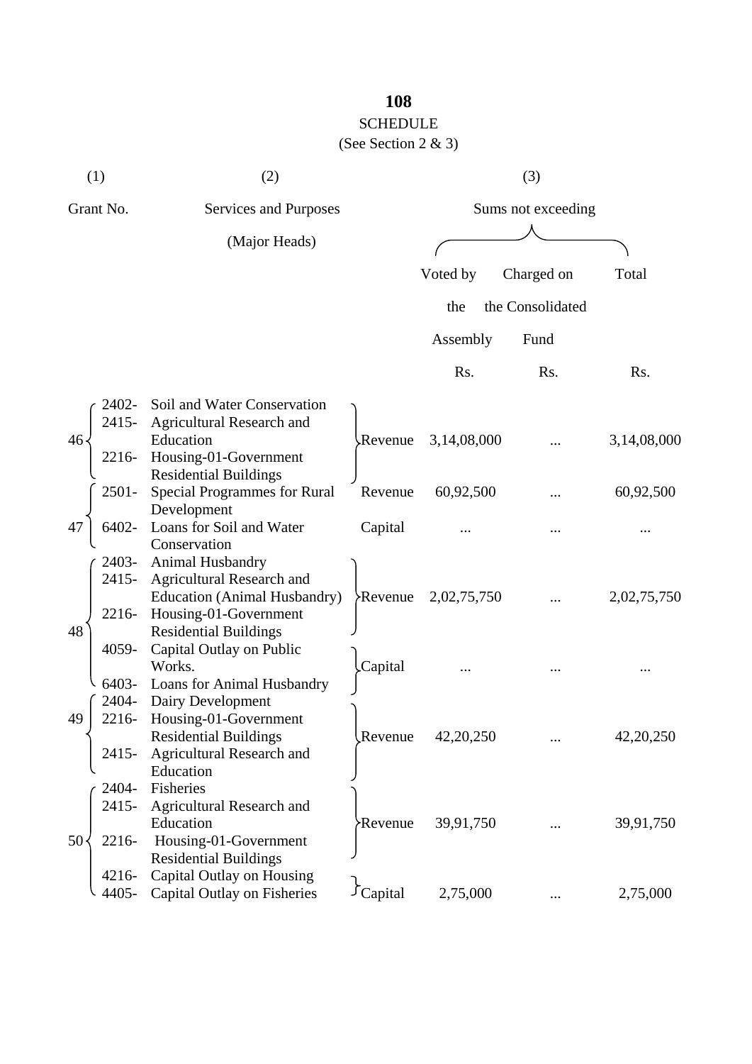## SCHEDULE

(See Section 2 & 3)

| (1) | (2) | | | (3) | |
|---|---|---|---|---|---|
| Grant No. | Services and Purposes (Major Heads) | | Sums not exceeding | | |
| | | | Voted by the Assembly | Charged on the Consolidated Fund | Total |
| | | | Rs. | Rs. | Rs. |
| 46 | 2402- Soil and Water Conservation<br>2415- Agricultural Research and Education<br>2216- Housing-01-Government Residential Buildings | Revenue | 3,14,08,000 | ... | 3,14,08,000 |
| 47 | 2501- Special Programmes for Rural Development | Revenue | 60,92,500 | ... | 60,92,500 |
| | 6402- Loans for Soil and Water Conservation | Capital | ... | ... | ... |
| 48 | 2403- Animal Husbandry<br>2415- Agricultural Research and Education (Animal Husbandry)<br>2216- Housing-01-Government Residential Buildings | Revenue | 2,02,75,750 | ... | 2,02,75,750 |
| | 4059- Capital Outlay on Public Works.<br>6403- Loans for Animal Husbandry | Capital | ... | ... | ... |
| 49 | 2404- Dairy Development<br>2216- Housing-01-Government Residential Buildings<br>2415- Agricultural Research and Education | Revenue | 42,20,250 | ... | 42,20,250 |
| 50 | 2404- Fisheries<br>2415- Agricultural Research and Education<br>2216- Housing-01-Government Residential Buildings | Revenue | 39,91,750 | ... | 39,91,750 |
| | 4216- Capital Outlay on Housing<br>4405- Capital Outlay on Fisheries | Capital | 2,75,000 | ... | 2,75,000 |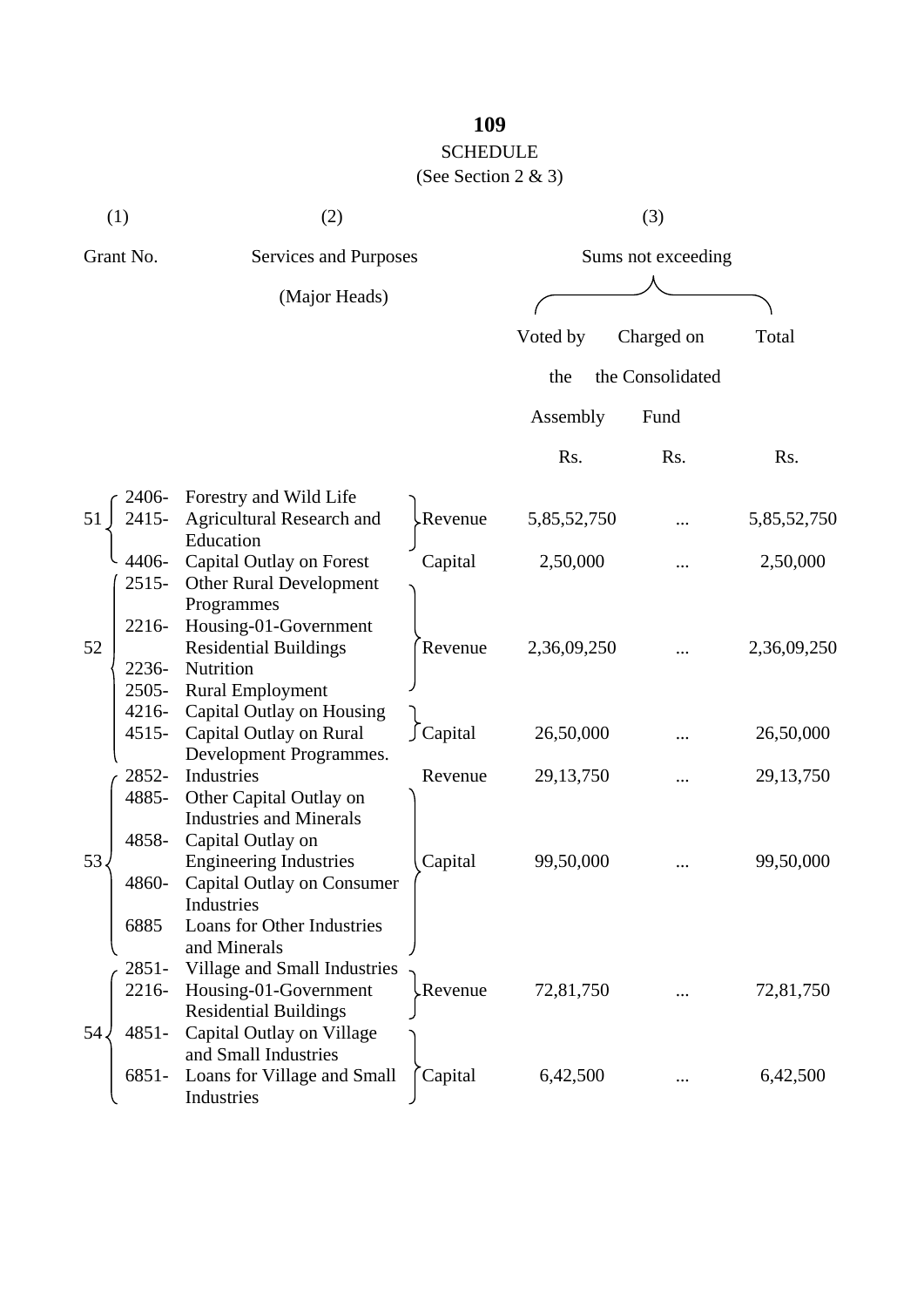**109**

SCHEDULE

(See Section 2 & 3)

| (1) | (2) | | (3) | | |
|---|---|---|---|---|---|
| Grant No. | Services and Purposes (Major Heads) | | Sums not exceeding | | |
| | | | Voted by the Assembly | Charged on the Consolidated Fund | Total |
| | | | Rs. | Rs. | Rs. |
| 51 | 2406- Forestry and Wild Life<br>2415- Agricultural Research and Education | Revenue | 5,85,52,750 | ... | 5,85,52,750 |
| | 4406- Capital Outlay on Forest | Capital | 2,50,000 | ... | 2,50,000 |
| 52 | 2515- Other Rural Development Programmes<br>2216- Housing-01-Government Residential Buildings<br>2236- Nutrition<br>2505- Rural Employment | Revenue | 2,36,09,250 | ... | 2,36,09,250 |
| | 4216- Capital Outlay on Housing<br>4515- Capital Outlay on Rural Development Programmes. | Capital | 26,50,000 | ... | 26,50,000 |
| 53 | 2852- Industries | Revenue | 29,13,750 | ... | 29,13,750 |
| | 4885- Other Capital Outlay on Industries and Minerals<br>4858- Capital Outlay on Engineering Industries<br>4860- Capital Outlay on Consumer Industries<br>6885 Loans for Other Industries and Minerals | Capital | 99,50,000 | ... | 99,50,000 |
| 54 | 2851- Village and Small Industries<br>2216- Housing-01-Government Residential Buildings | Revenue | 72,81,750 | ... | 72,81,750 |
| | 4851- Capital Outlay on Village and Small Industries<br>6851- Loans for Village and Small Industries | Capital | 6,42,500 | ... | 6,42,500 |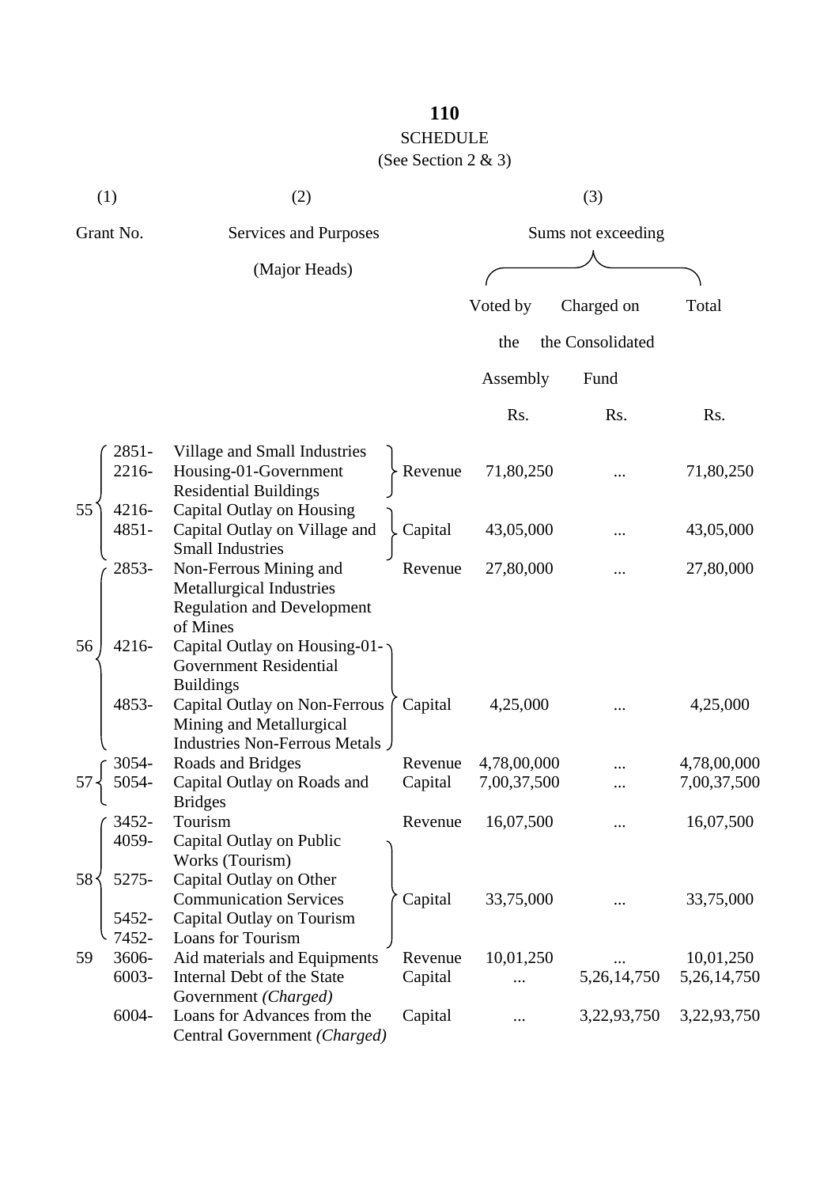## SCHEDULE

(See Section 2 & 3)

| (1) | | (2) | | (3) | | |
|---|---|---|---|---|---|---|
| Grant No. | | Services and Purposes (Major Heads) | | Sums not exceeding | | |
| | | | | Voted by the Assembly | Charged on the Consolidated Fund | Total |
| | | | | Rs. | Rs. | Rs. |
| 55 | 2851- | Village and Small Industries | Revenue | 71,80,250 | ... | 71,80,250 |
| | 2216- | Housing-01-Government Residential Buildings | | | | |
| | 4216- | Capital Outlay on Housing | Capital | 43,05,000 | ... | 43,05,000 |
| | 4851- | Capital Outlay on Village and Small Industries | | | | |
| 56 | 2853- | Non-Ferrous Mining and Metallurgical Industries Regulation and Development of Mines | Revenue | 27,80,000 | ... | 27,80,000 |
| | 4216- | Capital Outlay on Housing-01-Government Residential Buildings | Capital | 4,25,000 | ... | 4,25,000 |
| | 4853- | Capital Outlay on Non-Ferrous Mining and Metallurgical Industries Non-Ferrous Metals | | | | |
| 57 | 3054- | Roads and Bridges | Revenue | 4,78,00,000 | ... | 4,78,00,000 |
| | 5054- | Capital Outlay on Roads and Bridges | Capital | 7,00,37,500 | ... | 7,00,37,500 |
| 58 | 3452- | Tourism | Revenue | 16,07,500 | ... | 16,07,500 |
| | 4059- | Capital Outlay on Public Works (Tourism) | Capital | 33,75,000 | ... | 33,75,000 |
| | 5275- | Capital Outlay on Other Communication Services | | | | |
| | 5452- | Capital Outlay on Tourism | | | | |
| | 7452- | Loans for Tourism | | | | |
| 59 | 3606- | Aid materials and Equipments | Revenue | 10,01,250 | ... | 10,01,250 |
| | 6003- | Internal Debt of the State Government *(Charged)* | Capital | ... | 5,26,14,750 | 5,26,14,750 |
| | 6004- | Loans for Advances from the Central Government *(Charged)* | Capital | ... | 3,22,93,750 | 3,22,93,750 |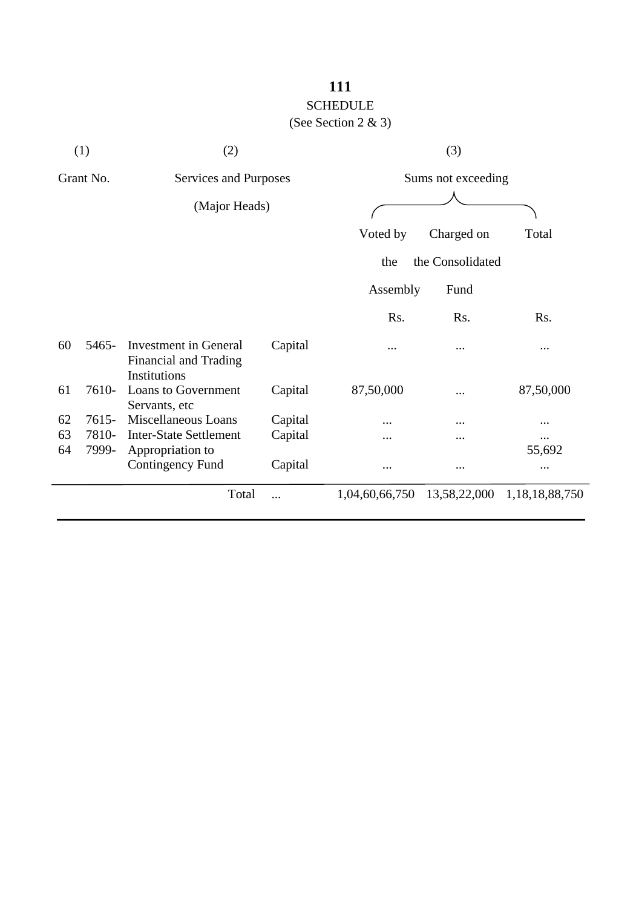SCHEDULE

(See Section 2 & 3)

| (1) | | (2) | | (3) | | |
|---|---|---|---|---|---|---|
| Grant No. | | Services and Purposes (Major Heads) | | Sums not exceeding | | |
| | | | | Voted by the Assembly | Charged on the Consolidated Fund | Total |
| | | | | Rs. | Rs. | Rs. |
| 60 | 5465- | Investment in General Financial and Trading Institutions | Capital | ... | ... | ... |
| 61 | 7610- | Loans to Government Servants, etc | Capital | 87,50,000 | ... | 87,50,000 |
| 62 | 7615- | Miscellaneous Loans | Capital | ... | ... | ... |
| 63 | 7810- | Inter-State Settlement | Capital | ... | ... | ... |
| 64 | 7999- | Appropriation to Contingency Fund | Capital | ... | ... | 55,692 ... |
| | | Total | ... | 1,04,60,66,750 | 13,58,22,000 | 1,18,18,88,750 |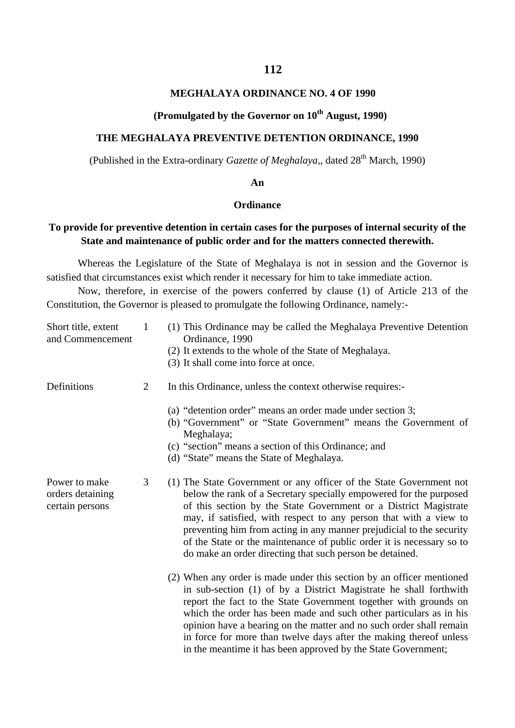## MEGHALAYA ORDINANCE NO. 4 OF 1990

### (Promulgated by the Governor on 10th August, 1990)

## THE MEGHALAYA PREVENTIVE DETENTION ORDINANCE, 1990

(Published in the Extra-ordinary *Gazette of Meghalaya*,, dated 28th March, 1990)

**An**

**Ordinance**

**To provide for preventive detention in certain cases for the purposes of internal security of the State and maintenance of public order and for the matters connected therewith.**

Whereas the Legislature of the State of Meghalaya is not in session and the Governor is satisfied that circumstances exist which render it necessary for him to take immediate action.

Now, therefore, in exercise of the powers conferred by clause (1) of Article 213 of the Constitution, the Governor is pleased to promulgate the following Ordinance, namely:-

Short title, extent and Commencement

1 (1) This Ordinance may be called the Meghalaya Preventive Detention Ordinance, 1990

(2) It extends to the whole of the State of Meghalaya.

(3) It shall come into force at once.

Definitions

2 In this Ordinance, unless the context otherwise requires:-

(a) "detention order" means an order made under section 3;

(b) "Government" or "State Government" means the Government of Meghalaya;

(c) "section" means a section of this Ordinance; and

(d) "State" means the State of Meghalaya.

Power to make orders detaining certain persons

3 (1) The State Government or any officer of the State Government not below the rank of a Secretary specially empowered for the purposed of this section by the State Government or a District Magistrate may, if satisfied, with respect to any person that with a view to preventing him from acting in any manner prejudicial to the security of the State or the maintenance of public order it is necessary so to do make an order directing that such person be detained.

(2) When any order is made under this section by an officer mentioned in sub-section (1) of by a District Magistrate he shall forthwith report the fact to the State Government together with grounds on which the order has been made and such other particulars as in his opinion have a bearing on the matter and no such order shall remain in force for more than twelve days after the making thereof unless in the meantime it has been approved by the State Government;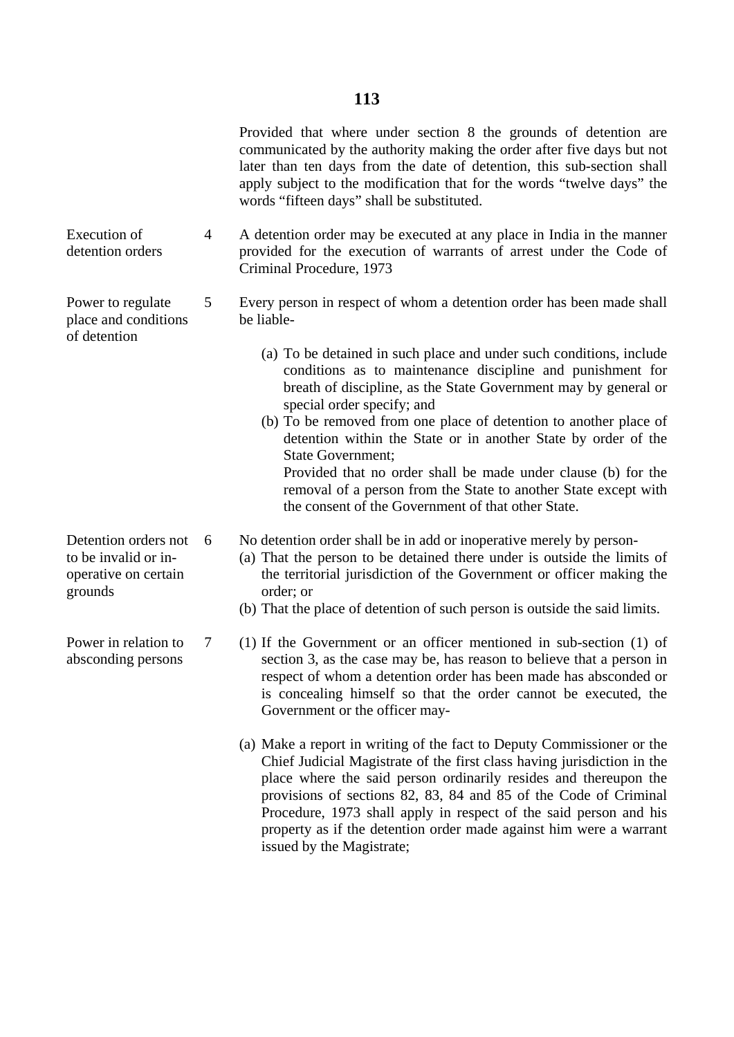Provided that where under section 8 the grounds of detention are communicated by the authority making the order after five days but not later than ten days from the date of detention, this sub-section shall apply subject to the modification that for the words "twelve days" the words "fifteen days" shall be substituted.

**Execution of detention orders**

4 A detention order may be executed at any place in India in the manner provided for the execution of warrants of arrest under the Code of Criminal Procedure, 1973

**Power to regulate place and conditions of detention**

5 Every person in respect of whom a detention order has been made shall be liable-

(a) To be detained in such place and under such conditions, include conditions as to maintenance discipline and punishment for breath of discipline, as the State Government may by general or special order specify; and

(b) To be removed from one place of detention to another place of detention within the State or in another State by order of the State Government;
Provided that no order shall be made under clause (b) for the removal of a person from the State to another State except with the consent of the Government of that other State.

**Detention orders not to be invalid or in-operative on certain grounds**

6 No detention order shall be in add or inoperative merely by person-

(a) That the person to be detained there under is outside the limits of the territorial jurisdiction of the Government or officer making the order; or

(b) That the place of detention of such person is outside the said limits.

**Power in relation to absconding persons**

7 (1) If the Government or an officer mentioned in sub-section (1) of section 3, as the case may be, has reason to believe that a person in respect of whom a detention order has been made has absconded or is concealing himself so that the order cannot be executed, the Government or the officer may-

(a) Make a report in writing of the fact to Deputy Commissioner or the Chief Judicial Magistrate of the first class having jurisdiction in the place where the said person ordinarily resides and thereupon the provisions of sections 82, 83, 84 and 85 of the Code of Criminal Procedure, 1973 shall apply in respect of the said person and his property as if the detention order made against him were a warrant issued by the Magistrate;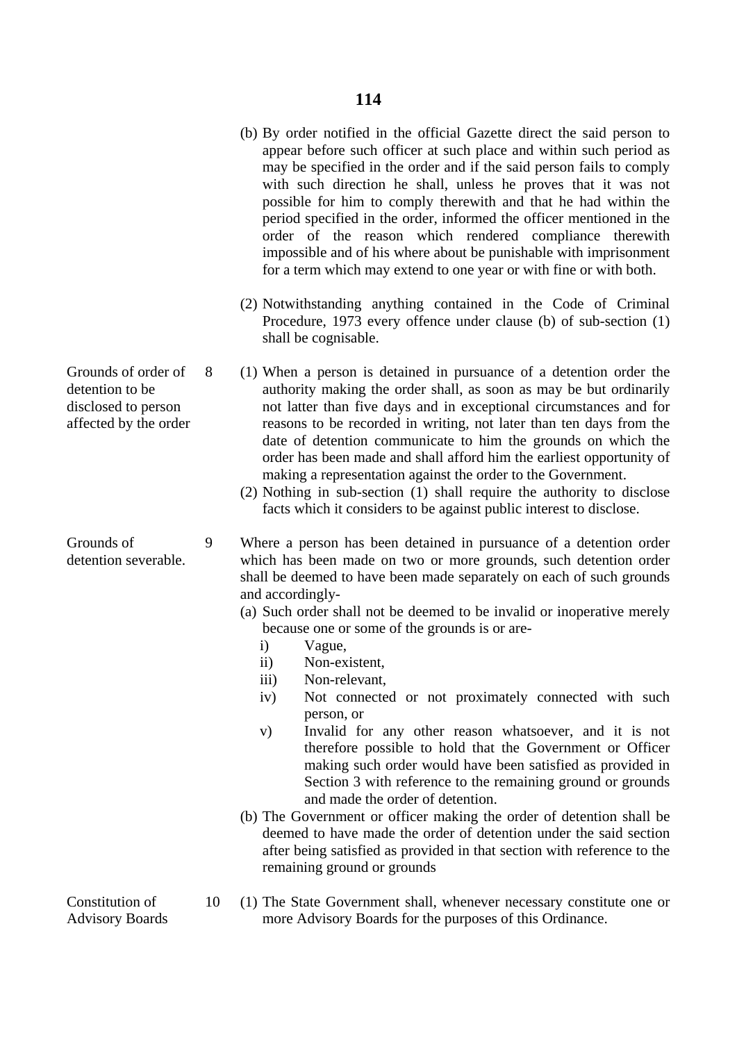(b) By order notified in the official Gazette direct the said person to appear before such officer at such place and within such period as may be specified in the order and if the said person fails to comply with such direction he shall, unless he proves that it was not possible for him to comply therewith and that he had within the period specified in the order, informed the officer mentioned in the order of the reason which rendered compliance therewith impossible and of his where about be punishable with imprisonment for a term which may extend to one year or with fine or with both.

(2) Notwithstanding anything contained in the Code of Criminal Procedure, 1973 every offence under clause (b) of sub-section (1) shall be cognisable.

**Grounds of order of detention to be disclosed to person affected by the order**

8 (1) When a person is detained in pursuance of a detention order the authority making the order shall, as soon as may be but ordinarily not latter than five days and in exceptional circumstances and for reasons to be recorded in writing, not later than ten days from the date of detention communicate to him the grounds on which the order has been made and shall afford him the earliest opportunity of making a representation against the order to the Government.

(2) Nothing in sub-section (1) shall require the authority to disclose facts which it considers to be against public interest to disclose.

**Grounds of detention severable.**

9 Where a person has been detained in pursuance of a detention order which has been made on two or more grounds, such detention order shall be deemed to have been made separately on each of such grounds and accordingly-

(a) Such order shall not be deemed to be invalid or inoperative merely because one or some of the grounds is or are-

i) Vague,

ii) Non-existent,

iii) Non-relevant,

iv) Not connected or not proximately connected with such person, or

v) Invalid for any other reason whatsoever, and it is not therefore possible to hold that the Government or Officer making such order would have been satisfied as provided in Section 3 with reference to the remaining ground or grounds and made the order of detention.

(b) The Government or officer making the order of detention shall be deemed to have made the order of detention under the said section after being satisfied as provided in that section with reference to the remaining ground or grounds

**Constitution of Advisory Boards**

10 (1) The State Government shall, whenever necessary constitute one or more Advisory Boards for the purposes of this Ordinance.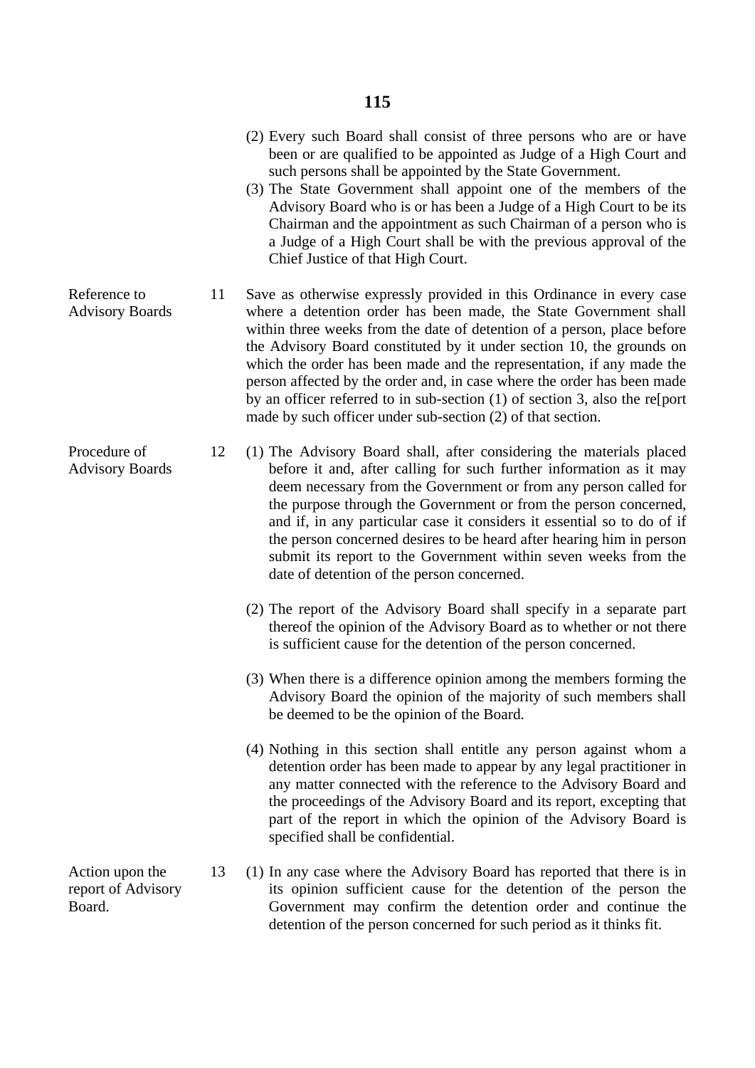(2) Every such Board shall consist of three persons who are or have been or are qualified to be appointed as Judge of a High Court and such persons shall be appointed by the State Government.

(3) The State Government shall appoint one of the members of the Advisory Board who is or has been a Judge of a High Court to be its Chairman and the appointment as such Chairman of a person who is a Judge of a High Court shall be with the previous approval of the Chief Justice of that High Court.

**Reference to Advisory Boards**

11 Save as otherwise expressly provided in this Ordinance in every case where a detention order has been made, the State Government shall within three weeks from the date of detention of a person, place before the Advisory Board constituted by it under section 10, the grounds on which the order has been made and the representation, if any made the person affected by the order and, in case where the order has been made by an officer referred to in sub-section (1) of section 3, also the re[port made by such officer under sub-section (2) of that section.

**Procedure of Advisory Boards**

12 (1) The Advisory Board shall, after considering the materials placed before it and, after calling for such further information as it may deem necessary from the Government or from any person called for the purpose through the Government or from the person concerned, and if, in any particular case it considers it essential so to do of if the person concerned desires to be heard after hearing him in person submit its report to the Government within seven weeks from the date of detention of the person concerned.

(2) The report of the Advisory Board shall specify in a separate part thereof the opinion of the Advisory Board as to whether or not there is sufficient cause for the detention of the person concerned.

(3) When there is a difference opinion among the members forming the Advisory Board the opinion of the majority of such members shall be deemed to be the opinion of the Board.

(4) Nothing in this section shall entitle any person against whom a detention order has been made to appear by any legal practitioner in any matter connected with the reference to the Advisory Board and the proceedings of the Advisory Board and its report, excepting that part of the report in which the opinion of the Advisory Board is specified shall be confidential.

**Action upon the report of Advisory Board.**

13 (1) In any case where the Advisory Board has reported that there is in its opinion sufficient cause for the detention of the person the Government may confirm the detention order and continue the detention of the person concerned for such period as it thinks fit.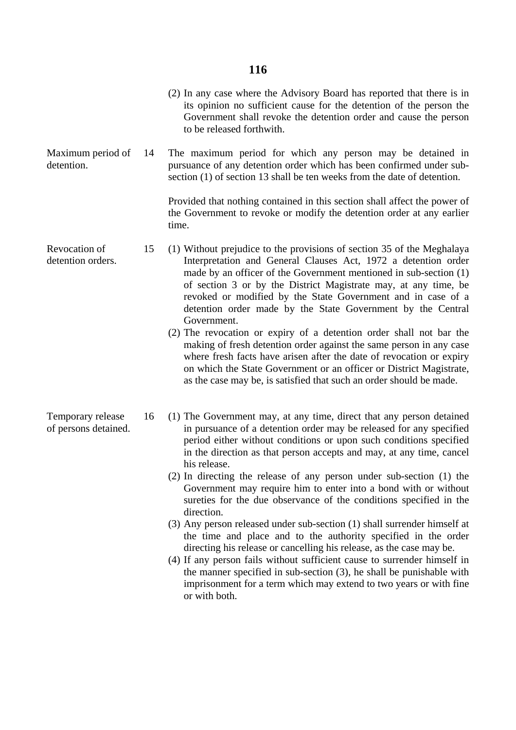(2) In any case where the Advisory Board has reported that there is in its opinion no sufficient cause for the detention of the person the Government shall revoke the detention order and cause the person to be released forthwith.

**Maximum period of detention.**

14 The maximum period for which any person may be detained in pursuance of any detention order which has been confirmed under sub-section (1) of section 13 shall be ten weeks from the date of detention.

Provided that nothing contained in this section shall affect the power of the Government to revoke or modify the detention order at any earlier time.

**Revocation of detention orders.**

15 (1) Without prejudice to the provisions of section 35 of the Meghalaya Interpretation and General Clauses Act, 1972 a detention order made by an officer of the Government mentioned in sub-section (1) of section 3 or by the District Magistrate may, at any time, be revoked or modified by the State Government and in case of a detention order made by the State Government by the Central Government.

(2) The revocation or expiry of a detention order shall not bar the making of fresh detention order against the same person in any case where fresh facts have arisen after the date of revocation or expiry on which the State Government or an officer or District Magistrate, as the case may be, is satisfied that such an order should be made.

**Temporary release of persons detained.**

16 (1) The Government may, at any time, direct that any person detained in pursuance of a detention order may be released for any specified period either without conditions or upon such conditions specified in the direction as that person accepts and may, at any time, cancel his release.

(2) In directing the release of any person under sub-section (1) the Government may require him to enter into a bond with or without sureties for the due observance of the conditions specified in the direction.

(3) Any person released under sub-section (1) shall surrender himself at the time and place and to the authority specified in the order directing his release or cancelling his release, as the case may be.

(4) If any person fails without sufficient cause to surrender himself in the manner specified in sub-section (3), he shall be punishable with imprisonment for a term which may extend to two years or with fine or with both.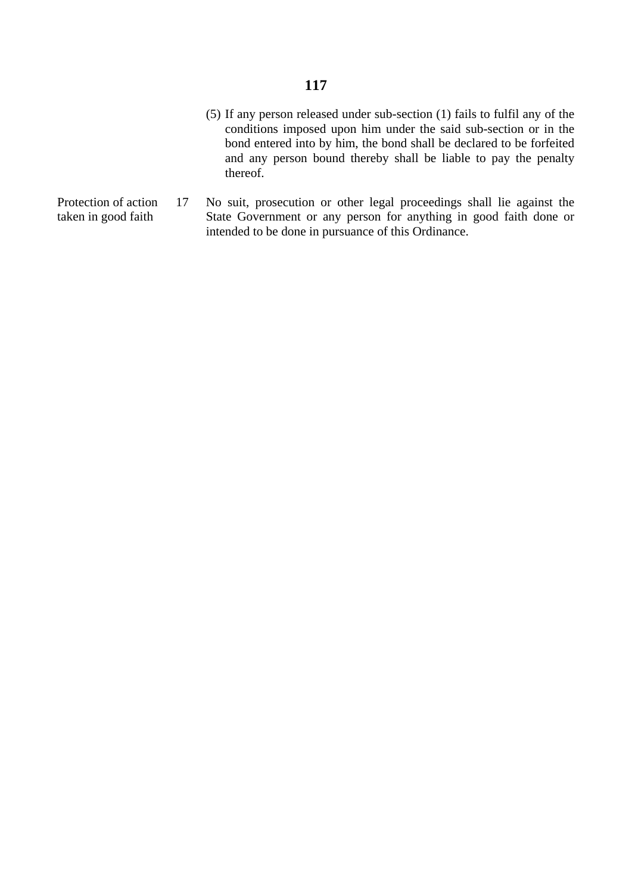(5) If any person released under sub-section (1) fails to fulfil any of the conditions imposed upon him under the said sub-section or in the bond entered into by him, the bond shall be declared to be forfeited and any person bound thereby shall be liable to pay the penalty thereof.

**Protection of action taken in good faith**

17 No suit, prosecution or other legal proceedings shall lie against the State Government or any person for anything in good faith done or intended to be done in pursuance of this Ordinance.